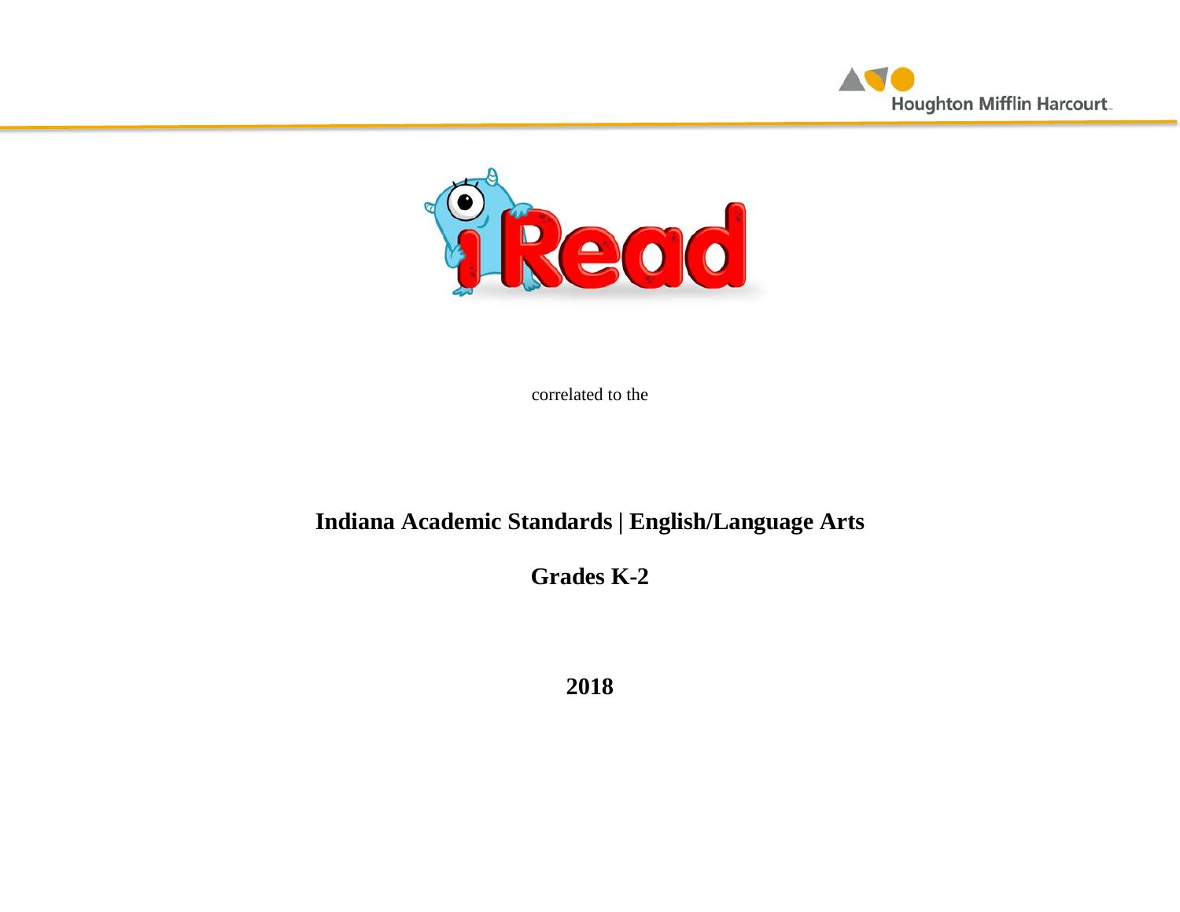Houghton Mifflin Harcourt

iRead

correlated to the

# Indiana Academic Standards | English/Language Arts

## Grades K-2

## 2018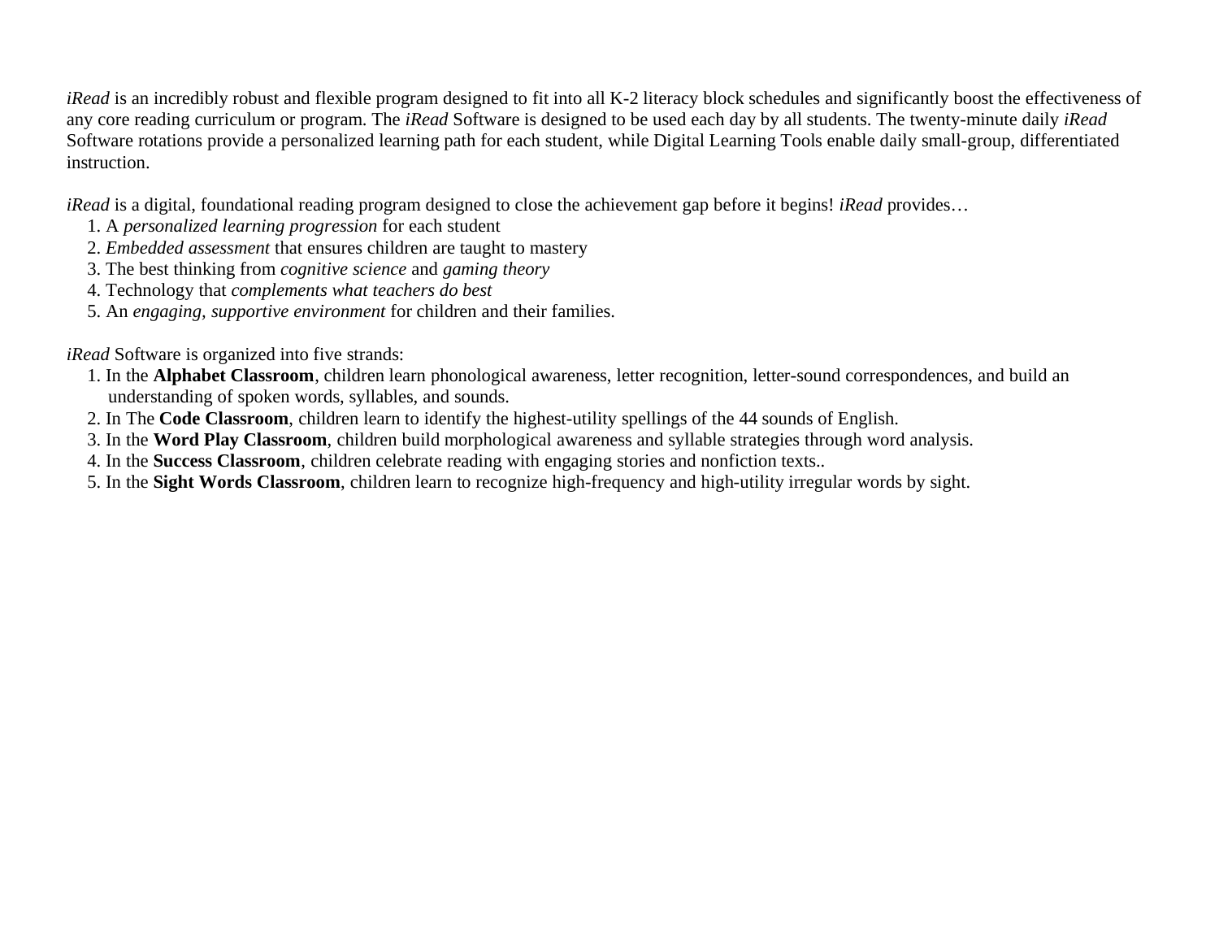*iRead* is an incredibly robust and flexible program designed to fit into all K-2 literacy block schedules and significantly boost the effectiveness of any core reading curriculum or program. The *iRead* Software is designed to be used each day by all students. The twenty-minute daily *iRead* Software rotations provide a personalized learning path for each student, while Digital Learning Tools enable daily small-group, differentiated instruction.

*iRead* is a digital, foundational reading program designed to close the achievement gap before it begins! *iRead* provides…

1. A *personalized learning progression* for each student
2. *Embedded assessment* that ensures children are taught to mastery
3. The best thinking from *cognitive science* and *gaming theory*
4. Technology that *complements what teachers do best*
5. An *engaging, supportive environment* for children and their families.

*iRead* Software is organized into five strands:

1. In the **Alphabet Classroom**, children learn phonological awareness, letter recognition, letter-sound correspondences, and build an understanding of spoken words, syllables, and sounds.
2. In The **Code Classroom**, children learn to identify the highest-utility spellings of the 44 sounds of English.
3. In the **Word Play Classroom**, children build morphological awareness and syllable strategies through word analysis.
4. In the **Success Classroom**, children celebrate reading with engaging stories and nonfiction texts..
5. In the **Sight Words Classroom**, children learn to recognize high-frequency and high-utility irregular words by sight.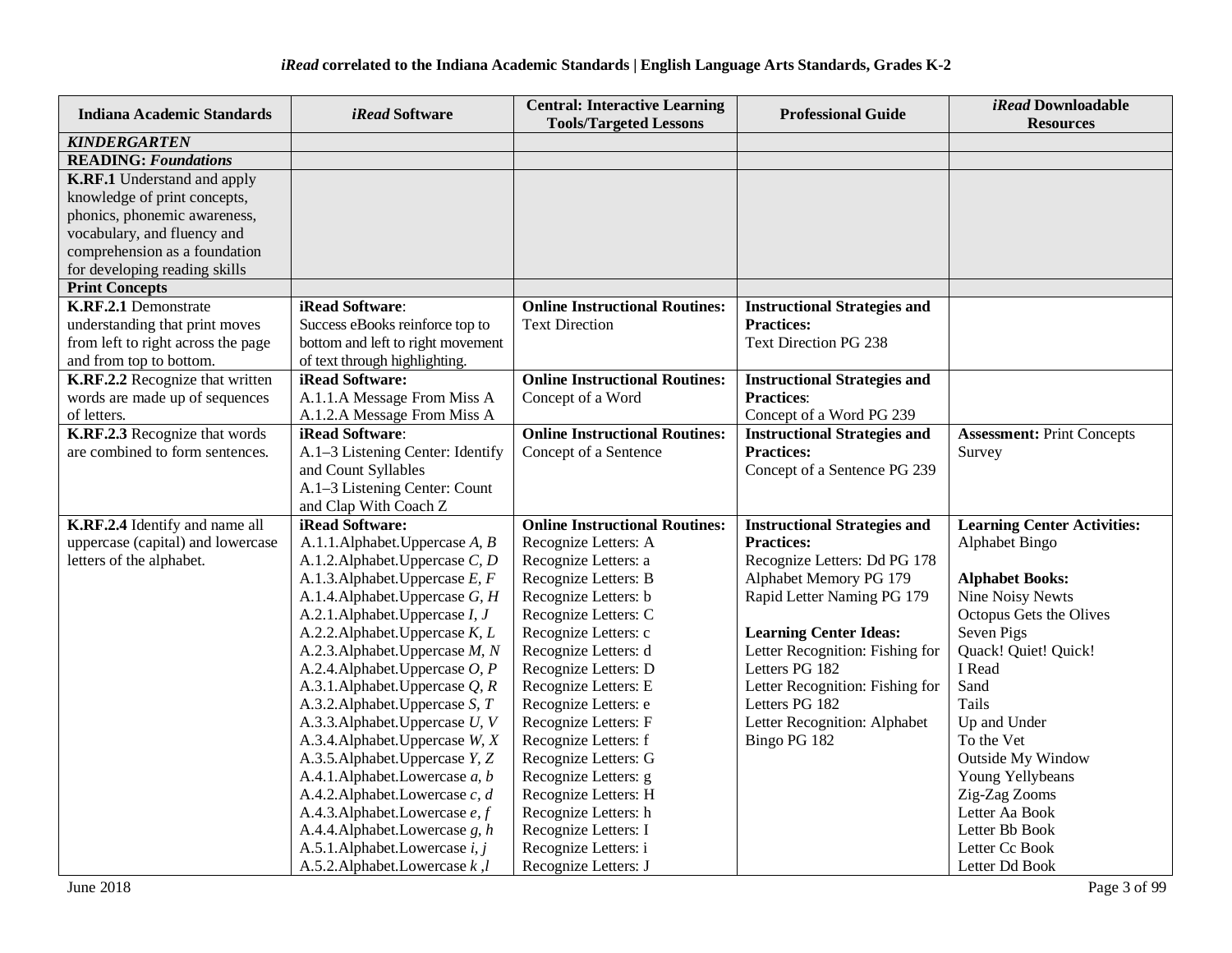### *iRead* correlated to the Indiana Academic Standards | English Language Arts Standards, Grades K-2

| Indiana Academic Standards | *iRead* Software | Central: Interactive Learning Tools/Targeted Lessons | Professional Guide | *iRead* Downloadable Resources |
|---|---|---|---|---|
| ***KINDERGARTEN*** | | | | |
| **READING: *Foundations*** | | | | |
| **K.RF.1** Understand and apply knowledge of print concepts, phonics, phonemic awareness, vocabulary, and fluency and comprehension as a foundation for developing reading skills | | | | |
| **Print Concepts** | | | | |
| **K.RF.2.1** Demonstrate understanding that print moves from left to right across the page and from top to bottom. | **iRead Software**:<br>Success eBooks reinforce top to bottom and left to right movement of text through highlighting. | **Online Instructional Routines:**<br>Text Direction | **Instructional Strategies and Practices:**<br>Text Direction PG 238 | |
| **K.RF.2.2** Recognize that written words are made up of sequences of letters. | **iRead Software:**<br>A.1.1.A Message From Miss A<br>A.1.2.A Message From Miss A | **Online Instructional Routines:**<br>Concept of a Word | **Instructional Strategies and Practices**:<br>Concept of a Word PG 239 | |
| **K.RF.2.3** Recognize that words are combined to form sentences. | **iRead Software**:<br>A.1–3 Listening Center: Identify and Count Syllables<br>A.1–3 Listening Center: Count and Clap With Coach Z | **Online Instructional Routines:**<br>Concept of a Sentence | **Instructional Strategies and Practices:**<br>Concept of a Sentence PG 239 | **Assessment:** Print Concepts Survey |
| **K.RF.2.4** Identify and name all uppercase (capital) and lowercase letters of the alphabet. | **iRead Software:**<br>A.1.1.Alphabet.Uppercase *A, B*<br>A.1.2.Alphabet.Uppercase *C, D*<br>A.1.3.Alphabet.Uppercase *E, F*<br>A.1.4.Alphabet.Uppercase *G, H*<br>A.2.1.Alphabet.Uppercase *I, J*<br>A.2.2.Alphabet.Uppercase *K, L*<br>A.2.3.Alphabet.Uppercase *M, N*<br>A.2.4.Alphabet.Uppercase *O, P*<br>A.3.1.Alphabet.Uppercase *Q, R*<br>A.3.2.Alphabet.Uppercase *S, T*<br>A.3.3.Alphabet.Uppercase *U, V*<br>A.3.4.Alphabet.Uppercase *W, X*<br>A.3.5.Alphabet.Uppercase *Y, Z*<br>A.4.1.Alphabet.Lowercase *a, b*<br>A.4.2.Alphabet.Lowercase *c, d*<br>A.4.3.Alphabet.Lowercase *e, f*<br>A.4.4.Alphabet.Lowercase *g, h*<br>A.5.1.Alphabet.Lowercase *i, j*<br>A.5.2.Alphabet.Lowercase *k ,l* | **Online Instructional Routines:**<br>Recognize Letters: A<br>Recognize Letters: a<br>Recognize Letters: B<br>Recognize Letters: b<br>Recognize Letters: C<br>Recognize Letters: c<br>Recognize Letters: d<br>Recognize Letters: D<br>Recognize Letters: E<br>Recognize Letters: e<br>Recognize Letters: F<br>Recognize Letters: f<br>Recognize Letters: G<br>Recognize Letters: g<br>Recognize Letters: H<br>Recognize Letters: h<br>Recognize Letters: I<br>Recognize Letters: i<br>Recognize Letters: J | **Instructional Strategies and Practices:**<br>Recognize Letters: Dd PG 178<br>Alphabet Memory PG 179<br>Rapid Letter Naming PG 179<br><br>**Learning Center Ideas:**<br>Letter Recognition: Fishing for Letters PG 182<br>Letter Recognition: Fishing for Letters PG 182<br>Letter Recognition: Alphabet Bingo PG 182 | **Learning Center Activities:**<br>Alphabet Bingo<br><br>**Alphabet Books:**<br>Nine Noisy Newts<br>Octopus Gets the Olives<br>Seven Pigs<br>Quack! Quiet! Quick!<br>I Read<br>Sand<br>Tails<br>Up and Under<br>To the Vet<br>Outside My Window<br>Young Yellybeans<br>Zig-Zag Zooms<br>Letter Aa Book<br>Letter Bb Book<br>Letter Cc Book<br>Letter Dd Book |

June 2018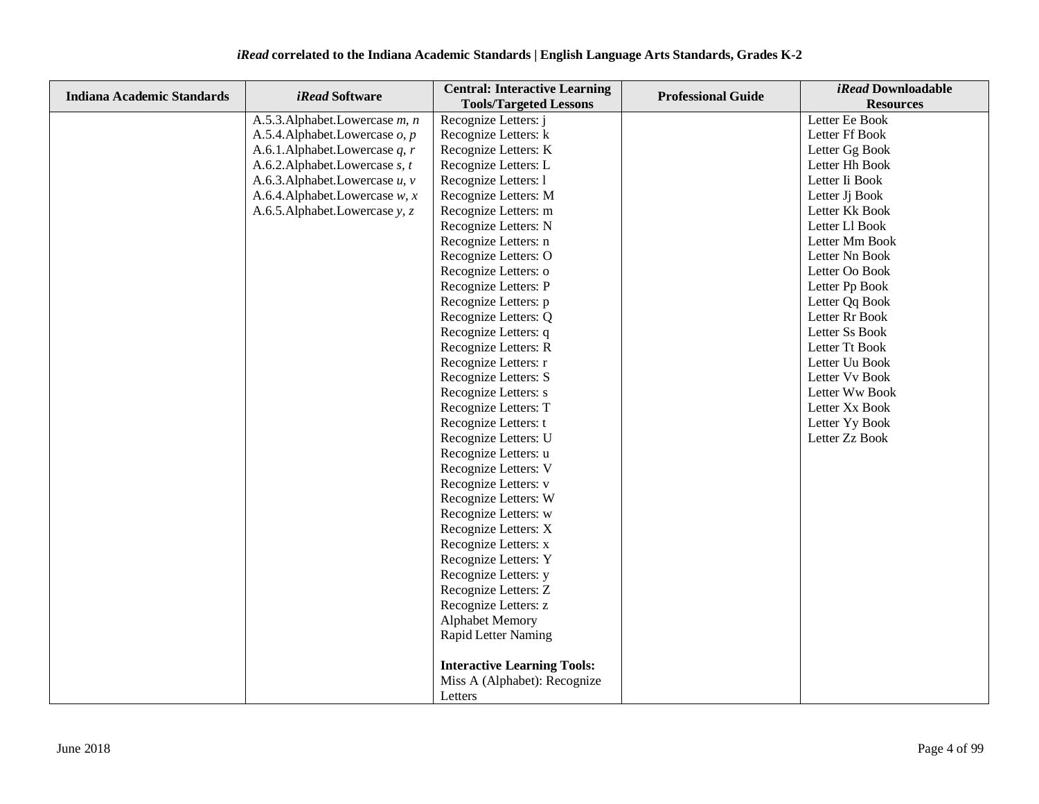| Indiana Academic Standards | *iRead* Software | Central: Interactive Learning Tools/Targeted Lessons | Professional Guide | *iRead* Downloadable Resources |
|---|---|---|---|---|
| | A.5.3.Alphabet.Lowercase *m, n*<br>A.5.4.Alphabet.Lowercase *o, p*<br>A.6.1.Alphabet.Lowercase *q, r*<br>A.6.2.Alphabet.Lowercase *s, t*<br>A.6.3.Alphabet.Lowercase *u, v*<br>A.6.4.Alphabet.Lowercase *w, x*<br>A.6.5.Alphabet.Lowercase *y, z* | Recognize Letters: j<br>Recognize Letters: k<br>Recognize Letters: K<br>Recognize Letters: L<br>Recognize Letters: l<br>Recognize Letters: M<br>Recognize Letters: m<br>Recognize Letters: N<br>Recognize Letters: n<br>Recognize Letters: O<br>Recognize Letters: o<br>Recognize Letters: P<br>Recognize Letters: p<br>Recognize Letters: Q<br>Recognize Letters: q<br>Recognize Letters: R<br>Recognize Letters: r<br>Recognize Letters: S<br>Recognize Letters: s<br>Recognize Letters: T<br>Recognize Letters: t<br>Recognize Letters: U<br>Recognize Letters: u<br>Recognize Letters: V<br>Recognize Letters: v<br>Recognize Letters: W<br>Recognize Letters: w<br>Recognize Letters: X<br>Recognize Letters: x<br>Recognize Letters: Y<br>Recognize Letters: y<br>Recognize Letters: Z<br>Recognize Letters: z<br>Alphabet Memory<br>Rapid Letter Naming<br><br>**Interactive Learning Tools:**<br>Miss A (Alphabet): Recognize Letters | | Letter Ee Book<br>Letter Ff Book<br>Letter Gg Book<br>Letter Hh Book<br>Letter Ii Book<br>Letter Jj Book<br>Letter Kk Book<br>Letter Ll Book<br>Letter Mm Book<br>Letter Nn Book<br>Letter Oo Book<br>Letter Pp Book<br>Letter Qq Book<br>Letter Rr Book<br>Letter Ss Book<br>Letter Tt Book<br>Letter Uu Book<br>Letter Vv Book<br>Letter Ww Book<br>Letter Xx Book<br>Letter Yy Book<br>Letter Zz Book |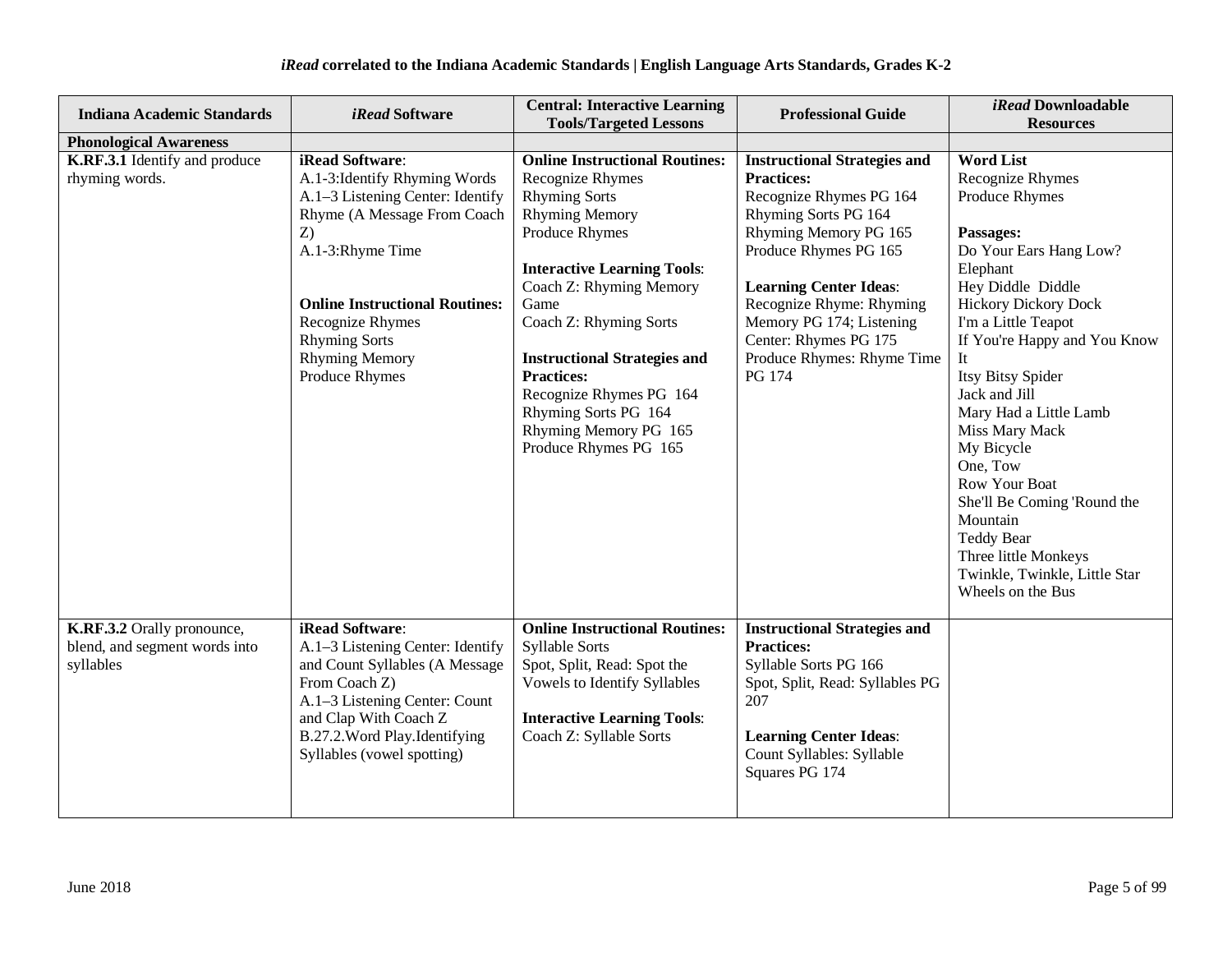### *iRead* correlated to the Indiana Academic Standards | English Language Arts Standards, Grades K-2

| Indiana Academic Standards | *iRead* Software | Central: Interactive Learning Tools/Targeted Lessons | Professional Guide | *iRead* Downloadable Resources |
|---|---|---|---|---|
| **Phonological Awareness** | | | | |
| **K.RF.3.1** Identify and produce rhyming words. | **iRead Software**:<br>A.1-3:Identify Rhyming Words<br>A.1–3 Listening Center: Identify Rhyme (A Message From Coach Z)<br>A.1-3:Rhyme Time<br><br>**Online Instructional Routines:**<br>Recognize Rhymes<br>Rhyming Sorts<br>Rhyming Memory<br>Produce Rhymes | **Online Instructional Routines:**<br>Recognize Rhymes<br>Rhyming Sorts<br>Rhyming Memory<br>Produce Rhymes<br><br>**Interactive Learning Tools**:<br>Coach Z: Rhyming Memory Game<br>Coach Z: Rhyming Sorts<br><br>**Instructional Strategies and Practices:**<br>Recognize Rhymes PG 164<br>Rhyming Sorts PG 164<br>Rhyming Memory PG 165<br>Produce Rhymes PG 165 | **Instructional Strategies and Practices:**<br>Recognize Rhymes PG 164<br>Rhyming Sorts PG 164<br>Rhyming Memory PG 165<br>Produce Rhymes PG 165<br><br>**Learning Center Ideas**:<br>Recognize Rhyme: Rhyming Memory PG 174; Listening Center: Rhymes PG 175<br>Produce Rhymes: Rhyme Time PG 174 | **Word List**<br>Recognize Rhymes<br>Produce Rhymes<br><br>**Passages:**<br>Do Your Ears Hang Low?<br>Elephant<br>Hey Diddle Diddle<br>Hickory Dickory Dock<br>I'm a Little Teapot<br>If You're Happy and You Know It<br>Itsy Bitsy Spider<br>Jack and Jill<br>Mary Had a Little Lamb<br>Miss Mary Mack<br>My Bicycle<br>One, Tow<br>Row Your Boat<br>She'll Be Coming 'Round the Mountain<br>Teddy Bear<br>Three little Monkeys<br>Twinkle, Twinkle, Little Star<br>Wheels on the Bus |
| **K.RF.3.2** Orally pronounce, blend, and segment words into syllables | **iRead Software**:<br>A.1–3 Listening Center: Identify and Count Syllables (A Message From Coach Z)<br>A.1–3 Listening Center: Count and Clap With Coach Z<br>B.27.2.Word Play.Identifying Syllables (vowel spotting) | **Online Instructional Routines:**<br>Syllable Sorts<br>Spot, Split, Read: Spot the Vowels to Identify Syllables<br><br>**Interactive Learning Tools**:<br>Coach Z: Syllable Sorts | **Instructional Strategies and Practices:**<br>Syllable Sorts PG 166<br>Spot, Split, Read: Syllables PG 207<br><br>**Learning Center Ideas**:<br>Count Syllables: Syllable Squares PG 174 | |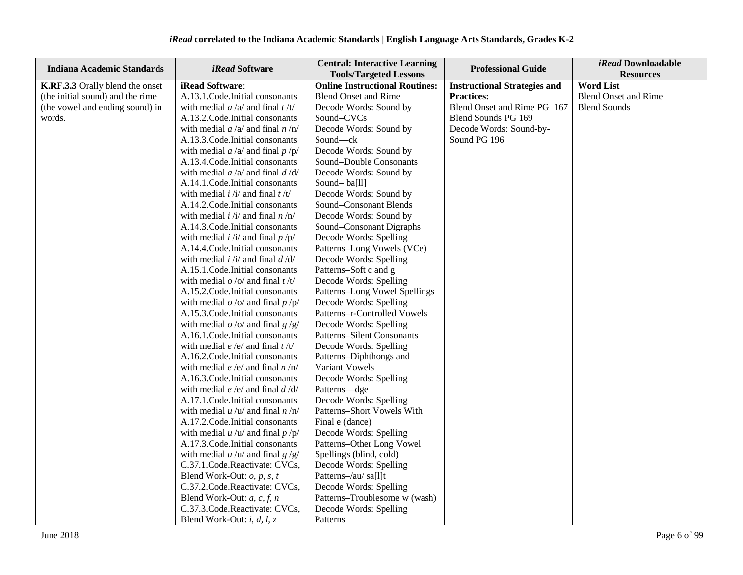**iRead correlated to the Indiana Academic Standards | English Language Arts Standards, Grades K-2**

| Indiana Academic Standards | *iRead* Software | Central: Interactive Learning Tools/Targeted Lessons | Professional Guide | *iRead* Downloadable Resources |
|---|---|---|---|---|
| **K.RF.3.3** Orally blend the onset (the initial sound) and the rime (the vowel and ending sound) in words. | **iRead Software**:<br>A.13.1.Code.Initial consonants with medial *a* /a/ and final *t* /t/<br>A.13.2.Code.Initial consonants with medial *a* /a/ and final *n* /n/<br>A.13.3.Code.Initial consonants with medial *a* /a/ and final *p* /p/<br>A.13.4.Code.Initial consonants with medial *a* /a/ and final *d* /d/<br>A.14.1.Code.Initial consonants with medial *i* /i/ and final *t* /t/<br>A.14.2.Code.Initial consonants with medial *i* /i/ and final *n* /n/<br>A.14.3.Code.Initial consonants with medial *i* /i/ and final *p* /p/<br>A.14.4.Code.Initial consonants with medial *i* /i/ and final *d* /d/<br>A.15.1.Code.Initial consonants with medial *o* /o/ and final *t* /t/<br>A.15.2.Code.Initial consonants with medial *o* /o/ and final *p* /p/<br>A.15.3.Code.Initial consonants with medial *o* /o/ and final *g* /g/<br>A.16.1.Code.Initial consonants with medial *e* /e/ and final *t* /t/<br>A.16.2.Code.Initial consonants with medial *e* /e/ and final *n* /n/<br>A.16.3.Code.Initial consonants with medial *e* /e/ and final *d* /d/<br>A.17.1.Code.Initial consonants with medial *u* /u/ and final *n* /n/<br>A.17.2.Code.Initial consonants with medial *u* /u/ and final *p* /p/<br>A.17.3.Code.Initial consonants with medial *u* /u/ and final *g* /g/<br>C.37.1.Code.Reactivate: CVCs, Blend Work-Out: *o, p, s, t*<br>C.37.2.Code.Reactivate: CVCs, Blend Work-Out: *a, c, f, n*<br>C.37.3.Code.Reactivate: CVCs, Blend Work-Out: *i, d, l, z* | **Online Instructional Routines:**<br>Blend Onset and Rime<br>Decode Words: Sound by Sound–CVCs<br>Decode Words: Sound by Sound—ck<br>Decode Words: Sound by Sound–Double Consonants<br>Decode Words: Sound by Sound– ba[ll]<br>Decode Words: Sound by Sound–Consonant Blends<br>Decode Words: Sound by Sound–Consonant Digraphs<br>Decode Words: Spelling Patterns–Long Vowels (VCe)<br>Decode Words: Spelling Patterns–Soft c and g<br>Decode Words: Spelling Patterns–Long Vowel Spellings<br>Decode Words: Spelling Patterns–r-Controlled Vowels<br>Decode Words: Spelling Patterns–Silent Consonants<br>Decode Words: Spelling Patterns–Diphthongs and Variant Vowels<br>Decode Words: Spelling Patterns—dge<br>Decode Words: Spelling Patterns–Short Vowels With Final e (dance)<br>Decode Words: Spelling Patterns–Other Long Vowel Spellings (blind, cold)<br>Decode Words: Spelling Patterns–/au/ sa[l]t<br>Decode Words: Spelling Patterns–Troublesome w (wash)<br>Decode Words: Spelling Patterns | **Instructional Strategies and Practices:**<br>Blend Onset and Rime PG 167<br>Blend Sounds PG 169<br>Decode Words: Sound-by-Sound PG 196 | **Word List**<br>Blend Onset and Rime<br>Blend Sounds |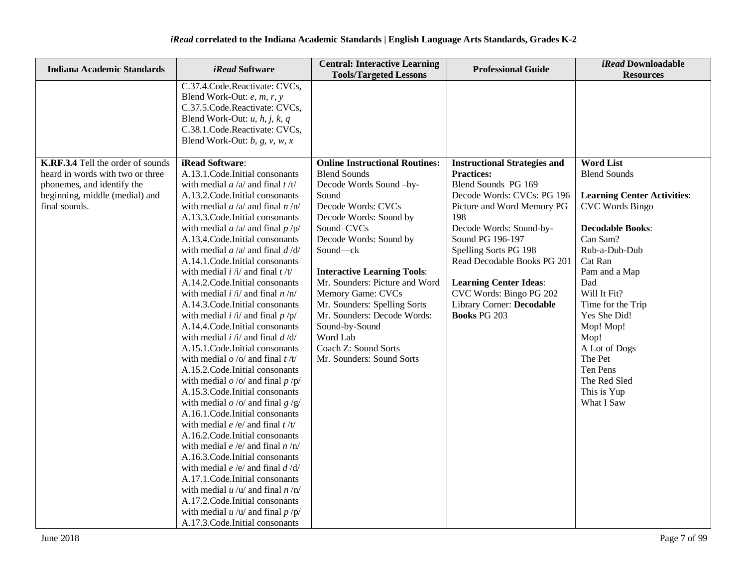### *iRead* correlated to the Indiana Academic Standards | English Language Arts Standards, Grades K-2

| Indiana Academic Standards | *iRead* Software | Central: Interactive Learning Tools/Targeted Lessons | Professional Guide | *iRead* Downloadable Resources |
|---|---|---|---|---|
| | C.37.4.Code.Reactivate: CVCs, Blend Work-Out: *e, m, r, y*<br>C.37.5.Code.Reactivate: CVCs, Blend Work-Out: *u, h, j, k, q*<br>C.38.1.Code.Reactivate: CVCs, Blend Work-Out: *b, g, v, w, x* | | | |
| **K.RF.3.4** Tell the order of sounds heard in words with two or three phonemes, and identify the beginning, middle (medial) and final sounds. | **iRead Software**:<br>A.13.1.Code.Initial consonants with medial *a* /a/ and final *t* /t/<br>A.13.2.Code.Initial consonants with medial *a* /a/ and final *n* /n/<br>A.13.3.Code.Initial consonants with medial *a* /a/ and final *p* /p/<br>A.13.4.Code.Initial consonants with medial *a* /a/ and final *d* /d/<br>A.14.1.Code.Initial consonants with medial *i* /i/ and final *t* /t/<br>A.14.2.Code.Initial consonants with medial *i* /i/ and final *n* /n/<br>A.14.3.Code.Initial consonants with medial *i* /i/ and final *p* /p/<br>A.14.4.Code.Initial consonants with medial *i* /i/ and final *d* /d/<br>A.15.1.Code.Initial consonants with medial *o* /o/ and final *t* /t/<br>A.15.2.Code.Initial consonants with medial *o* /o/ and final *p* /p/<br>A.15.3.Code.Initial consonants with medial *o* /o/ and final *g* /g/<br>A.16.1.Code.Initial consonants with medial *e* /e/ and final *t* /t/<br>A.16.2.Code.Initial consonants with medial *e* /e/ and final *n* /n/<br>A.16.3.Code.Initial consonants with medial *e* /e/ and final *d* /d/<br>A.17.1.Code.Initial consonants with medial *u* /u/ and final *n* /n/<br>A.17.2.Code.Initial consonants with medial *u* /u/ and final *p* /p/<br>A.17.3.Code.Initial consonants | **Online Instructional Routines:**<br>Blend Sounds<br>Decode Words Sound –by-Sound<br>Decode Words: CVCs<br>Decode Words: Sound by Sound–CVCs<br>Decode Words: Sound by Sound—ck<br><br>**Interactive Learning Tools**:<br>Mr. Sounders: Picture and Word Memory Game: CVCs<br>Mr. Sounders: Spelling Sorts<br>Mr. Sounders: Decode Words: Sound-by-Sound<br>Word Lab<br>Coach Z: Sound Sorts<br>Mr. Sounders: Sound Sorts | **Instructional Strategies and Practices:**<br>Blend Sounds PG 169<br>Decode Words: CVCs: PG 196<br>Picture and Word Memory PG 198<br>Decode Words: Sound-by-Sound PG 196-197<br>Spelling Sorts PG 198<br>Read Decodable Books PG 201<br><br>**Learning Center Ideas**:<br>CVC Words: Bingo PG 202<br>Library Corner: **Decodable Books** PG 203 | **Word List**<br>Blend Sounds<br><br>**Learning Center Activities**:<br>CVC Words Bingo<br><br>**Decodable Books**:<br>Can Sam?<br>Rub-a-Dub-Dub<br>Cat Ran<br>Pam and a Map<br>Dad<br>Will It Fit?<br>Time for the Trip<br>Yes She Did!<br>Mop! Mop!<br>Mop!<br>A Lot of Dogs<br>The Pet<br>Ten Pens<br>The Red Sled<br>This is Yup<br>What I Saw |

June 2018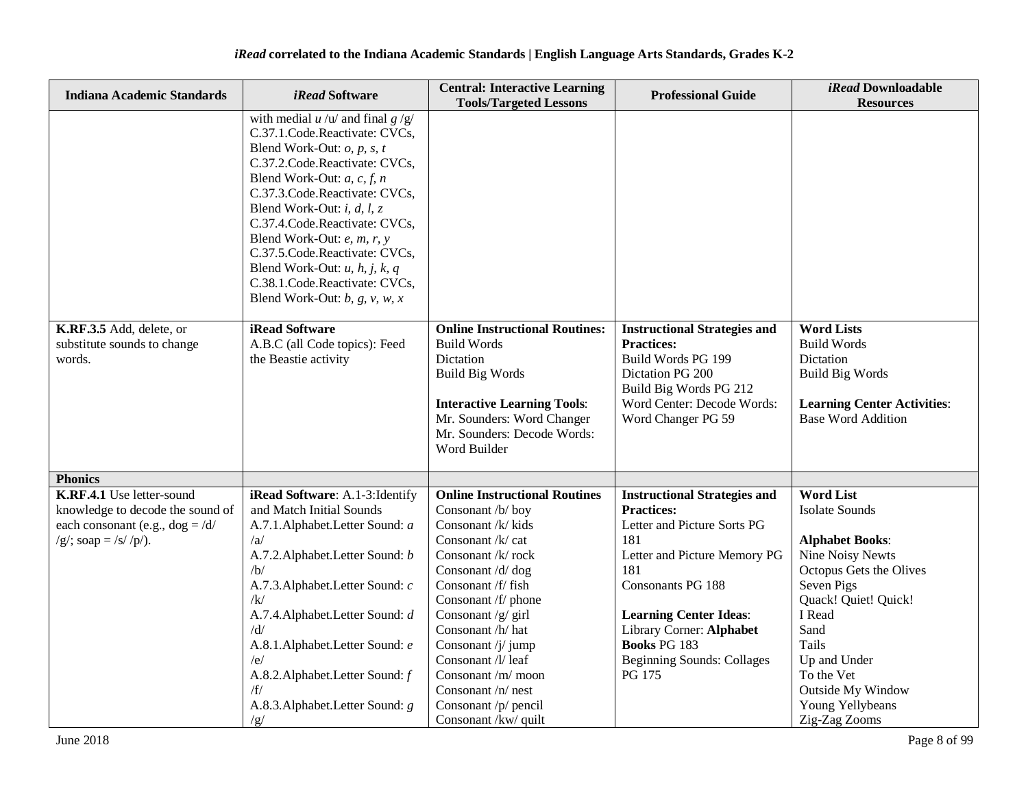**iRead correlated to the Indiana Academic Standards | English Language Arts Standards, Grades K-2**

| Indiana Academic Standards | *iRead* Software | Central: Interactive Learning Tools/Targeted Lessons | Professional Guide | *iRead* Downloadable Resources |
|---|---|---|---|---|
| | with medial *u* /u/ and final *g* /g/<br>C.37.1.Code.Reactivate: CVCs, Blend Work-Out: *o, p, s, t*<br>C.37.2.Code.Reactivate: CVCs, Blend Work-Out: *a, c, f, n*<br>C.37.3.Code.Reactivate: CVCs, Blend Work-Out: *i, d, l, z*<br>C.37.4.Code.Reactivate: CVCs, Blend Work-Out: *e, m, r, y*<br>C.37.5.Code.Reactivate: CVCs, Blend Work-Out: *u, h, j, k, q*<br>C.38.1.Code.Reactivate: CVCs, Blend Work-Out: *b, g, v, w, x* | | | |
| **K.RF.3.5** Add, delete, or substitute sounds to change words. | **iRead Software**<br>A.B.C (all Code topics): Feed the Beastie activity | **Online Instructional Routines:**<br>Build Words<br>Dictation<br>Build Big Words<br><br>**Interactive Learning Tools**:<br>Mr. Sounders: Word Changer<br>Mr. Sounders: Decode Words: Word Builder | **Instructional Strategies and Practices:**<br>Build Words PG 199<br>Dictation PG 200<br>Build Big Words PG 212<br>Word Center: Decode Words: Word Changer PG 59 | **Word Lists**<br>Build Words<br>Dictation<br>Build Big Words<br><br>**Learning Center Activities**:<br>Base Word Addition |
| **Phonics** | | | | |
| **K.RF.4.1** Use letter-sound knowledge to decode the sound of each consonant (e.g., dog = /d/ /g/; soap = /s/ /p/). | **iRead Software**: A.1-3:Identify and Match Initial Sounds<br>A.7.1.Alphabet.Letter Sound: *a* /a/<br>A.7.2.Alphabet.Letter Sound: *b* /b/<br>A.7.3.Alphabet.Letter Sound: *c* /k/<br>A.7.4.Alphabet.Letter Sound: *d* /d/<br>A.8.1.Alphabet.Letter Sound: *e* /e/<br>A.8.2.Alphabet.Letter Sound: *f* /f/<br>A.8.3.Alphabet.Letter Sound: *g* /g/ | **Online Instructional Routines**<br>Consonant /b/ boy<br>Consonant /k/ kids<br>Consonant /k/ cat<br>Consonant /k/ rock<br>Consonant /d/ dog<br>Consonant /f/ fish<br>Consonant /f/ phone<br>Consonant /g/ girl<br>Consonant /h/ hat<br>Consonant /j/ jump<br>Consonant /l/ leaf<br>Consonant /m/ moon<br>Consonant /n/ nest<br>Consonant /p/ pencil<br>Consonant /kw/ quilt | **Instructional Strategies and Practices:**<br>Letter and Picture Sorts PG 181<br>Letter and Picture Memory PG 181<br>Consonants PG 188<br><br>**Learning Center Ideas**:<br>Library Corner: **Alphabet Books** PG 183<br>Beginning Sounds: Collages PG 175 | **Word List**<br>Isolate Sounds<br><br>**Alphabet Books**:<br>Nine Noisy Newts<br>Octopus Gets the Olives<br>Seven Pigs<br>Quack! Quiet! Quick!<br>I Read<br>Sand<br>Tails<br>Up and Under<br>To the Vet<br>Outside My Window<br>Young Yellybeans<br>Zig-Zag Zooms |

June 2018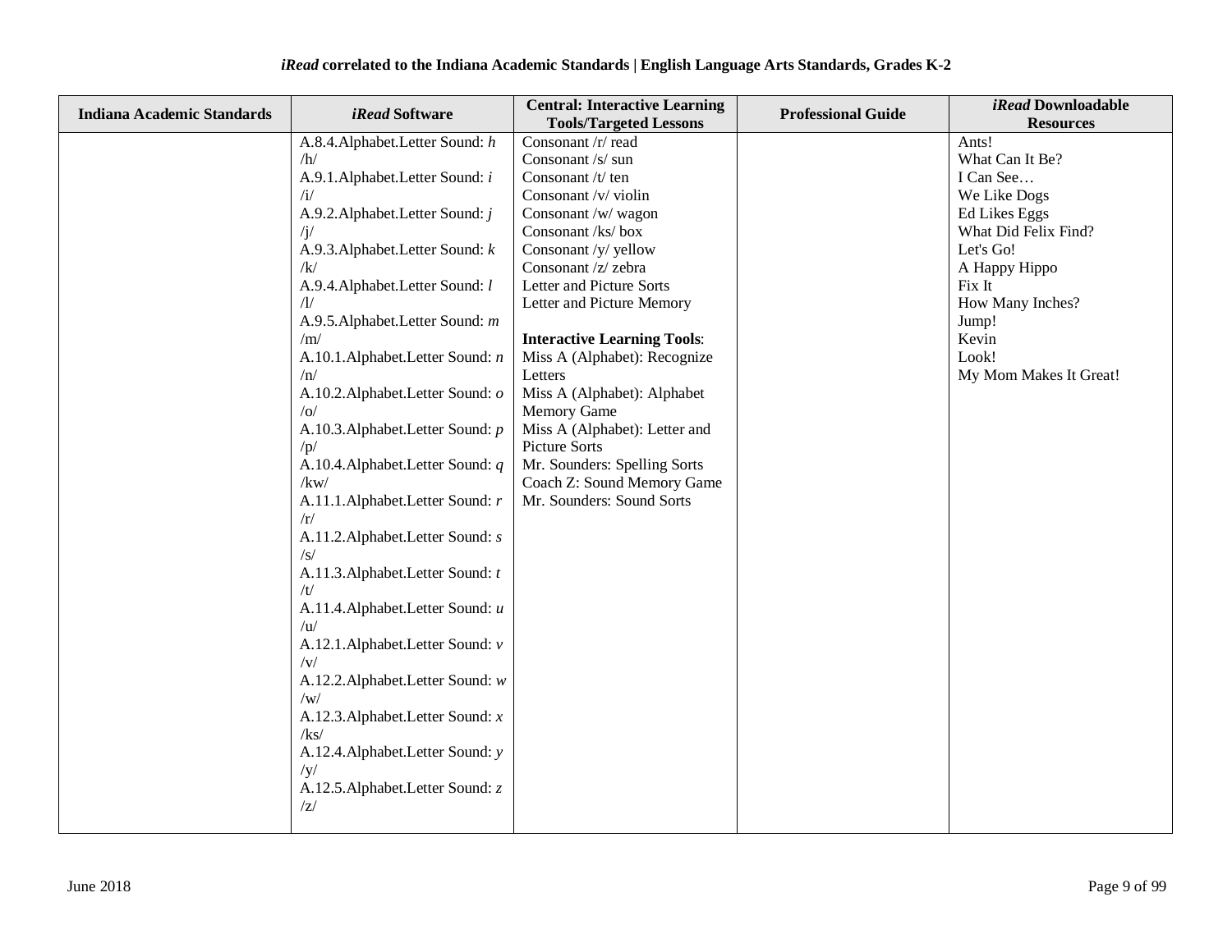| Indiana Academic Standards | *iRead* Software | Central: Interactive Learning Tools/Targeted Lessons | Professional Guide | *iRead* Downloadable Resources |
|---|---|---|---|---|
| | A.8.4.Alphabet.Letter Sound: *h* /h/<br>A.9.1.Alphabet.Letter Sound: *i* /i/<br>A.9.2.Alphabet.Letter Sound: *j* /j/<br>A.9.3.Alphabet.Letter Sound: *k* /k/<br>A.9.4.Alphabet.Letter Sound: *l* /l/<br>A.9.5.Alphabet.Letter Sound: *m* /m/<br>A.10.1.Alphabet.Letter Sound: *n* /n/<br>A.10.2.Alphabet.Letter Sound: *o* /o/<br>A.10.3.Alphabet.Letter Sound: *p* /p/<br>A.10.4.Alphabet.Letter Sound: *q* /kw/<br>A.11.1.Alphabet.Letter Sound: *r* /r/<br>A.11.2.Alphabet.Letter Sound: *s* /s/<br>A.11.3.Alphabet.Letter Sound: *t* /t/<br>A.11.4.Alphabet.Letter Sound: *u* /u/<br>A.12.1.Alphabet.Letter Sound: *v* /v/<br>A.12.2.Alphabet.Letter Sound: *w* /w/<br>A.12.3.Alphabet.Letter Sound: *x* /ks/<br>A.12.4.Alphabet.Letter Sound: *y* /y/<br>A.12.5.Alphabet.Letter Sound: *z* /z/ | Consonant /r/ read<br>Consonant /s/ sun<br>Consonant /t/ ten<br>Consonant /v/ violin<br>Consonant /w/ wagon<br>Consonant /ks/ box<br>Consonant /y/ yellow<br>Consonant /z/ zebra<br>Letter and Picture Sorts<br>Letter and Picture Memory<br><br>**Interactive Learning Tools**:<br>Miss A (Alphabet): Recognize Letters<br>Miss A (Alphabet): Alphabet Memory Game<br>Miss A (Alphabet): Letter and Picture Sorts<br>Mr. Sounders: Spelling Sorts<br>Coach Z: Sound Memory Game<br>Mr. Sounders: Sound Sorts | | Ants!<br>What Can It Be?<br>I Can See…<br>We Like Dogs<br>Ed Likes Eggs<br>What Did Felix Find?<br>Let's Go!<br>A Happy Hippo<br>Fix It<br>How Many Inches?<br>Jump!<br>Kevin<br>Look!<br>My Mom Makes It Great! |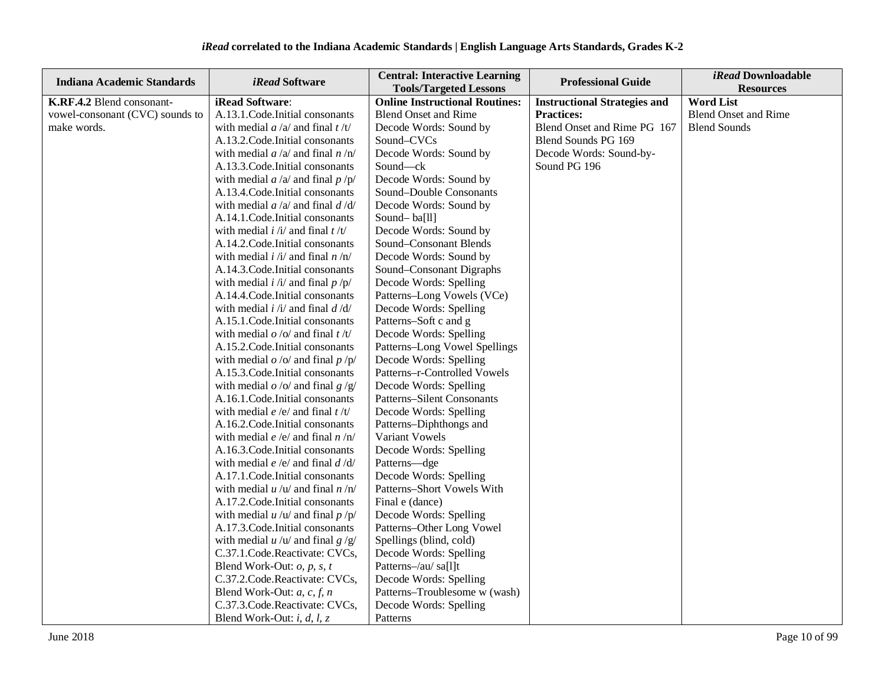**iRead correlated to the Indiana Academic Standards | English Language Arts Standards, Grades K-2**

| Indiana Academic Standards | *iRead* Software | Central: Interactive Learning Tools/Targeted Lessons | Professional Guide | *iRead* Downloadable Resources |
|---|---|---|---|---|
| **K.RF.4.2** Blend consonant-vowel-consonant (CVC) sounds to make words. | **iRead Software**:<br>A.13.1.Code.Initial consonants with medial *a* /a/ and final *t* /t/<br>A.13.2.Code.Initial consonants with medial *a* /a/ and final *n* /n/<br>A.13.3.Code.Initial consonants with medial *a* /a/ and final *p* /p/<br>A.13.4.Code.Initial consonants with medial *a* /a/ and final *d* /d/<br>A.14.1.Code.Initial consonants with medial *i* /i/ and final *t* /t/<br>A.14.2.Code.Initial consonants with medial *i* /i/ and final *n* /n/<br>A.14.3.Code.Initial consonants with medial *i* /i/ and final *p* /p/<br>A.14.4.Code.Initial consonants with medial *i* /i/ and final *d* /d/<br>A.15.1.Code.Initial consonants with medial *o* /o/ and final *t* /t/<br>A.15.2.Code.Initial consonants with medial *o* /o/ and final *p* /p/<br>A.15.3.Code.Initial consonants with medial *o* /o/ and final *g* /g/<br>A.16.1.Code.Initial consonants with medial *e* /e/ and final *t* /t/<br>A.16.2.Code.Initial consonants with medial *e* /e/ and final *n* /n/<br>A.16.3.Code.Initial consonants with medial *e* /e/ and final *d* /d/<br>A.17.1.Code.Initial consonants with medial *u* /u/ and final *n* /n/<br>A.17.2.Code.Initial consonants with medial *u* /u/ and final *p* /p/<br>A.17.3.Code.Initial consonants with medial *u* /u/ and final *g* /g/<br>C.37.1.Code.Reactivate: CVCs, Blend Work-Out: *o, p, s, t*<br>C.37.2.Code.Reactivate: CVCs, Blend Work-Out: *a, c, f, n*<br>C.37.3.Code.Reactivate: CVCs, Blend Work-Out: *i, d, l, z* | **Online Instructional Routines:**<br>Blend Onset and Rime<br>Decode Words: Sound by Sound–CVCs<br>Decode Words: Sound by Sound—ck<br>Decode Words: Sound by Sound–Double Consonants<br>Decode Words: Sound by Sound– ba[ll]<br>Decode Words: Sound by Sound–Consonant Blends<br>Decode Words: Sound by Sound–Consonant Digraphs<br>Decode Words: Spelling Patterns–Long Vowels (VCe)<br>Decode Words: Spelling Patterns–Soft c and g<br>Decode Words: Spelling Patterns–Long Vowel Spellings<br>Decode Words: Spelling Patterns–r-Controlled Vowels<br>Decode Words: Spelling Patterns–Silent Consonants<br>Decode Words: Spelling Patterns–Diphthongs and Variant Vowels<br>Decode Words: Spelling Patterns—dge<br>Decode Words: Spelling Patterns–Short Vowels With Final e (dance)<br>Decode Words: Spelling Patterns–Other Long Vowel Spellings (blind, cold)<br>Decode Words: Spelling Patterns–/au/ sa[l]t<br>Decode Words: Spelling Patterns–Troublesome w (wash)<br>Decode Words: Spelling Patterns | **Instructional Strategies and Practices:**<br>Blend Onset and Rime PG 167<br>Blend Sounds PG 169<br>Decode Words: Sound-by-Sound PG 196 | **Word List**<br>Blend Onset and Rime<br>Blend Sounds |

June 2018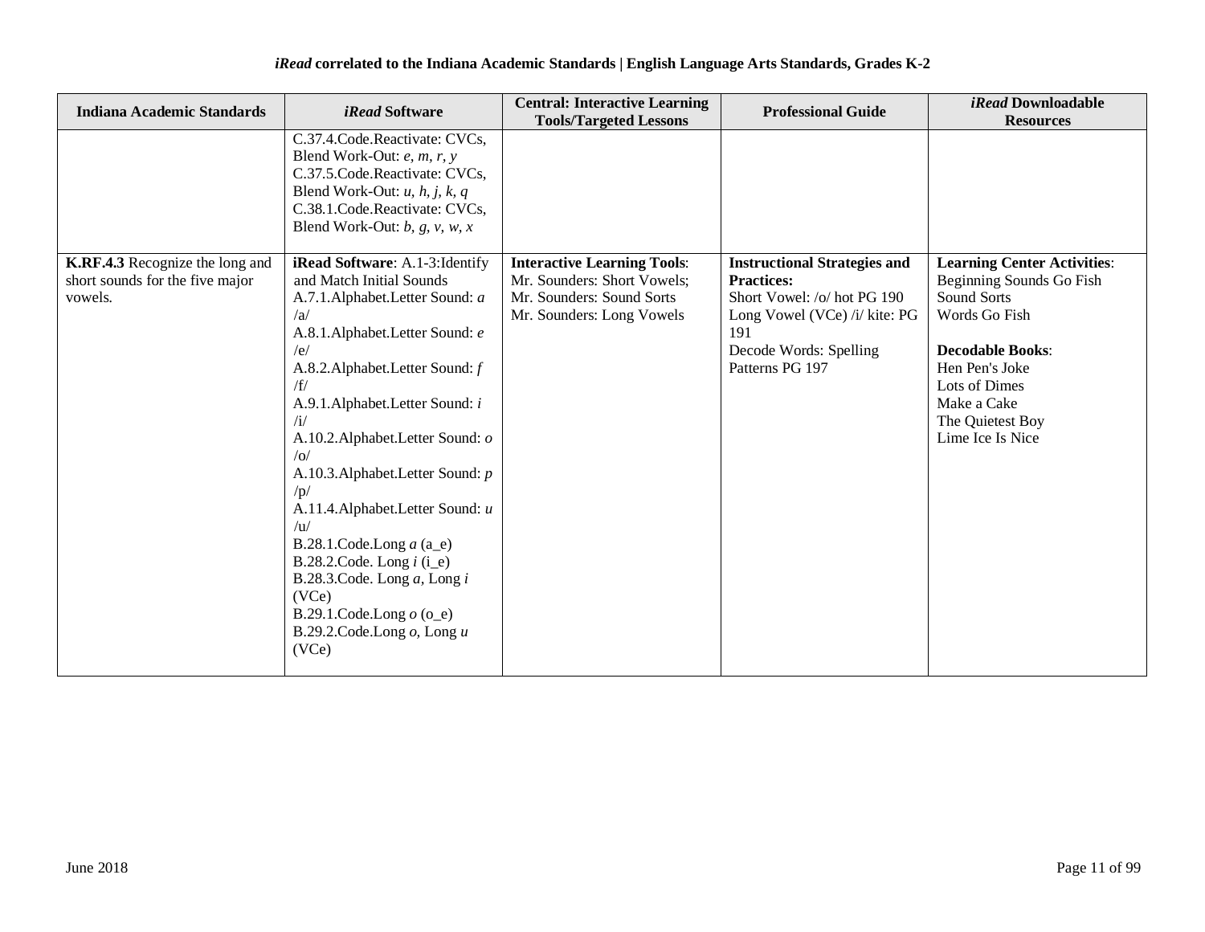| Indiana Academic Standards | *iRead* Software | Central: Interactive Learning Tools/Targeted Lessons | Professional Guide | *iRead* Downloadable Resources |
|---|---|---|---|---|
| | C.37.4.Code.Reactivate: CVCs, Blend Work-Out: *e, m, r, y*<br>C.37.5.Code.Reactivate: CVCs, Blend Work-Out: *u, h, j, k, q*<br>C.38.1.Code.Reactivate: CVCs, Blend Work-Out: *b, g, v, w, x* | | | |
| **K.RF.4.3** Recognize the long and short sounds for the five major vowels. | **iRead Software**: A.1-3:Identify and Match Initial Sounds<br>A.7.1.Alphabet.Letter Sound: *a* /a/<br>A.8.1.Alphabet.Letter Sound: *e* /e/<br>A.8.2.Alphabet.Letter Sound: *f* /f/<br>A.9.1.Alphabet.Letter Sound: *i* /i/<br>A.10.2.Alphabet.Letter Sound: *o* /o/<br>A.10.3.Alphabet.Letter Sound: *p* /p/<br>A.11.4.Alphabet.Letter Sound: *u* /u/<br>B.28.1.Code.Long *a* (a_e)<br>B.28.2.Code. Long *i* (i_e)<br>B.28.3.Code. Long *a*, Long *i* (VCe)<br>B.29.1.Code.Long *o* (o_e)<br>B.29.2.Code.Long *o*, Long *u* (VCe) | **Interactive Learning Tools**:<br>Mr. Sounders: Short Vowels;<br>Mr. Sounders: Sound Sorts<br>Mr. Sounders: Long Vowels | **Instructional Strategies and Practices:**<br>Short Vowel: /o/ hot PG 190<br>Long Vowel (VCe) /i/ kite: PG 191<br>Decode Words: Spelling Patterns PG 197 | **Learning Center Activities**:<br>Beginning Sounds Go Fish<br>Sound Sorts<br>Words Go Fish<br><br>**Decodable Books**:<br>Hen Pen's Joke<br>Lots of Dimes<br>Make a Cake<br>The Quietest Boy<br>Lime Ice Is Nice |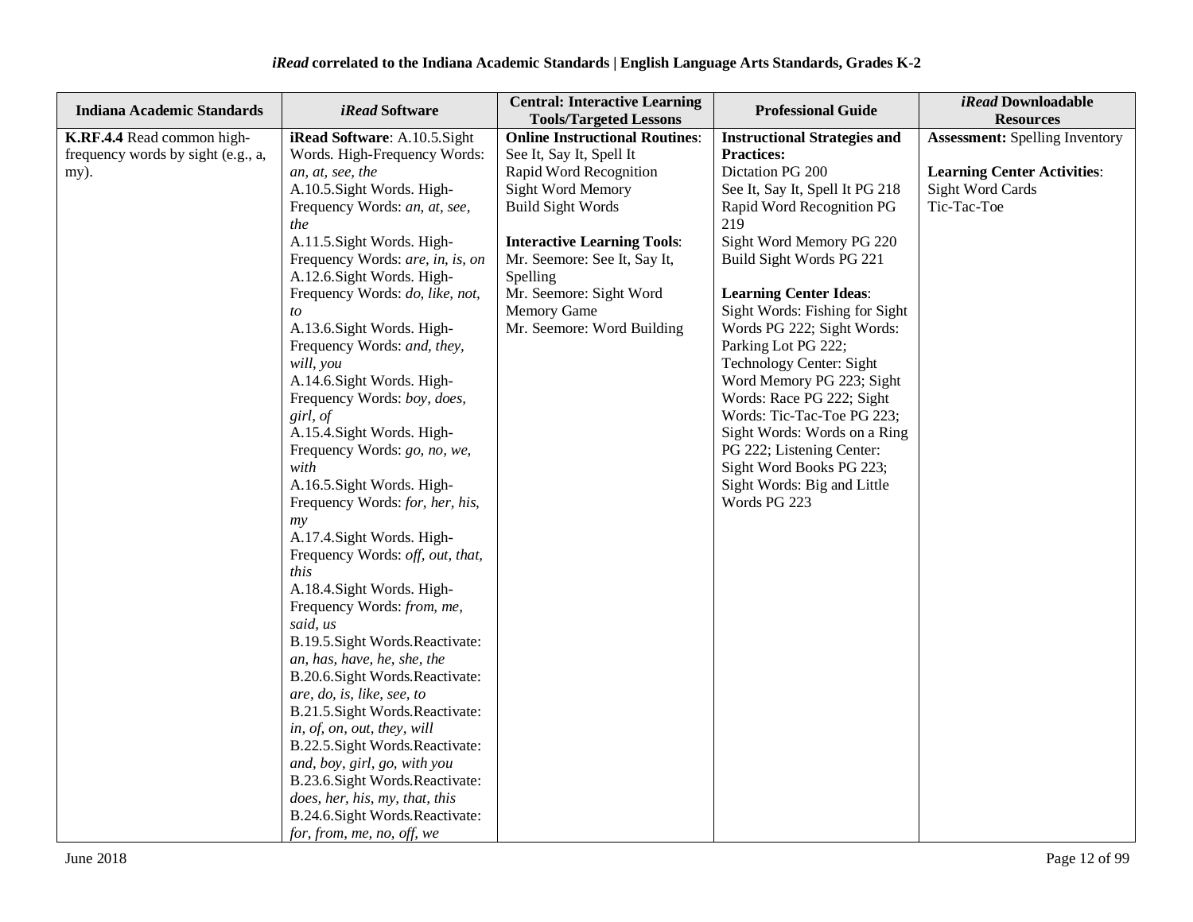| Indiana Academic Standards | *iRead* Software | Central: Interactive Learning Tools/Targeted Lessons | Professional Guide | *iRead* Downloadable Resources |
|---|---|---|---|---|
| **K.RF.4.4** Read common high-frequency words by sight (e.g., a, my). | **iRead Software**: A.10.5.Sight Words. High-Frequency Words: *an, at, see, the*<br>A.10.5.Sight Words. High-Frequency Words: *an, at, see, the*<br>A.11.5.Sight Words. High-Frequency Words: *are, in, is, on*<br>A.12.6.Sight Words. High-Frequency Words: *do, like, not, to*<br>A.13.6.Sight Words. High-Frequency Words: *and, they, will, you*<br>A.14.6.Sight Words. High-Frequency Words: *boy, does, girl, of*<br>A.15.4.Sight Words. High-Frequency Words: *go, no, we, with*<br>A.16.5.Sight Words. High-Frequency Words: *for, her, his, my*<br>A.17.4.Sight Words. High-Frequency Words: *off, out, that, this*<br>A.18.4.Sight Words. High-Frequency Words: *from, me, said, us*<br>B.19.5.Sight Words.Reactivate: *an, has, have, he, she, the*<br>B.20.6.Sight Words.Reactivate: *are, do, is, like, see, to*<br>B.21.5.Sight Words.Reactivate: *in, of, on, out, they, will*<br>B.22.5.Sight Words.Reactivate: *and, boy, girl, go, with you*<br>B.23.6.Sight Words.Reactivate: *does, her, his, my, that, this*<br>B.24.6.Sight Words.Reactivate: *for, from, me, no, off, we* | **Online Instructional Routines**: See It, Say It, Spell It<br>Rapid Word Recognition<br>Sight Word Memory<br>Build Sight Words<br><br>**Interactive Learning Tools**: Mr. Seemore: See It, Say It, Spelling<br>Mr. Seemore: Sight Word Memory Game<br>Mr. Seemore: Word Building | **Instructional Strategies and Practices:**<br>Dictation PG 200<br>See It, Say It, Spell It PG 218<br>Rapid Word Recognition PG 219<br>Sight Word Memory PG 220<br>Build Sight Words PG 221<br><br>**Learning Center Ideas**: Sight Words: Fishing for Sight Words PG 222; Sight Words: Parking Lot PG 222; Technology Center: Sight Word Memory PG 223; Sight Words: Race PG 222; Sight Words: Tic-Tac-Toe PG 223; Sight Words: Words on a Ring PG 222; Listening Center: Sight Word Books PG 223; Sight Words: Big and Little Words PG 223 | **Assessment:** Spelling Inventory<br><br>**Learning Center Activities**: Sight Word Cards<br>Tic-Tac-Toe |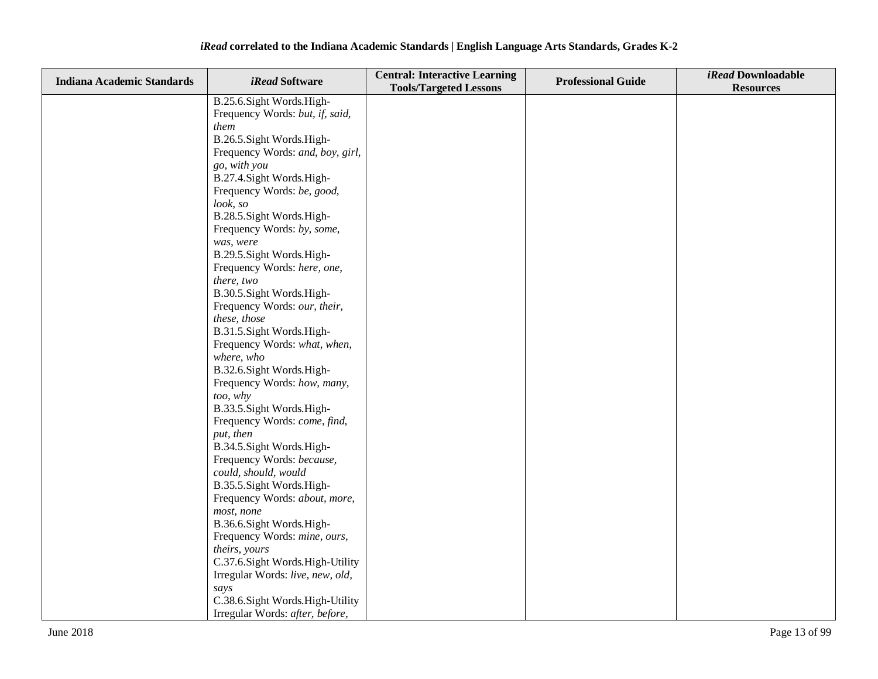| Indiana Academic Standards | *iRead* Software | Central: Interactive Learning Tools/Targeted Lessons | Professional Guide | *iRead* Downloadable Resources |
|---|---|---|---|---|
| | B.25.6.Sight Words.High-Frequency Words: *but, if, said, them*<br>B.26.5.Sight Words.High-Frequency Words: *and, boy, girl, go, with you*<br>B.27.4.Sight Words.High-Frequency Words: *be, good, look, so*<br>B.28.5.Sight Words.High-Frequency Words: *by, some, was, were*<br>B.29.5.Sight Words.High-Frequency Words: *here, one, there, two*<br>B.30.5.Sight Words.High-Frequency Words: *our, their, these, those*<br>B.31.5.Sight Words.High-Frequency Words: *what, when, where, who*<br>B.32.6.Sight Words.High-Frequency Words: *how, many, too, why*<br>B.33.5.Sight Words.High-Frequency Words: *come, find, put, then*<br>B.34.5.Sight Words.High-Frequency Words: *because, could, should, would*<br>B.35.5.Sight Words.High-Frequency Words: *about, more, most, none*<br>B.36.6.Sight Words.High-Frequency Words: *mine, ours, theirs, yours*<br>C.37.6.Sight Words.High-Utility Irregular Words: *live, new, old, says*<br>C.38.6.Sight Words.High-Utility Irregular Words: *after, before,* | | | |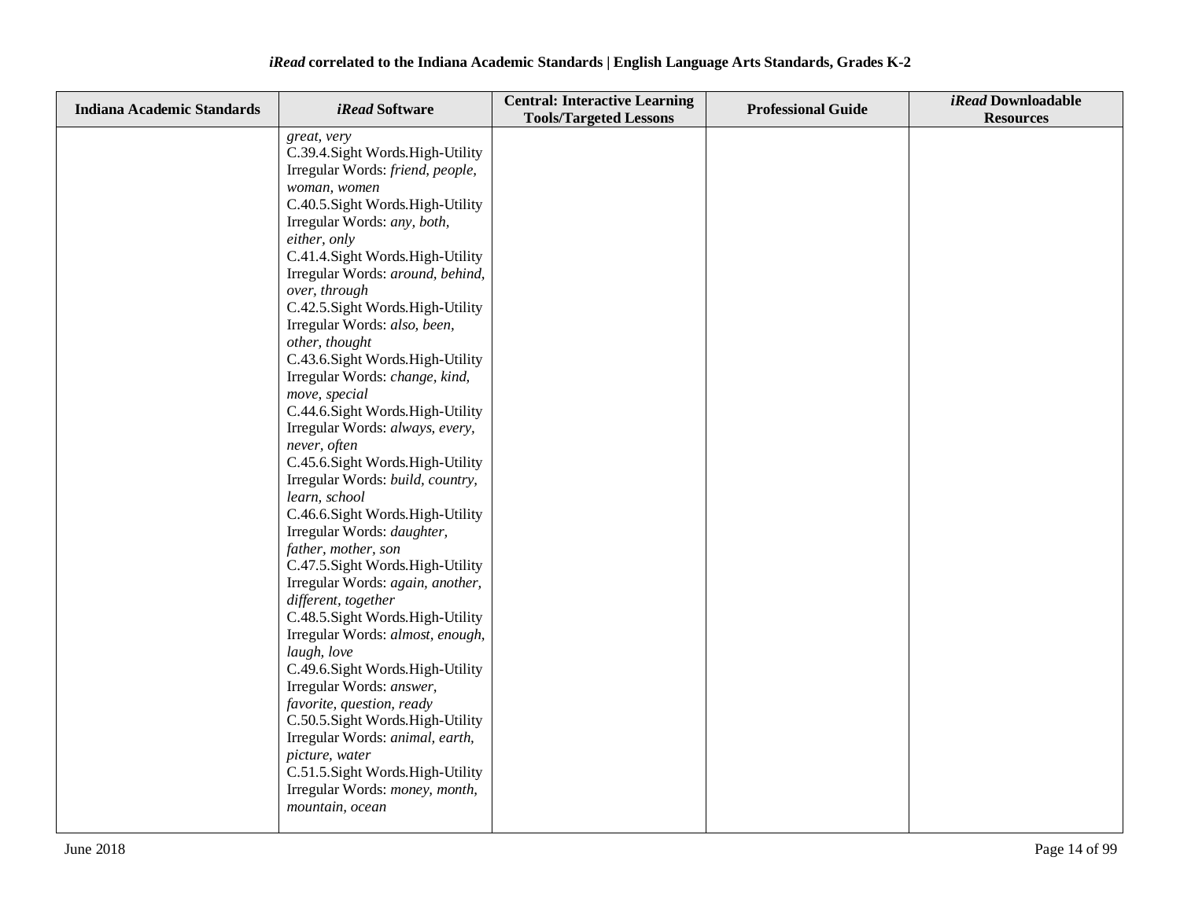| Indiana Academic Standards | *iRead* Software | Central: Interactive Learning Tools/Targeted Lessons | Professional Guide | *iRead* Downloadable Resources |
|---|---|---|---|---|
| | *great, very*<br>C.39.4.Sight Words.High-Utility Irregular Words: *friend, people, woman, women*<br>C.40.5.Sight Words.High-Utility Irregular Words: *any, both, either, only*<br>C.41.4.Sight Words.High-Utility Irregular Words: *around, behind, over, through*<br>C.42.5.Sight Words.High-Utility Irregular Words: *also, been, other, thought*<br>C.43.6.Sight Words.High-Utility Irregular Words: *change, kind, move, special*<br>C.44.6.Sight Words.High-Utility Irregular Words: *always, every, never, often*<br>C.45.6.Sight Words.High-Utility Irregular Words: *build, country, learn, school*<br>C.46.6.Sight Words.High-Utility Irregular Words: *daughter, father, mother, son*<br>C.47.5.Sight Words.High-Utility Irregular Words: *again, another, different, together*<br>C.48.5.Sight Words.High-Utility Irregular Words: *almost, enough, laugh, love*<br>C.49.6.Sight Words.High-Utility Irregular Words: *answer, favorite, question, ready*<br>C.50.5.Sight Words.High-Utility Irregular Words: *animal, earth, picture, water*<br>C.51.5.Sight Words.High-Utility Irregular Words: *money, month, mountain, ocean* | | | |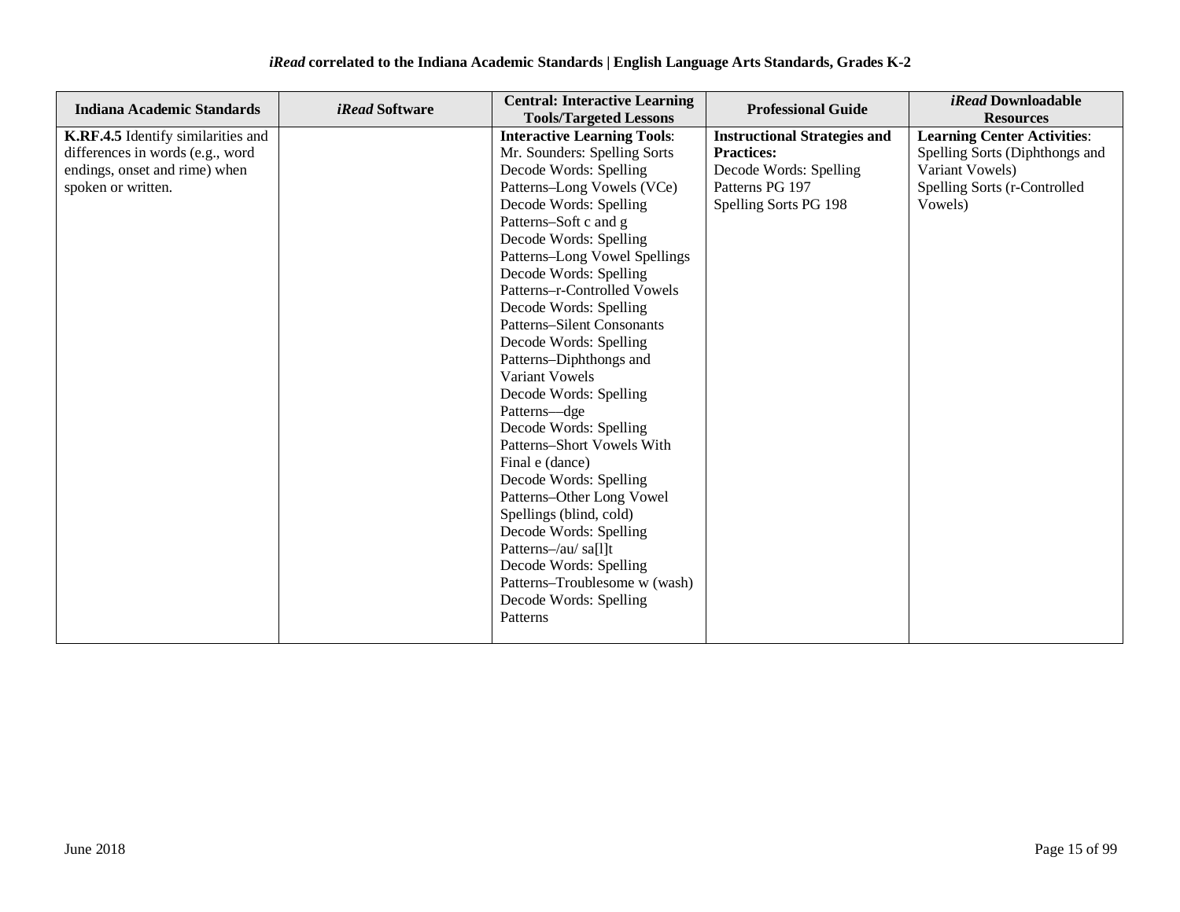| Indiana Academic Standards | *iRead* Software | Central: Interactive Learning Tools/Targeted Lessons | Professional Guide | *iRead* Downloadable Resources |
|---|---|---|---|---|
| **K.RF.4.5** Identify similarities and differences in words (e.g., word endings, onset and rime) when spoken or written. | | **Interactive Learning Tools**:<br>Mr. Sounders: Spelling Sorts<br>Decode Words: Spelling Patterns–Long Vowels (VCe)<br>Decode Words: Spelling Patterns–Soft c and g<br>Decode Words: Spelling Patterns–Long Vowel Spellings<br>Decode Words: Spelling Patterns–r-Controlled Vowels<br>Decode Words: Spelling Patterns–Silent Consonants<br>Decode Words: Spelling Patterns–Diphthongs and Variant Vowels<br>Decode Words: Spelling Patterns—dge<br>Decode Words: Spelling Patterns–Short Vowels With Final e (dance)<br>Decode Words: Spelling Patterns–Other Long Vowel Spellings (blind, cold)<br>Decode Words: Spelling Patterns–/au/ sa[l]t<br>Decode Words: Spelling Patterns–Troublesome w (wash)<br>Decode Words: Spelling Patterns | **Instructional Strategies and Practices:**<br>Decode Words: Spelling Patterns PG 197<br>Spelling Sorts PG 198 | **Learning Center Activities**:<br>Spelling Sorts (Diphthongs and Variant Vowels)<br>Spelling Sorts (r-Controlled Vowels) |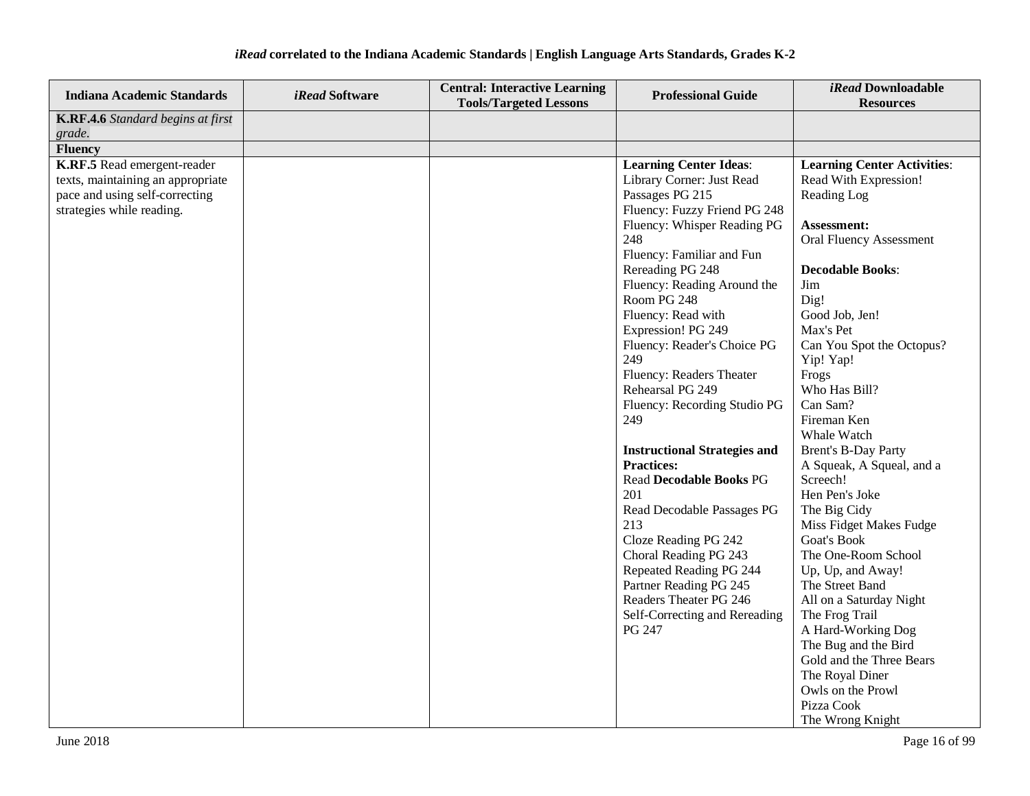| Indiana Academic Standards | *iRead* Software | Central: Interactive Learning Tools/Targeted Lessons | Professional Guide | *iRead* Downloadable Resources |
|---|---|---|---|---|
| **K.RF.4.6** *Standard begins at first grade.* | | | | |
| **Fluency** | | | | |
| **K.RF.5** Read emergent-reader texts, maintaining an appropriate pace and using self-correcting strategies while reading. | | | **Learning Center Ideas**:<br>Library Corner: Just Read Passages PG 215<br>Fluency: Fuzzy Friend PG 248<br>Fluency: Whisper Reading PG 248<br>Fluency: Familiar and Fun Rereading PG 248<br>Fluency: Reading Around the Room PG 248<br>Fluency: Read with Expression! PG 249<br>Fluency: Reader's Choice PG 249<br>Fluency: Readers Theater Rehearsal PG 249<br>Fluency: Recording Studio PG 249<br><br>**Instructional Strategies and Practices:**<br>Read **Decodable Books** PG 201<br>Read Decodable Passages PG 213<br>Cloze Reading PG 242<br>Choral Reading PG 243<br>Repeated Reading PG 244<br>Partner Reading PG 245<br>Readers Theater PG 246<br>Self-Correcting and Rereading PG 247 | **Learning Center Activities**:<br>Read With Expression!<br>Reading Log<br><br>**Assessment:**<br>Oral Fluency Assessment<br><br>**Decodable Books**:<br>Jim<br>Dig!<br>Good Job, Jen!<br>Max's Pet<br>Can You Spot the Octopus?<br>Yip! Yap!<br>Frogs<br>Who Has Bill?<br>Can Sam?<br>Fireman Ken<br>Whale Watch<br>Brent's B-Day Party<br>A Squeak, A Squeal, and a Screech!<br>Hen Pen's Joke<br>The Big Cidy<br>Miss Fidget Makes Fudge<br>Goat's Book<br>The One-Room School<br>Up, Up, and Away!<br>The Street Band<br>All on a Saturday Night<br>The Frog Trail<br>A Hard-Working Dog<br>The Bug and the Bird<br>Gold and the Three Bears<br>The Royal Diner<br>Owls on the Prowl<br>Pizza Cook<br>The Wrong Knight |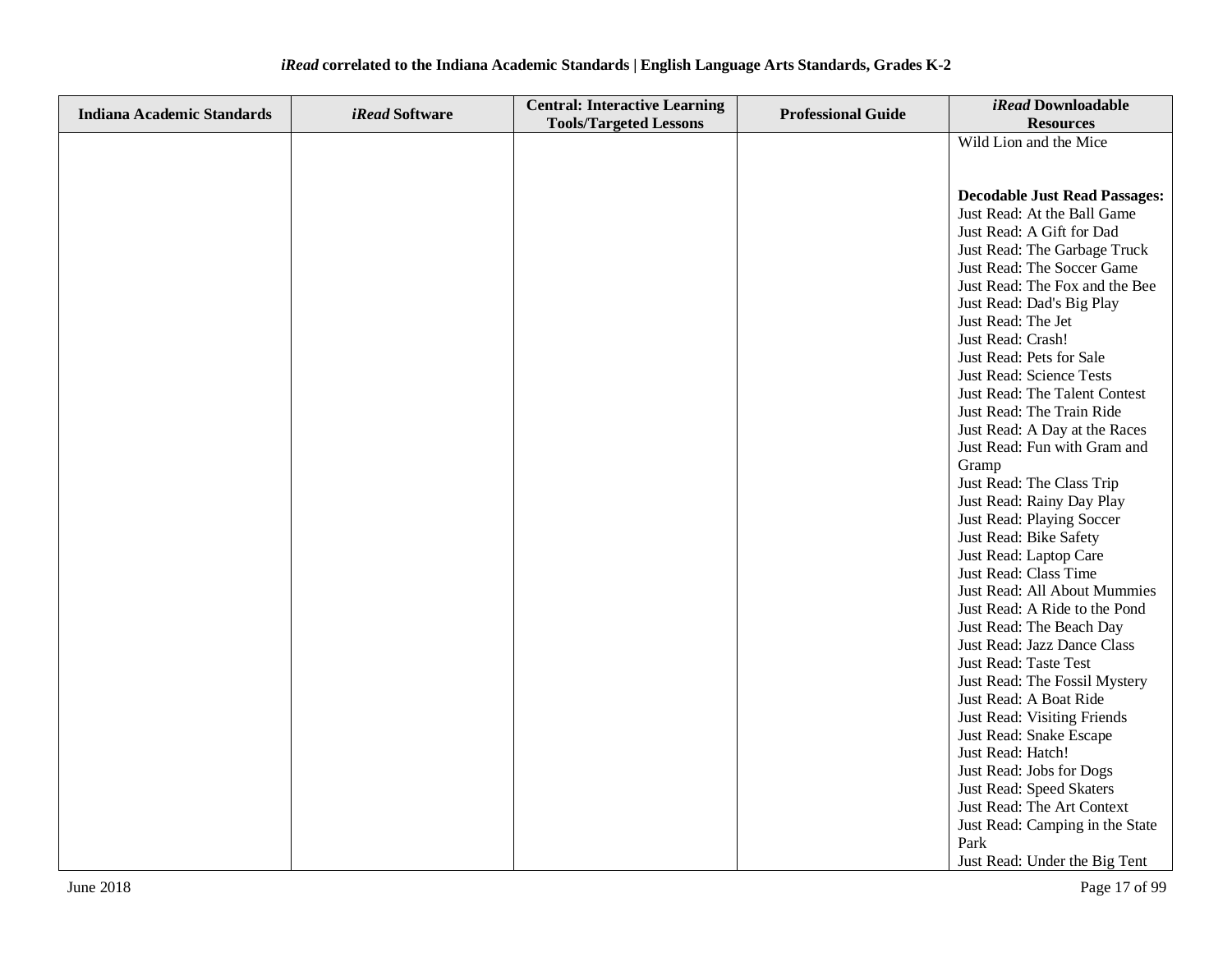| Indiana Academic Standards | *iRead* Software | Central: Interactive Learning Tools/Targeted Lessons | Professional Guide | *iRead* Downloadable Resources |
|---|---|---|---|---|
| | | | | Wild Lion and the Mice<br><br>**Decodable Just Read Passages:**<br>Just Read: At the Ball Game<br>Just Read: A Gift for Dad<br>Just Read: The Garbage Truck<br>Just Read: The Soccer Game<br>Just Read: The Fox and the Bee<br>Just Read: Dad's Big Play<br>Just Read: The Jet<br>Just Read: Crash!<br>Just Read: Pets for Sale<br>Just Read: Science Tests<br>Just Read: The Talent Contest<br>Just Read: The Train Ride<br>Just Read: A Day at the Races<br>Just Read: Fun with Gram and Gramp<br>Just Read: The Class Trip<br>Just Read: Rainy Day Play<br>Just Read: Playing Soccer<br>Just Read: Bike Safety<br>Just Read: Laptop Care<br>Just Read: Class Time<br>Just Read: All About Mummies<br>Just Read: A Ride to the Pond<br>Just Read: The Beach Day<br>Just Read: Jazz Dance Class<br>Just Read: Taste Test<br>Just Read: The Fossil Mystery<br>Just Read: A Boat Ride<br>Just Read: Visiting Friends<br>Just Read: Snake Escape<br>Just Read: Hatch!<br>Just Read: Jobs for Dogs<br>Just Read: Speed Skaters<br>Just Read: The Art Context<br>Just Read: Camping in the State Park<br>Just Read: Under the Big Tent |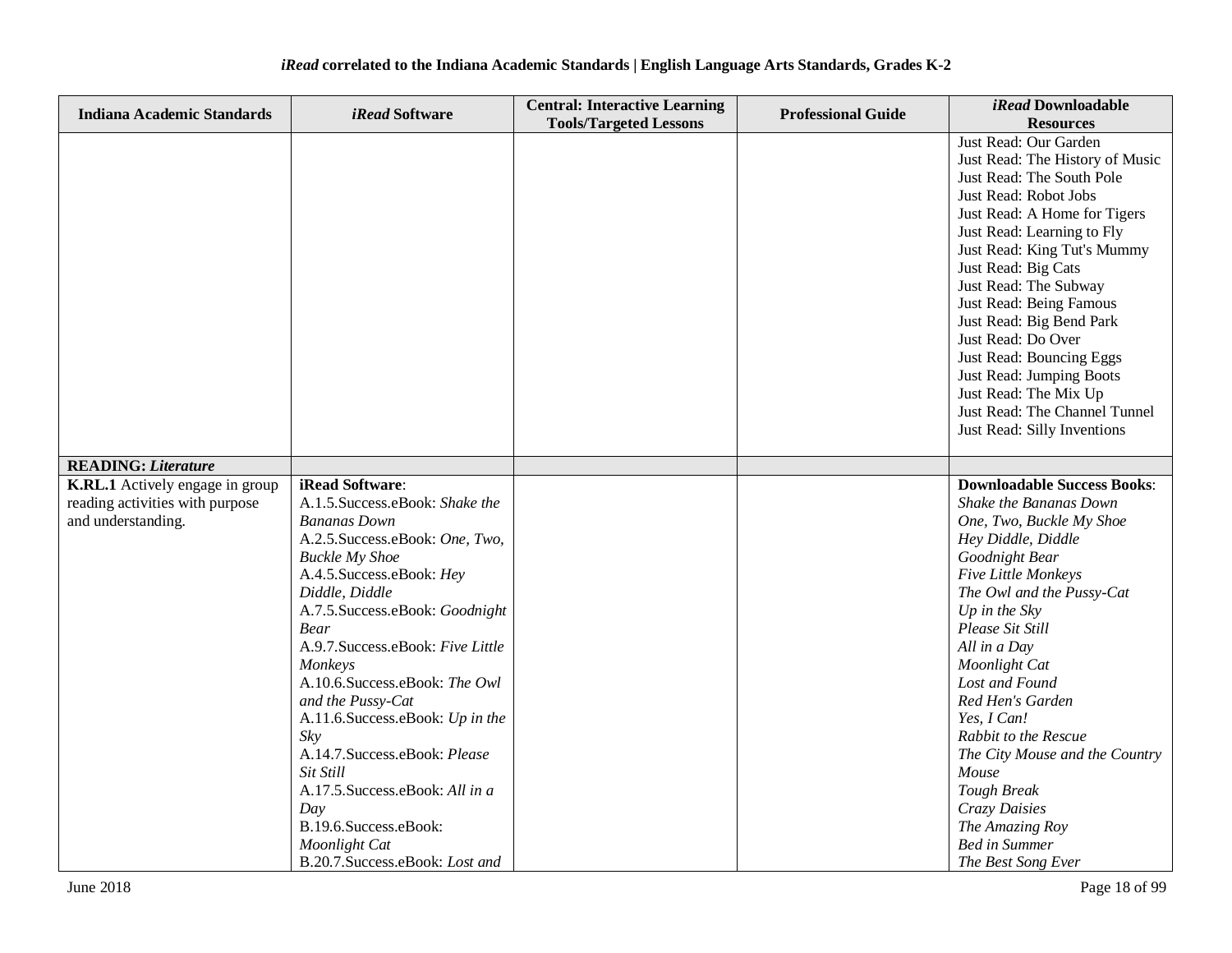| Indiana Academic Standards | *iRead* Software | Central: Interactive Learning Tools/Targeted Lessons | Professional Guide | *iRead* Downloadable Resources |
|---|---|---|---|---|
| | | | | Just Read: Our Garden<br>Just Read: The History of Music<br>Just Read: The South Pole<br>Just Read: Robot Jobs<br>Just Read: A Home for Tigers<br>Just Read: Learning to Fly<br>Just Read: King Tut's Mummy<br>Just Read: Big Cats<br>Just Read: The Subway<br>Just Read: Being Famous<br>Just Read: Big Bend Park<br>Just Read: Do Over<br>Just Read: Bouncing Eggs<br>Just Read: Jumping Boots<br>Just Read: The Mix Up<br>Just Read: The Channel Tunnel<br>Just Read: Silly Inventions |
| **READING: *Literature*** | | | | |
| **K.RL.1** Actively engage in group reading activities with purpose and understanding. | **iRead Software**:<br>A.1.5.Success.eBook: *Shake the Bananas Down*<br>A.2.5.Success.eBook: *One, Two, Buckle My Shoe*<br>A.4.5.Success.eBook: *Hey Diddle, Diddle*<br>A.7.5.Success.eBook: *Goodnight Bear*<br>A.9.7.Success.eBook: *Five Little Monkeys*<br>A.10.6.Success.eBook: *The Owl and the Pussy-Cat*<br>A.11.6.Success.eBook: *Up in the Sky*<br>A.14.7.Success.eBook: *Please Sit Still*<br>A.17.5.Success.eBook: *All in a Day*<br>B.19.6.Success.eBook: *Moonlight Cat*<br>B.20.7.Success.eBook: *Lost and* | | | **Downloadable Success Books**:<br>*Shake the Bananas Down*<br>*One, Two, Buckle My Shoe*<br>*Hey Diddle, Diddle*<br>*Goodnight Bear*<br>*Five Little Monkeys*<br>*The Owl and the Pussy-Cat*<br>*Up in the Sky*<br>*Please Sit Still*<br>*All in a Day*<br>*Moonlight Cat*<br>*Lost and Found*<br>*Red Hen's Garden*<br>*Yes, I Can!*<br>*Rabbit to the Rescue*<br>*The City Mouse and the Country Mouse*<br>*Tough Break*<br>*Crazy Daisies*<br>*The Amazing Roy*<br>*Bed in Summer*<br>*The Best Song Ever* |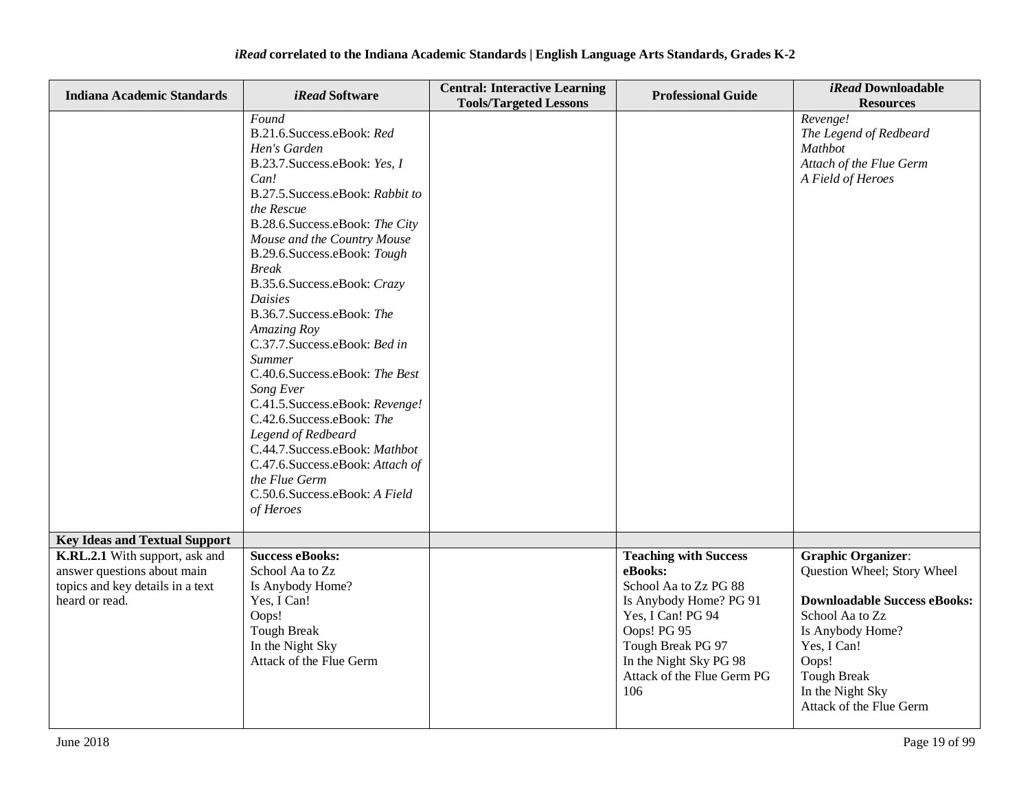| Indiana Academic Standards | *iRead* Software | Central: Interactive Learning Tools/Targeted Lessons | Professional Guide | *iRead* Downloadable Resources |
|---|---|---|---|---|
| | *Found*<br>B.21.6.Success.eBook: *Red Hen's Garden*<br>B.23.7.Success.eBook: *Yes, I Can!*<br>B.27.5.Success.eBook: *Rabbit to the Rescue*<br>B.28.6.Success.eBook: *The City Mouse and the Country Mouse*<br>B.29.6.Success.eBook: *Tough Break*<br>B.35.6.Success.eBook: *Crazy Daisies*<br>B.36.7.Success.eBook: *The Amazing Roy*<br>C.37.7.Success.eBook: *Bed in Summer*<br>C.40.6.Success.eBook: *The Best Song Ever*<br>C.41.5.Success.eBook: *Revenge!*<br>C.42.6.Success.eBook: *The Legend of Redbeard*<br>C.44.7.Success.eBook: *Mathbot*<br>C.47.6.Success.eBook: *Attach of the Flue Germ*<br>C.50.6.Success.eBook: *A Field of Heroes* | | | *Revenge!*<br>*The Legend of Redbeard*<br>*Mathbot*<br>*Attach of the Flue Germ*<br>*A Field of Heroes* |
| **Key Ideas and Textual Support** | | | | |
| **K.RL.2.1** With support, ask and answer questions about main topics and key details in a text heard or read. | **Success eBooks:**<br>School Aa to Zz<br>Is Anybody Home?<br>Yes, I Can!<br>Oops!<br>Tough Break<br>In the Night Sky<br>Attack of the Flue Germ | | **Teaching with Success eBooks:**<br>School Aa to Zz PG 88<br>Is Anybody Home? PG 91<br>Yes, I Can! PG 94<br>Oops! PG 95<br>Tough Break PG 97<br>In the Night Sky PG 98<br>Attack of the Flue Germ PG 106 | **Graphic Organizer**: Question Wheel; Story Wheel<br><br>**Downloadable Success eBooks:**<br>School Aa to Zz<br>Is Anybody Home?<br>Yes, I Can!<br>Oops!<br>Tough Break<br>In the Night Sky<br>Attack of the Flue Germ |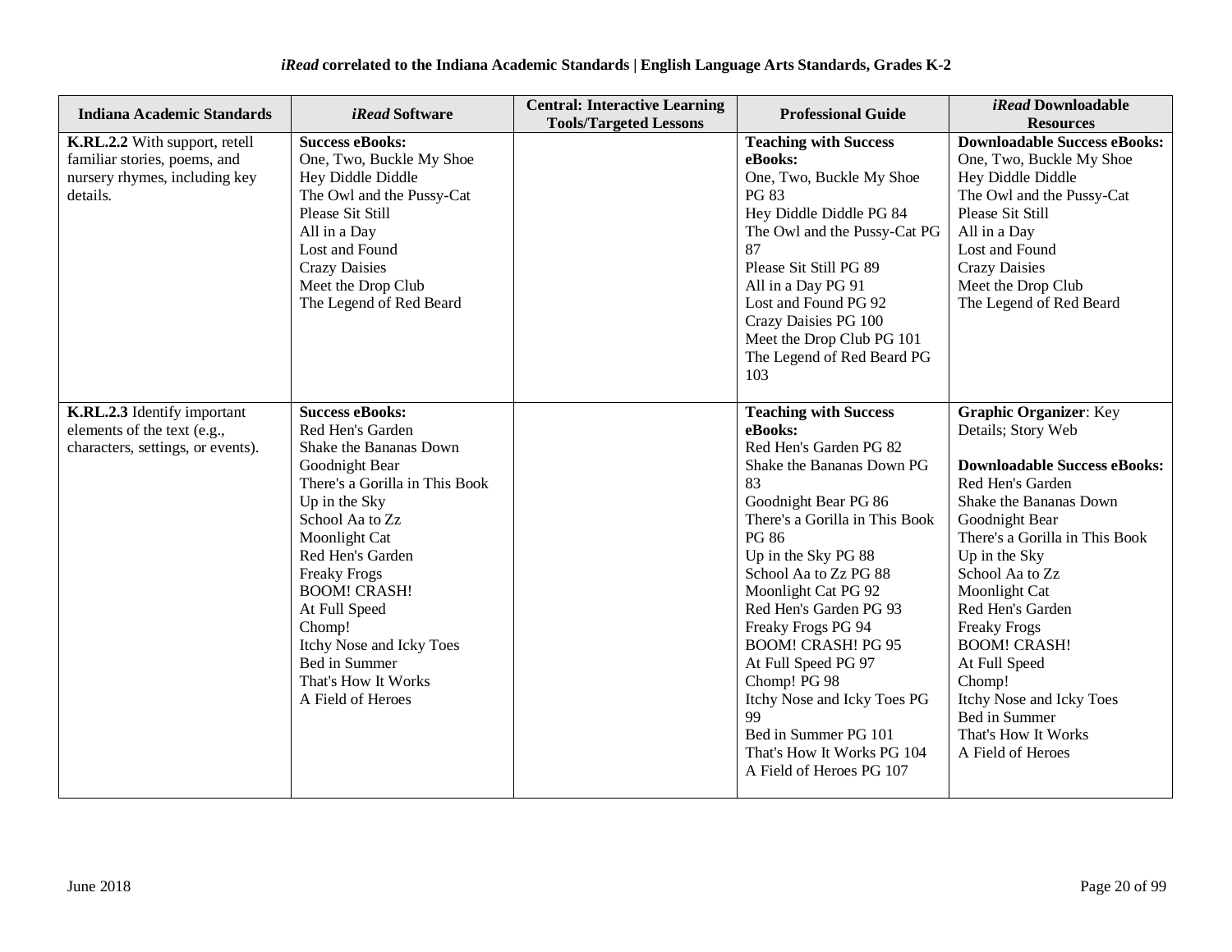**iRead correlated to the Indiana Academic Standards | English Language Arts Standards, Grades K-2**

| Indiana Academic Standards | *iRead* Software | Central: Interactive Learning Tools/Targeted Lessons | Professional Guide | *iRead* Downloadable Resources |
|---|---|---|---|---|
| **K.RL.2.2** With support, retell familiar stories, poems, and nursery rhymes, including key details. | **Success eBooks:**<br>One, Two, Buckle My Shoe<br>Hey Diddle Diddle<br>The Owl and the Pussy-Cat<br>Please Sit Still<br>All in a Day<br>Lost and Found<br>Crazy Daisies<br>Meet the Drop Club<br>The Legend of Red Beard | | **Teaching with Success eBooks:**<br>One, Two, Buckle My Shoe PG 83<br>Hey Diddle Diddle PG 84<br>The Owl and the Pussy-Cat PG 87<br>Please Sit Still PG 89<br>All in a Day PG 91<br>Lost and Found PG 92<br>Crazy Daisies PG 100<br>Meet the Drop Club PG 101<br>The Legend of Red Beard PG 103 | **Downloadable Success eBooks:**<br>One, Two, Buckle My Shoe<br>Hey Diddle Diddle<br>The Owl and the Pussy-Cat<br>Please Sit Still<br>All in a Day<br>Lost and Found<br>Crazy Daisies<br>Meet the Drop Club<br>The Legend of Red Beard |
| **K.RL.2.3** Identify important elements of the text (e.g., characters, settings, or events). | **Success eBooks:**<br>Red Hen's Garden<br>Shake the Bananas Down<br>Goodnight Bear<br>There's a Gorilla in This Book<br>Up in the Sky<br>School Aa to Zz<br>Moonlight Cat<br>Red Hen's Garden<br>Freaky Frogs<br>BOOM! CRASH!<br>At Full Speed<br>Chomp!<br>Itchy Nose and Icky Toes<br>Bed in Summer<br>That's How It Works<br>A Field of Heroes | | **Teaching with Success eBooks:**<br>Red Hen's Garden PG 82<br>Shake the Bananas Down PG 83<br>Goodnight Bear PG 86<br>There's a Gorilla in This Book PG 86<br>Up in the Sky PG 88<br>School Aa to Zz PG 88<br>Moonlight Cat PG 92<br>Red Hen's Garden PG 93<br>Freaky Frogs PG 94<br>BOOM! CRASH! PG 95<br>At Full Speed PG 97<br>Chomp! PG 98<br>Itchy Nose and Icky Toes PG 99<br>Bed in Summer PG 101<br>That's How It Works PG 104<br>A Field of Heroes PG 107 | **Graphic Organizer**: Key Details; Story Web<br><br>**Downloadable Success eBooks:**<br>Red Hen's Garden<br>Shake the Bananas Down<br>Goodnight Bear<br>There's a Gorilla in This Book<br>Up in the Sky<br>School Aa to Zz<br>Moonlight Cat<br>Red Hen's Garden<br>Freaky Frogs<br>BOOM! CRASH!<br>At Full Speed<br>Chomp!<br>Itchy Nose and Icky Toes<br>Bed in Summer<br>That's How It Works<br>A Field of Heroes |

June 2018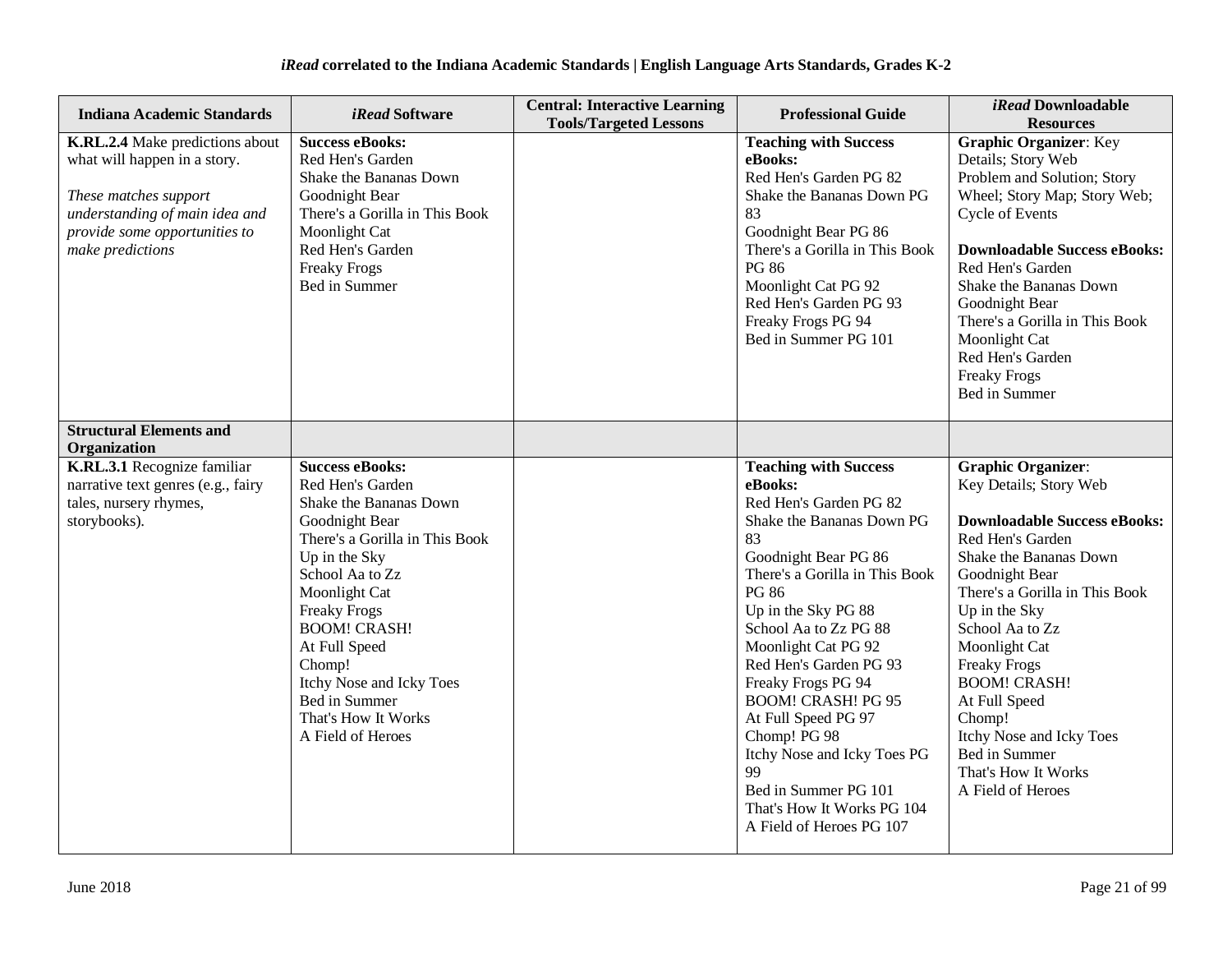**iRead correlated to the Indiana Academic Standards | English Language Arts Standards, Grades K-2**

| Indiana Academic Standards | *iRead* Software | Central: Interactive Learning Tools/Targeted Lessons | Professional Guide | *iRead* Downloadable Resources |
|---|---|---|---|---|
| **K.RL.2.4** Make predictions about what will happen in a story.<br><br>*These matches support understanding of main idea and provide some opportunities to make predictions* | **Success eBooks:**<br>Red Hen's Garden<br>Shake the Bananas Down<br>Goodnight Bear<br>There's a Gorilla in This Book<br>Moonlight Cat<br>Red Hen's Garden<br>Freaky Frogs<br>Bed in Summer | | **Teaching with Success eBooks:**<br>Red Hen's Garden PG 82<br>Shake the Bananas Down PG 83<br>Goodnight Bear PG 86<br>There's a Gorilla in This Book PG 86<br>Moonlight Cat PG 92<br>Red Hen's Garden PG 93<br>Freaky Frogs PG 94<br>Bed in Summer PG 101 | **Graphic Organizer**: Key Details; Story Web<br>Problem and Solution; Story Wheel; Story Map; Story Web; Cycle of Events<br><br>**Downloadable Success eBooks:**<br>Red Hen's Garden<br>Shake the Bananas Down<br>Goodnight Bear<br>There's a Gorilla in This Book<br>Moonlight Cat<br>Red Hen's Garden<br>Freaky Frogs<br>Bed in Summer |
| **Structural Elements and Organization** | | | | |
| **K.RL.3.1** Recognize familiar narrative text genres (e.g., fairy tales, nursery rhymes, storybooks). | **Success eBooks:**<br>Red Hen's Garden<br>Shake the Bananas Down<br>Goodnight Bear<br>There's a Gorilla in This Book<br>Up in the Sky<br>School Aa to Zz<br>Moonlight Cat<br>Freaky Frogs<br>BOOM! CRASH!<br>At Full Speed<br>Chomp!<br>Itchy Nose and Icky Toes<br>Bed in Summer<br>That's How It Works<br>A Field of Heroes | | **Teaching with Success eBooks:**<br>Red Hen's Garden PG 82<br>Shake the Bananas Down PG 83<br>Goodnight Bear PG 86<br>There's a Gorilla in This Book PG 86<br>Up in the Sky PG 88<br>School Aa to Zz PG 88<br>Moonlight Cat PG 92<br>Red Hen's Garden PG 93<br>Freaky Frogs PG 94<br>BOOM! CRASH! PG 95<br>At Full Speed PG 97<br>Chomp! PG 98<br>Itchy Nose and Icky Toes PG 99<br>Bed in Summer PG 101<br>That's How It Works PG 104<br>A Field of Heroes PG 107 | **Graphic Organizer**:<br>Key Details; Story Web<br><br>**Downloadable Success eBooks:**<br>Red Hen's Garden<br>Shake the Bananas Down<br>Goodnight Bear<br>There's a Gorilla in This Book<br>Up in the Sky<br>School Aa to Zz<br>Moonlight Cat<br>Freaky Frogs<br>BOOM! CRASH!<br>At Full Speed<br>Chomp!<br>Itchy Nose and Icky Toes<br>Bed in Summer<br>That's How It Works<br>A Field of Heroes |

June 2018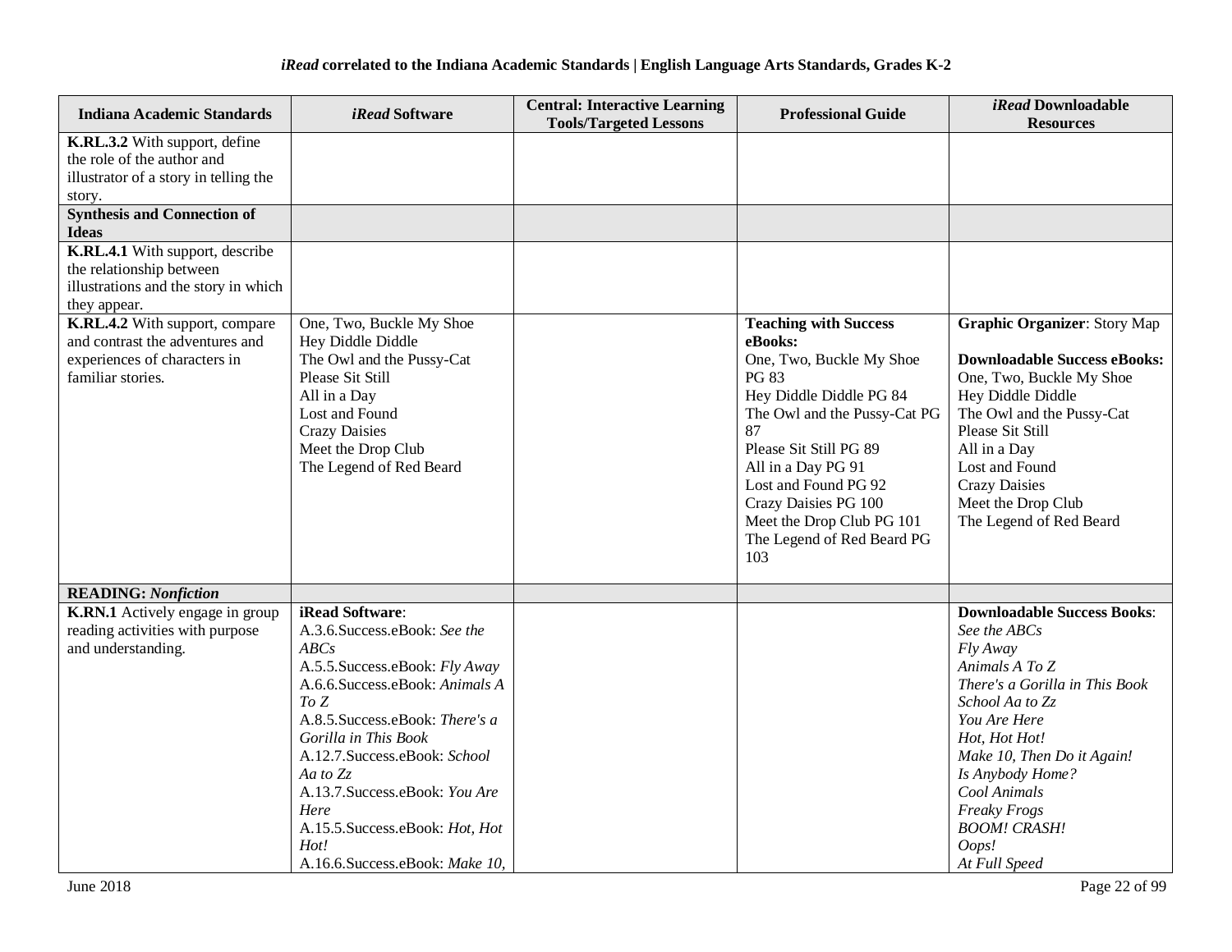### *iRead* correlated to the Indiana Academic Standards | English Language Arts Standards, Grades K-2

| Indiana Academic Standards | *iRead* Software | Central: Interactive Learning Tools/Targeted Lessons | Professional Guide | *iRead* Downloadable Resources |
|---|---|---|---|---|
| **K.RL.3.2** With support, define the role of the author and illustrator of a story in telling the story. | | | | |
| **Synthesis and Connection of Ideas** | | | | |
| **K.RL.4.1** With support, describe the relationship between illustrations and the story in which they appear. | | | | |
| **K.RL.4.2** With support, compare and contrast the adventures and experiences of characters in familiar stories. | One, Two, Buckle My Shoe<br>Hey Diddle Diddle<br>The Owl and the Pussy-Cat<br>Please Sit Still<br>All in a Day<br>Lost and Found<br>Crazy Daisies<br>Meet the Drop Club<br>The Legend of Red Beard | | **Teaching with Success eBooks:**<br>One, Two, Buckle My Shoe PG 83<br>Hey Diddle Diddle PG 84<br>The Owl and the Pussy-Cat PG 87<br>Please Sit Still PG 89<br>All in a Day PG 91<br>Lost and Found PG 92<br>Crazy Daisies PG 100<br>Meet the Drop Club PG 101<br>The Legend of Red Beard PG 103 | **Graphic Organizer**: Story Map<br><br>**Downloadable Success eBooks:**<br>One, Two, Buckle My Shoe<br>Hey Diddle Diddle<br>The Owl and the Pussy-Cat<br>Please Sit Still<br>All in a Day<br>Lost and Found<br>Crazy Daisies<br>Meet the Drop Club<br>The Legend of Red Beard |
| **READING: *Nonfiction*** | | | | |
| **K.RN.1** Actively engage in group reading activities with purpose and understanding. | **iRead Software**:<br>A.3.6.Success.eBook: *See the ABCs*<br>A.5.5.Success.eBook: *Fly Away*<br>A.6.6.Success.eBook: *Animals A To Z*<br>A.8.5.Success.eBook: *There's a Gorilla in This Book*<br>A.12.7.Success.eBook: *School Aa to Zz*<br>A.13.7.Success.eBook: *You Are Here*<br>A.15.5.Success.eBook: *Hot, Hot Hot!*<br>A.16.6.Success.eBook: *Make 10,* | | | **Downloadable Success Books**:<br>*See the ABCs*<br>*Fly Away*<br>*Animals A To Z*<br>*There's a Gorilla in This Book*<br>*School Aa to Zz*<br>*You Are Here*<br>*Hot, Hot Hot!*<br>*Make 10, Then Do it Again!*<br>*Is Anybody Home?*<br>*Cool Animals*<br>*Freaky Frogs*<br>*BOOM! CRASH!*<br>*Oops!*<br>*At Full Speed* |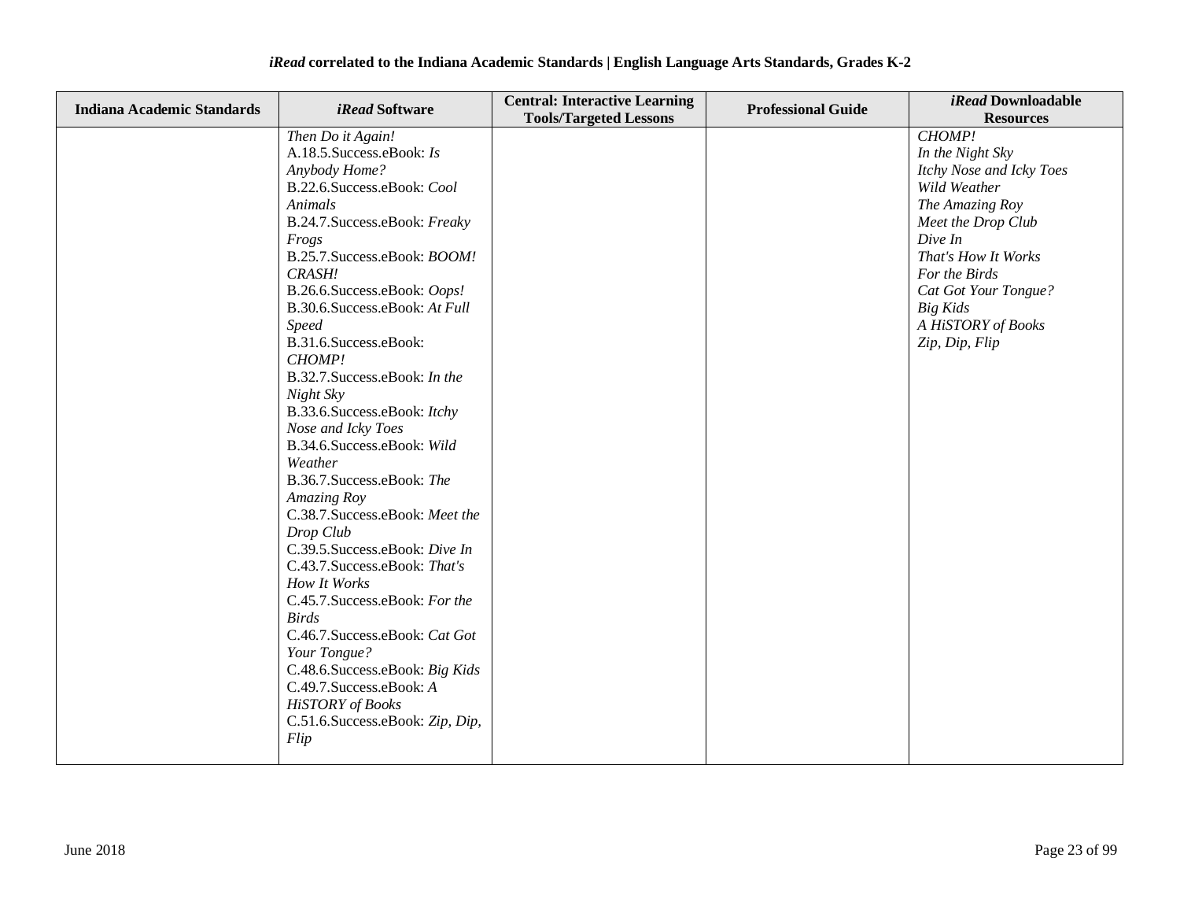# *iRead* correlated to the Indiana Academic Standards | English Language Arts Standards, Grades K-2

| Indiana Academic Standards | *iRead* Software | Central: Interactive Learning Tools/Targeted Lessons | Professional Guide | *iRead* Downloadable Resources |
|---|---|---|---|---|
| | *Then Do it Again!*<br>A.18.5.Success.eBook: *Is Anybody Home?*<br>B.22.6.Success.eBook: *Cool Animals*<br>B.24.7.Success.eBook: *Freaky Frogs*<br>B.25.7.Success.eBook: *BOOM! CRASH!*<br>B.26.6.Success.eBook: *Oops!*<br>B.30.6.Success.eBook: *At Full Speed*<br>B.31.6.Success.eBook: *CHOMP!*<br>B.32.7.Success.eBook: *In the Night Sky*<br>B.33.6.Success.eBook: *Itchy Nose and Icky Toes*<br>B.34.6.Success.eBook: *Wild Weather*<br>B.36.7.Success.eBook: *The Amazing Roy*<br>C.38.7.Success.eBook: *Meet the Drop Club*<br>C.39.5.Success.eBook: *Dive In*<br>C.43.7.Success.eBook: *That's How It Works*<br>C.45.7.Success.eBook: *For the Birds*<br>C.46.7.Success.eBook: *Cat Got Your Tongue?*<br>C.48.6.Success.eBook: *Big Kids*<br>C.49.7.Success.eBook: *A HiSTORY of Books*<br>C.51.6.Success.eBook: *Zip, Dip, Flip* | | | *CHOMP!*<br>*In the Night Sky*<br>*Itchy Nose and Icky Toes*<br>*Wild Weather*<br>*The Amazing Roy*<br>*Meet the Drop Club*<br>*Dive In*<br>*That's How It Works*<br>*For the Birds*<br>*Cat Got Your Tongue?*<br>*Big Kids*<br>*A HiSTORY of Books*<br>*Zip, Dip, Flip* |

June 2018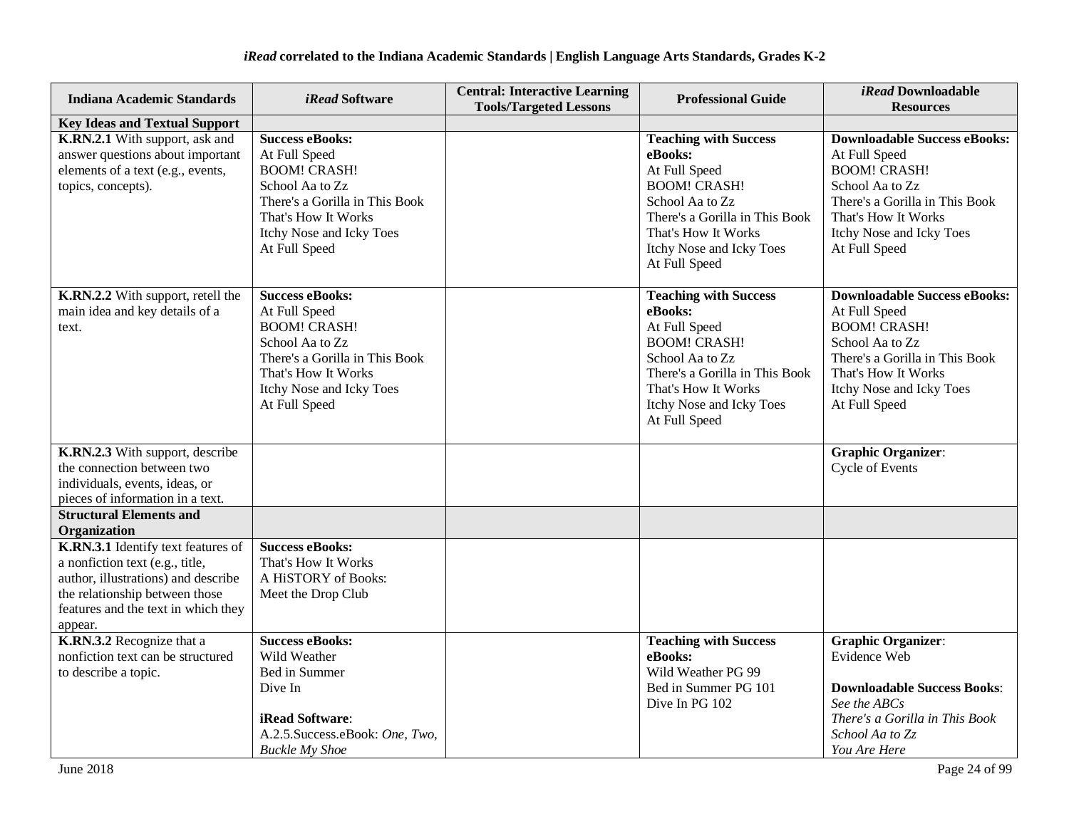### *iRead* correlated to the Indiana Academic Standards | English Language Arts Standards, Grades K-2

| Indiana Academic Standards | *iRead* Software | Central: Interactive Learning Tools/Targeted Lessons | Professional Guide | *iRead* Downloadable Resources |
|---|---|---|---|---|
| **Key Ideas and Textual Support** | | | | |
| **K.RN.2.1** With support, ask and answer questions about important elements of a text (e.g., events, topics, concepts). | **Success eBooks:**<br>At Full Speed<br>BOOM! CRASH!<br>School Aa to Zz<br>There's a Gorilla in This Book<br>That's How It Works<br>Itchy Nose and Icky Toes<br>At Full Speed | | **Teaching with Success eBooks:**<br>At Full Speed<br>BOOM! CRASH!<br>School Aa to Zz<br>There's a Gorilla in This Book<br>That's How It Works<br>Itchy Nose and Icky Toes<br>At Full Speed | **Downloadable Success eBooks:**<br>At Full Speed<br>BOOM! CRASH!<br>School Aa to Zz<br>There's a Gorilla in This Book<br>That's How It Works<br>Itchy Nose and Icky Toes<br>At Full Speed |
| **K.RN.2.2** With support, retell the main idea and key details of a text. | **Success eBooks:**<br>At Full Speed<br>BOOM! CRASH!<br>School Aa to Zz<br>There's a Gorilla in This Book<br>That's How It Works<br>Itchy Nose and Icky Toes<br>At Full Speed | | **Teaching with Success eBooks:**<br>At Full Speed<br>BOOM! CRASH!<br>School Aa to Zz<br>There's a Gorilla in This Book<br>That's How It Works<br>Itchy Nose and Icky Toes<br>At Full Speed | **Downloadable Success eBooks:**<br>At Full Speed<br>BOOM! CRASH!<br>School Aa to Zz<br>There's a Gorilla in This Book<br>That's How It Works<br>Itchy Nose and Icky Toes<br>At Full Speed |
| **K.RN.2.3** With support, describe the connection between two individuals, events, ideas, or pieces of information in a text. | | | | **Graphic Organizer**:<br>Cycle of Events |
| **Structural Elements and Organization** | | | | |
| **K.RN.3.1** Identify text features of a nonfiction text (e.g., title, author, illustrations) and describe the relationship between those features and the text in which they appear. | **Success eBooks:**<br>That's How It Works<br>A HiSTORY of Books:<br>Meet the Drop Club | | | |
| **K.RN.3.2** Recognize that a nonfiction text can be structured to describe a topic. | **Success eBooks:**<br>Wild Weather<br>Bed in Summer<br>Dive In<br><br>**iRead Software**:<br>A.2.5.Success.eBook: *One, Two, Buckle My Shoe* | | **Teaching with Success eBooks:**<br>Wild Weather PG 99<br>Bed in Summer PG 101<br>Dive In PG 102 | **Graphic Organizer**:<br>Evidence Web<br><br>**Downloadable Success Books**:<br>*See the ABCs*<br>*There's a Gorilla in This Book*<br>*School Aa to Zz*<br>*You Are Here* |

June 2018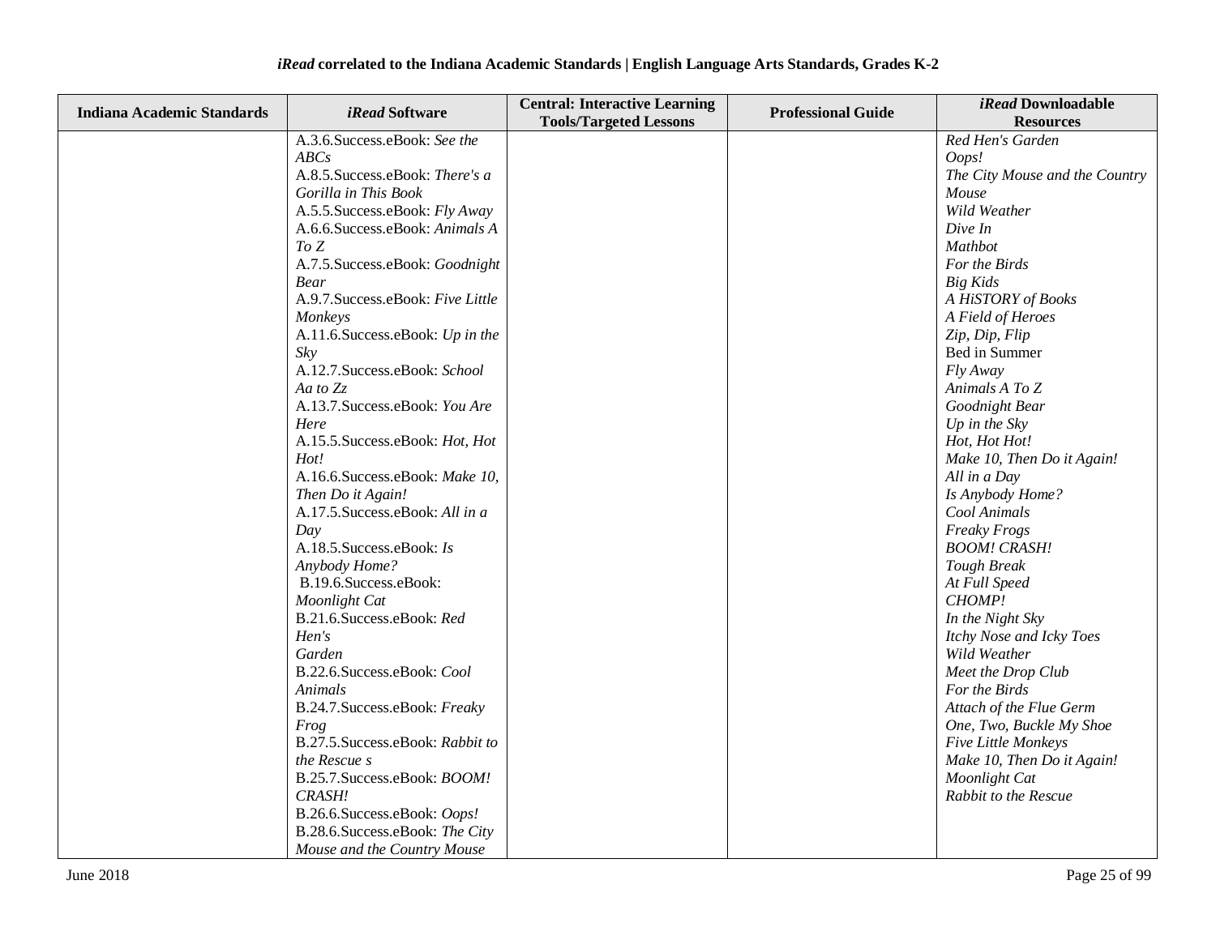| Indiana Academic Standards | *iRead* Software | Central: Interactive Learning Tools/Targeted Lessons | Professional Guide | *iRead* Downloadable Resources |
|---|---|---|---|---|
| | A.3.6.Success.eBook: *See the ABCs*<br>A.8.5.Success.eBook: *There's a Gorilla in This Book*<br>A.5.5.Success.eBook: *Fly Away*<br>A.6.6.Success.eBook: *Animals A To Z*<br>A.7.5.Success.eBook: *Goodnight Bear*<br>A.9.7.Success.eBook: *Five Little Monkeys*<br>A.11.6.Success.eBook: *Up in the Sky*<br>A.12.7.Success.eBook: *School Aa to Zz*<br>A.13.7.Success.eBook: *You Are Here*<br>A.15.5.Success.eBook: *Hot, Hot Hot!*<br>A.16.6.Success.eBook: *Make 10, Then Do it Again!*<br>A.17.5.Success.eBook: *All in a Day*<br>A.18.5.Success.eBook: *Is Anybody Home?*<br>B.19.6.Success.eBook: *Moonlight Cat*<br>B.21.6.Success.eBook: *Red Hen's Garden*<br>B.22.6.Success.eBook: *Cool Animals*<br>B.24.7.Success.eBook: *Freaky Frog*<br>B.27.5.Success.eBook: *Rabbit to the Rescue s*<br>B.25.7.Success.eBook: *BOOM! CRASH!*<br>B.26.6.Success.eBook: *Oops!*<br>B.28.6.Success.eBook: *The City Mouse and the Country Mouse* | | | *Red Hen's Garden*<br>*Oops!*<br>*The City Mouse and the Country Mouse*<br>*Wild Weather*<br>*Dive In*<br>*Mathbot*<br>*For the Birds*<br>*Big Kids*<br>*A HiSTORY of Books*<br>*A Field of Heroes*<br>*Zip, Dip, Flip*<br>Bed in Summer<br>*Fly Away*<br>*Animals A To Z*<br>*Goodnight Bear*<br>*Up in the Sky*<br>*Hot, Hot Hot!*<br>*Make 10, Then Do it Again!*<br>*All in a Day*<br>*Is Anybody Home?*<br>*Cool Animals*<br>*Freaky Frogs*<br>*BOOM! CRASH!*<br>*Tough Break*<br>*At Full Speed*<br>*CHOMP!*<br>*In the Night Sky*<br>*Itchy Nose and Icky Toes*<br>*Wild Weather*<br>*Meet the Drop Club*<br>*For the Birds*<br>*Attach of the Flue Germ*<br>*One, Two, Buckle My Shoe*<br>*Five Little Monkeys*<br>*Make 10, Then Do it Again!*<br>*Moonlight Cat*<br>*Rabbit to the Rescue* |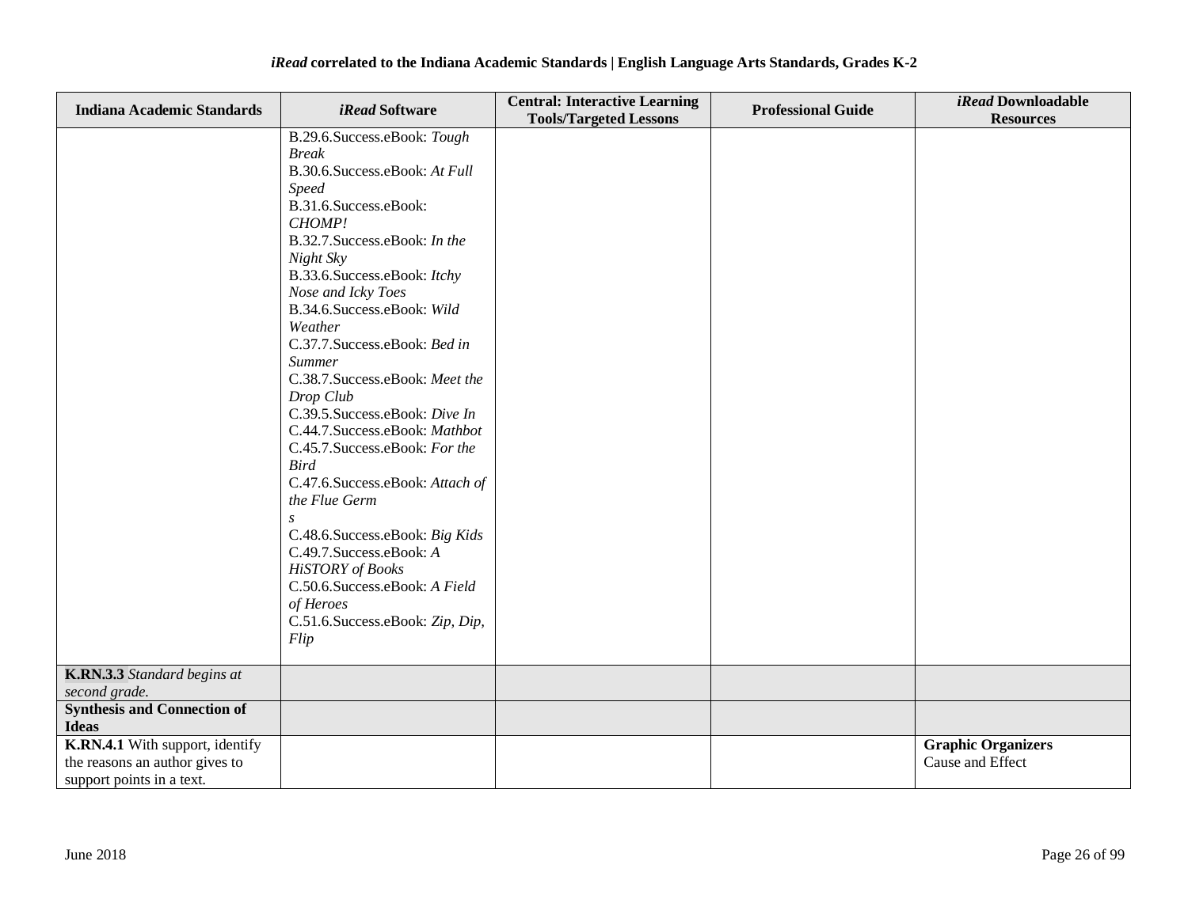**iRead correlated to the Indiana Academic Standards | English Language Arts Standards, Grades K-2**

| Indiana Academic Standards | *iRead* Software | Central: Interactive Learning Tools/Targeted Lessons | Professional Guide | *iRead* Downloadable Resources |
|---|---|---|---|---|
| | B.29.6.Success.eBook: *Tough Break*<br>B.30.6.Success.eBook: *At Full Speed*<br>B.31.6.Success.eBook: *CHOMP!*<br>B.32.7.Success.eBook: *In the Night Sky*<br>B.33.6.Success.eBook: *Itchy Nose and Icky Toes*<br>B.34.6.Success.eBook: *Wild Weather*<br>C.37.7.Success.eBook: *Bed in Summer*<br>C.38.7.Success.eBook: *Meet the Drop Club*<br>C.39.5.Success.eBook: *Dive In*<br>C.44.7.Success.eBook: *Mathbot*<br>C.45.7.Success.eBook: *For the Bird*<br>C.47.6.Success.eBook: *Attach of the Flue Germ s*<br>C.48.6.Success.eBook: *Big Kids*<br>C.49.7.Success.eBook: *A HiSTORY of Books*<br>C.50.6.Success.eBook: *A Field of Heroes*<br>C.51.6.Success.eBook: *Zip, Dip, Flip* | | | |
| **K.RN.3.3** *Standard begins at second grade.* | | | | |
| **Synthesis and Connection of Ideas** | | | | |
| **K.RN.4.1** With support, identify the reasons an author gives to support points in a text. | | | | **Graphic Organizers**<br>Cause and Effect |

June 2018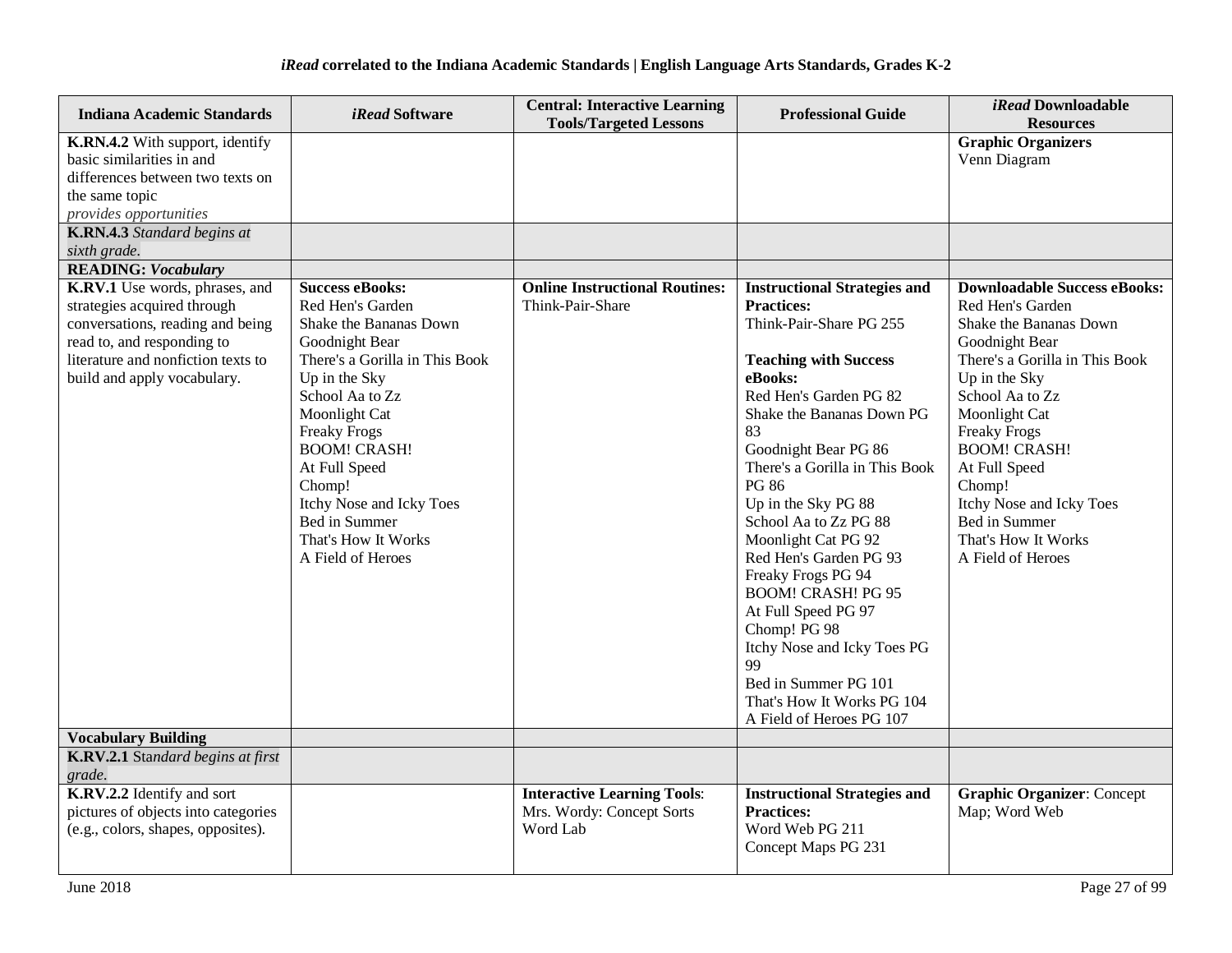**iRead correlated to the Indiana Academic Standards | English Language Arts Standards, Grades K-2**

| Indiana Academic Standards | *iRead* Software | Central: Interactive Learning Tools/Targeted Lessons | Professional Guide | *iRead* Downloadable Resources |
|---|---|---|---|---|
| **K.RN.4.2** With support, identify basic similarities in and differences between two texts on the same topic<br>*provides opportunities* | | | | **Graphic Organizers**<br>Venn Diagram |
| **K.RN.4.3** *Standard begins at sixth grade.* | | | | |
| **READING: *Vocabulary*** | | | | |
| **K.RV.1** Use words, phrases, and strategies acquired through conversations, reading and being read to, and responding to literature and nonfiction texts to build and apply vocabulary. | **Success eBooks:**<br>Red Hen's Garden<br>Shake the Bananas Down<br>Goodnight Bear<br>There's a Gorilla in This Book<br>Up in the Sky<br>School Aa to Zz<br>Moonlight Cat<br>Freaky Frogs<br>BOOM! CRASH!<br>At Full Speed<br>Chomp!<br>Itchy Nose and Icky Toes<br>Bed in Summer<br>That's How It Works<br>A Field of Heroes | **Online Instructional Routines:**<br>Think-Pair-Share | **Instructional Strategies and Practices:**<br>Think-Pair-Share PG 255<br><br>**Teaching with Success eBooks:**<br>Red Hen's Garden PG 82<br>Shake the Bananas Down PG 83<br>Goodnight Bear PG 86<br>There's a Gorilla in This Book PG 86<br>Up in the Sky PG 88<br>School Aa to Zz PG 88<br>Moonlight Cat PG 92<br>Red Hen's Garden PG 93<br>Freaky Frogs PG 94<br>BOOM! CRASH! PG 95<br>At Full Speed PG 97<br>Chomp! PG 98<br>Itchy Nose and Icky Toes PG 99<br>Bed in Summer PG 101<br>That's How It Works PG 104<br>A Field of Heroes PG 107 | **Downloadable Success eBooks:**<br>Red Hen's Garden<br>Shake the Bananas Down<br>Goodnight Bear<br>There's a Gorilla in This Book<br>Up in the Sky<br>School Aa to Zz<br>Moonlight Cat<br>Freaky Frogs<br>BOOM! CRASH!<br>At Full Speed<br>Chomp!<br>Itchy Nose and Icky Toes<br>Bed in Summer<br>That's How It Works<br>A Field of Heroes |
| **Vocabulary Building** | | | | |
| **K.RV.2.1** St*andard begins at first grade.* | | | | |
| **K.RV.2.2** Identify and sort pictures of objects into categories (e.g., colors, shapes, opposites). | | **Interactive Learning Tools**:<br>Mrs. Wordy: Concept Sorts<br>Word Lab | **Instructional Strategies and Practices:**<br>Word Web PG 211<br>Concept Maps PG 231 | **Graphic Organizer**: Concept Map; Word Web |

June 2018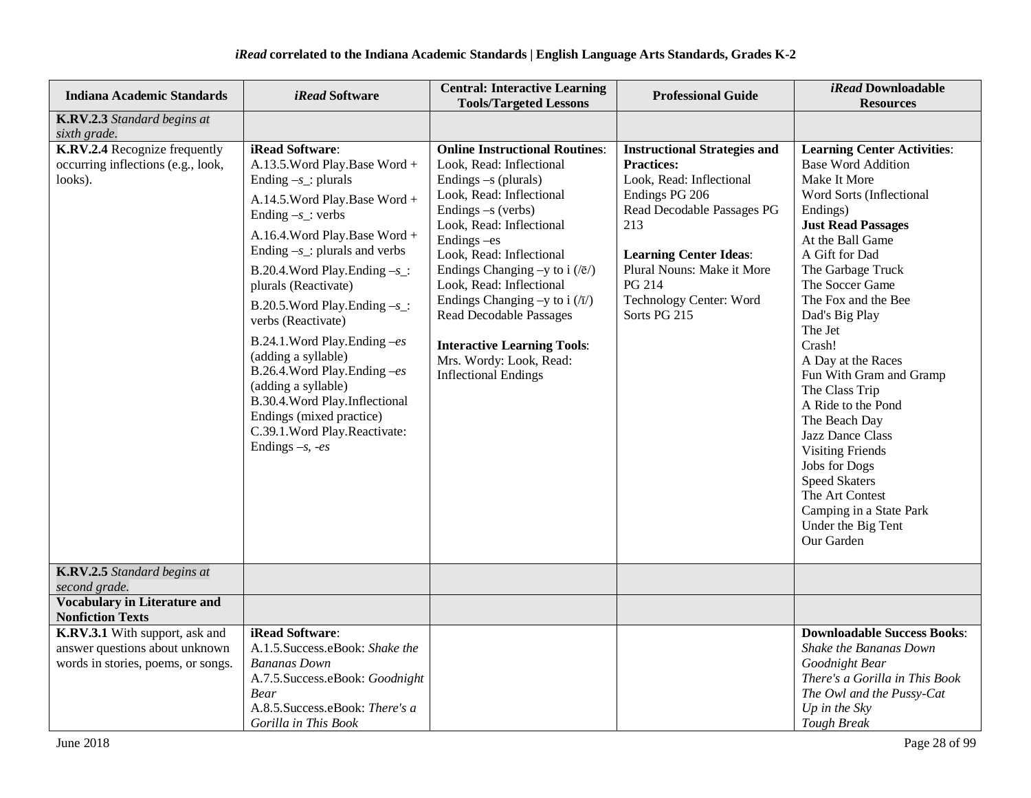# *iRead* correlated to the Indiana Academic Standards | English Language Arts Standards, Grades K-2

| Indiana Academic Standards | *iRead* Software | Central: Interactive Learning Tools/Targeted Lessons | Professional Guide | *iRead* Downloadable Resources |
|---|---|---|---|---|
| **K.RV.2.3** *Standard begins at sixth grade.* | | | | |
| **K.RV.2.4** Recognize frequently occurring inflections (e.g., look, looks). | **iRead Software**:<br>A.13.5.Word Play.Base Word + Ending –*s*_: plurals<br>A.14.5.Word Play.Base Word + Ending –*s*_: verbs<br>A.16.4.Word Play.Base Word + Ending –*s*_: plurals and verbs<br>B.20.4.Word Play.Ending –*s*_: plurals (Reactivate)<br>B.20.5.Word Play.Ending –*s*_: verbs (Reactivate)<br>B.24.1.Word Play.Ending –*es* (adding a syllable)<br>B.26.4.Word Play.Ending –*es* (adding a syllable)<br>B.30.4.Word Play.Inflectional Endings (mixed practice)<br>C.39.1.Word Play.Reactivate: Endings –*s, -es* | **Online Instructional Routines**:<br>Look, Read: Inflectional Endings –s (plurals)<br>Look, Read: Inflectional Endings –s (verbs)<br>Look, Read: Inflectional Endings –es<br>Look, Read: Inflectional Endings Changing –y to i (/ē/)<br>Look, Read: Inflectional Endings Changing –y to i (/ī/)<br>Read Decodable Passages<br><br>**Interactive Learning Tools**:<br>Mrs. Wordy: Look, Read: Inflectional Endings | **Instructional Strategies and Practices:**<br>Look, Read: Inflectional Endings PG 206<br>Read Decodable Passages PG 213<br><br>**Learning Center Ideas**:<br>Plural Nouns: Make it More PG 214<br>Technology Center: Word Sorts PG 215 | **Learning Center Activities**:<br>Base Word Addition<br>Make It More<br>Word Sorts (Inflectional Endings)<br>**Just Read Passages**<br>At the Ball Game<br>A Gift for Dad<br>The Garbage Truck<br>The Soccer Game<br>The Fox and the Bee<br>Dad's Big Play<br>The Jet<br>Crash!<br>A Day at the Races<br>Fun With Gram and Gramp<br>The Class Trip<br>A Ride to the Pond<br>The Beach Day<br>Jazz Dance Class<br>Visiting Friends<br>Jobs for Dogs<br>Speed Skaters<br>The Art Contest<br>Camping in a State Park<br>Under the Big Tent<br>Our Garden |
| **K.RV.2.5** *Standard begins at second grade.* | | | | |
| **Vocabulary in Literature and Nonfiction Texts** | | | | |
| **K.RV.3.1** With support, ask and answer questions about unknown words in stories, poems, or songs. | **iRead Software**:<br>A.1.5.Success.eBook: *Shake the Bananas Down*<br>A.7.5.Success.eBook: *Goodnight Bear*<br>A.8.5.Success.eBook: *There's a Gorilla in This Book* | | | **Downloadable Success Books**:<br>*Shake the Bananas Down*<br>*Goodnight Bear*<br>*There's a Gorilla in This Book*<br>*The Owl and the Pussy-Cat*<br>*Up in the Sky*<br>*Tough Break* |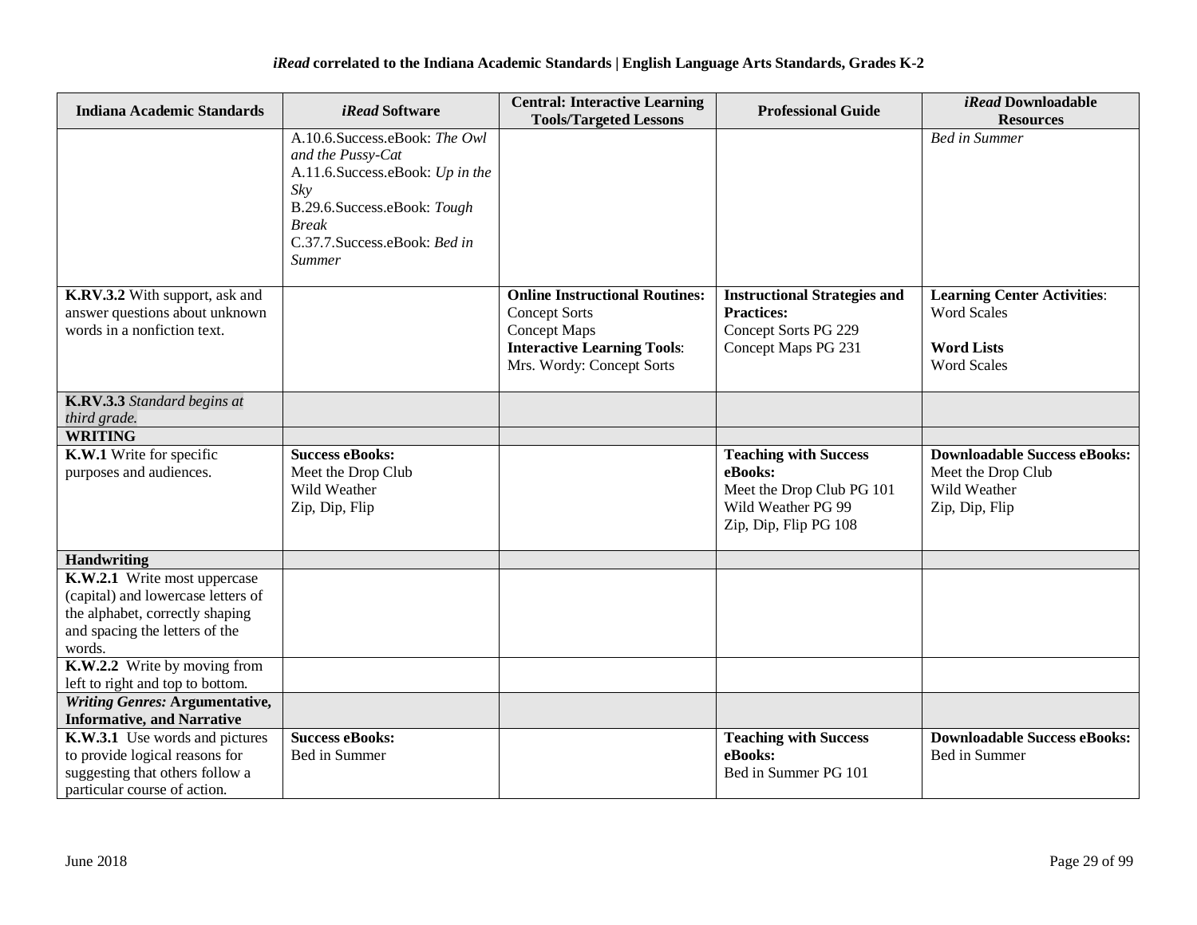### *iRead* correlated to the Indiana Academic Standards | English Language Arts Standards, Grades K-2

| Indiana Academic Standards | *iRead* Software | Central: Interactive Learning Tools/Targeted Lessons | Professional Guide | *iRead* Downloadable Resources |
|---|---|---|---|---|
| | A.10.6.Success.eBook: *The Owl and the Pussy-Cat*<br>A.11.6.Success.eBook: *Up in the Sky*<br>B.29.6.Success.eBook: *Tough Break*<br>C.37.7.Success.eBook: *Bed in Summer* | | | *Bed in Summer* |
| **K.RV.3.2** With support, ask and answer questions about unknown words in a nonfiction text. | | **Online Instructional Routines:**<br>Concept Sorts<br>Concept Maps<br>**Interactive Learning Tools**:<br>Mrs. Wordy: Concept Sorts | **Instructional Strategies and Practices:**<br>Concept Sorts PG 229<br>Concept Maps PG 231 | **Learning Center Activities**:<br>Word Scales<br><br>**Word Lists**<br>Word Scales |
| **K.RV.3.3** *Standard begins at third grade.* | | | | |
| **WRITING** | | | | |
| **K.W.1** Write for specific purposes and audiences. | **Success eBooks:**<br>Meet the Drop Club<br>Wild Weather<br>Zip, Dip, Flip | | **Teaching with Success eBooks:**<br>Meet the Drop Club PG 101<br>Wild Weather PG 99<br>Zip, Dip, Flip PG 108 | **Downloadable Success eBooks:**<br>Meet the Drop Club<br>Wild Weather<br>Zip, Dip, Flip |
| **Handwriting** | | | | |
| **K.W.2.1** Write most uppercase (capital) and lowercase letters of the alphabet, correctly shaping and spacing the letters of the words. | | | | |
| **K.W.2.2** Write by moving from left to right and top to bottom. | | | | |
| ***Writing Genres:* Argumentative, Informative, and Narrative** | | | | |
| **K.W.3.1** Use words and pictures to provide logical reasons for suggesting that others follow a particular course of action. | **Success eBooks:**<br>Bed in Summer | | **Teaching with Success eBooks:**<br>Bed in Summer PG 101 | **Downloadable Success eBooks:**<br>Bed in Summer |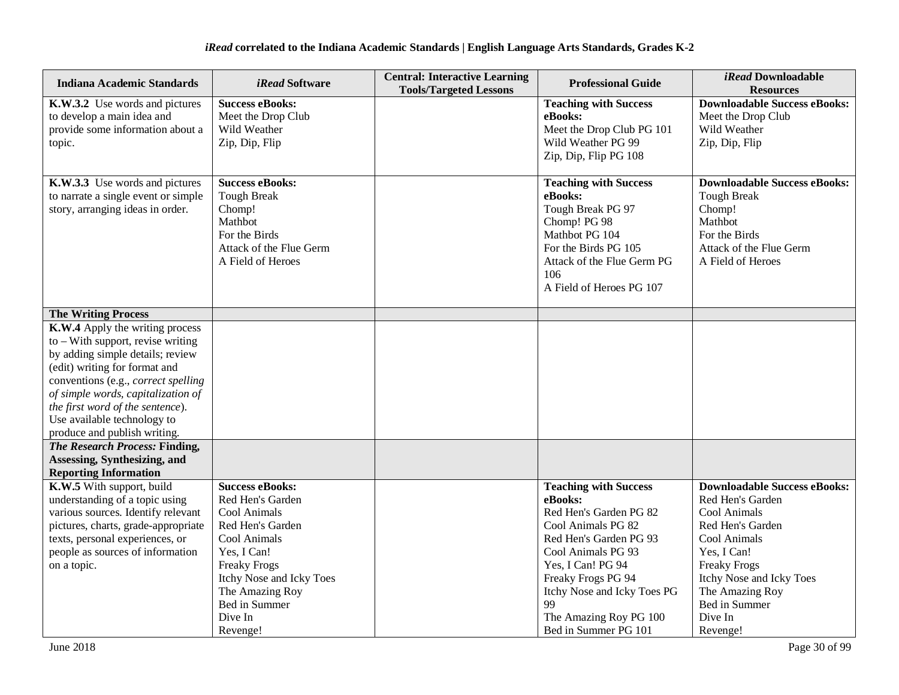### *iRead* correlated to the Indiana Academic Standards | English Language Arts Standards, Grades K-2

| Indiana Academic Standards | *iRead* Software | Central: Interactive Learning Tools/Targeted Lessons | Professional Guide | *iRead* Downloadable Resources |
|---|---|---|---|---|
| **K.W.3.2** Use words and pictures to develop a main idea and provide some information about a topic. | **Success eBooks:**<br>Meet the Drop Club<br>Wild Weather<br>Zip, Dip, Flip | | **Teaching with Success eBooks:**<br>Meet the Drop Club PG 101<br>Wild Weather PG 99<br>Zip, Dip, Flip PG 108 | **Downloadable Success eBooks:**<br>Meet the Drop Club<br>Wild Weather<br>Zip, Dip, Flip |
| **K.W.3.3** Use words and pictures to narrate a single event or simple story, arranging ideas in order. | **Success eBooks:**<br>Tough Break<br>Chomp!<br>Mathbot<br>For the Birds<br>Attack of the Flue Germ<br>A Field of Heroes | | **Teaching with Success eBooks:**<br>Tough Break PG 97<br>Chomp! PG 98<br>Mathbot PG 104<br>For the Birds PG 105<br>Attack of the Flue Germ PG 106<br>A Field of Heroes PG 107 | **Downloadable Success eBooks:**<br>Tough Break<br>Chomp!<br>Mathbot<br>For the Birds<br>Attack of the Flue Germ<br>A Field of Heroes |
| **The Writing Process** | | | | |
| **K.W.4** Apply the writing process to – With support, revise writing by adding simple details; review (edit) writing for format and conventions (e.g., *correct spelling of simple words, capitalization of the first word of the sentence*). Use available technology to produce and publish writing. | | | | |
| ***The Research Process:* Finding, Assessing, Synthesizing, and Reporting Information** | | | | |
| **K.W.5** With support, build understanding of a topic using various sources. Identify relevant pictures, charts, grade-appropriate texts, personal experiences, or people as sources of information on a topic. | **Success eBooks:**<br>Red Hen's Garden<br>Cool Animals<br>Red Hen's Garden<br>Cool Animals<br>Yes, I Can!<br>Freaky Frogs<br>Itchy Nose and Icky Toes<br>The Amazing Roy<br>Bed in Summer<br>Dive In<br>Revenge! | | **Teaching with Success eBooks:**<br>Red Hen's Garden PG 82<br>Cool Animals PG 82<br>Red Hen's Garden PG 93<br>Cool Animals PG 93<br>Yes, I Can! PG 94<br>Freaky Frogs PG 94<br>Itchy Nose and Icky Toes PG 99<br>The Amazing Roy PG 100<br>Bed in Summer PG 101 | **Downloadable Success eBooks:**<br>Red Hen's Garden<br>Cool Animals<br>Red Hen's Garden<br>Cool Animals<br>Yes, I Can!<br>Freaky Frogs<br>Itchy Nose and Icky Toes<br>The Amazing Roy<br>Bed in Summer<br>Dive In<br>Revenge! |

June 2018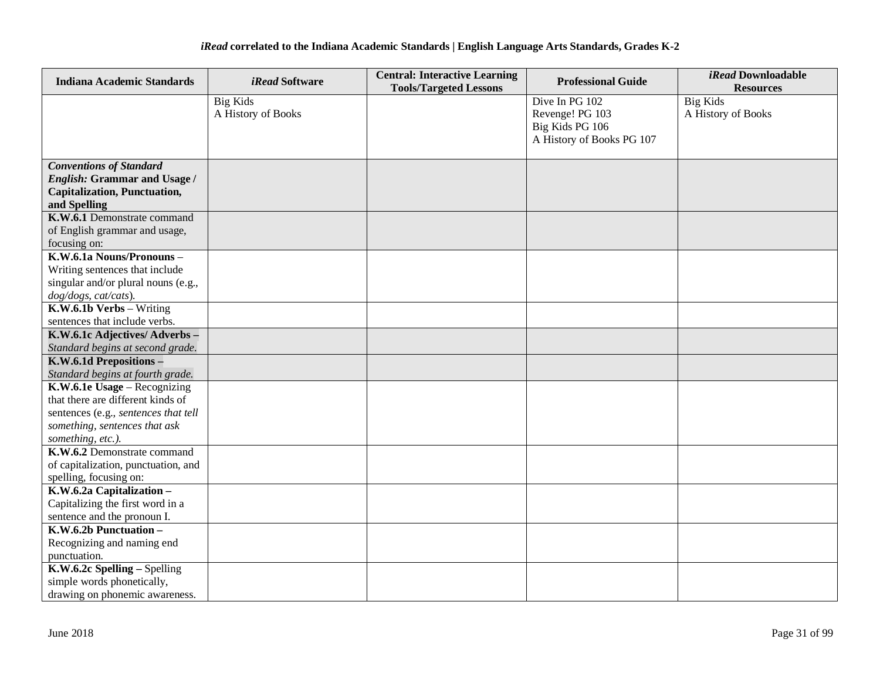| Indiana Academic Standards | *iRead* Software | Central: Interactive Learning Tools/Targeted Lessons | Professional Guide | *iRead* Downloadable Resources |
|---|---|---|---|---|
| | Big Kids<br>A History of Books | | Dive In PG 102<br>Revenge! PG 103<br>Big Kids PG 106<br>A History of Books PG 107 | Big Kids<br>A History of Books |
| ***Conventions of Standard English:* Grammar and Usage / Capitalization, Punctuation, and Spelling** | | | | |
| **K.W.6.1** Demonstrate command of English grammar and usage, focusing on: | | | | |
| **K.W.6.1a Nouns/Pronouns** – Writing sentences that include singular and/or plural nouns (e.g., *dog/dogs, cat/cats*). | | | | |
| **K.W.6.1b Verbs** – Writing sentences that include verbs. | | | | |
| **K.W.6.1c Adjectives/ Adverbs –** *Standard begins at second grade.* | | | | |
| **K.W.6.1d Prepositions –** *Standard begins at fourth grade.* | | | | |
| **K.W.6.1e Usage** – Recognizing that there are different kinds of sentences (e.g., *sentences that tell something, sentences that ask something, etc.).* | | | | |
| **K.W.6.2** Demonstrate command of capitalization, punctuation, and spelling, focusing on: | | | | |
| **K.W.6.2a Capitalization –** Capitalizing the first word in a sentence and the pronoun I. | | | | |
| **K.W.6.2b Punctuation –** Recognizing and naming end punctuation. | | | | |
| **K.W.6.2c Spelling –** Spelling simple words phonetically, drawing on phonemic awareness. | | | | |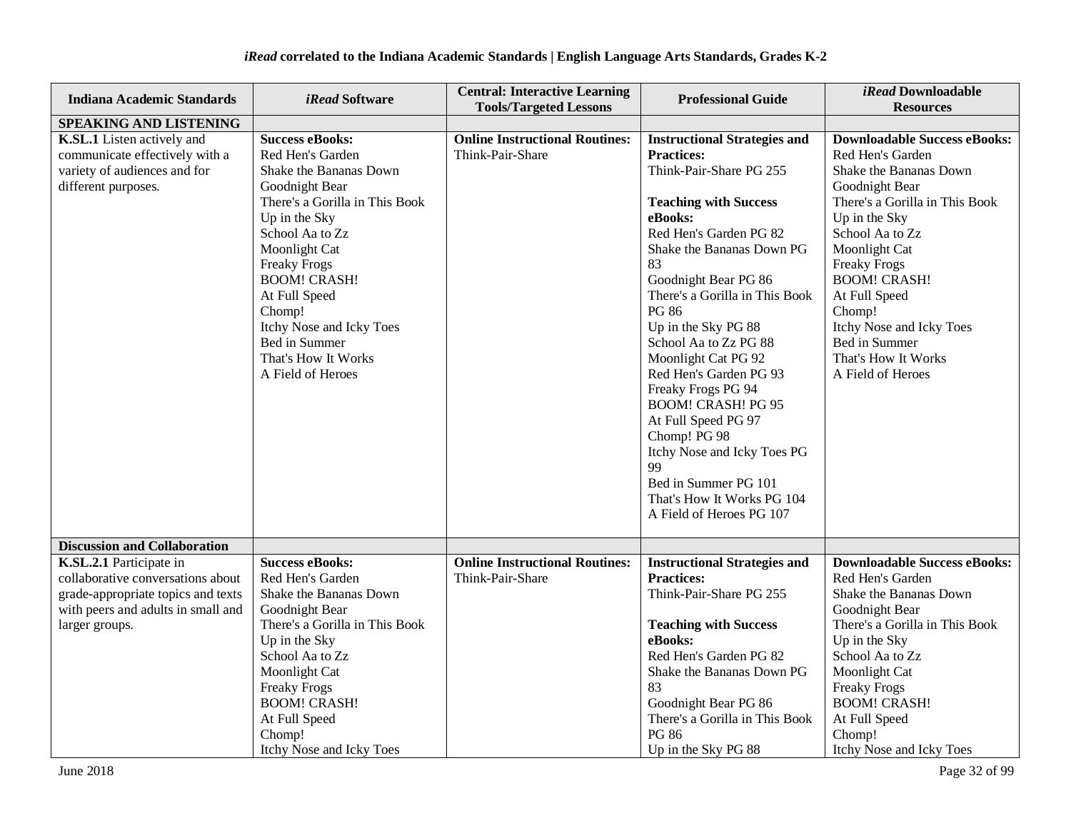### *iRead* correlated to the Indiana Academic Standards | English Language Arts Standards, Grades K-2

| Indiana Academic Standards | *iRead* Software | Central: Interactive Learning Tools/Targeted Lessons | Professional Guide | *iRead* Downloadable Resources |
|---|---|---|---|---|
| **SPEAKING AND LISTENING** | | | | |
| **K.SL.1** Listen actively and communicate effectively with a variety of audiences and for different purposes. | **Success eBooks:**<br>Red Hen's Garden<br>Shake the Bananas Down<br>Goodnight Bear<br>There's a Gorilla in This Book<br>Up in the Sky<br>School Aa to Zz<br>Moonlight Cat<br>Freaky Frogs<br>BOOM! CRASH!<br>At Full Speed<br>Chomp!<br>Itchy Nose and Icky Toes<br>Bed in Summer<br>That's How It Works<br>A Field of Heroes | **Online Instructional Routines:**<br>Think-Pair-Share | **Instructional Strategies and Practices:**<br>Think-Pair-Share PG 255<br><br>**Teaching with Success eBooks:**<br>Red Hen's Garden PG 82<br>Shake the Bananas Down PG 83<br>Goodnight Bear PG 86<br>There's a Gorilla in This Book PG 86<br>Up in the Sky PG 88<br>School Aa to Zz PG 88<br>Moonlight Cat PG 92<br>Red Hen's Garden PG 93<br>Freaky Frogs PG 94<br>BOOM! CRASH! PG 95<br>At Full Speed PG 97<br>Chomp! PG 98<br>Itchy Nose and Icky Toes PG 99<br>Bed in Summer PG 101<br>That's How It Works PG 104<br>A Field of Heroes PG 107 | **Downloadable Success eBooks:**<br>Red Hen's Garden<br>Shake the Bananas Down<br>Goodnight Bear<br>There's a Gorilla in This Book<br>Up in the Sky<br>School Aa to Zz<br>Moonlight Cat<br>Freaky Frogs<br>BOOM! CRASH!<br>At Full Speed<br>Chomp!<br>Itchy Nose and Icky Toes<br>Bed in Summer<br>That's How It Works<br>A Field of Heroes |
| **Discussion and Collaboration** | | | | |
| **K.SL.2.1** Participate in collaborative conversations about grade-appropriate topics and texts with peers and adults in small and larger groups. | **Success eBooks:**<br>Red Hen's Garden<br>Shake the Bananas Down<br>Goodnight Bear<br>There's a Gorilla in This Book<br>Up in the Sky<br>School Aa to Zz<br>Moonlight Cat<br>Freaky Frogs<br>BOOM! CRASH!<br>At Full Speed<br>Chomp!<br>Itchy Nose and Icky Toes | **Online Instructional Routines:**<br>Think-Pair-Share | **Instructional Strategies and Practices:**<br>Think-Pair-Share PG 255<br><br>**Teaching with Success eBooks:**<br>Red Hen's Garden PG 82<br>Shake the Bananas Down PG 83<br>Goodnight Bear PG 86<br>There's a Gorilla in This Book PG 86<br>Up in the Sky PG 88 | **Downloadable Success eBooks:**<br>Red Hen's Garden<br>Shake the Bananas Down<br>Goodnight Bear<br>There's a Gorilla in This Book<br>Up in the Sky<br>School Aa to Zz<br>Moonlight Cat<br>Freaky Frogs<br>BOOM! CRASH!<br>At Full Speed<br>Chomp!<br>Itchy Nose and Icky Toes |

June 2018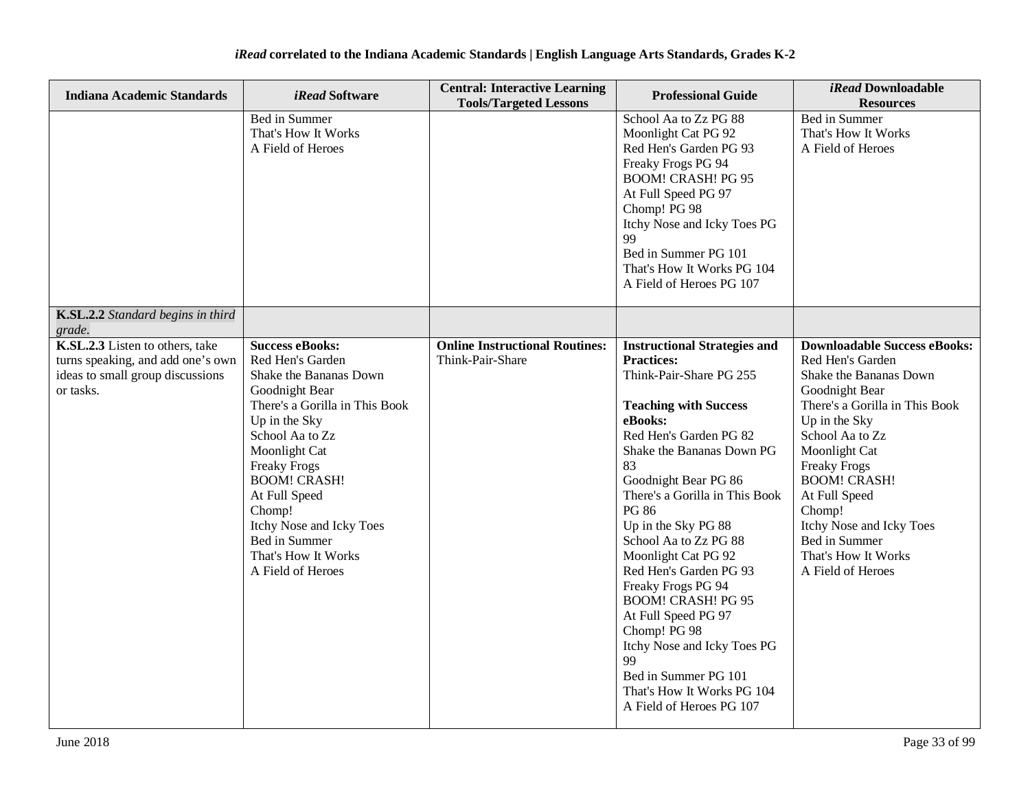**iRead correlated to the Indiana Academic Standards | English Language Arts Standards, Grades K-2**

| Indiana Academic Standards | *iRead* Software | Central: Interactive Learning Tools/Targeted Lessons | Professional Guide | *iRead* Downloadable Resources |
|---|---|---|---|---|
| | Bed in Summer<br>That's How It Works<br>A Field of Heroes | | School Aa to Zz PG 88<br>Moonlight Cat PG 92<br>Red Hen's Garden PG 93<br>Freaky Frogs PG 94<br>BOOM! CRASH! PG 95<br>At Full Speed PG 97<br>Chomp! PG 98<br>Itchy Nose and Icky Toes PG 99<br>Bed in Summer PG 101<br>That's How It Works PG 104<br>A Field of Heroes PG 107 | Bed in Summer<br>That's How It Works<br>A Field of Heroes |
| **K.SL.2.2** *Standard begins in third grade.* | | | | |
| **K.SL.2.3** Listen to others, take turns speaking, and add one's own ideas to small group discussions or tasks. | **Success eBooks:**<br>Red Hen's Garden<br>Shake the Bananas Down<br>Goodnight Bear<br>There's a Gorilla in This Book<br>Up in the Sky<br>School Aa to Zz<br>Moonlight Cat<br>Freaky Frogs<br>BOOM! CRASH!<br>At Full Speed<br>Chomp!<br>Itchy Nose and Icky Toes<br>Bed in Summer<br>That's How It Works<br>A Field of Heroes | **Online Instructional Routines:**<br>Think-Pair-Share | **Instructional Strategies and Practices:**<br>Think-Pair-Share PG 255<br><br>**Teaching with Success eBooks:**<br>Red Hen's Garden PG 82<br>Shake the Bananas Down PG 83<br>Goodnight Bear PG 86<br>There's a Gorilla in This Book PG 86<br>Up in the Sky PG 88<br>School Aa to Zz PG 88<br>Moonlight Cat PG 92<br>Red Hen's Garden PG 93<br>Freaky Frogs PG 94<br>BOOM! CRASH! PG 95<br>At Full Speed PG 97<br>Chomp! PG 98<br>Itchy Nose and Icky Toes PG 99<br>Bed in Summer PG 101<br>That's How It Works PG 104<br>A Field of Heroes PG 107 | **Downloadable Success eBooks:**<br>Red Hen's Garden<br>Shake the Bananas Down<br>Goodnight Bear<br>There's a Gorilla in This Book<br>Up in the Sky<br>School Aa to Zz<br>Moonlight Cat<br>Freaky Frogs<br>BOOM! CRASH!<br>At Full Speed<br>Chomp!<br>Itchy Nose and Icky Toes<br>Bed in Summer<br>That's How It Works<br>A Field of Heroes |

June 2018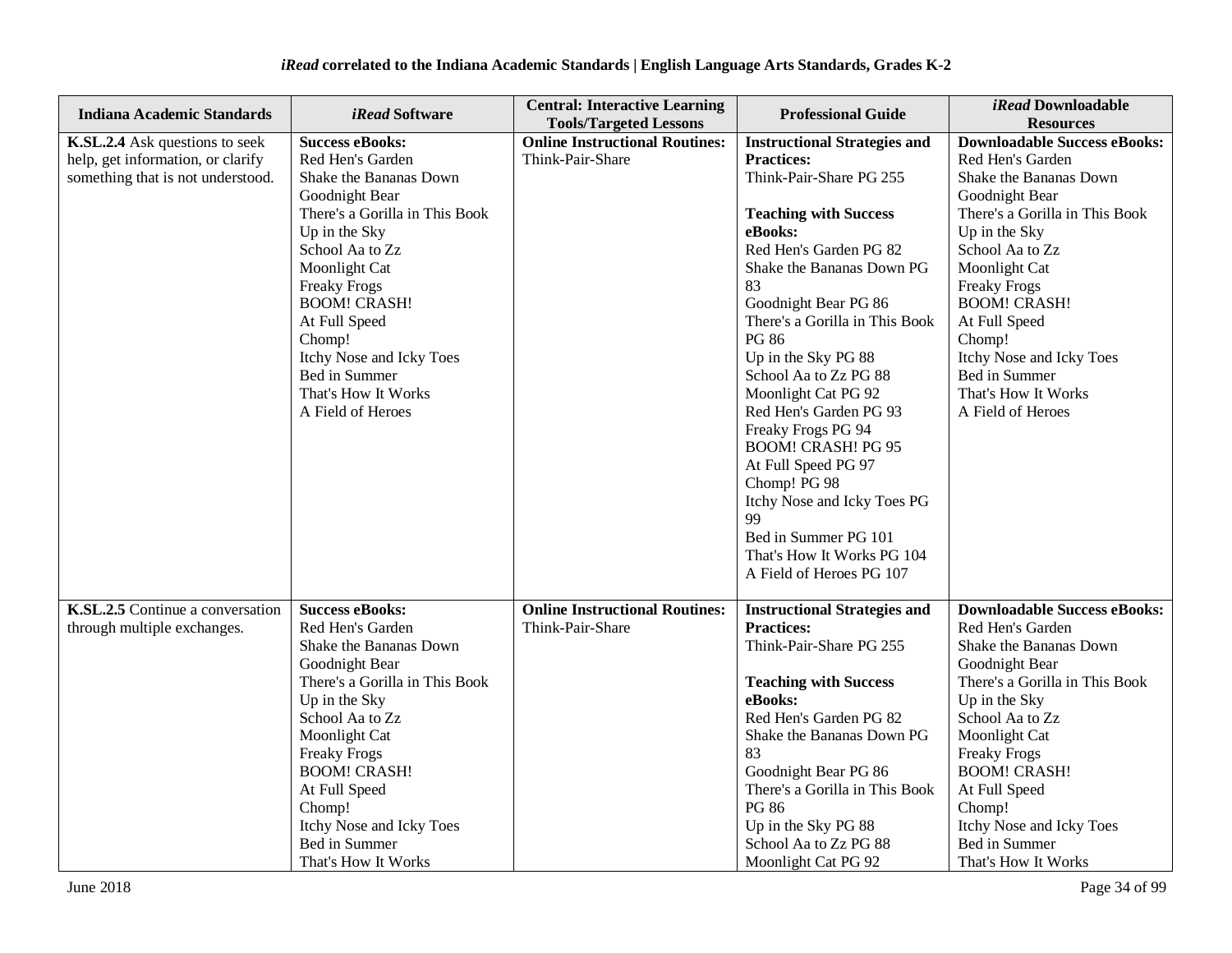**iRead correlated to the Indiana Academic Standards | English Language Arts Standards, Grades K-2**

| Indiana Academic Standards | *iRead* Software | Central: Interactive Learning Tools/Targeted Lessons | Professional Guide | *iRead* Downloadable Resources |
|---|---|---|---|---|
| **K.SL.2.4** Ask questions to seek help, get information, or clarify something that is not understood. | **Success eBooks:**<br>Red Hen's Garden<br>Shake the Bananas Down<br>Goodnight Bear<br>There's a Gorilla in This Book<br>Up in the Sky<br>School Aa to Zz<br>Moonlight Cat<br>Freaky Frogs<br>BOOM! CRASH!<br>At Full Speed<br>Chomp!<br>Itchy Nose and Icky Toes<br>Bed in Summer<br>That's How It Works<br>A Field of Heroes | **Online Instructional Routines:**<br>Think-Pair-Share | **Instructional Strategies and Practices:**<br>Think-Pair-Share PG 255<br><br>**Teaching with Success eBooks:**<br>Red Hen's Garden PG 82<br>Shake the Bananas Down PG 83<br>Goodnight Bear PG 86<br>There's a Gorilla in This Book PG 86<br>Up in the Sky PG 88<br>School Aa to Zz PG 88<br>Moonlight Cat PG 92<br>Red Hen's Garden PG 93<br>Freaky Frogs PG 94<br>BOOM! CRASH! PG 95<br>At Full Speed PG 97<br>Chomp! PG 98<br>Itchy Nose and Icky Toes PG 99<br>Bed in Summer PG 101<br>That's How It Works PG 104<br>A Field of Heroes PG 107 | **Downloadable Success eBooks:**<br>Red Hen's Garden<br>Shake the Bananas Down<br>Goodnight Bear<br>There's a Gorilla in This Book<br>Up in the Sky<br>School Aa to Zz<br>Moonlight Cat<br>Freaky Frogs<br>BOOM! CRASH!<br>At Full Speed<br>Chomp!<br>Itchy Nose and Icky Toes<br>Bed in Summer<br>That's How It Works<br>A Field of Heroes |
| **K.SL.2.5** Continue a conversation through multiple exchanges. | **Success eBooks:**<br>Red Hen's Garden<br>Shake the Bananas Down<br>Goodnight Bear<br>There's a Gorilla in This Book<br>Up in the Sky<br>School Aa to Zz<br>Moonlight Cat<br>Freaky Frogs<br>BOOM! CRASH!<br>At Full Speed<br>Chomp!<br>Itchy Nose and Icky Toes<br>Bed in Summer<br>That's How It Works | **Online Instructional Routines:**<br>Think-Pair-Share | **Instructional Strategies and Practices:**<br>Think-Pair-Share PG 255<br><br>**Teaching with Success eBooks:**<br>Red Hen's Garden PG 82<br>Shake the Bananas Down PG 83<br>Goodnight Bear PG 86<br>There's a Gorilla in This Book PG 86<br>Up in the Sky PG 88<br>School Aa to Zz PG 88<br>Moonlight Cat PG 92 | **Downloadable Success eBooks:**<br>Red Hen's Garden<br>Shake the Bananas Down<br>Goodnight Bear<br>There's a Gorilla in This Book<br>Up in the Sky<br>School Aa to Zz<br>Moonlight Cat<br>Freaky Frogs<br>BOOM! CRASH!<br>At Full Speed<br>Chomp!<br>Itchy Nose and Icky Toes<br>Bed in Summer<br>That's How It Works |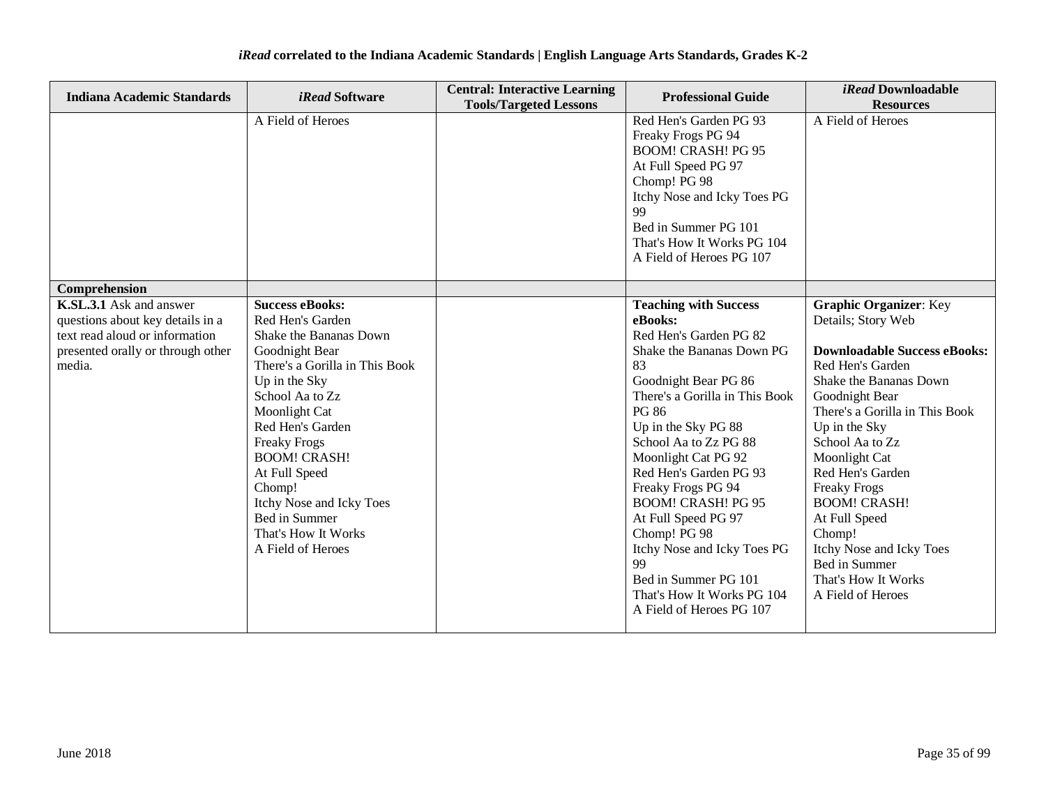# *iRead* correlated to the Indiana Academic Standards | English Language Arts Standards, Grades K-2

| Indiana Academic Standards | *iRead* Software | Central: Interactive Learning Tools/Targeted Lessons | Professional Guide | *iRead* Downloadable Resources |
|---|---|---|---|---|
| | A Field of Heroes | | Red Hen's Garden PG 93<br>Freaky Frogs PG 94<br>BOOM! CRASH! PG 95<br>At Full Speed PG 97<br>Chomp! PG 98<br>Itchy Nose and Icky Toes PG 99<br>Bed in Summer PG 101<br>That's How It Works PG 104<br>A Field of Heroes PG 107 | A Field of Heroes |
| **Comprehension** | | | | |
| **K.SL.3.1** Ask and answer questions about key details in a text read aloud or information presented orally or through other media. | **Success eBooks:**<br>Red Hen's Garden<br>Shake the Bananas Down<br>Goodnight Bear<br>There's a Gorilla in This Book<br>Up in the Sky<br>School Aa to Zz<br>Moonlight Cat<br>Red Hen's Garden<br>Freaky Frogs<br>BOOM! CRASH!<br>At Full Speed<br>Chomp!<br>Itchy Nose and Icky Toes<br>Bed in Summer<br>That's How It Works<br>A Field of Heroes | | **Teaching with Success eBooks:**<br>Red Hen's Garden PG 82<br>Shake the Bananas Down PG 83<br>Goodnight Bear PG 86<br>There's a Gorilla in This Book PG 86<br>Up in the Sky PG 88<br>School Aa to Zz PG 88<br>Moonlight Cat PG 92<br>Red Hen's Garden PG 93<br>Freaky Frogs PG 94<br>BOOM! CRASH! PG 95<br>At Full Speed PG 97<br>Chomp! PG 98<br>Itchy Nose and Icky Toes PG 99<br>Bed in Summer PG 101<br>That's How It Works PG 104<br>A Field of Heroes PG 107 | **Graphic Organizer**: Key Details; Story Web<br><br>**Downloadable Success eBooks:**<br>Red Hen's Garden<br>Shake the Bananas Down<br>Goodnight Bear<br>There's a Gorilla in This Book<br>Up in the Sky<br>School Aa to Zz<br>Moonlight Cat<br>Red Hen's Garden<br>Freaky Frogs<br>BOOM! CRASH!<br>At Full Speed<br>Chomp!<br>Itchy Nose and Icky Toes<br>Bed in Summer<br>That's How It Works<br>A Field of Heroes |

June 2018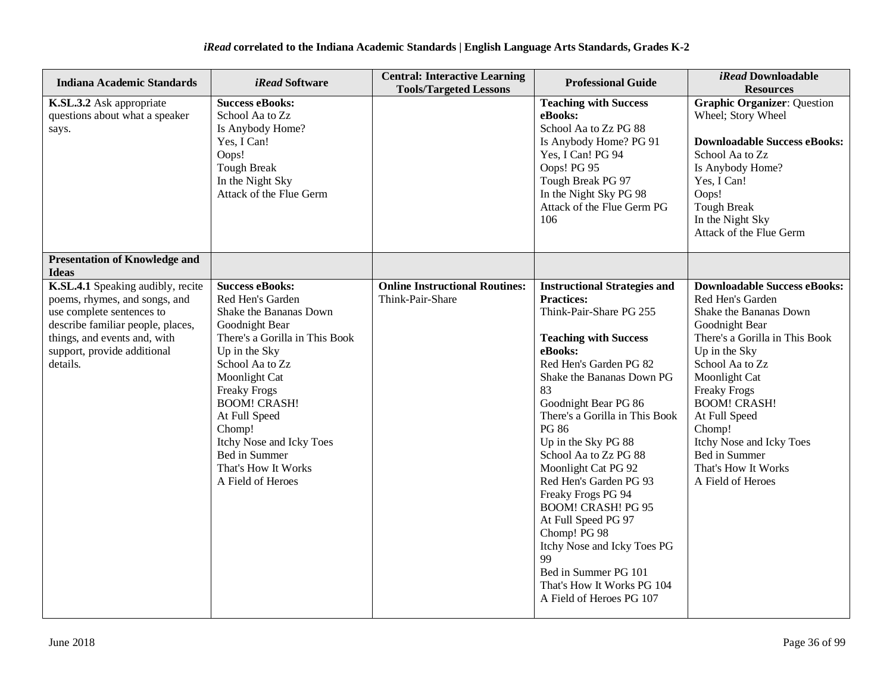| Indiana Academic Standards | *iRead* Software | Central: Interactive Learning Tools/Targeted Lessons | Professional Guide | *iRead* Downloadable Resources |
|---|---|---|---|---|
| **K.SL.3.2** Ask appropriate questions about what a speaker says. | **Success eBooks:**<br>School Aa to Zz<br>Is Anybody Home?<br>Yes, I Can!<br>Oops!<br>Tough Break<br>In the Night Sky<br>Attack of the Flue Germ | | **Teaching with Success eBooks:**<br>School Aa to Zz PG 88<br>Is Anybody Home? PG 91<br>Yes, I Can! PG 94<br>Oops! PG 95<br>Tough Break PG 97<br>In the Night Sky PG 98<br>Attack of the Flue Germ PG 106 | **Graphic Organizer**: Question Wheel; Story Wheel<br><br>**Downloadable Success eBooks:**<br>School Aa to Zz<br>Is Anybody Home?<br>Yes, I Can!<br>Oops!<br>Tough Break<br>In the Night Sky<br>Attack of the Flue Germ |
| **Presentation of Knowledge and Ideas** | | | | |
| **K.SL.4.1** Speaking audibly, recite poems, rhymes, and songs, and use complete sentences to describe familiar people, places, things, and events and, with support, provide additional details. | **Success eBooks:**<br>Red Hen's Garden<br>Shake the Bananas Down<br>Goodnight Bear<br>There's a Gorilla in This Book<br>Up in the Sky<br>School Aa to Zz<br>Moonlight Cat<br>Freaky Frogs<br>BOOM! CRASH!<br>At Full Speed<br>Chomp!<br>Itchy Nose and Icky Toes<br>Bed in Summer<br>That's How It Works<br>A Field of Heroes | **Online Instructional Routines:** Think-Pair-Share | **Instructional Strategies and Practices:**<br>Think-Pair-Share PG 255<br><br>**Teaching with Success eBooks:**<br>Red Hen's Garden PG 82<br>Shake the Bananas Down PG 83<br>Goodnight Bear PG 86<br>There's a Gorilla in This Book PG 86<br>Up in the Sky PG 88<br>School Aa to Zz PG 88<br>Moonlight Cat PG 92<br>Red Hen's Garden PG 93<br>Freaky Frogs PG 94<br>BOOM! CRASH! PG 95<br>At Full Speed PG 97<br>Chomp! PG 98<br>Itchy Nose and Icky Toes PG 99<br>Bed in Summer PG 101<br>That's How It Works PG 104<br>A Field of Heroes PG 107 | **Downloadable Success eBooks:**<br>Red Hen's Garden<br>Shake the Bananas Down<br>Goodnight Bear<br>There's a Gorilla in This Book<br>Up in the Sky<br>School Aa to Zz<br>Moonlight Cat<br>Freaky Frogs<br>BOOM! CRASH!<br>At Full Speed<br>Chomp!<br>Itchy Nose and Icky Toes<br>Bed in Summer<br>That's How It Works<br>A Field of Heroes |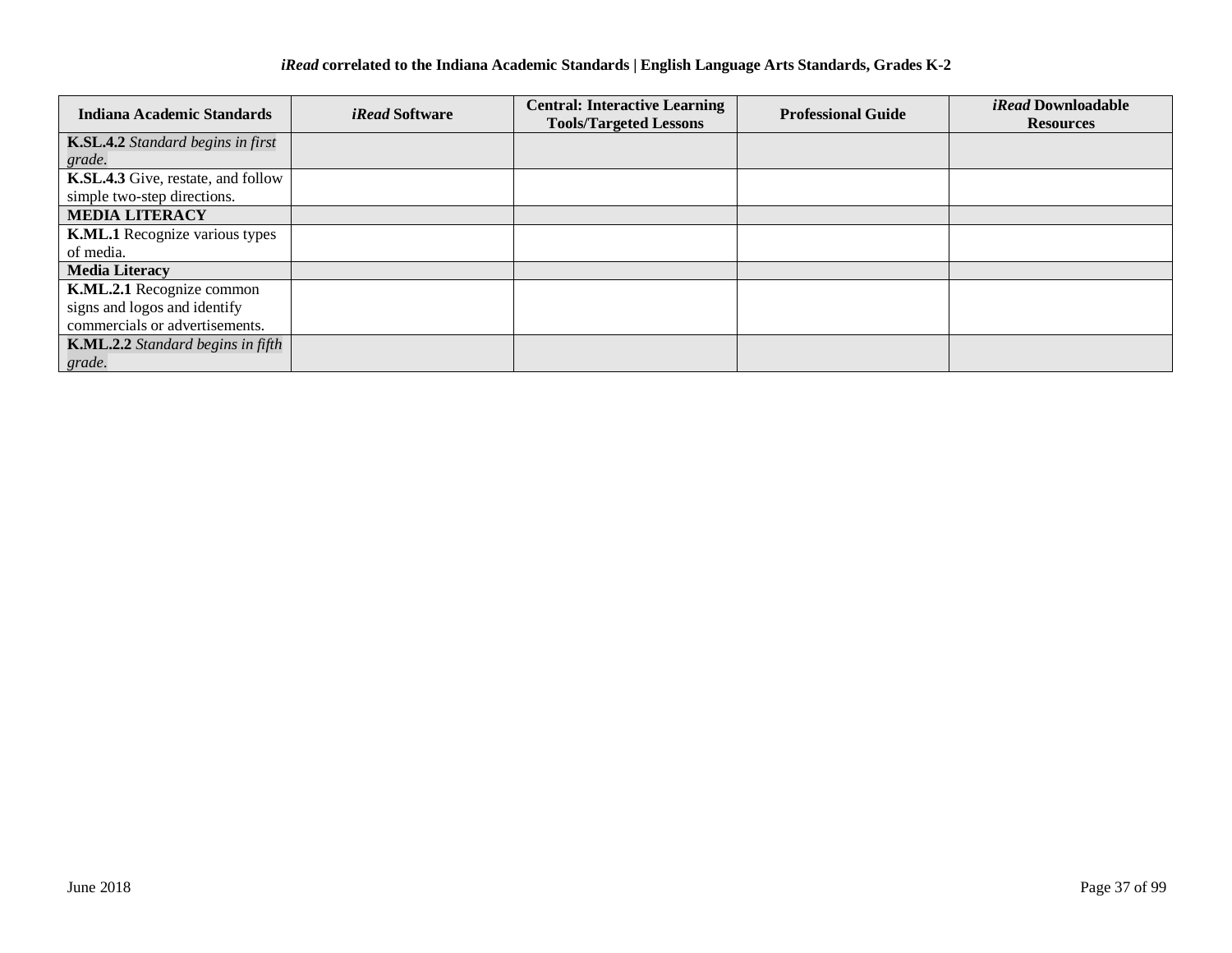**iRead correlated to the Indiana Academic Standards | English Language Arts Standards, Grades K-2**

| Indiana Academic Standards | *iRead* Software | Central: Interactive Learning Tools/Targeted Lessons | Professional Guide | *iRead* Downloadable Resources |
|---|---|---|---|---|
| **K.SL.4.2** *Standard begins in first grade.* | | | | |
| **K.SL.4.3** Give, restate, and follow simple two-step directions. | | | | |
| **MEDIA LITERACY** | | | | |
| **K.ML.1** Recognize various types of media. | | | | |
| **Media Literacy** | | | | |
| **K.ML.2.1** Recognize common signs and logos and identify commercials or advertisements. | | | | |
| **K.ML.2.2** *Standard begins in fifth grade.* | | | | |

June 2018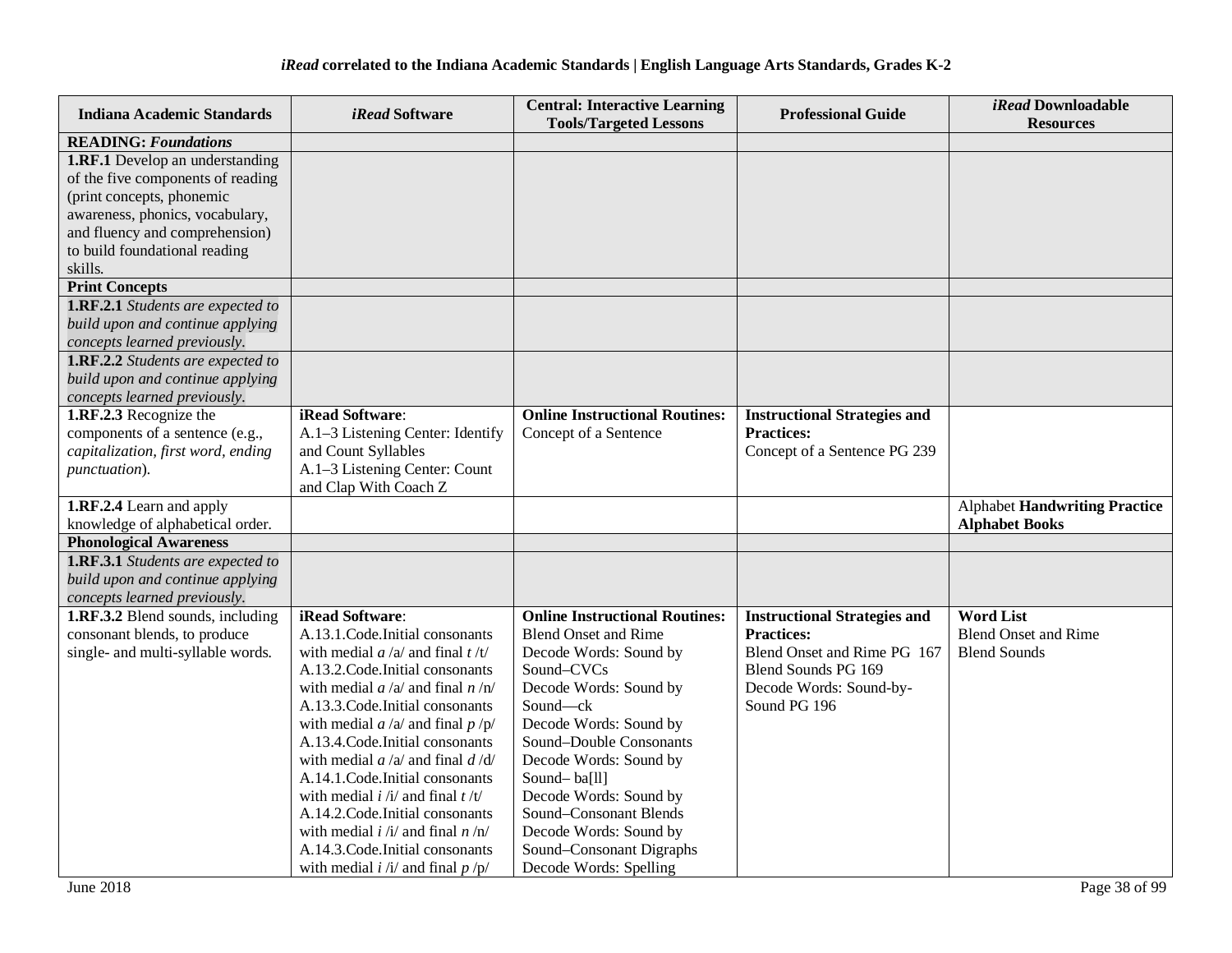*iRead* correlated to the Indiana Academic Standards | English Language Arts Standards, Grades K-2

| Indiana Academic Standards | *iRead* Software | Central: Interactive Learning Tools/Targeted Lessons | Professional Guide | *iRead* Downloadable Resources |
|---|---|---|---|---|
| **READING: *Foundations*** | | | | |
| **1.RF.1** Develop an understanding of the five components of reading (print concepts, phonemic awareness, phonics, vocabulary, and fluency and comprehension) to build foundational reading skills. | | | | |
| **Print Concepts** | | | | |
| **1.RF.2.1** *Students are expected to build upon and continue applying concepts learned previously.* | | | | |
| **1.RF.2.2** *Students are expected to build upon and continue applying concepts learned previously.* | | | | |
| **1.RF.2.3** Recognize the components of a sentence (e.g., *capitalization, first word, ending punctuation*). | **iRead Software**:<br>A.1–3 Listening Center: Identify and Count Syllables<br>A.1–3 Listening Center: Count and Clap With Coach Z | **Online Instructional Routines:**<br>Concept of a Sentence | **Instructional Strategies and Practices:**<br>Concept of a Sentence PG 239 | |
| **1.RF.2.4** Learn and apply knowledge of alphabetical order. | | | | Alphabet **Handwriting Practice**<br>**Alphabet Books** |
| **Phonological Awareness** | | | | |
| **1.RF.3.1** *Students are expected to build upon and continue applying concepts learned previously.* | | | | |
| **1.RF.3.2** Blend sounds, including consonant blends, to produce single- and multi-syllable words. | **iRead Software**:<br>A.13.1.Code.Initial consonants with medial *a* /a/ and final *t* /t/<br>A.13.2.Code.Initial consonants with medial *a* /a/ and final *n* /n/<br>A.13.3.Code.Initial consonants with medial *a* /a/ and final *p* /p/<br>A.13.4.Code.Initial consonants with medial *a* /a/ and final *d* /d/<br>A.14.1.Code.Initial consonants with medial *i* /i/ and final *t* /t/<br>A.14.2.Code.Initial consonants with medial *i* /i/ and final *n* /n/<br>A.14.3.Code.Initial consonants with medial *i* /i/ and final *p* /p/ | **Online Instructional Routines:**<br>Blend Onset and Rime<br>Decode Words: Sound by Sound–CVCs<br>Decode Words: Sound by Sound—ck<br>Decode Words: Sound by Sound–Double Consonants<br>Decode Words: Sound by Sound– ba[ll]<br>Decode Words: Sound by Sound–Consonant Blends<br>Decode Words: Sound by Sound–Consonant Digraphs<br>Decode Words: Spelling | **Instructional Strategies and Practices:**<br>Blend Onset and Rime PG 167<br>Blend Sounds PG 169<br>Decode Words: Sound-by-Sound PG 196 | **Word List**<br>Blend Onset and Rime<br>Blend Sounds |

June 2018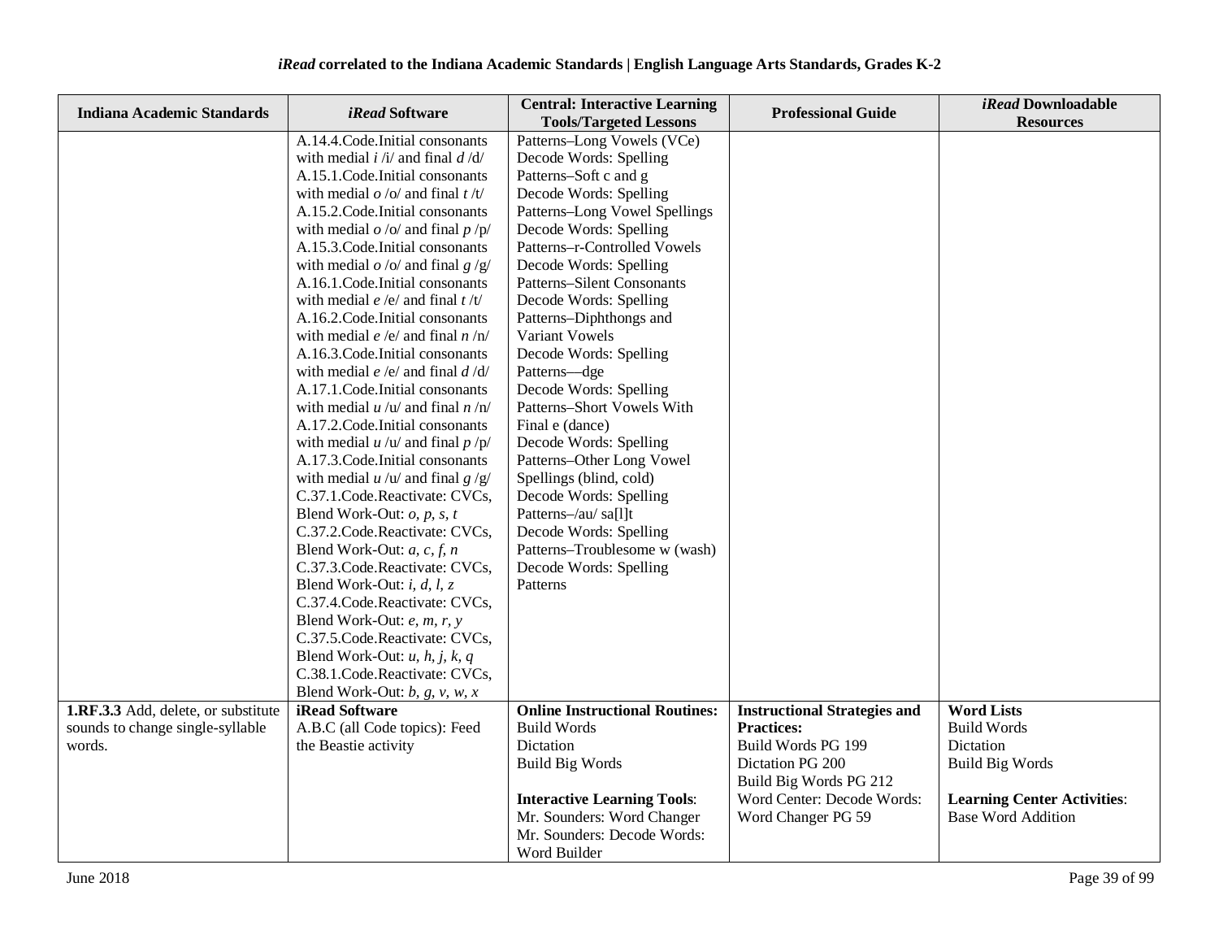**iRead correlated to the Indiana Academic Standards | English Language Arts Standards, Grades K-2**

| Indiana Academic Standards | *iRead* Software | Central: Interactive Learning Tools/Targeted Lessons | Professional Guide | *iRead* Downloadable Resources |
|---|---|---|---|---|
| | A.14.4.Code.Initial consonants with medial *i* /i/ and final *d* /d/<br>A.15.1.Code.Initial consonants with medial *o* /o/ and final *t* /t/<br>A.15.2.Code.Initial consonants with medial *o* /o/ and final *p* /p/<br>A.15.3.Code.Initial consonants with medial *o* /o/ and final *g* /g/<br>A.16.1.Code.Initial consonants with medial *e* /e/ and final *t* /t/<br>A.16.2.Code.Initial consonants with medial *e* /e/ and final *n* /n/<br>A.16.3.Code.Initial consonants with medial *e* /e/ and final *d* /d/<br>A.17.1.Code.Initial consonants with medial *u* /u/ and final *n* /n/<br>A.17.2.Code.Initial consonants with medial *u* /u/ and final *p* /p/<br>A.17.3.Code.Initial consonants with medial *u* /u/ and final *g* /g/<br>C.37.1.Code.Reactivate: CVCs, Blend Work-Out: *o, p, s, t*<br>C.37.2.Code.Reactivate: CVCs, Blend Work-Out: *a, c, f, n*<br>C.37.3.Code.Reactivate: CVCs, Blend Work-Out: *i, d, l, z*<br>C.37.4.Code.Reactivate: CVCs, Blend Work-Out: *e, m, r, y*<br>C.37.5.Code.Reactivate: CVCs, Blend Work-Out: *u, h, j, k, q*<br>C.38.1.Code.Reactivate: CVCs, Blend Work-Out: *b, g, v, w, x* | Patterns–Long Vowels (VCe)<br>Decode Words: Spelling Patterns–Soft c and g<br>Decode Words: Spelling Patterns–Long Vowel Spellings<br>Decode Words: Spelling Patterns–r-Controlled Vowels<br>Decode Words: Spelling Patterns–Silent Consonants<br>Decode Words: Spelling Patterns–Diphthongs and Variant Vowels<br>Decode Words: Spelling Patterns—dge<br>Decode Words: Spelling Patterns–Short Vowels With Final e (dance)<br>Decode Words: Spelling Patterns–Other Long Vowel Spellings (blind, cold)<br>Decode Words: Spelling Patterns–/au/ sa[l]t<br>Decode Words: Spelling Patterns–Troublesome w (wash)<br>Decode Words: Spelling Patterns | | |
| **1.RF.3.3** Add, delete, or substitute sounds to change single-syllable words. | **iRead Software**<br>A.B.C (all Code topics): Feed the Beastie activity | **Online Instructional Routines:**<br>Build Words<br>Dictation<br>Build Big Words<br><br>**Interactive Learning Tools**:<br>Mr. Sounders: Word Changer<br>Mr. Sounders: Decode Words: Word Builder | **Instructional Strategies and Practices:**<br>Build Words PG 199<br>Dictation PG 200<br>Build Big Words PG 212<br>Word Center: Decode Words: Word Changer PG 59 | **Word Lists**<br>Build Words<br>Dictation<br>Build Big Words<br><br>**Learning Center Activities**:<br>Base Word Addition |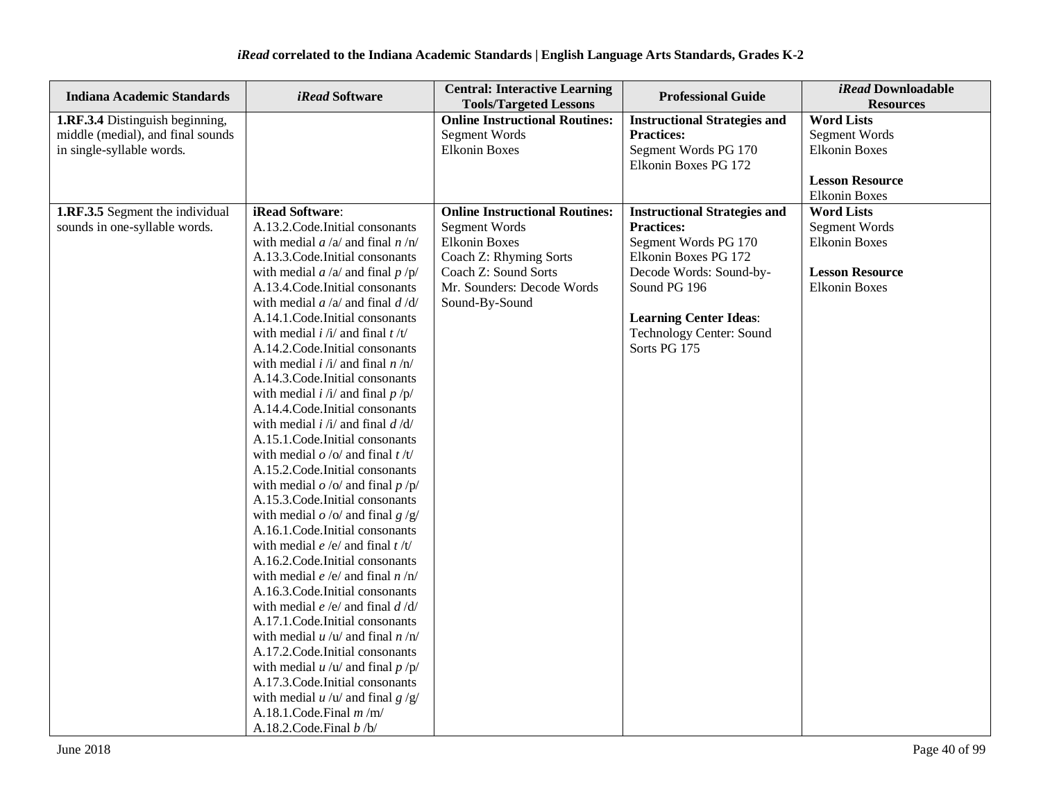**iRead correlated to the Indiana Academic Standards | English Language Arts Standards, Grades K-2**

| Indiana Academic Standards | *iRead* Software | Central: Interactive Learning Tools/Targeted Lessons | Professional Guide | *iRead* Downloadable Resources |
|---|---|---|---|---|
| **1.RF.3.4** Distinguish beginning, middle (medial), and final sounds in single-syllable words. | | **Online Instructional Routines:**<br>Segment Words<br>Elkonin Boxes | **Instructional Strategies and Practices:**<br>Segment Words PG 170<br>Elkonin Boxes PG 172 | **Word Lists**<br>Segment Words<br>Elkonin Boxes<br><br>**Lesson Resource**<br>Elkonin Boxes |
| **1.RF.3.5** Segment the individual sounds in one-syllable words. | **iRead Software**:<br>A.13.2.Code.Initial consonants with medial *a* /a/ and final *n* /n/<br>A.13.3.Code.Initial consonants with medial *a* /a/ and final *p* /p/<br>A.13.4.Code.Initial consonants with medial *a* /a/ and final *d* /d/<br>A.14.1.Code.Initial consonants with medial *i* /i/ and final *t* /t/<br>A.14.2.Code.Initial consonants with medial *i* /i/ and final *n* /n/<br>A.14.3.Code.Initial consonants with medial *i* /i/ and final *p* /p/<br>A.14.4.Code.Initial consonants with medial *i* /i/ and final *d* /d/<br>A.15.1.Code.Initial consonants with medial *o* /o/ and final *t* /t/<br>A.15.2.Code.Initial consonants with medial *o* /o/ and final *p* /p/<br>A.15.3.Code.Initial consonants with medial *o* /o/ and final *g* /g/<br>A.16.1.Code.Initial consonants with medial *e* /e/ and final *t* /t/<br>A.16.2.Code.Initial consonants with medial *e* /e/ and final *n* /n/<br>A.16.3.Code.Initial consonants with medial *e* /e/ and final *d* /d/<br>A.17.1.Code.Initial consonants with medial *u* /u/ and final *n* /n/<br>A.17.2.Code.Initial consonants with medial *u* /u/ and final *p* /p/<br>A.17.3.Code.Initial consonants with medial *u* /u/ and final *g* /g/<br>A.18.1.Code.Final *m* /m/<br>A.18.2.Code.Final *b* /b/ | **Online Instructional Routines:**<br>Segment Words<br>Elkonin Boxes<br>Coach Z: Rhyming Sorts<br>Coach Z: Sound Sorts<br>Mr. Sounders: Decode Words Sound-By-Sound | **Instructional Strategies and Practices:**<br>Segment Words PG 170<br>Elkonin Boxes PG 172<br>Decode Words: Sound-by-Sound PG 196<br><br>**Learning Center Ideas**:<br>Technology Center: Sound Sorts PG 175 | **Word Lists**<br>Segment Words<br>Elkonin Boxes<br><br>**Lesson Resource**<br>Elkonin Boxes |

June 2018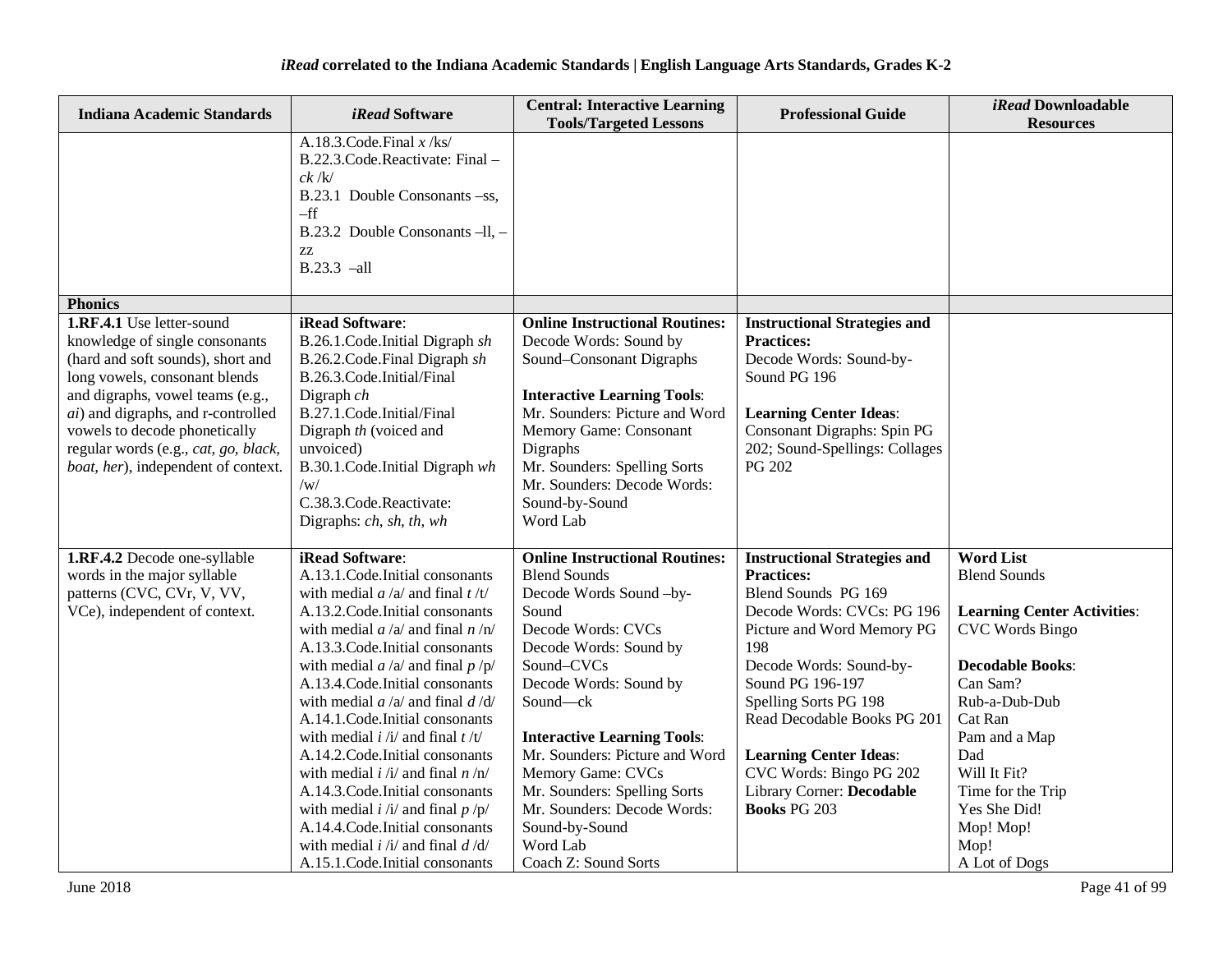### *iRead* correlated to the Indiana Academic Standards | English Language Arts Standards, Grades K-2

| Indiana Academic Standards | *iRead* Software | Central: Interactive Learning Tools/Targeted Lessons | Professional Guide | *iRead* Downloadable Resources |
|---|---|---|---|---|
| | A.18.3.Code.Final *x* /ks/<br>B.22.3.Code.Reactivate: Final – *ck* /k/<br>B.23.1 Double Consonants –ss, –ff<br>B.23.2 Double Consonants –ll, –zz<br>B.23.3 –all | | | |
| **Phonics** | | | | |
| **1.RF.4.1** Use letter-sound knowledge of single consonants (hard and soft sounds), short and long vowels, consonant blends and digraphs, vowel teams (e.g., *ai*) and digraphs, and r-controlled vowels to decode phonetically regular words (e.g., *cat, go, black, boat, her*), independent of context. | **iRead Software**:<br>B.26.1.Code.Initial Digraph *sh*<br>B.26.2.Code.Final Digraph *sh*<br>B.26.3.Code.Initial/Final Digraph *ch*<br>B.27.1.Code.Initial/Final Digraph *th* (voiced and unvoiced)<br>B.30.1.Code.Initial Digraph *wh* /w/<br>C.38.3.Code.Reactivate: Digraphs: *ch, sh, th, wh* | **Online Instructional Routines:**<br>Decode Words: Sound by Sound–Consonant Digraphs<br><br>**Interactive Learning Tools**:<br>Mr. Sounders: Picture and Word Memory Game: Consonant Digraphs<br>Mr. Sounders: Spelling Sorts<br>Mr. Sounders: Decode Words: Sound-by-Sound<br>Word Lab | **Instructional Strategies and Practices:**<br>Decode Words: Sound-by-Sound PG 196<br><br>**Learning Center Ideas**:<br>Consonant Digraphs: Spin PG 202; Sound-Spellings: Collages PG 202 | |
| **1.RF.4.2** Decode one-syllable words in the major syllable patterns (CVC, CVr, V, VV, VCe), independent of context. | **iRead Software**:<br>A.13.1.Code.Initial consonants with medial *a* /a/ and final *t* /t/<br>A.13.2.Code.Initial consonants with medial *a* /a/ and final *n* /n/<br>A.13.3.Code.Initial consonants with medial *a* /a/ and final *p* /p/<br>A.13.4.Code.Initial consonants with medial *a* /a/ and final *d* /d/<br>A.14.1.Code.Initial consonants with medial *i* /i/ and final *t* /t/<br>A.14.2.Code.Initial consonants with medial *i* /i/ and final *n* /n/<br>A.14.3.Code.Initial consonants with medial *i* /i/ and final *p* /p/<br>A.14.4.Code.Initial consonants with medial *i* /i/ and final *d* /d/<br>A.15.1.Code.Initial consonants | **Online Instructional Routines:**<br>Blend Sounds<br>Decode Words Sound –by-Sound<br>Decode Words: CVCs<br>Decode Words: Sound by Sound–CVCs<br>Decode Words: Sound by Sound—ck<br><br>**Interactive Learning Tools**:<br>Mr. Sounders: Picture and Word Memory Game: CVCs<br>Mr. Sounders: Spelling Sorts<br>Mr. Sounders: Decode Words: Sound-by-Sound<br>Word Lab<br>Coach Z: Sound Sorts | **Instructional Strategies and Practices:**<br>Blend Sounds PG 169<br>Decode Words: CVCs: PG 196<br>Picture and Word Memory PG 198<br>Decode Words: Sound-by-Sound PG 196-197<br>Spelling Sorts PG 198<br>Read Decodable Books PG 201<br><br>**Learning Center Ideas**:<br>CVC Words: Bingo PG 202<br>Library Corner: **Decodable Books** PG 203 | **Word List**<br>Blend Sounds<br><br>**Learning Center Activities**:<br>CVC Words Bingo<br><br>**Decodable Books**:<br>Can Sam?<br>Rub-a-Dub-Dub<br>Cat Ran<br>Pam and a Map<br>Dad<br>Will It Fit?<br>Time for the Trip<br>Yes She Did!<br>Mop! Mop!<br>Mop!<br>A Lot of Dogs |

June 2018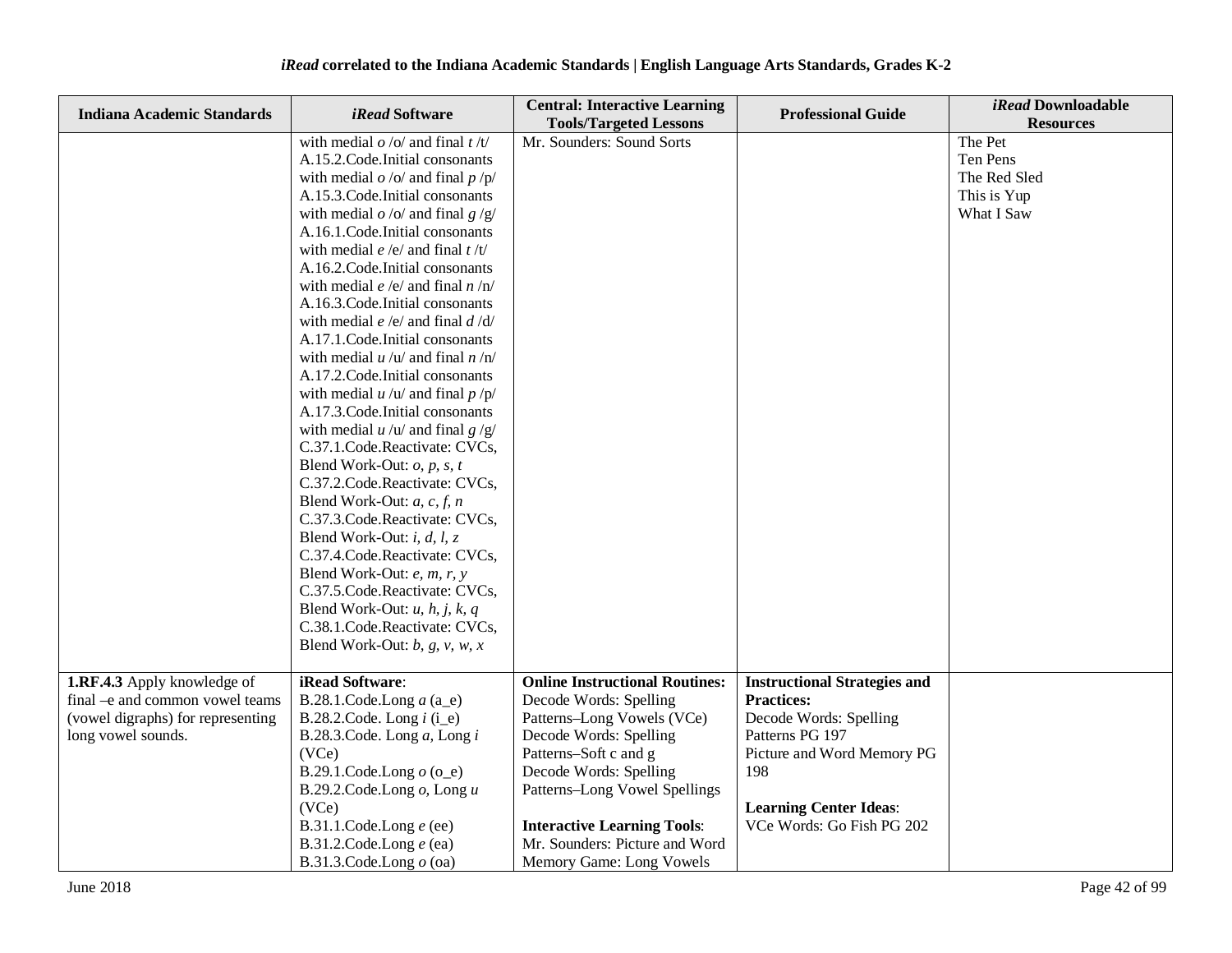**iRead correlated to the Indiana Academic Standards | English Language Arts Standards, Grades K-2**

| Indiana Academic Standards | *iRead* Software | Central: Interactive Learning Tools/Targeted Lessons | Professional Guide | *iRead* Downloadable Resources |
|---|---|---|---|---|
| | with medial *o* /o/ and final *t* /t/<br>A.15.2.Code.Initial consonants with medial *o* /o/ and final *p* /p/<br>A.15.3.Code.Initial consonants with medial *o* /o/ and final *g* /g/<br>A.16.1.Code.Initial consonants with medial *e* /e/ and final *t* /t/<br>A.16.2.Code.Initial consonants with medial *e* /e/ and final *n* /n/<br>A.16.3.Code.Initial consonants with medial *e* /e/ and final *d* /d/<br>A.17.1.Code.Initial consonants with medial *u* /u/ and final *n* /n/<br>A.17.2.Code.Initial consonants with medial *u* /u/ and final *p* /p/<br>A.17.3.Code.Initial consonants with medial *u* /u/ and final *g* /g/<br>C.37.1.Code.Reactivate: CVCs, Blend Work-Out: *o, p, s, t*<br>C.37.2.Code.Reactivate: CVCs, Blend Work-Out: *a, c, f, n*<br>C.37.3.Code.Reactivate: CVCs, Blend Work-Out: *i, d, l, z*<br>C.37.4.Code.Reactivate: CVCs, Blend Work-Out: *e, m, r, y*<br>C.37.5.Code.Reactivate: CVCs, Blend Work-Out: *u, h, j, k, q*<br>C.38.1.Code.Reactivate: CVCs, Blend Work-Out: *b, g, v, w, x* | Mr. Sounders: Sound Sorts | | The Pet<br>Ten Pens<br>The Red Sled<br>This is Yup<br>What I Saw |
| **1.RF.4.3** Apply knowledge of final –e and common vowel teams (vowel digraphs) for representing long vowel sounds. | **iRead Software**:<br>B.28.1.Code.Long *a* (a_e)<br>B.28.2.Code. Long *i* (i_e)<br>B.28.3.Code. Long *a*, Long *i* (VCe)<br>B.29.1.Code.Long *o* (o_e)<br>B.29.2.Code.Long *o*, Long *u* (VCe)<br>B.31.1.Code.Long *e* (ee)<br>B.31.2.Code.Long *e* (ea)<br>B.31.3.Code.Long *o* (oa) | **Online Instructional Routines:**<br>Decode Words: Spelling Patterns–Long Vowels (VCe)<br>Decode Words: Spelling Patterns–Soft c and g<br>Decode Words: Spelling Patterns–Long Vowel Spellings<br><br>**Interactive Learning Tools**:<br>Mr. Sounders: Picture and Word Memory Game: Long Vowels | **Instructional Strategies and Practices:**<br>Decode Words: Spelling Patterns PG 197<br>Picture and Word Memory PG 198<br><br>**Learning Center Ideas**:<br>VCe Words: Go Fish PG 202 | |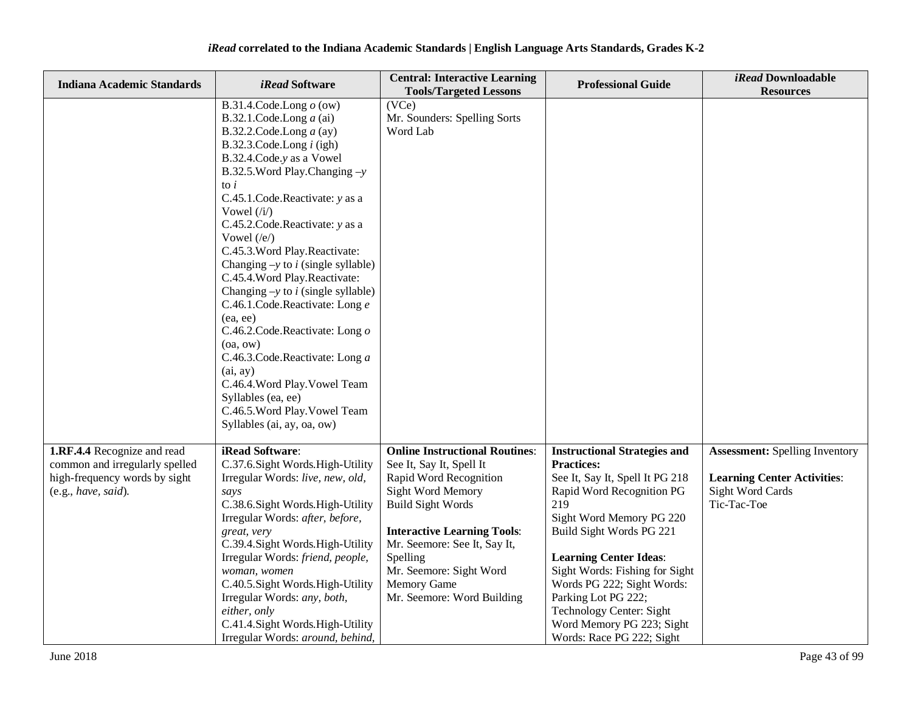**_iRead_ correlated to the Indiana Academic Standards | English Language Arts Standards, Grades K-2**

| Indiana Academic Standards | *iRead* Software | Central: Interactive Learning Tools/Targeted Lessons | Professional Guide | *iRead* Downloadable Resources |
|---|---|---|---|---|
| | B.31.4.Code.Long *o* (ow)<br>B.32.1.Code.Long *a* (ai)<br>B.32.2.Code.Long *a* (ay)<br>B.32.3.Code.Long *i* (igh)<br>B.32.4.Code.*y* as a Vowel<br>B.32.5.Word Play.Changing –*y* to *i*<br>C.45.1.Code.Reactivate: *y* as a Vowel (/i/)<br>C.45.2.Code.Reactivate: *y* as a Vowel (/e/)<br>C.45.3.Word Play.Reactivate: Changing –*y* to *i* (single syllable)<br>C.45.4.Word Play.Reactivate: Changing –*y* to *i* (single syllable)<br>C.46.1.Code.Reactivate: Long *e* (ea, ee)<br>C.46.2.Code.Reactivate: Long *o* (oa, ow)<br>C.46.3.Code.Reactivate: Long *a* (ai, ay)<br>C.46.4.Word Play.Vowel Team Syllables (ea, ee)<br>C.46.5.Word Play.Vowel Team Syllables (ai, ay, oa, ow) | (VCe)<br>Mr. Sounders: Spelling Sorts<br>Word Lab | | |
| **1.RF.4.4** Recognize and read common and irregularly spelled high-frequency words by sight (e.g., *have, said*). | **iRead Software**:<br>C.37.6.Sight Words.High-Utility Irregular Words: *live, new, old, says*<br>C.38.6.Sight Words.High-Utility Irregular Words: *after, before, great, very*<br>C.39.4.Sight Words.High-Utility Irregular Words: *friend, people, woman, women*<br>C.40.5.Sight Words.High-Utility Irregular Words: *any, both, either, only*<br>C.41.4.Sight Words.High-Utility Irregular Words: *around, behind,* | **Online Instructional Routines**:<br>See It, Say It, Spell It<br>Rapid Word Recognition<br>Sight Word Memory<br>Build Sight Words<br><br>**Interactive Learning Tools**:<br>Mr. Seemore: See It, Say It, Spelling<br>Mr. Seemore: Sight Word Memory Game<br>Mr. Seemore: Word Building | **Instructional Strategies and Practices:**<br>See It, Say It, Spell It PG 218<br>Rapid Word Recognition PG 219<br>Sight Word Memory PG 220<br>Build Sight Words PG 221<br><br>**Learning Center Ideas**:<br>Sight Words: Fishing for Sight Words PG 222; Sight Words: Parking Lot PG 222; Technology Center: Sight Word Memory PG 223; Sight Words: Race PG 222; Sight | **Assessment:** Spelling Inventory<br><br>**Learning Center Activities**:<br>Sight Word Cards<br>Tic-Tac-Toe |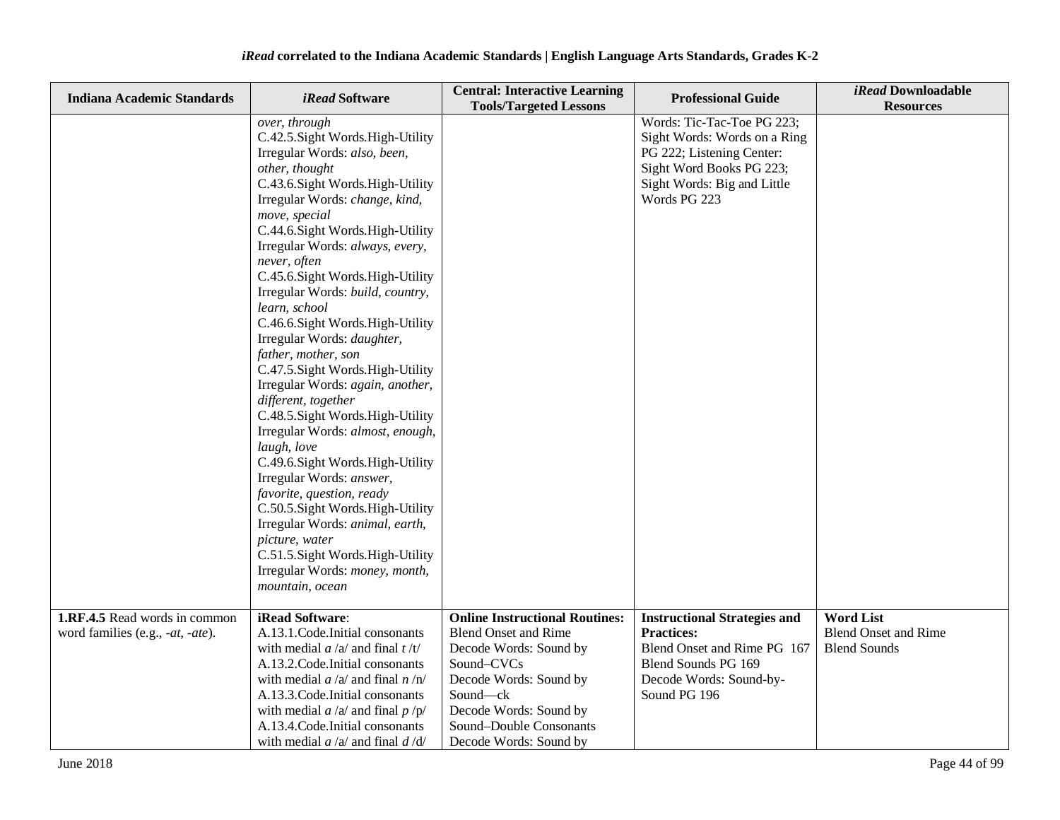**iRead correlated to the Indiana Academic Standards | English Language Arts Standards, Grades K-2**

| Indiana Academic Standards | *iRead* Software | Central: Interactive Learning Tools/Targeted Lessons | Professional Guide | *iRead* Downloadable Resources |
|---|---|---|---|---|
| | *over, through*<br>C.42.5.Sight Words.High-Utility Irregular Words: *also, been, other, thought*<br>C.43.6.Sight Words.High-Utility Irregular Words: *change, kind, move, special*<br>C.44.6.Sight Words.High-Utility Irregular Words: *always, every, never, often*<br>C.45.6.Sight Words.High-Utility Irregular Words: *build, country, learn, school*<br>C.46.6.Sight Words.High-Utility Irregular Words: *daughter, father, mother, son*<br>C.47.5.Sight Words.High-Utility Irregular Words: *again, another, different, together*<br>C.48.5.Sight Words.High-Utility Irregular Words: *almost, enough, laugh, love*<br>C.49.6.Sight Words.High-Utility Irregular Words: *answer, favorite, question, ready*<br>C.50.5.Sight Words.High-Utility Irregular Words: *animal, earth, picture, water*<br>C.51.5.Sight Words.High-Utility Irregular Words: *money, month, mountain, ocean* | | Words: Tic-Tac-Toe PG 223; Sight Words: Words on a Ring PG 222; Listening Center: Sight Word Books PG 223; Sight Words: Big and Little Words PG 223 | |
| **1.RF.4.5** Read words in common word families (e.g., *-at, -ate*). | **iRead Software**:<br>A.13.1.Code.Initial consonants with medial *a* /a/ and final *t* /t/<br>A.13.2.Code.Initial consonants with medial *a* /a/ and final *n* /n/<br>A.13.3.Code.Initial consonants with medial *a* /a/ and final *p* /p/<br>A.13.4.Code.Initial consonants with medial *a* /a/ and final *d* /d/ | **Online Instructional Routines:**<br>Blend Onset and Rime<br>Decode Words: Sound by Sound–CVCs<br>Decode Words: Sound by Sound—ck<br>Decode Words: Sound by Sound–Double Consonants<br>Decode Words: Sound by | **Instructional Strategies and Practices:**<br>Blend Onset and Rime PG 167<br>Blend Sounds PG 169<br>Decode Words: Sound-by-Sound PG 196 | **Word List**<br>Blend Onset and Rime<br>Blend Sounds |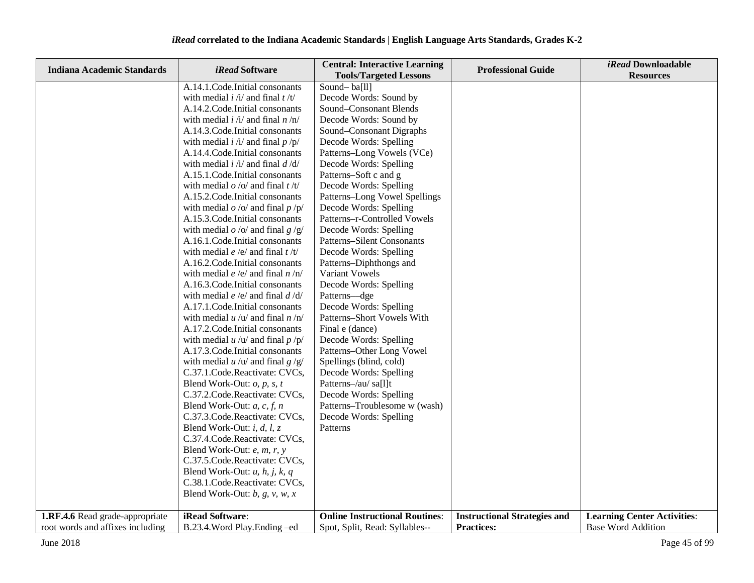| Indiana Academic Standards | *iRead* Software | Central: Interactive Learning Tools/Targeted Lessons | Professional Guide | *iRead* Downloadable Resources |
|---|---|---|---|---|
| | A.14.1.Code.Initial consonants with medial *i* /i/ and final *t* /t/<br>A.14.2.Code.Initial consonants with medial *i* /i/ and final *n* /n/<br>A.14.3.Code.Initial consonants with medial *i* /i/ and final *p* /p/<br>A.14.4.Code.Initial consonants with medial *i* /i/ and final *d* /d/<br>A.15.1.Code.Initial consonants with medial *o* /o/ and final *t* /t/<br>A.15.2.Code.Initial consonants with medial *o* /o/ and final *p* /p/<br>A.15.3.Code.Initial consonants with medial *o* /o/ and final *g* /g/<br>A.16.1.Code.Initial consonants with medial *e* /e/ and final *t* /t/<br>A.16.2.Code.Initial consonants with medial *e* /e/ and final *n* /n/<br>A.16.3.Code.Initial consonants with medial *e* /e/ and final *d* /d/<br>A.17.1.Code.Initial consonants with medial *u* /u/ and final *n* /n/<br>A.17.2.Code.Initial consonants with medial *u* /u/ and final *p* /p/<br>A.17.3.Code.Initial consonants with medial *u* /u/ and final *g* /g/<br>C.37.1.Code.Reactivate: CVCs, Blend Work-Out: *o, p, s, t*<br>C.37.2.Code.Reactivate: CVCs, Blend Work-Out: *a, c, f, n*<br>C.37.3.Code.Reactivate: CVCs, Blend Work-Out: *i, d, l, z*<br>C.37.4.Code.Reactivate: CVCs, Blend Work-Out: *e, m, r, y*<br>C.37.5.Code.Reactivate: CVCs, Blend Work-Out: *u, h, j, k, q*<br>C.38.1.Code.Reactivate: CVCs, Blend Work-Out: *b, g, v, w, x* | Sound– ba[ll]<br>Decode Words: Sound by Sound–Consonant Blends<br>Decode Words: Sound by Sound–Consonant Digraphs<br>Decode Words: Spelling Patterns–Long Vowels (VCe)<br>Decode Words: Spelling Patterns–Soft c and g<br>Decode Words: Spelling Patterns–Long Vowel Spellings<br>Decode Words: Spelling Patterns–r-Controlled Vowels<br>Decode Words: Spelling Patterns–Silent Consonants<br>Decode Words: Spelling Patterns–Diphthongs and Variant Vowels<br>Decode Words: Spelling Patterns—dge<br>Decode Words: Spelling Patterns–Short Vowels With Final e (dance)<br>Decode Words: Spelling Patterns–Other Long Vowel Spellings (blind, cold)<br>Decode Words: Spelling Patterns–/au/ sa[l]t<br>Decode Words: Spelling Patterns–Troublesome w (wash)<br>Decode Words: Spelling Patterns | | |
| **1.RF.4.6** Read grade-appropriate root words and affixes including | **iRead Software**:<br>B.23.4.Word Play.Ending –ed | **Online Instructional Routines**: Spot, Split, Read: Syllables-- | **Instructional Strategies and Practices:** | **Learning Center Activities**: Base Word Addition |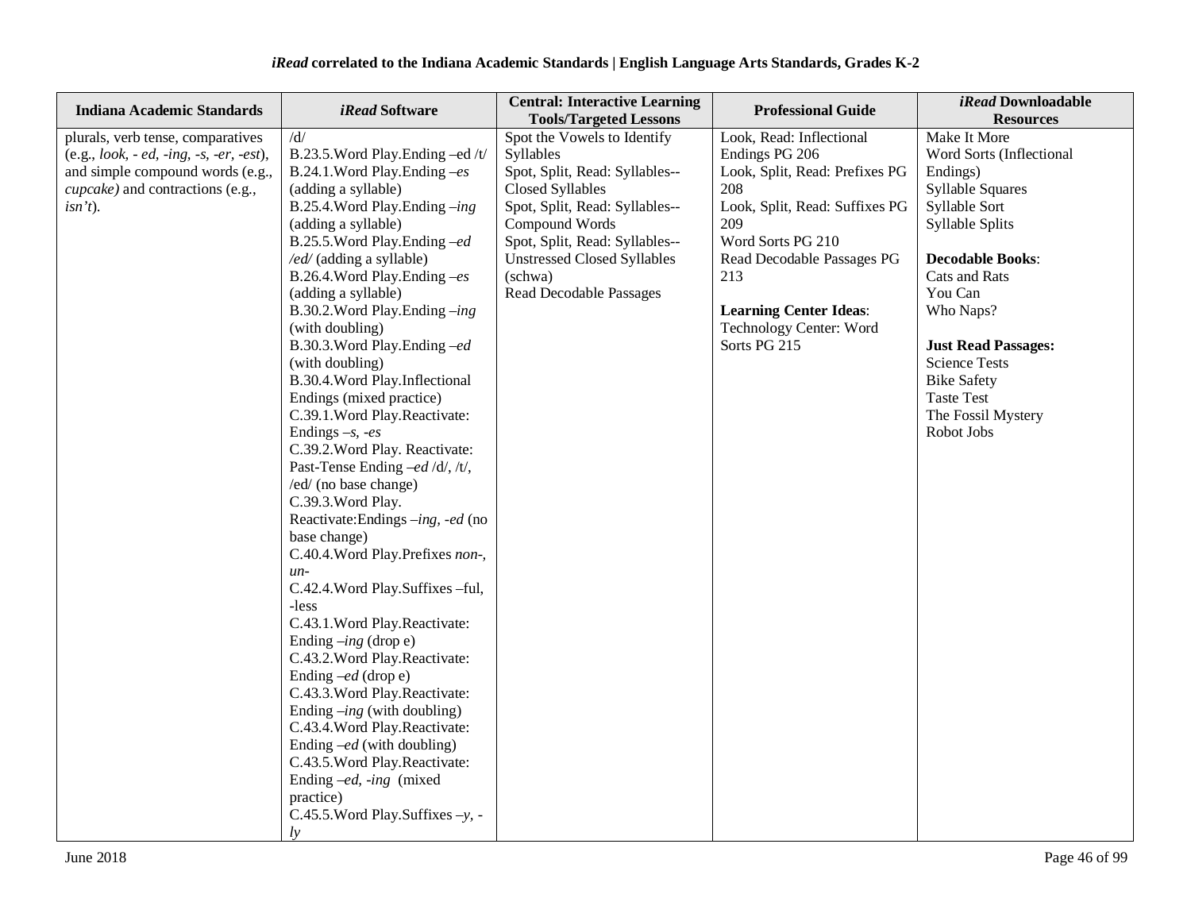| Indiana Academic Standards | *iRead* Software | Central: Interactive Learning Tools/Targeted Lessons | Professional Guide | *iRead* Downloadable Resources |
|---|---|---|---|---|
| plurals, verb tense, comparatives (e.g., *look, - ed, -ing, -s, -er, -est*), and simple compound words (e.g., *cupcake)* and contractions (e.g., *isn't*). | /d/<br>B.23.5.Word Play.Ending –ed /t/<br>B.24.1.Word Play.Ending *–es* (adding a syllable)<br>B.25.4.Word Play.Ending *–ing* (adding a syllable)<br>B.25.5.Word Play.Ending *–ed /ed/* (adding a syllable)<br>B.26.4.Word Play.Ending *–es* (adding a syllable)<br>B.30.2.Word Play.Ending *–ing* (with doubling)<br>B.30.3.Word Play.Ending *–ed* (with doubling)<br>B.30.4.Word Play.Inflectional Endings (mixed practice)<br>C.39.1.Word Play.Reactivate: Endings *–s, -es*<br>C.39.2.Word Play. Reactivate: Past-Tense Ending *–ed* /d/, /t/, /ed/ (no base change)<br>C.39.3.Word Play. Reactivate:Endings *–ing, -ed* (no base change)<br>C.40.4.Word Play.Prefixes *non-, un-*<br>C.42.4.Word Play.Suffixes –ful, -less<br>C.43.1.Word Play.Reactivate: Ending *–ing* (drop e)<br>C.43.2.Word Play.Reactivate: Ending *–ed* (drop e)<br>C.43.3.Word Play.Reactivate: Ending *–ing* (with doubling)<br>C.43.4.Word Play.Reactivate: Ending *–ed* (with doubling)<br>C.43.5.Word Play.Reactivate: Ending *–ed, -ing* (mixed practice)<br>C.45.5.Word Play.Suffixes *–y, -ly* | Spot the Vowels to Identify Syllables<br>Spot, Split, Read: Syllables--Closed Syllables<br>Spot, Split, Read: Syllables--Compound Words<br>Spot, Split, Read: Syllables--Unstressed Closed Syllables (schwa)<br>Read Decodable Passages | Look, Read: Inflectional Endings PG 206<br>Look, Split, Read: Prefixes PG 208<br>Look, Split, Read: Suffixes PG 209<br>Word Sorts PG 210<br>Read Decodable Passages PG 213<br><br>**Learning Center Ideas**:<br>Technology Center: Word Sorts PG 215 | Make It More<br>Word Sorts (Inflectional Endings)<br>Syllable Squares<br>Syllable Sort<br>Syllable Splits<br><br>**Decodable Books**:<br>Cats and Rats<br>You Can<br>Who Naps?<br><br>**Just Read Passages:**<br>Science Tests<br>Bike Safety<br>Taste Test<br>The Fossil Mystery<br>Robot Jobs |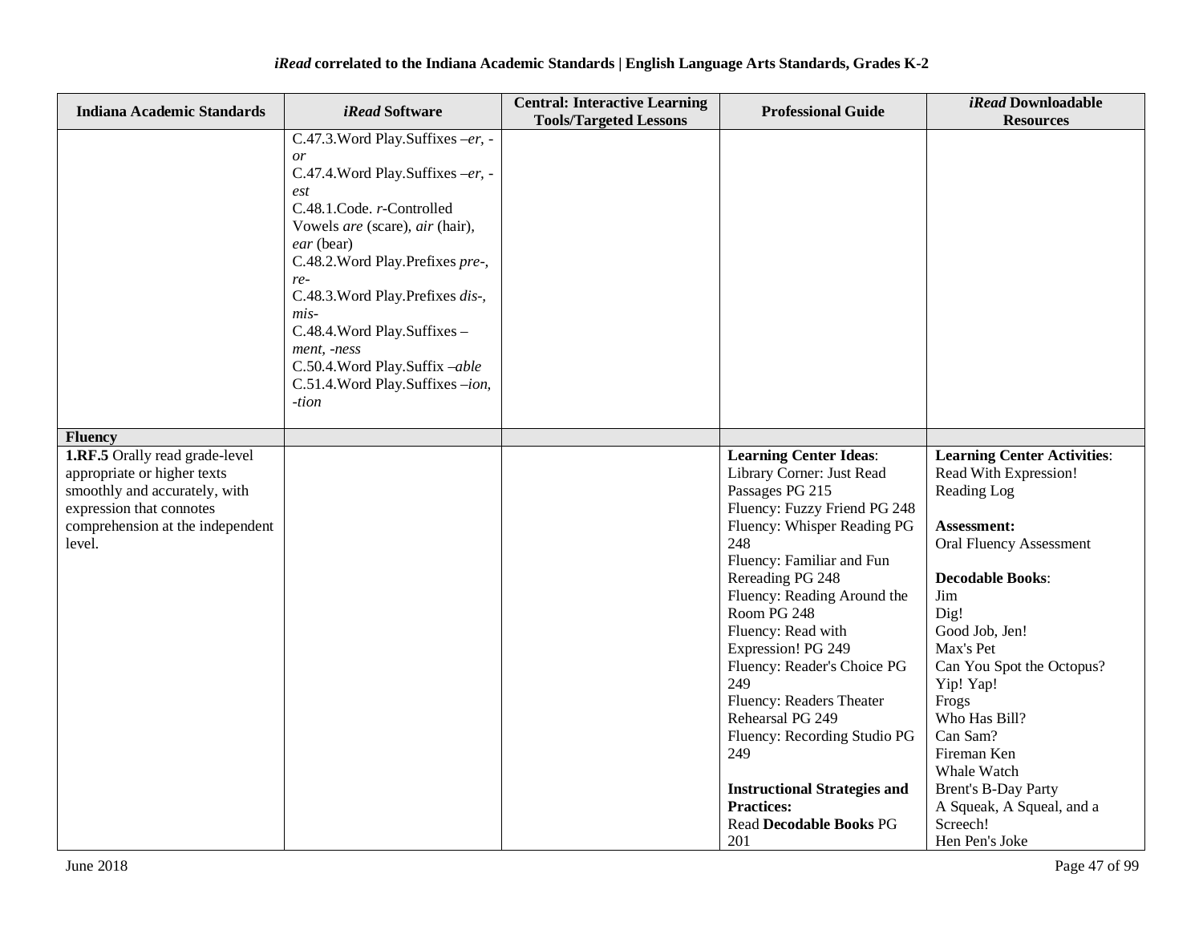| Indiana Academic Standards | *iRead* Software | Central: Interactive Learning Tools/Targeted Lessons | Professional Guide | *iRead* Downloadable Resources |
|---|---|---|---|---|
| | C.47.3.Word Play.Suffixes –*er*, -*or*<br>C.47.4.Word Play.Suffixes –*er*, -*est*<br>C.48.1.Code. *r*-Controlled Vowels *are* (scare), *air* (hair), *ear* (bear)<br>C.48.2.Word Play.Prefixes *pre-*, *re-*<br>C.48.3.Word Play.Prefixes *dis-*, *mis-*<br>C.48.4.Word Play.Suffixes –*ment*, *-ness*<br>C.50.4.Word Play.Suffix –*able*<br>C.51.4.Word Play.Suffixes –*ion*, *-tion* | | | |
| **Fluency** | | | | |
| **1.RF.5** Orally read grade-level appropriate or higher texts smoothly and accurately, with expression that connotes comprehension at the independent level. | | | **Learning Center Ideas**:<br>Library Corner: Just Read Passages PG 215<br>Fluency: Fuzzy Friend PG 248<br>Fluency: Whisper Reading PG 248<br>Fluency: Familiar and Fun Rereading PG 248<br>Fluency: Reading Around the Room PG 248<br>Fluency: Read with Expression! PG 249<br>Fluency: Reader's Choice PG 249<br>Fluency: Readers Theater Rehearsal PG 249<br>Fluency: Recording Studio PG 249<br><br>**Instructional Strategies and Practices:**<br>Read **Decodable Books** PG 201 | **Learning Center Activities**:<br>Read With Expression!<br>Reading Log<br><br>**Assessment:**<br>Oral Fluency Assessment<br><br>**Decodable Books**:<br>Jim<br>Dig!<br>Good Job, Jen!<br>Max's Pet<br>Can You Spot the Octopus?<br>Yip! Yap!<br>Frogs<br>Who Has Bill?<br>Can Sam?<br>Fireman Ken<br>Whale Watch<br>Brent's B-Day Party<br>A Squeak, A Squeal, and a Screech!<br>Hen Pen's Joke |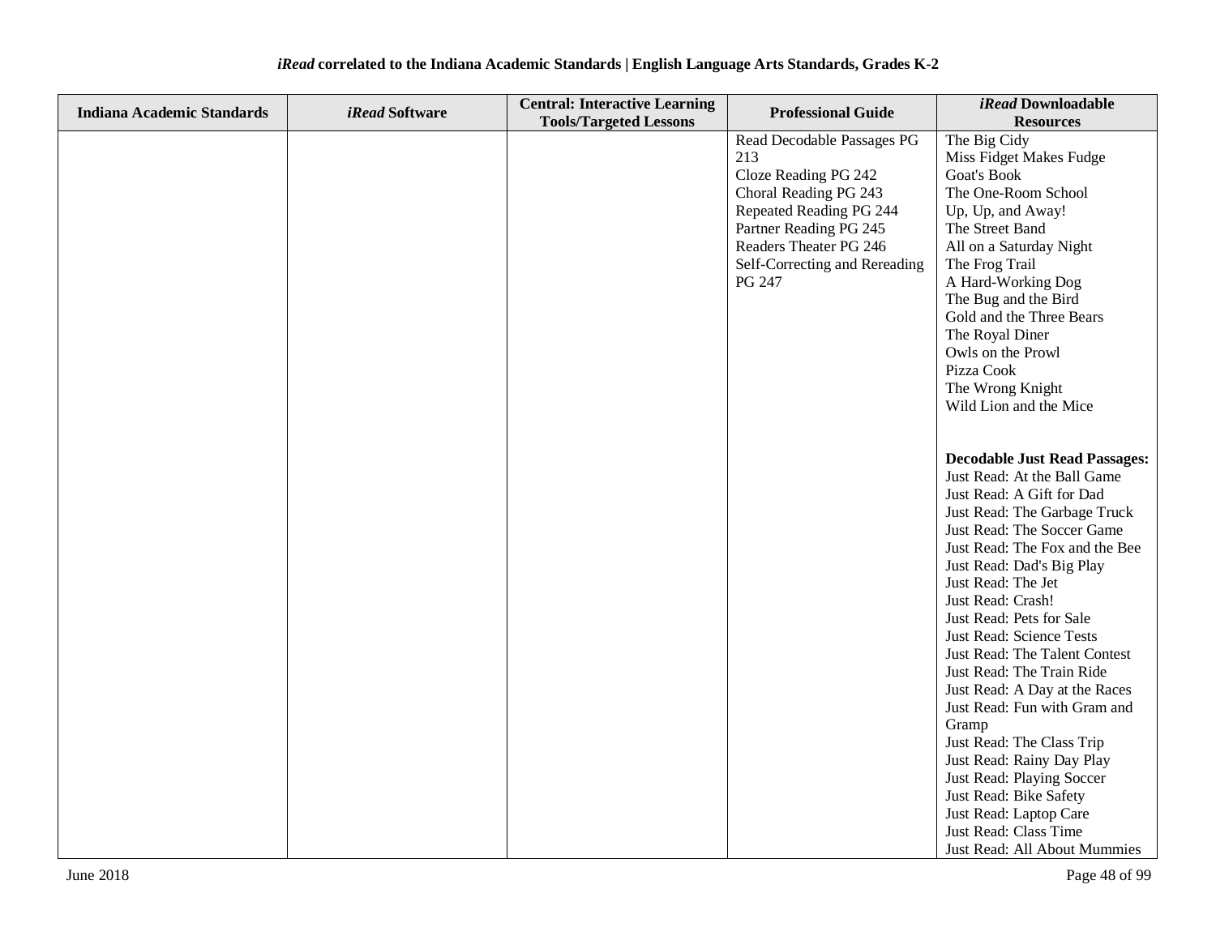| Indiana Academic Standards | *iRead* Software | Central: Interactive Learning Tools/Targeted Lessons | Professional Guide | *iRead* Downloadable Resources |
|---|---|---|---|---|
| | | | Read Decodable Passages PG 213<br>Cloze Reading PG 242<br>Choral Reading PG 243<br>Repeated Reading PG 244<br>Partner Reading PG 245<br>Readers Theater PG 246<br>Self-Correcting and Rereading PG 247 | The Big Cidy<br>Miss Fidget Makes Fudge<br>Goat's Book<br>The One-Room School<br>Up, Up, and Away!<br>The Street Band<br>All on a Saturday Night<br>The Frog Trail<br>A Hard-Working Dog<br>The Bug and the Bird<br>Gold and the Three Bears<br>The Royal Diner<br>Owls on the Prowl<br>Pizza Cook<br>The Wrong Knight<br>Wild Lion and the Mice<br><br>**Decodable Just Read Passages:**<br>Just Read: At the Ball Game<br>Just Read: A Gift for Dad<br>Just Read: The Garbage Truck<br>Just Read: The Soccer Game<br>Just Read: The Fox and the Bee<br>Just Read: Dad's Big Play<br>Just Read: The Jet<br>Just Read: Crash!<br>Just Read: Pets for Sale<br>Just Read: Science Tests<br>Just Read: The Talent Contest<br>Just Read: The Train Ride<br>Just Read: A Day at the Races<br>Just Read: Fun with Gram and Gramp<br>Just Read: The Class Trip<br>Just Read: Rainy Day Play<br>Just Read: Playing Soccer<br>Just Read: Bike Safety<br>Just Read: Laptop Care<br>Just Read: Class Time<br>Just Read: All About Mummies |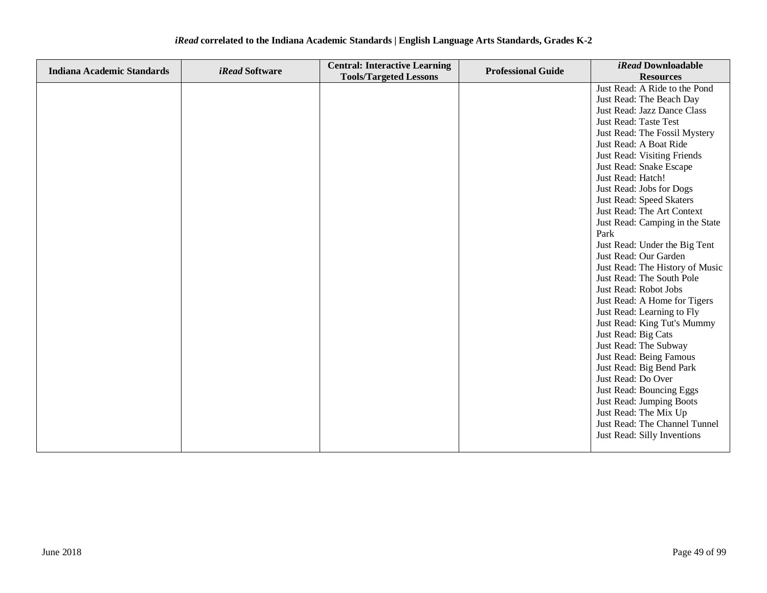| Indiana Academic Standards | *iRead* Software | Central: Interactive Learning Tools/Targeted Lessons | Professional Guide | *iRead* Downloadable Resources |
|---|---|---|---|---|
| | | | | Just Read: A Ride to the Pond<br>Just Read: The Beach Day<br>Just Read: Jazz Dance Class<br>Just Read: Taste Test<br>Just Read: The Fossil Mystery<br>Just Read: A Boat Ride<br>Just Read: Visiting Friends<br>Just Read: Snake Escape<br>Just Read: Hatch!<br>Just Read: Jobs for Dogs<br>Just Read: Speed Skaters<br>Just Read: The Art Context<br>Just Read: Camping in the State Park<br>Just Read: Under the Big Tent<br>Just Read: Our Garden<br>Just Read: The History of Music<br>Just Read: The South Pole<br>Just Read: Robot Jobs<br>Just Read: A Home for Tigers<br>Just Read: Learning to Fly<br>Just Read: King Tut's Mummy<br>Just Read: Big Cats<br>Just Read: The Subway<br>Just Read: Being Famous<br>Just Read: Big Bend Park<br>Just Read: Do Over<br>Just Read: Bouncing Eggs<br>Just Read: Jumping Boots<br>Just Read: The Mix Up<br>Just Read: The Channel Tunnel<br>Just Read: Silly Inventions |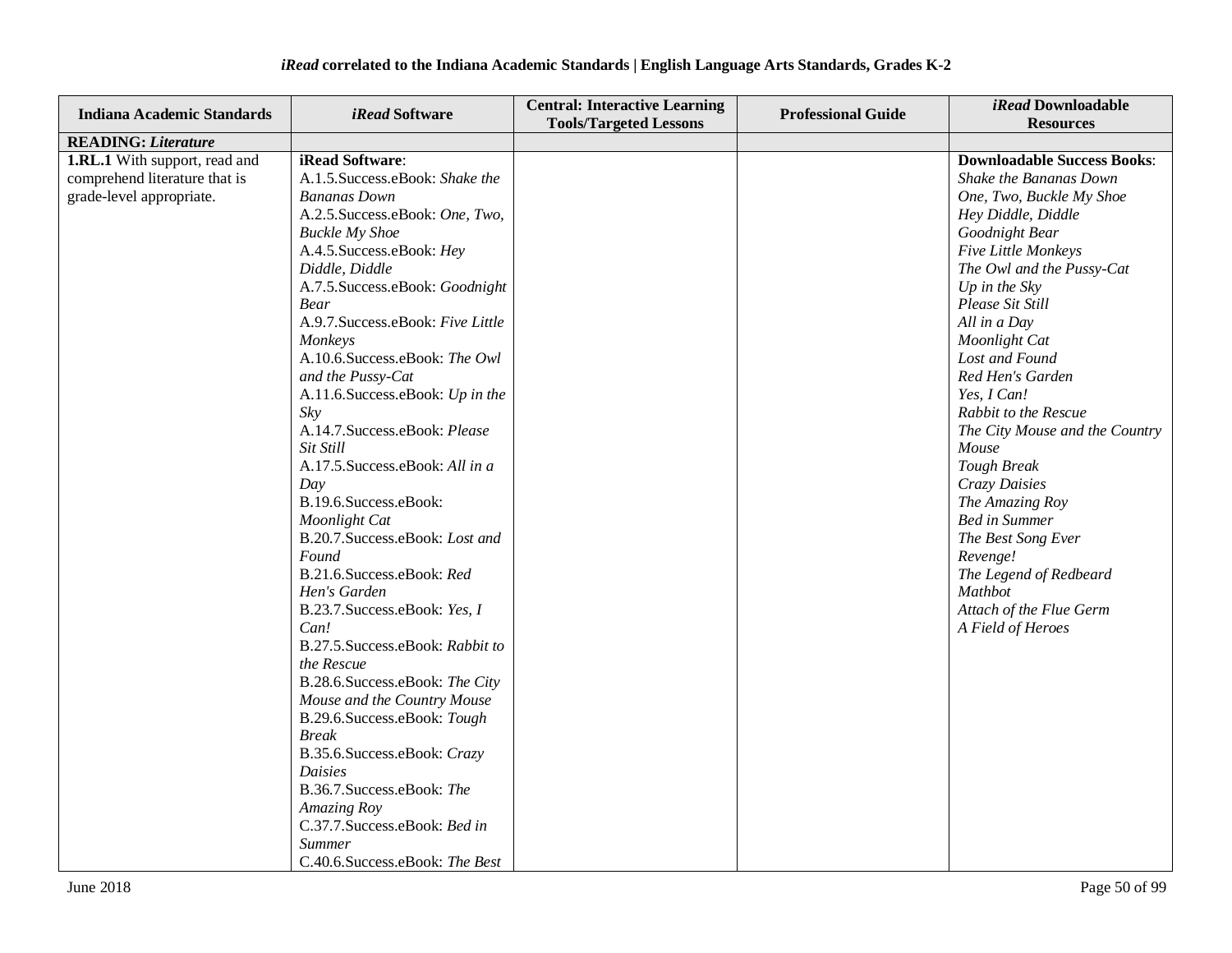**iRead correlated to the Indiana Academic Standards | English Language Arts Standards, Grades K-2**

| Indiana Academic Standards | *iRead* Software | Central: Interactive Learning Tools/Targeted Lessons | Professional Guide | *iRead* Downloadable Resources |
|---|---|---|---|---|
| **READING: *Literature*** | | | | |
| **1.RL.1** With support, read and comprehend literature that is grade-level appropriate. | **iRead Software**:<br>A.1.5.Success.eBook: *Shake the Bananas Down*<br>A.2.5.Success.eBook: *One, Two, Buckle My Shoe*<br>A.4.5.Success.eBook: *Hey Diddle, Diddle*<br>A.7.5.Success.eBook: *Goodnight Bear*<br>A.9.7.Success.eBook: *Five Little Monkeys*<br>A.10.6.Success.eBook: *The Owl and the Pussy-Cat*<br>A.11.6.Success.eBook: *Up in the Sky*<br>A.14.7.Success.eBook: *Please Sit Still*<br>A.17.5.Success.eBook: *All in a Day*<br>B.19.6.Success.eBook: *Moonlight Cat*<br>B.20.7.Success.eBook: *Lost and Found*<br>B.21.6.Success.eBook: *Red Hen's Garden*<br>B.23.7.Success.eBook: *Yes, I Can!*<br>B.27.5.Success.eBook: *Rabbit to the Rescue*<br>B.28.6.Success.eBook: *The City Mouse and the Country Mouse*<br>B.29.6.Success.eBook: *Tough Break*<br>B.35.6.Success.eBook: *Crazy Daisies*<br>B.36.7.Success.eBook: *The Amazing Roy*<br>C.37.7.Success.eBook: *Bed in Summer*<br>C.40.6.Success.eBook: *The Best* | | | **Downloadable Success Books**:<br>*Shake the Bananas Down*<br>*One, Two, Buckle My Shoe*<br>*Hey Diddle, Diddle*<br>*Goodnight Bear*<br>*Five Little Monkeys*<br>*The Owl and the Pussy-Cat*<br>*Up in the Sky*<br>*Please Sit Still*<br>*All in a Day*<br>*Moonlight Cat*<br>*Lost and Found*<br>*Red Hen's Garden*<br>*Yes, I Can!*<br>*Rabbit to the Rescue*<br>*The City Mouse and the Country Mouse*<br>*Tough Break*<br>*Crazy Daisies*<br>*The Amazing Roy*<br>*Bed in Summer*<br>*The Best Song Ever*<br>*Revenge!*<br>*The Legend of Redbeard*<br>*Mathbot*<br>*Attach of the Flue Germ*<br>*A Field of Heroes* |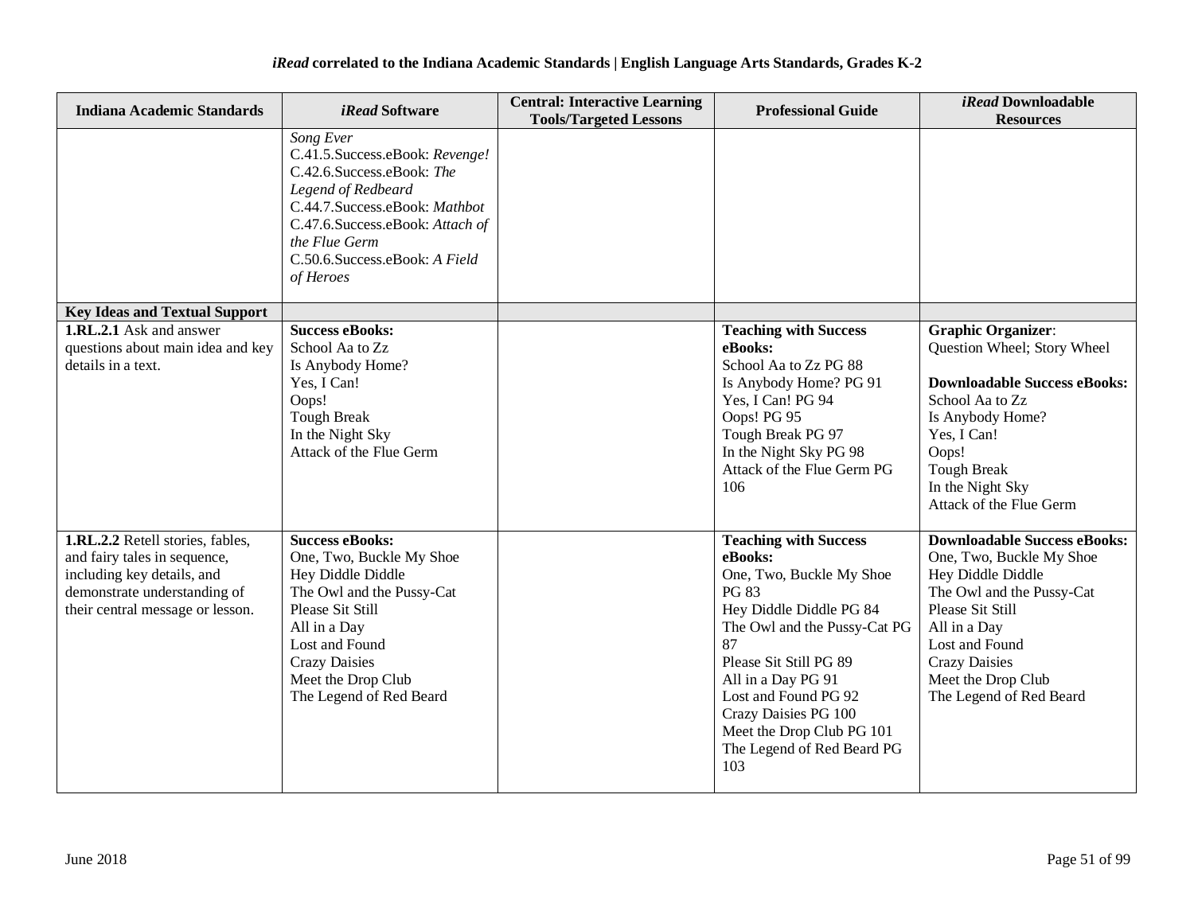### *iRead* correlated to the Indiana Academic Standards | English Language Arts Standards, Grades K-2

| Indiana Academic Standards | *iRead* Software | Central: Interactive Learning Tools/Targeted Lessons | Professional Guide | *iRead* Downloadable Resources |
|---|---|---|---|---|
| | *Song Ever*<br>C.41.5.Success.eBook: *Revenge!*<br>C.42.6.Success.eBook: *The Legend of Redbeard*<br>C.44.7.Success.eBook: *Mathbot*<br>C.47.6.Success.eBook: *Attach of the Flue Germ*<br>C.50.6.Success.eBook: *A Field of Heroes* | | | |
| **Key Ideas and Textual Support** | | | | |
| **1.RL.2.1** Ask and answer questions about main idea and key details in a text. | **Success eBooks:**<br>School Aa to Zz<br>Is Anybody Home?<br>Yes, I Can!<br>Oops!<br>Tough Break<br>In the Night Sky<br>Attack of the Flue Germ | | **Teaching with Success eBooks:**<br>School Aa to Zz PG 88<br>Is Anybody Home? PG 91<br>Yes, I Can! PG 94<br>Oops! PG 95<br>Tough Break PG 97<br>In the Night Sky PG 98<br>Attack of the Flue Germ PG 106 | **Graphic Organizer**: Question Wheel; Story Wheel<br><br>**Downloadable Success eBooks:**<br>School Aa to Zz<br>Is Anybody Home?<br>Yes, I Can!<br>Oops!<br>Tough Break<br>In the Night Sky<br>Attack of the Flue Germ |
| **1.RL.2.2** Retell stories, fables, and fairy tales in sequence, including key details, and demonstrate understanding of their central message or lesson. | **Success eBooks:**<br>One, Two, Buckle My Shoe<br>Hey Diddle Diddle<br>The Owl and the Pussy-Cat<br>Please Sit Still<br>All in a Day<br>Lost and Found<br>Crazy Daisies<br>Meet the Drop Club<br>The Legend of Red Beard | | **Teaching with Success eBooks:**<br>One, Two, Buckle My Shoe PG 83<br>Hey Diddle Diddle PG 84<br>The Owl and the Pussy-Cat PG 87<br>Please Sit Still PG 89<br>All in a Day PG 91<br>Lost and Found PG 92<br>Crazy Daisies PG 100<br>Meet the Drop Club PG 101<br>The Legend of Red Beard PG 103 | **Downloadable Success eBooks:**<br>One, Two, Buckle My Shoe<br>Hey Diddle Diddle<br>The Owl and the Pussy-Cat<br>Please Sit Still<br>All in a Day<br>Lost and Found<br>Crazy Daisies<br>Meet the Drop Club<br>The Legend of Red Beard |

June 2018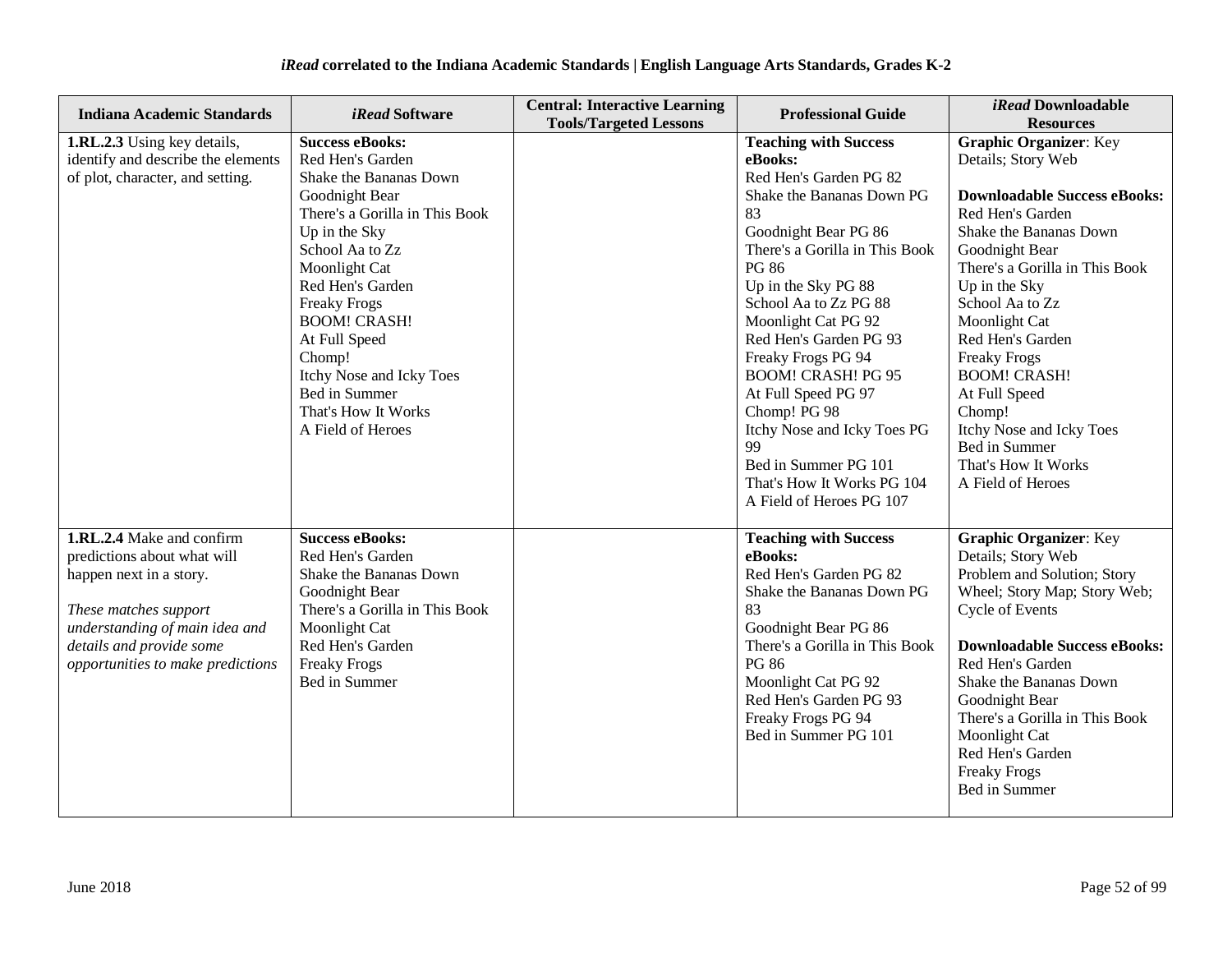| Indiana Academic Standards | *iRead* Software | Central: Interactive Learning Tools/Targeted Lessons | Professional Guide | *iRead* Downloadable Resources |
|---|---|---|---|---|
| **1.RL.2.3** Using key details, identify and describe the elements of plot, character, and setting. | **Success eBooks:**<br>Red Hen's Garden<br>Shake the Bananas Down<br>Goodnight Bear<br>There's a Gorilla in This Book<br>Up in the Sky<br>School Aa to Zz<br>Moonlight Cat<br>Red Hen's Garden<br>Freaky Frogs<br>BOOM! CRASH!<br>At Full Speed<br>Chomp!<br>Itchy Nose and Icky Toes<br>Bed in Summer<br>That's How It Works<br>A Field of Heroes | | **Teaching with Success eBooks:**<br>Red Hen's Garden PG 82<br>Shake the Bananas Down PG 83<br>Goodnight Bear PG 86<br>There's a Gorilla in This Book PG 86<br>Up in the Sky PG 88<br>School Aa to Zz PG 88<br>Moonlight Cat PG 92<br>Red Hen's Garden PG 93<br>Freaky Frogs PG 94<br>BOOM! CRASH! PG 95<br>At Full Speed PG 97<br>Chomp! PG 98<br>Itchy Nose and Icky Toes PG 99<br>Bed in Summer PG 101<br>That's How It Works PG 104<br>A Field of Heroes PG 107 | **Graphic Organizer**: Key Details; Story Web<br><br>**Downloadable Success eBooks:**<br>Red Hen's Garden<br>Shake the Bananas Down<br>Goodnight Bear<br>There's a Gorilla in This Book<br>Up in the Sky<br>School Aa to Zz<br>Moonlight Cat<br>Red Hen's Garden<br>Freaky Frogs<br>BOOM! CRASH!<br>At Full Speed<br>Chomp!<br>Itchy Nose and Icky Toes<br>Bed in Summer<br>That's How It Works<br>A Field of Heroes |
| **1.RL.2.4** Make and confirm predictions about what will happen next in a story.<br><br>*These matches support understanding of main idea and details and provide some opportunities to make predictions* | **Success eBooks:**<br>Red Hen's Garden<br>Shake the Bananas Down<br>Goodnight Bear<br>There's a Gorilla in This Book<br>Moonlight Cat<br>Red Hen's Garden<br>Freaky Frogs<br>Bed in Summer | | **Teaching with Success eBooks:**<br>Red Hen's Garden PG 82<br>Shake the Bananas Down PG 83<br>Goodnight Bear PG 86<br>There's a Gorilla in This Book PG 86<br>Moonlight Cat PG 92<br>Red Hen's Garden PG 93<br>Freaky Frogs PG 94<br>Bed in Summer PG 101 | **Graphic Organizer**: Key Details; Story Web<br>Problem and Solution; Story Wheel; Story Map; Story Web; Cycle of Events<br><br>**Downloadable Success eBooks:**<br>Red Hen's Garden<br>Shake the Bananas Down<br>Goodnight Bear<br>There's a Gorilla in This Book<br>Moonlight Cat<br>Red Hen's Garden<br>Freaky Frogs<br>Bed in Summer |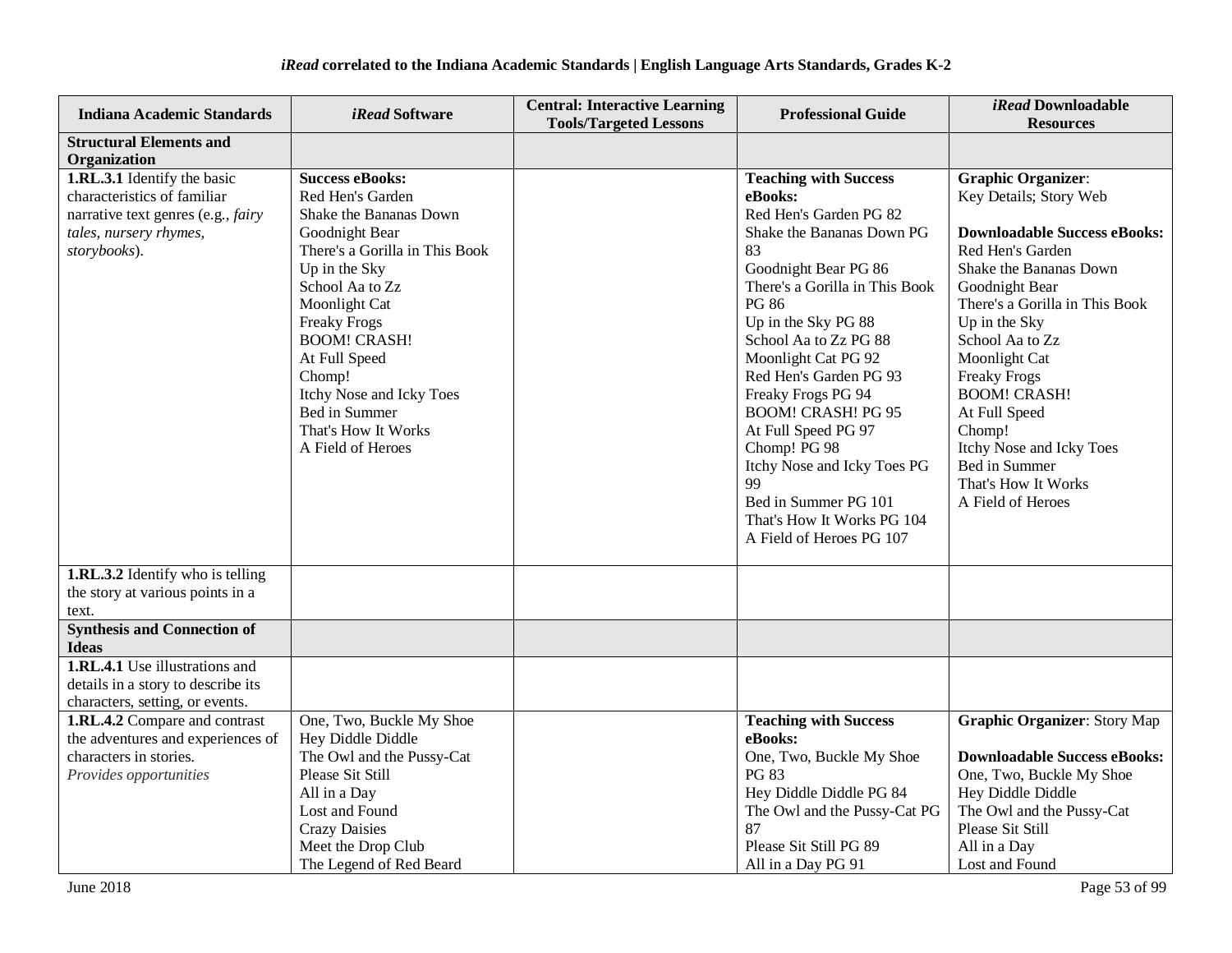**iRead correlated to the Indiana Academic Standards | English Language Arts Standards, Grades K-2**

| Indiana Academic Standards | *iRead* Software | Central: Interactive Learning Tools/Targeted Lessons | Professional Guide | *iRead* Downloadable Resources |
|---|---|---|---|---|
| **Structural Elements and Organization** | | | | |
| **1.RL.3.1** Identify the basic characteristics of familiar narrative text genres (e.g., *fairy tales, nursery rhymes, storybooks*). | **Success eBooks:**<br>Red Hen's Garden<br>Shake the Bananas Down<br>Goodnight Bear<br>There's a Gorilla in This Book<br>Up in the Sky<br>School Aa to Zz<br>Moonlight Cat<br>Freaky Frogs<br>BOOM! CRASH!<br>At Full Speed<br>Chomp!<br>Itchy Nose and Icky Toes<br>Bed in Summer<br>That's How It Works<br>A Field of Heroes | | **Teaching with Success eBooks:**<br>Red Hen's Garden PG 82<br>Shake the Bananas Down PG 83<br>Goodnight Bear PG 86<br>There's a Gorilla in This Book PG 86<br>Up in the Sky PG 88<br>School Aa to Zz PG 88<br>Moonlight Cat PG 92<br>Red Hen's Garden PG 93<br>Freaky Frogs PG 94<br>BOOM! CRASH! PG 95<br>At Full Speed PG 97<br>Chomp! PG 98<br>Itchy Nose and Icky Toes PG 99<br>Bed in Summer PG 101<br>That's How It Works PG 104<br>A Field of Heroes PG 107 | **Graphic Organizer**: Key Details; Story Web<br><br>**Downloadable Success eBooks:**<br>Red Hen's Garden<br>Shake the Bananas Down<br>Goodnight Bear<br>There's a Gorilla in This Book<br>Up in the Sky<br>School Aa to Zz<br>Moonlight Cat<br>Freaky Frogs<br>BOOM! CRASH!<br>At Full Speed<br>Chomp!<br>Itchy Nose and Icky Toes<br>Bed in Summer<br>That's How It Works<br>A Field of Heroes |
| **1.RL.3.2** Identify who is telling the story at various points in a text. | | | | |
| **Synthesis and Connection of Ideas** | | | | |
| **1.RL.4.1** Use illustrations and details in a story to describe its characters, setting, or events. | | | | |
| **1.RL.4.2** Compare and contrast the adventures and experiences of characters in stories.<br>*Provides opportunities* | One, Two, Buckle My Shoe<br>Hey Diddle Diddle<br>The Owl and the Pussy-Cat<br>Please Sit Still<br>All in a Day<br>Lost and Found<br>Crazy Daisies<br>Meet the Drop Club<br>The Legend of Red Beard | | **Teaching with Success eBooks:**<br>One, Two, Buckle My Shoe PG 83<br>Hey Diddle Diddle PG 84<br>The Owl and the Pussy-Cat PG 87<br>Please Sit Still PG 89<br>All in a Day PG 91 | **Graphic Organizer**: Story Map<br><br>**Downloadable Success eBooks:**<br>One, Two, Buckle My Shoe<br>Hey Diddle Diddle<br>The Owl and the Pussy-Cat<br>Please Sit Still<br>All in a Day<br>Lost and Found |

June 2018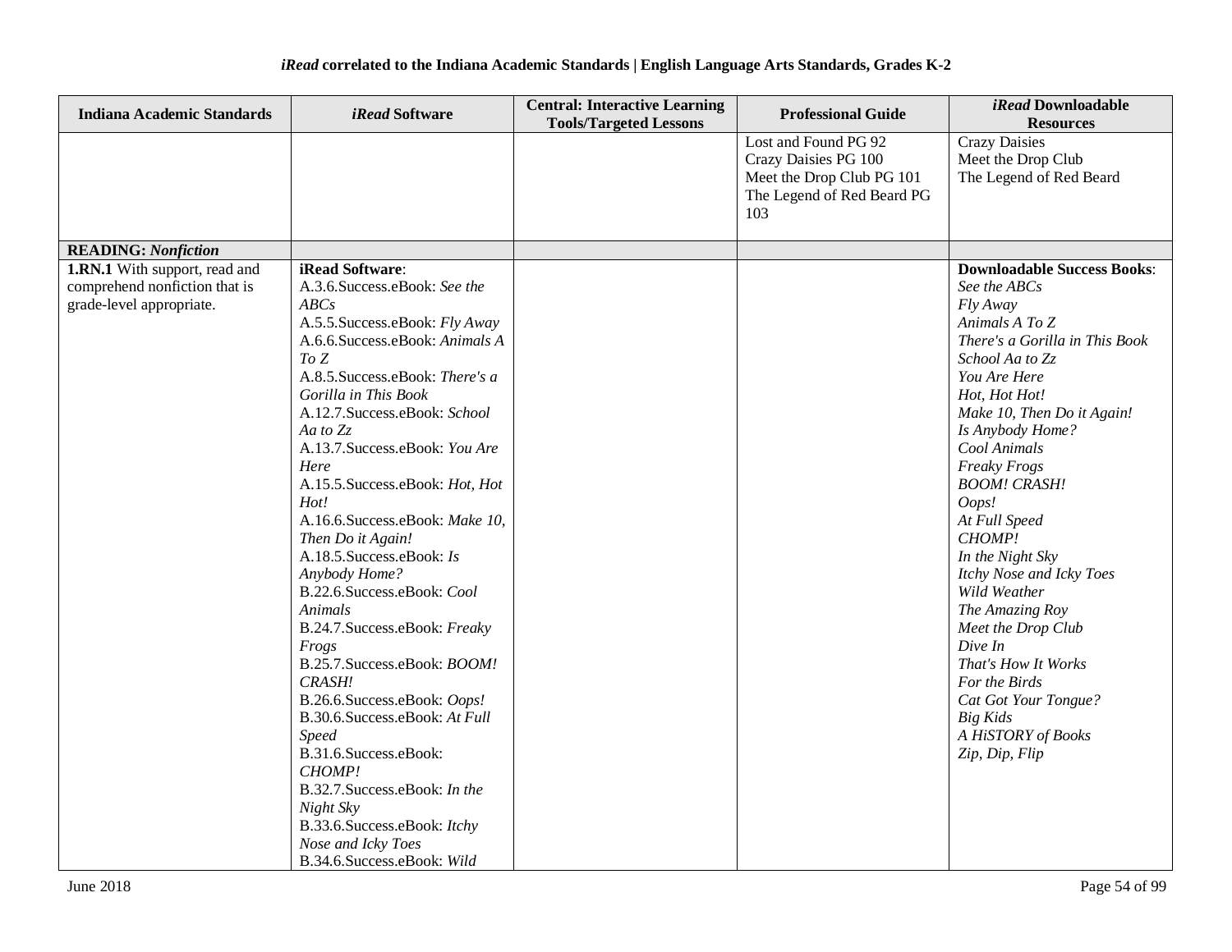| Indiana Academic Standards | *iRead* Software | Central: Interactive Learning Tools/Targeted Lessons | Professional Guide | *iRead* Downloadable Resources |
|---|---|---|---|---|
| | | | Lost and Found PG 92<br>Crazy Daisies PG 100<br>Meet the Drop Club PG 101<br>The Legend of Red Beard PG 103 | Crazy Daisies<br>Meet the Drop Club<br>The Legend of Red Beard |
| **READING:** ***Nonfiction*** | | | | |
| **1.RN.1** With support, read and comprehend nonfiction that is grade-level appropriate. | **iRead Software**:<br>A.3.6.Success.eBook: *See the ABCs*<br>A.5.5.Success.eBook: *Fly Away*<br>A.6.6.Success.eBook: *Animals A To Z*<br>A.8.5.Success.eBook: *There's a Gorilla in This Book*<br>A.12.7.Success.eBook: *School Aa to Zz*<br>A.13.7.Success.eBook: *You Are Here*<br>A.15.5.Success.eBook: *Hot, Hot Hot!*<br>A.16.6.Success.eBook: *Make 10, Then Do it Again!*<br>A.18.5.Success.eBook: *Is Anybody Home?*<br>B.22.6.Success.eBook: *Cool Animals*<br>B.24.7.Success.eBook: *Freaky Frogs*<br>B.25.7.Success.eBook: *BOOM! CRASH!*<br>B.26.6.Success.eBook: *Oops!*<br>B.30.6.Success.eBook: *At Full Speed*<br>B.31.6.Success.eBook: *CHOMP!*<br>B.32.7.Success.eBook: *In the Night Sky*<br>B.33.6.Success.eBook: *Itchy Nose and Icky Toes*<br>B.34.6.Success.eBook: *Wild* | | | **Downloadable Success Books**:<br>*See the ABCs*<br>*Fly Away*<br>*Animals A To Z*<br>*There's a Gorilla in This Book*<br>*School Aa to Zz*<br>*You Are Here*<br>*Hot, Hot Hot!*<br>*Make 10, Then Do it Again!*<br>*Is Anybody Home?*<br>*Cool Animals*<br>*Freaky Frogs*<br>*BOOM! CRASH!*<br>*Oops!*<br>*At Full Speed*<br>*CHOMP!*<br>*In the Night Sky*<br>*Itchy Nose and Icky Toes*<br>*Wild Weather*<br>*The Amazing Roy*<br>*Meet the Drop Club*<br>*Dive In*<br>*That's How It Works*<br>*For the Birds*<br>*Cat Got Your Tongue?*<br>*Big Kids*<br>*A HiSTORY of Books*<br>*Zip, Dip, Flip* |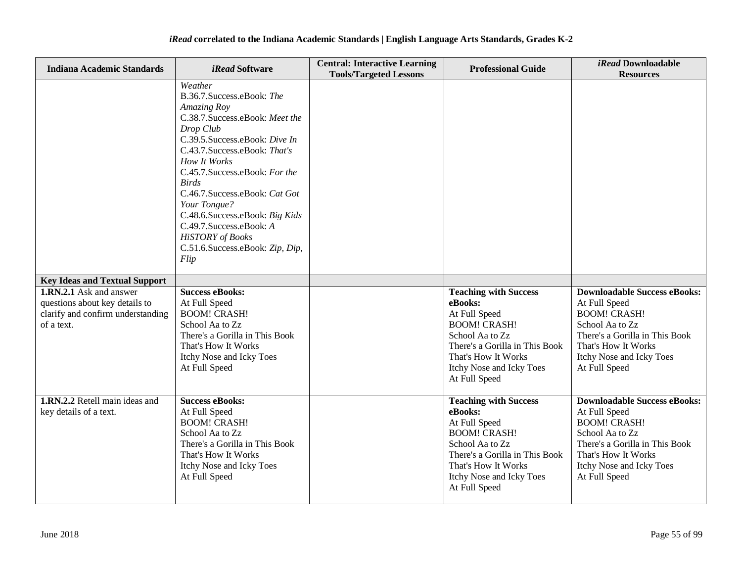*iRead* correlated to the Indiana Academic Standards | English Language Arts Standards, Grades K-2

| Indiana Academic Standards | *iRead* Software | Central: Interactive Learning Tools/Targeted Lessons | Professional Guide | *iRead* Downloadable Resources |
|---|---|---|---|---|
| | *Weather*<br>B.36.7.Success.eBook: *The Amazing Roy*<br>C.38.7.Success.eBook: *Meet the Drop Club*<br>C.39.5.Success.eBook: *Dive In*<br>C.43.7.Success.eBook: *That's How It Works*<br>C.45.7.Success.eBook: *For the Birds*<br>C.46.7.Success.eBook: *Cat Got Your Tongue?*<br>C.48.6.Success.eBook: *Big Kids*<br>C.49.7.Success.eBook: *A HiSTORY of Books*<br>C.51.6.Success.eBook: *Zip, Dip, Flip* | | | |
| **Key Ideas and Textual Support** | | | | |
| **1.RN.2.1** Ask and answer questions about key details to clarify and confirm understanding of a text. | **Success eBooks:**<br>At Full Speed<br>BOOM! CRASH!<br>School Aa to Zz<br>There's a Gorilla in This Book<br>That's How It Works<br>Itchy Nose and Icky Toes<br>At Full Speed | | **Teaching with Success eBooks:**<br>At Full Speed<br>BOOM! CRASH!<br>School Aa to Zz<br>There's a Gorilla in This Book<br>That's How It Works<br>Itchy Nose and Icky Toes<br>At Full Speed | **Downloadable Success eBooks:**<br>At Full Speed<br>BOOM! CRASH!<br>School Aa to Zz<br>There's a Gorilla in This Book<br>That's How It Works<br>Itchy Nose and Icky Toes<br>At Full Speed |
| **1.RN.2.2** Retell main ideas and key details of a text. | **Success eBooks:**<br>At Full Speed<br>BOOM! CRASH!<br>School Aa to Zz<br>There's a Gorilla in This Book<br>That's How It Works<br>Itchy Nose and Icky Toes<br>At Full Speed | | **Teaching with Success eBooks:**<br>At Full Speed<br>BOOM! CRASH!<br>School Aa to Zz<br>There's a Gorilla in This Book<br>That's How It Works<br>Itchy Nose and Icky Toes<br>At Full Speed | **Downloadable Success eBooks:**<br>At Full Speed<br>BOOM! CRASH!<br>School Aa to Zz<br>There's a Gorilla in This Book<br>That's How It Works<br>Itchy Nose and Icky Toes<br>At Full Speed |

June 2018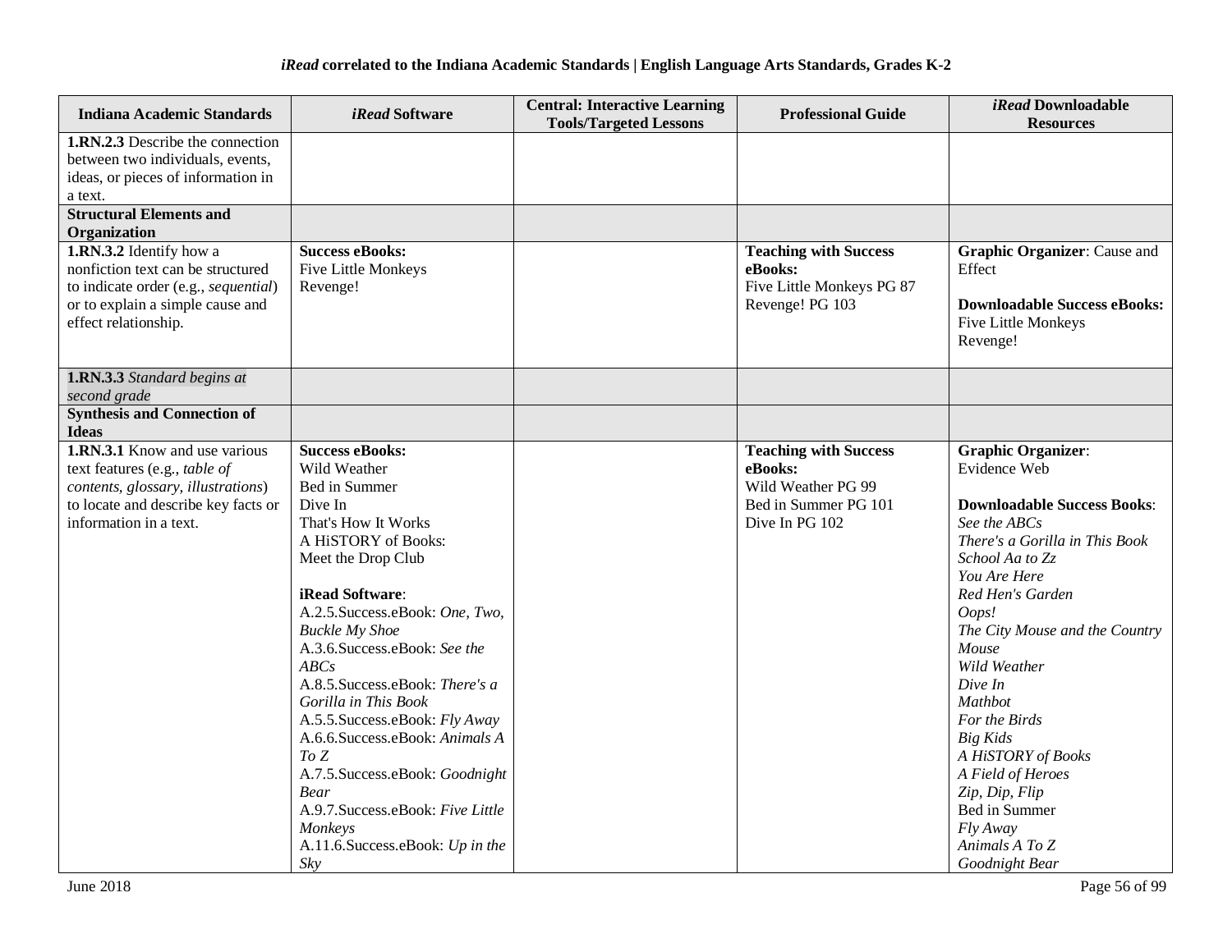### *iRead* correlated to the Indiana Academic Standards | English Language Arts Standards, Grades K-2

| Indiana Academic Standards | *iRead* Software | Central: Interactive Learning Tools/Targeted Lessons | Professional Guide | *iRead* Downloadable Resources |
|---|---|---|---|---|
| **1.RN.2.3** Describe the connection between two individuals, events, ideas, or pieces of information in a text. | | | | |
| **Structural Elements and Organization** | | | | |
| **1.RN.3.2** Identify how a nonfiction text can be structured to indicate order (e.g., *sequential*) or to explain a simple cause and effect relationship. | **Success eBooks:**<br>Five Little Monkeys<br>Revenge! | | **Teaching with Success eBooks:**<br>Five Little Monkeys PG 87<br>Revenge! PG 103 | **Graphic Organizer**: Cause and Effect<br><br>**Downloadable Success eBooks:**<br>Five Little Monkeys<br>Revenge! |
| **1.RN.3.3** *Standard begins at second grade* | | | | |
| **Synthesis and Connection of Ideas** | | | | |
| **1.RN.3.1** Know and use various text features (e.g., *table of contents, glossary, illustrations*) to locate and describe key facts or information in a text. | **Success eBooks:**<br>Wild Weather<br>Bed in Summer<br>Dive In<br>That's How It Works<br>A HiSTORY of Books:<br>Meet the Drop Club<br><br>**iRead Software**:<br>A.2.5.Success.eBook: *One, Two, Buckle My Shoe*<br>A.3.6.Success.eBook: *See the ABCs*<br>A.8.5.Success.eBook: *There's a Gorilla in This Book*<br>A.5.5.Success.eBook: *Fly Away*<br>A.6.6.Success.eBook: *Animals A To Z*<br>A.7.5.Success.eBook: *Goodnight Bear*<br>A.9.7.Success.eBook: *Five Little Monkeys*<br>A.11.6.Success.eBook: *Up in the Sky* | | **Teaching with Success eBooks:**<br>Wild Weather PG 99<br>Bed in Summer PG 101<br>Dive In PG 102 | **Graphic Organizer**:<br>Evidence Web<br><br>**Downloadable Success Books**:<br>*See the ABCs*<br>*There's a Gorilla in This Book*<br>*School Aa to Zz*<br>*You Are Here*<br>*Red Hen's Garden*<br>*Oops!*<br>*The City Mouse and the Country Mouse*<br>*Wild Weather*<br>*Dive In*<br>*Mathbot*<br>*For the Birds*<br>*Big Kids*<br>*A HiSTORY of Books*<br>*A Field of Heroes*<br>*Zip, Dip, Flip*<br>Bed in Summer<br>*Fly Away*<br>*Animals A To Z*<br>*Goodnight Bear* |

June 2018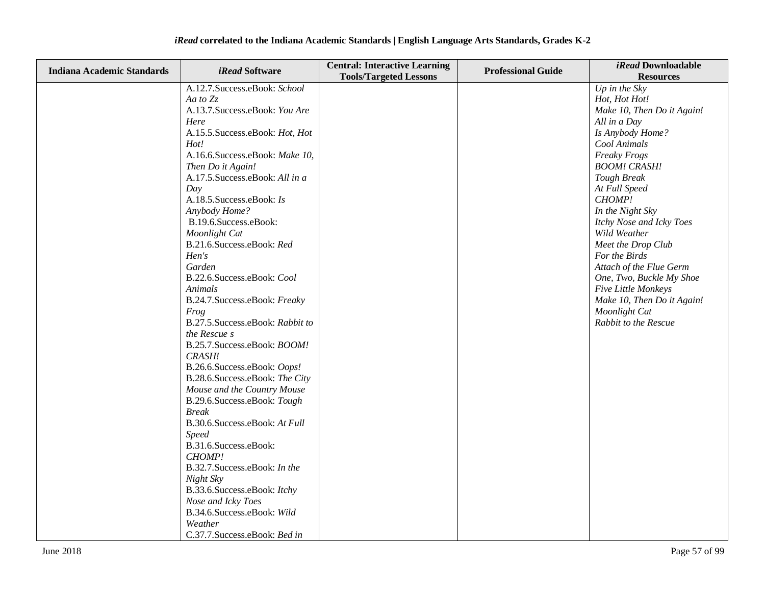**iRead correlated to the Indiana Academic Standards | English Language Arts Standards, Grades K-2**

| Indiana Academic Standards | *iRead* Software | Central: Interactive Learning Tools/Targeted Lessons | Professional Guide | *iRead* Downloadable Resources |
|---|---|---|---|---|
| | A.12.7.Success.eBook: *School Aa to Zz*<br>A.13.7.Success.eBook: *You Are Here*<br>A.15.5.Success.eBook: *Hot, Hot Hot!*<br>A.16.6.Success.eBook: *Make 10, Then Do it Again!*<br>A.17.5.Success.eBook: *All in a Day*<br>A.18.5.Success.eBook: *Is Anybody Home?*<br>B.19.6.Success.eBook: *Moonlight Cat*<br>B.21.6.Success.eBook: *Red Hen's Garden*<br>B.22.6.Success.eBook: *Cool Animals*<br>B.24.7.Success.eBook: *Freaky Frog*<br>B.27.5.Success.eBook: *Rabbit to the Rescue s*<br>B.25.7.Success.eBook: *BOOM! CRASH!*<br>B.26.6.Success.eBook: *Oops!*<br>B.28.6.Success.eBook: *The City Mouse and the Country Mouse*<br>B.29.6.Success.eBook: *Tough Break*<br>B.30.6.Success.eBook: *At Full Speed*<br>B.31.6.Success.eBook: *CHOMP!*<br>B.32.7.Success.eBook: *In the Night Sky*<br>B.33.6.Success.eBook: *Itchy Nose and Icky Toes*<br>B.34.6.Success.eBook: *Wild Weather*<br>C.37.7.Success.eBook: *Bed in* | | | *Up in the Sky*<br>*Hot, Hot Hot!*<br>*Make 10, Then Do it Again!*<br>*All in a Day*<br>*Is Anybody Home?*<br>*Cool Animals*<br>*Freaky Frogs*<br>*BOOM! CRASH!*<br>*Tough Break*<br>*At Full Speed*<br>*CHOMP!*<br>*In the Night Sky*<br>*Itchy Nose and Icky Toes*<br>*Wild Weather*<br>*Meet the Drop Club*<br>*For the Birds*<br>*Attach of the Flue Germ*<br>*One, Two, Buckle My Shoe*<br>*Five Little Monkeys*<br>*Make 10, Then Do it Again!*<br>*Moonlight Cat*<br>*Rabbit to the Rescue* |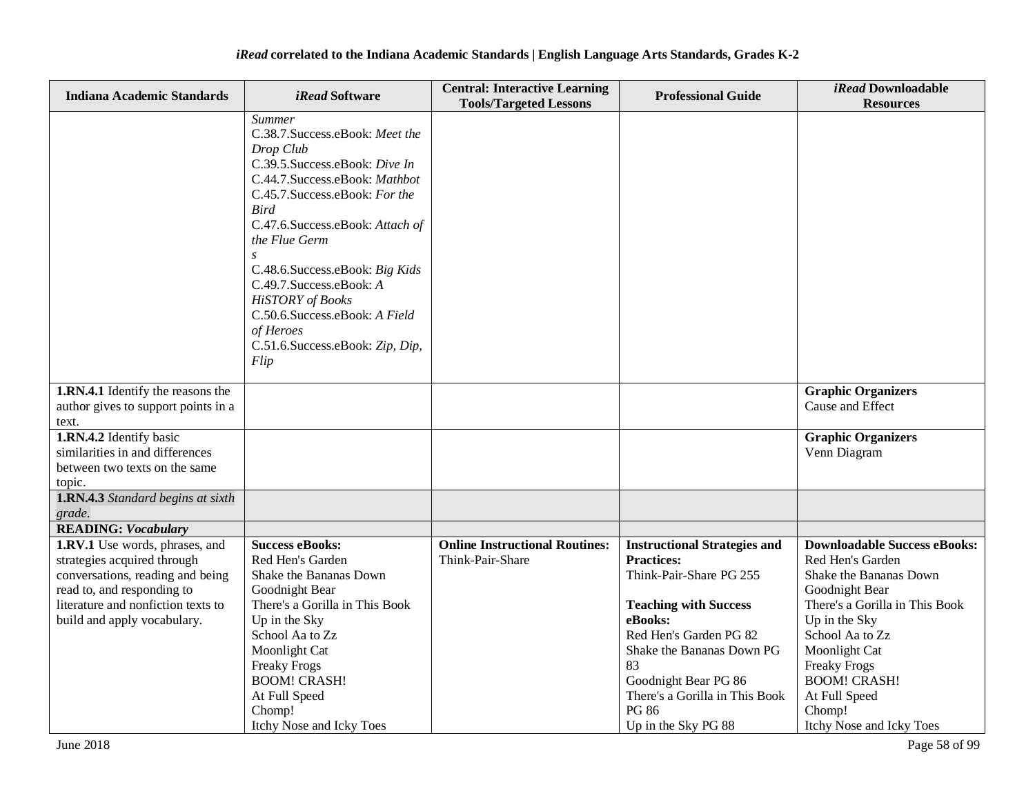### *iRead* correlated to the Indiana Academic Standards | English Language Arts Standards, Grades K-2

| Indiana Academic Standards | *iRead* Software | Central: Interactive Learning Tools/Targeted Lessons | Professional Guide | *iRead* Downloadable Resources |
|---|---|---|---|---|
| | *Summer*<br>C.38.7.Success.eBook: *Meet the Drop Club*<br>C.39.5.Success.eBook: *Dive In*<br>C.44.7.Success.eBook: *Mathbot*<br>C.45.7.Success.eBook: *For the Bird*<br>C.47.6.Success.eBook: *Attach of the Flue Germ s*<br>C.48.6.Success.eBook: *Big Kids*<br>C.49.7.Success.eBook: *A HiSTORY of Books*<br>C.50.6.Success.eBook: *A Field of Heroes*<br>C.51.6.Success.eBook: *Zip, Dip, Flip* | | | |
| **1.RN.4.1** Identify the reasons the author gives to support points in a text. | | | | **Graphic Organizers**<br>Cause and Effect |
| **1.RN.4.2** Identify basic similarities in and differences between two texts on the same topic. | | | | **Graphic Organizers**<br>Venn Diagram |
| **1.RN.4.3** *Standard begins at sixth grade.* | | | | |
| **READING: *Vocabulary*** | | | | |
| **1.RV.1** Use words, phrases, and strategies acquired through conversations, reading and being read to, and responding to literature and nonfiction texts to build and apply vocabulary. | **Success eBooks:**<br>Red Hen's Garden<br>Shake the Bananas Down<br>Goodnight Bear<br>There's a Gorilla in This Book<br>Up in the Sky<br>School Aa to Zz<br>Moonlight Cat<br>Freaky Frogs<br>BOOM! CRASH!<br>At Full Speed<br>Chomp!<br>Itchy Nose and Icky Toes | **Online Instructional Routines:**<br>Think-Pair-Share | **Instructional Strategies and Practices:**<br>Think-Pair-Share PG 255<br><br>**Teaching with Success eBooks:**<br>Red Hen's Garden PG 82<br>Shake the Bananas Down PG 83<br>Goodnight Bear PG 86<br>There's a Gorilla in This Book PG 86<br>Up in the Sky PG 88 | **Downloadable Success eBooks:**<br>Red Hen's Garden<br>Shake the Bananas Down<br>Goodnight Bear<br>There's a Gorilla in This Book<br>Up in the Sky<br>School Aa to Zz<br>Moonlight Cat<br>Freaky Frogs<br>BOOM! CRASH!<br>At Full Speed<br>Chomp!<br>Itchy Nose and Icky Toes |

June 2018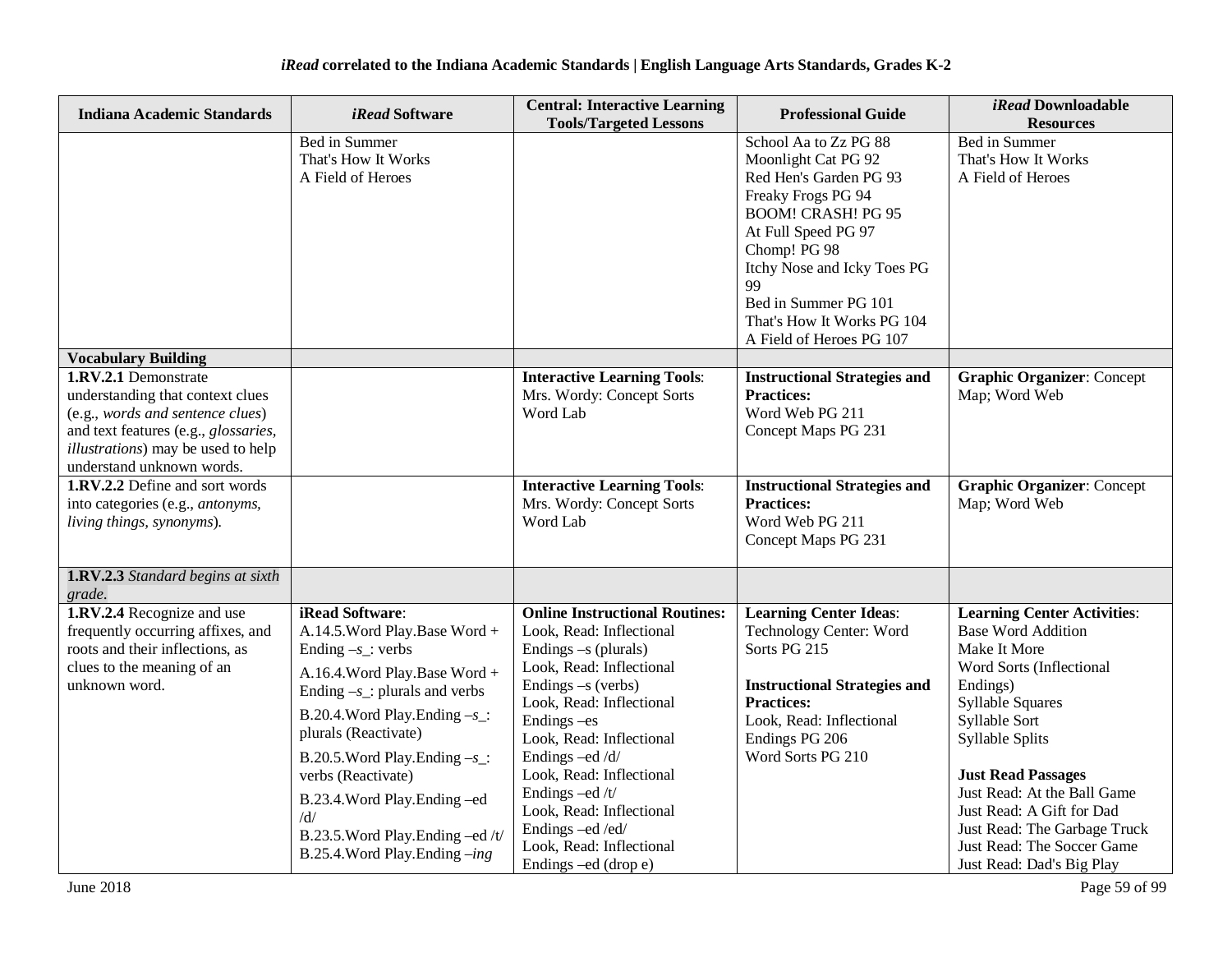| Indiana Academic Standards | *iRead* Software | Central: Interactive Learning Tools/Targeted Lessons | Professional Guide | *iRead* Downloadable Resources |
|---|---|---|---|---|
| | Bed in Summer<br>That's How It Works<br>A Field of Heroes | | School Aa to Zz PG 88<br>Moonlight Cat PG 92<br>Red Hen's Garden PG 93<br>Freaky Frogs PG 94<br>BOOM! CRASH! PG 95<br>At Full Speed PG 97<br>Chomp! PG 98<br>Itchy Nose and Icky Toes PG 99<br>Bed in Summer PG 101<br>That's How It Works PG 104<br>A Field of Heroes PG 107 | Bed in Summer<br>That's How It Works<br>A Field of Heroes |
| **Vocabulary Building** | | | | |
| **1.RV.2.1** Demonstrate understanding that context clues (e.g., *words and sentence clues*) and text features (e.g., *glossaries, illustrations*) may be used to help understand unknown words. | | **Interactive Learning Tools**:<br>Mrs. Wordy: Concept Sorts<br>Word Lab | **Instructional Strategies and Practices:**<br>Word Web PG 211<br>Concept Maps PG 231 | **Graphic Organizer**: Concept Map; Word Web |
| **1.RV.2.2** Define and sort words into categories (e.g., *antonyms, living things, synonyms*). | | **Interactive Learning Tools**:<br>Mrs. Wordy: Concept Sorts<br>Word Lab | **Instructional Strategies and Practices:**<br>Word Web PG 211<br>Concept Maps PG 231 | **Graphic Organizer**: Concept Map; Word Web |
| **1.RV.2.3** *Standard begins at sixth grade.* | | | | |
| **1.RV.2.4** Recognize and use frequently occurring affixes, and roots and their inflections, as clues to the meaning of an unknown word. | **iRead Software**:<br>A.14.5.Word Play.Base Word + Ending –*s*_: verbs<br>A.16.4.Word Play.Base Word + Ending –*s*_: plurals and verbs<br>B.20.4.Word Play.Ending –*s*_: plurals (Reactivate)<br>B.20.5.Word Play.Ending –*s*_: verbs (Reactivate)<br>B.23.4.Word Play.Ending –ed /d/<br>B.23.5.Word Play.Ending –ed /t/<br>B.25.4.Word Play.Ending –*ing* | **Online Instructional Routines:**<br>Look, Read: Inflectional Endings –s (plurals)<br>Look, Read: Inflectional Endings –s (verbs)<br>Look, Read: Inflectional Endings –es<br>Look, Read: Inflectional Endings –ed /d/<br>Look, Read: Inflectional Endings –ed /t/<br>Look, Read: Inflectional Endings –ed /ed/<br>Look, Read: Inflectional Endings –ed (drop e) | **Learning Center Ideas**:<br>Technology Center: Word Sorts PG 215<br><br>**Instructional Strategies and Practices:**<br>Look, Read: Inflectional Endings PG 206<br>Word Sorts PG 210 | **Learning Center Activities**:<br>Base Word Addition<br>Make It More<br>Word Sorts (Inflectional Endings)<br>Syllable Squares<br>Syllable Sort<br>Syllable Splits<br><br>**Just Read Passages**<br>Just Read: At the Ball Game<br>Just Read: A Gift for Dad<br>Just Read: The Garbage Truck<br>Just Read: The Soccer Game<br>Just Read: Dad's Big Play |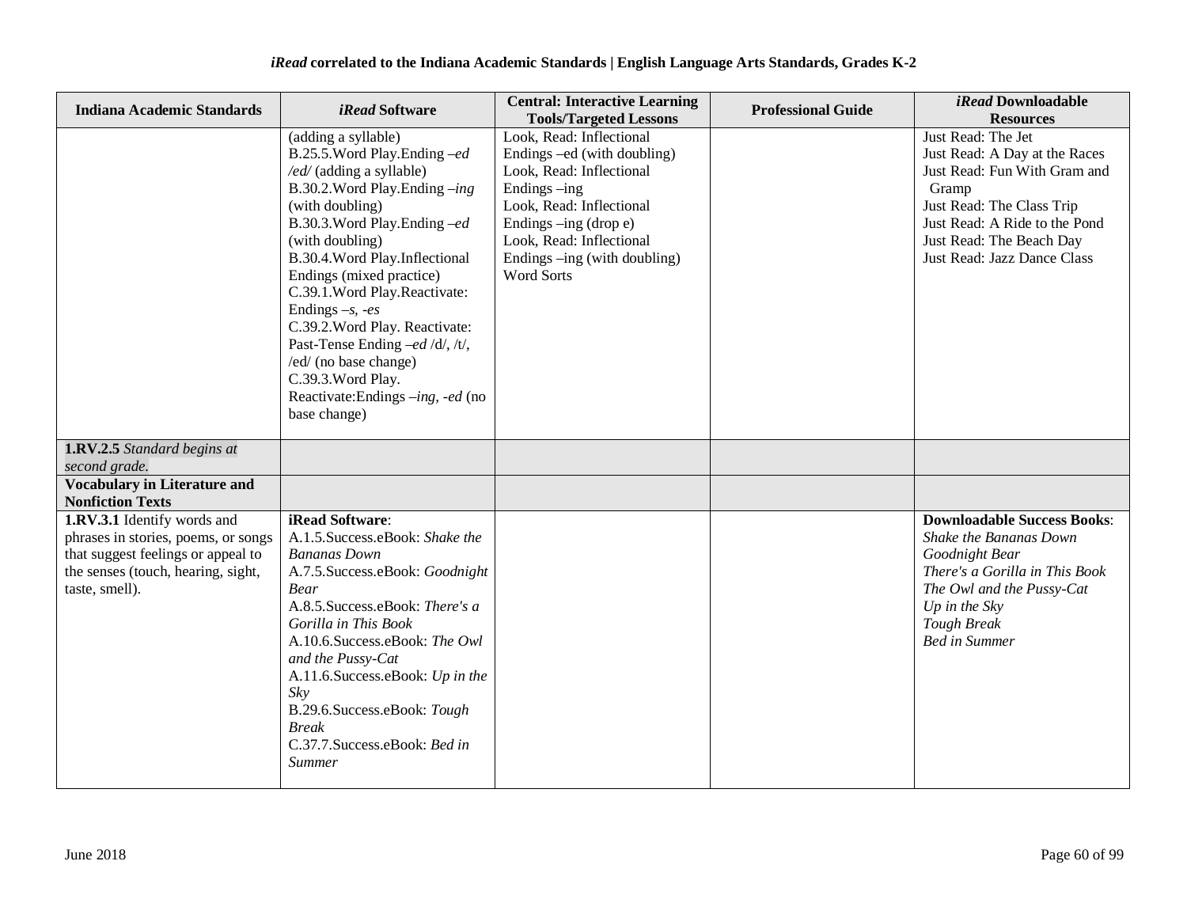| Indiana Academic Standards | *iRead* Software | Central: Interactive Learning Tools/Targeted Lessons | Professional Guide | *iRead* Downloadable Resources |
|---|---|---|---|---|
| | (adding a syllable)<br>B.25.5.Word Play.Ending *–ed /ed/* (adding a syllable)<br>B.30.2.Word Play.Ending *–ing* (with doubling)<br>B.30.3.Word Play.Ending *–ed* (with doubling)<br>B.30.4.Word Play.Inflectional Endings (mixed practice)<br>C.39.1.Word Play.Reactivate: Endings *–s, -es*<br>C.39.2.Word Play. Reactivate: Past-Tense Ending *–ed* /d/, /t/, /ed/ (no base change)<br>C.39.3.Word Play. Reactivate:Endings *–ing, -ed* (no base change) | Look, Read: Inflectional Endings –ed (with doubling)<br>Look, Read: Inflectional Endings –ing<br>Look, Read: Inflectional Endings –ing (drop e)<br>Look, Read: Inflectional Endings –ing (with doubling)<br>Word Sorts | | Just Read: The Jet<br>Just Read: A Day at the Races<br>Just Read: Fun With Gram and Gramp<br>Just Read: The Class Trip<br>Just Read: A Ride to the Pond<br>Just Read: The Beach Day<br>Just Read: Jazz Dance Class |
| **1.RV.2.5** *Standard begins at second grade.* | | | | |
| **Vocabulary in Literature and Nonfiction Texts** | | | | |
| **1.RV.3.1** Identify words and phrases in stories, poems, or songs that suggest feelings or appeal to the senses (touch, hearing, sight, taste, smell). | **iRead Software**:<br>A.1.5.Success.eBook: *Shake the Bananas Down*<br>A.7.5.Success.eBook: *Goodnight Bear*<br>A.8.5.Success.eBook: *There's a Gorilla in This Book*<br>A.10.6.Success.eBook: *The Owl and the Pussy-Cat*<br>A.11.6.Success.eBook: *Up in the Sky*<br>B.29.6.Success.eBook: *Tough Break*<br>C.37.7.Success.eBook: *Bed in Summer* | | | **Downloadable Success Books**:<br>*Shake the Bananas Down*<br>*Goodnight Bear*<br>*There's a Gorilla in This Book*<br>*The Owl and the Pussy-Cat*<br>*Up in the Sky*<br>*Tough Break*<br>*Bed in Summer* |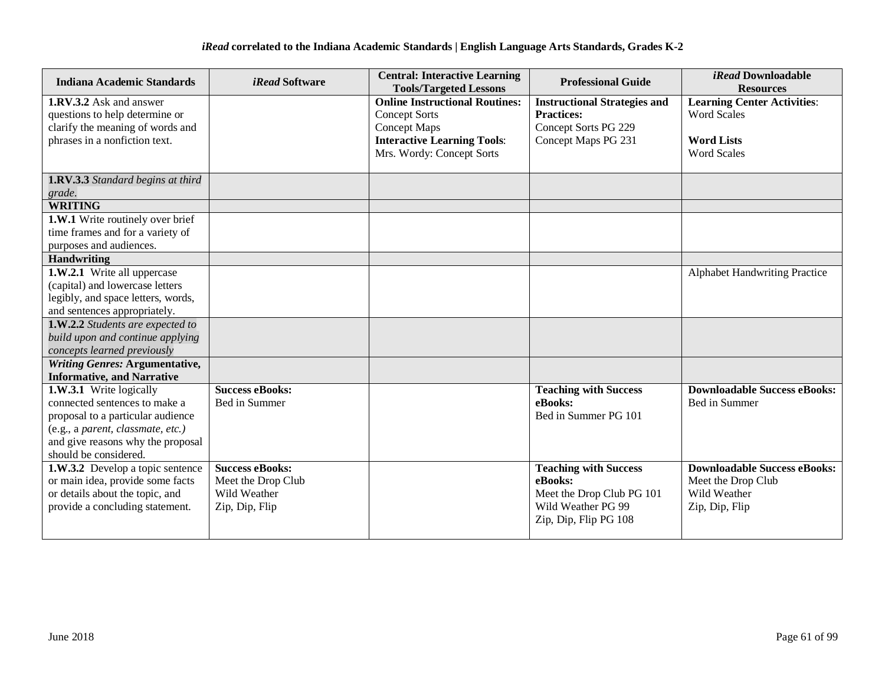**_iRead_ correlated to the Indiana Academic Standards | English Language Arts Standards, Grades K-2**

| Indiana Academic Standards | *iRead* Software | Central: Interactive Learning Tools/Targeted Lessons | Professional Guide | *iRead* Downloadable Resources |
|---|---|---|---|---|
| **1.RV.3.2** Ask and answer questions to help determine or clarify the meaning of words and phrases in a nonfiction text. | | **Online Instructional Routines:** Concept Sorts Concept Maps **Interactive Learning Tools**: Mrs. Wordy: Concept Sorts | **Instructional Strategies and Practices:** Concept Sorts PG 229 Concept Maps PG 231 | **Learning Center Activities**: Word Scales **Word Lists** Word Scales |
| **1.RV.3.3** *Standard begins at third grade.* | | | | |
| **WRITING** | | | | |
| **1.W.1** Write routinely over brief time frames and for a variety of purposes and audiences. | | | | |
| **Handwriting** | | | | |
| **1.W.2.1** Write all uppercase (capital) and lowercase letters legibly, and space letters, words, and sentences appropriately. | | | | Alphabet Handwriting Practice |
| **1.W.2.2** *Students are expected to build upon and continue applying concepts learned previously* | | | | |
| ***Writing Genres:*** **Argumentative, Informative, and Narrative** | | | | |
| **1.W.3.1** Write logically connected sentences to make a proposal to a particular audience (e.g., a *parent, classmate, etc.)* and give reasons why the proposal should be considered. | **Success eBooks:** Bed in Summer | | **Teaching with Success eBooks:** Bed in Summer PG 101 | **Downloadable Success eBooks:** Bed in Summer |
| **1.W.3.2** Develop a topic sentence or main idea, provide some facts or details about the topic, and provide a concluding statement. | **Success eBooks:** Meet the Drop Club Wild Weather Zip, Dip, Flip | | **Teaching with Success eBooks:** Meet the Drop Club PG 101 Wild Weather PG 99 Zip, Dip, Flip PG 108 | **Downloadable Success eBooks:** Meet the Drop Club Wild Weather Zip, Dip, Flip |

June 2018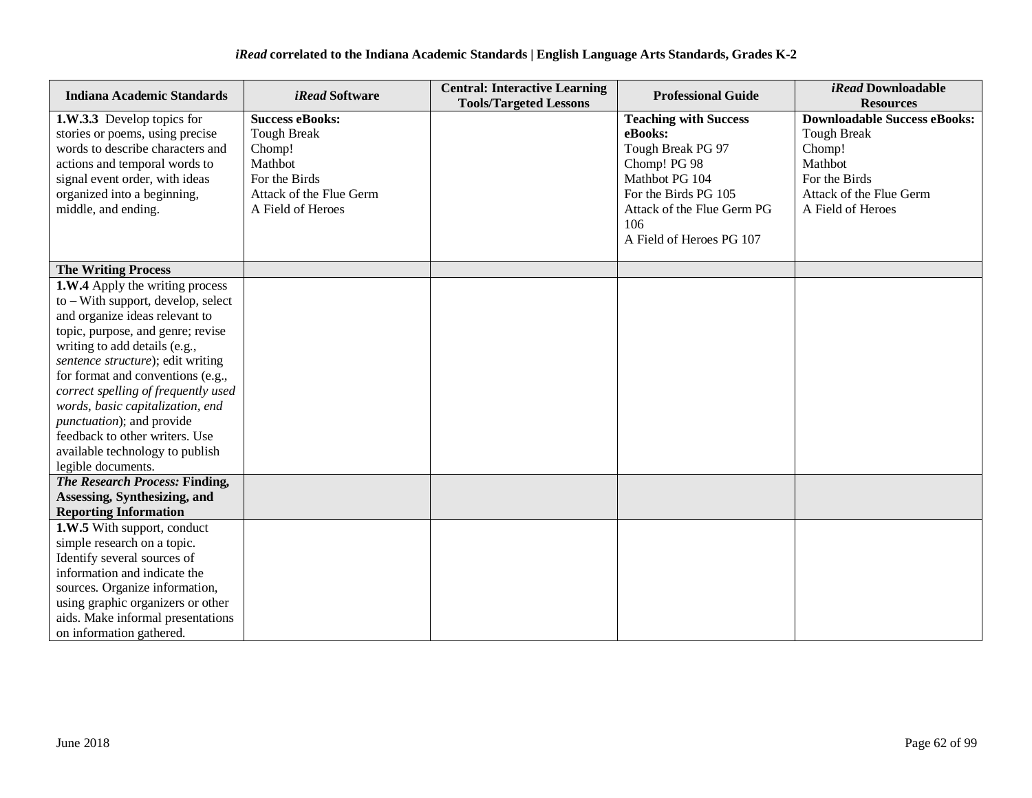| Indiana Academic Standards | *iRead* Software | Central: Interactive Learning Tools/Targeted Lessons | Professional Guide | *iRead* Downloadable Resources |
|---|---|---|---|---|
| **1.W.3.3** Develop topics for stories or poems, using precise words to describe characters and actions and temporal words to signal event order, with ideas organized into a beginning, middle, and ending. | **Success eBooks:**<br>Tough Break<br>Chomp!<br>Mathbot<br>For the Birds<br>Attack of the Flue Germ<br>A Field of Heroes | | **Teaching with Success eBooks:**<br>Tough Break PG 97<br>Chomp! PG 98<br>Mathbot PG 104<br>For the Birds PG 105<br>Attack of the Flue Germ PG 106<br>A Field of Heroes PG 107 | **Downloadable Success eBooks:**<br>Tough Break<br>Chomp!<br>Mathbot<br>For the Birds<br>Attack of the Flue Germ<br>A Field of Heroes |
| **The Writing Process** | | | | |
| **1.W.4** Apply the writing process to – With support, develop, select and organize ideas relevant to topic, purpose, and genre; revise writing to add details (e.g., *sentence structure*); edit writing for format and conventions (e.g., *correct spelling of frequently used words, basic capitalization, end punctuation*); and provide feedback to other writers. Use available technology to publish legible documents. | | | | |
| ***The Research Process:* Finding, Assessing, Synthesizing, and Reporting Information** | | | | |
| **1.W.5** With support, conduct simple research on a topic. Identify several sources of information and indicate the sources. Organize information, using graphic organizers or other aids. Make informal presentations on information gathered. | | | | |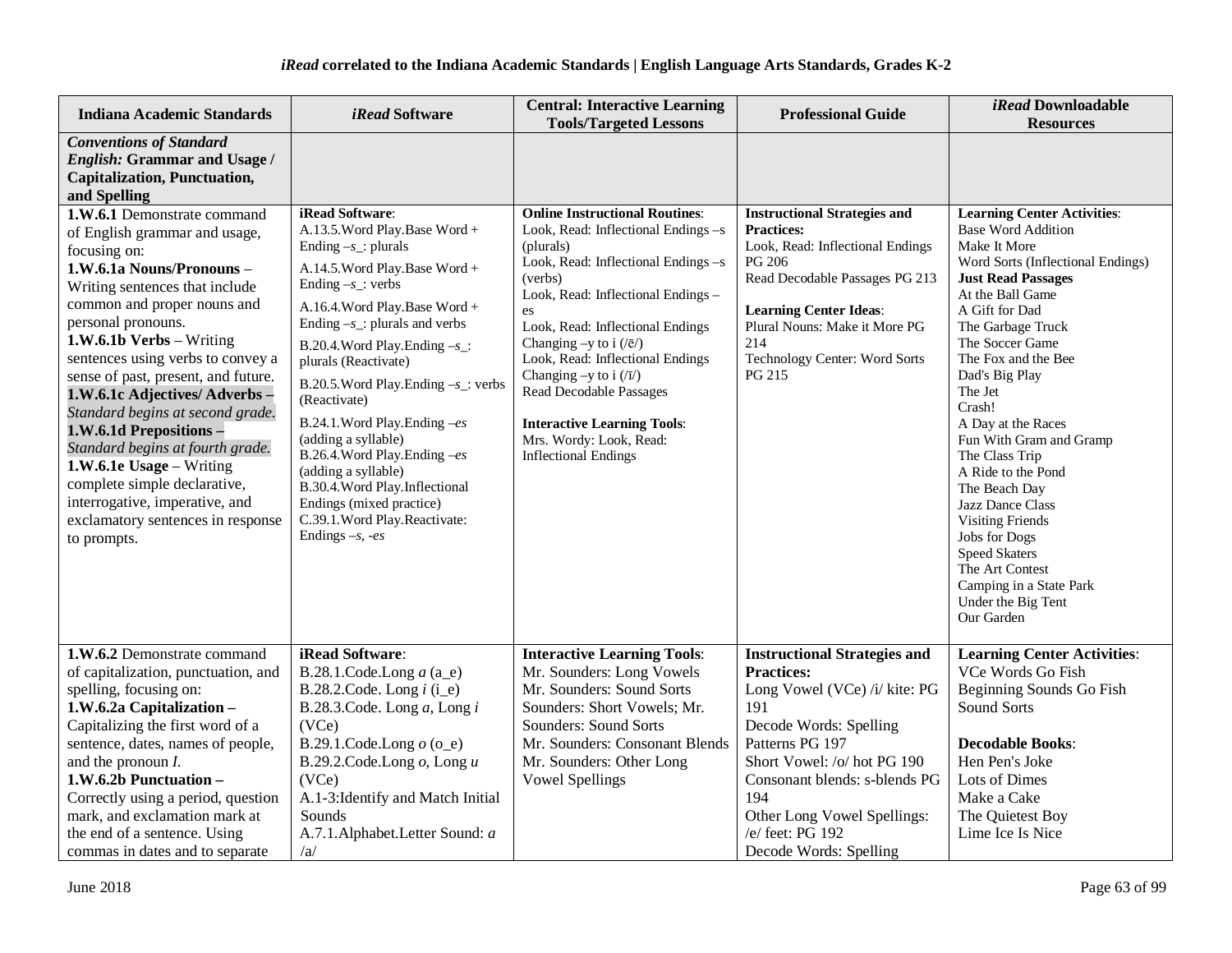### *iRead* correlated to the Indiana Academic Standards | English Language Arts Standards, Grades K-2

| Indiana Academic Standards | *iRead* Software | Central: Interactive Learning Tools/Targeted Lessons | Professional Guide | *iRead* Downloadable Resources |
|---|---|---|---|---|
| ***Conventions of Standard English:* Grammar and Usage / Capitalization, Punctuation, and Spelling** | | | | |
| **1.W.6.1** Demonstrate command of English grammar and usage, focusing on:<br>**1.W.6.1a Nouns/Pronouns** – Writing sentences that include common and proper nouns and personal pronouns.<br>**1.W.6.1b Verbs** – Writing sentences using verbs to convey a sense of past, present, and future.<br>**1.W.6.1c Adjectives/ Adverbs –** *Standard begins at second grade.*<br>**1.W.6.1d Prepositions –** *Standard begins at fourth grade.*<br>**1.W.6.1e Usage** – Writing complete simple declarative, interrogative, imperative, and exclamatory sentences in response to prompts. | **iRead Software**:<br>A.13.5.Word Play.Base Word + Ending –*s*_: plurals<br>A.14.5.Word Play.Base Word + Ending –*s*_: verbs<br>A.16.4.Word Play.Base Word + Ending –*s*_: plurals and verbs<br>B.20.4.Word Play.Ending –*s*_: plurals (Reactivate)<br>B.20.5.Word Play.Ending –*s*_: verbs (Reactivate)<br>B.24.1.Word Play.Ending –*es* (adding a syllable)<br>B.26.4.Word Play.Ending –*es* (adding a syllable)<br>B.30.4.Word Play.Inflectional Endings (mixed practice)<br>C.39.1.Word Play.Reactivate: Endings –*s, -es* | **Online Instructional Routines**:<br>Look, Read: Inflectional Endings –s (plurals)<br>Look, Read: Inflectional Endings –s (verbs)<br>Look, Read: Inflectional Endings –es<br>Look, Read: Inflectional Endings Changing –y to i (/ē/)<br>Look, Read: Inflectional Endings Changing –y to i (/ī/)<br>Read Decodable Passages<br><br>**Interactive Learning Tools**:<br>Mrs. Wordy: Look, Read: Inflectional Endings | **Instructional Strategies and Practices:**<br>Look, Read: Inflectional Endings PG 206<br>Read Decodable Passages PG 213<br><br>**Learning Center Ideas**:<br>Plural Nouns: Make it More PG 214<br>Technology Center: Word Sorts PG 215 | **Learning Center Activities**:<br>Base Word Addition<br>Make It More<br>Word Sorts (Inflectional Endings)<br>**Just Read Passages**<br>At the Ball Game<br>A Gift for Dad<br>The Garbage Truck<br>The Soccer Game<br>The Fox and the Bee<br>Dad's Big Play<br>The Jet<br>Crash!<br>A Day at the Races<br>Fun With Gram and Gramp<br>The Class Trip<br>A Ride to the Pond<br>The Beach Day<br>Jazz Dance Class<br>Visiting Friends<br>Jobs for Dogs<br>Speed Skaters<br>The Art Contest<br>Camping in a State Park<br>Under the Big Tent<br>Our Garden |
| **1.W.6.2** Demonstrate command of capitalization, punctuation, and spelling, focusing on:<br>**1.W.6.2a Capitalization –** Capitalizing the first word of a sentence, dates, names of people, and the pronoun *I*.<br>**1.W.6.2b Punctuation –** Correctly using a period, question mark, and exclamation mark at the end of a sentence. Using commas in dates and to separate | **iRead Software**:<br>B.28.1.Code.Long *a* (a_e)<br>B.28.2.Code. Long *i* (i_e)<br>B.28.3.Code. Long *a,* Long *i* (VCe)<br>B.29.1.Code.Long *o* (o_e)<br>B.29.2.Code.Long *o,* Long *u* (VCe)<br>A.1-3:Identify and Match Initial Sounds<br>A.7.1.Alphabet.Letter Sound: *a* /a/ | **Interactive Learning Tools**:<br>Mr. Sounders: Long Vowels<br>Mr. Sounders: Sound Sorts<br>Sounders: Short Vowels; Mr. Sounders: Sound Sorts<br>Mr. Sounders: Consonant Blends<br>Mr. Sounders: Other Long Vowel Spellings | **Instructional Strategies and Practices:**<br>Long Vowel (VCe) /i/ kite: PG 191<br>Decode Words: Spelling Patterns PG 197<br>Short Vowel: /o/ hot PG 190<br>Consonant blends: s-blends PG 194<br>Other Long Vowel Spellings: /e/ feet: PG 192<br>Decode Words: Spelling | **Learning Center Activities**:<br>VCe Words Go Fish<br>Beginning Sounds Go Fish<br>Sound Sorts<br><br>**Decodable Books**:<br>Hen Pen's Joke<br>Lots of Dimes<br>Make a Cake<br>The Quietest Boy<br>Lime Ice Is Nice |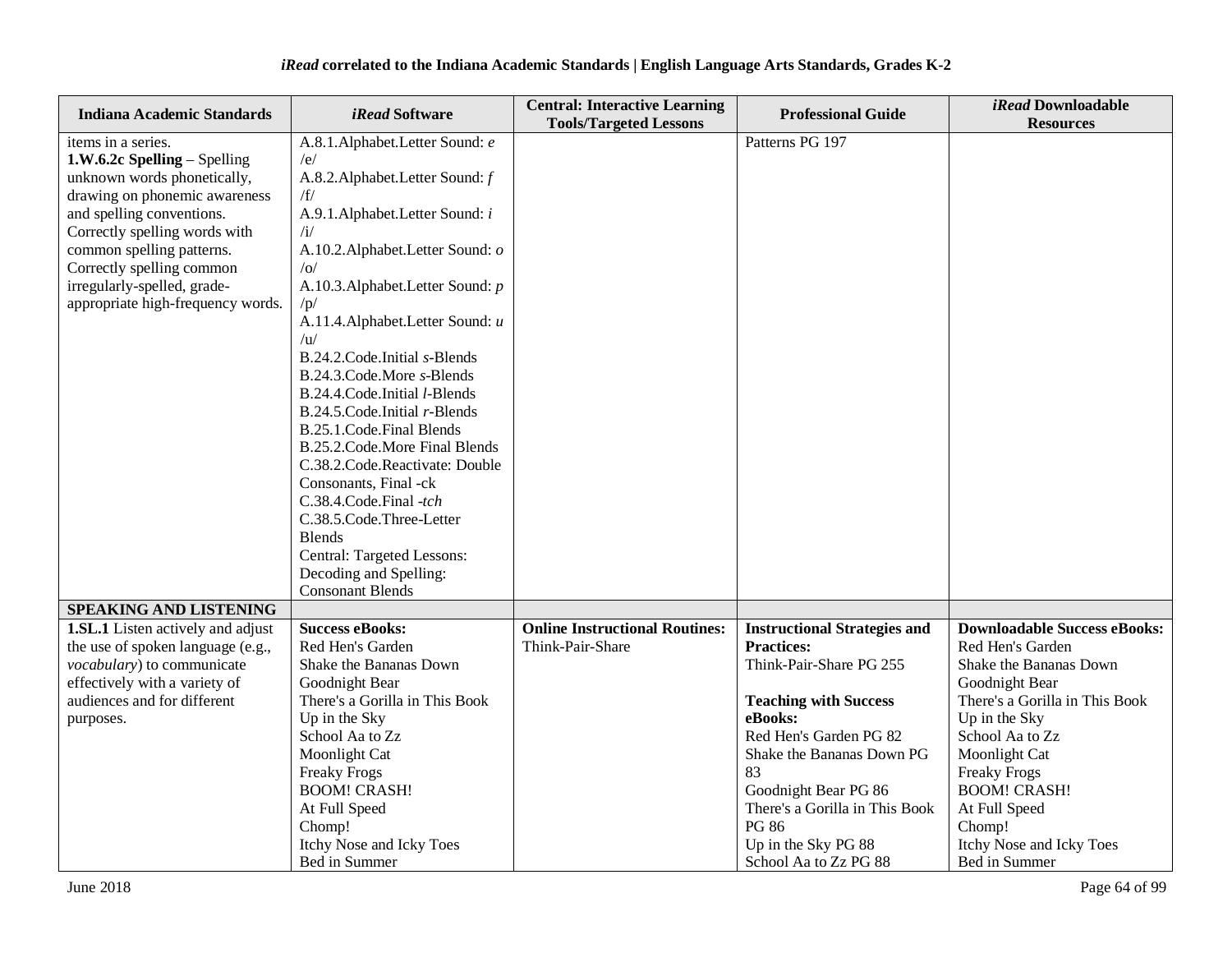**iRead correlated to the Indiana Academic Standards | English Language Arts Standards, Grades K-2**

| Indiana Academic Standards | *iRead* Software | Central: Interactive Learning Tools/Targeted Lessons | Professional Guide | *iRead* Downloadable Resources |
|---|---|---|---|---|
| items in a series.<br>**1.W.6.2c Spelling** – Spelling unknown words phonetically, drawing on phonemic awareness and spelling conventions. Correctly spelling words with common spelling patterns. Correctly spelling common irregularly-spelled, grade-appropriate high-frequency words. | A.8.1.Alphabet.Letter Sound: *e* /e/<br>A.8.2.Alphabet.Letter Sound: *f* /f/<br>A.9.1.Alphabet.Letter Sound: *i* /i/<br>A.10.2.Alphabet.Letter Sound: *o* /o/<br>A.10.3.Alphabet.Letter Sound: *p* /p/<br>A.11.4.Alphabet.Letter Sound: *u* /u/<br>B.24.2.Code.Initial *s*-Blends<br>B.24.3.Code.More *s*-Blends<br>B.24.4.Code.Initial *l*-Blends<br>B.24.5.Code.Initial *r*-Blends<br>B.25.1.Code.Final Blends<br>B.25.2.Code.More Final Blends<br>C.38.2.Code.Reactivate: Double Consonants, Final -ck<br>C.38.4.Code.Final -*tch*<br>C.38.5.Code.Three-Letter Blends<br>Central: Targeted Lessons: Decoding and Spelling: Consonant Blends | | Patterns PG 197 | |
| **SPEAKING AND LISTENING** | | | | |
| **1.SL.1** Listen actively and adjust the use of spoken language (e.g., *vocabulary*) to communicate effectively with a variety of audiences and for different purposes. | **Success eBooks:**<br>Red Hen's Garden<br>Shake the Bananas Down<br>Goodnight Bear<br>There's a Gorilla in This Book<br>Up in the Sky<br>School Aa to Zz<br>Moonlight Cat<br>Freaky Frogs<br>BOOM! CRASH!<br>At Full Speed<br>Chomp!<br>Itchy Nose and Icky Toes<br>Bed in Summer | **Online Instructional Routines:**<br>Think-Pair-Share | **Instructional Strategies and Practices:**<br>Think-Pair-Share PG 255<br><br>**Teaching with Success eBooks:**<br>Red Hen's Garden PG 82<br>Shake the Bananas Down PG 83<br>Goodnight Bear PG 86<br>There's a Gorilla in This Book PG 86<br>Up in the Sky PG 88<br>School Aa to Zz PG 88 | **Downloadable Success eBooks:**<br>Red Hen's Garden<br>Shake the Bananas Down<br>Goodnight Bear<br>There's a Gorilla in This Book<br>Up in the Sky<br>School Aa to Zz<br>Moonlight Cat<br>Freaky Frogs<br>BOOM! CRASH!<br>At Full Speed<br>Chomp!<br>Itchy Nose and Icky Toes<br>Bed in Summer |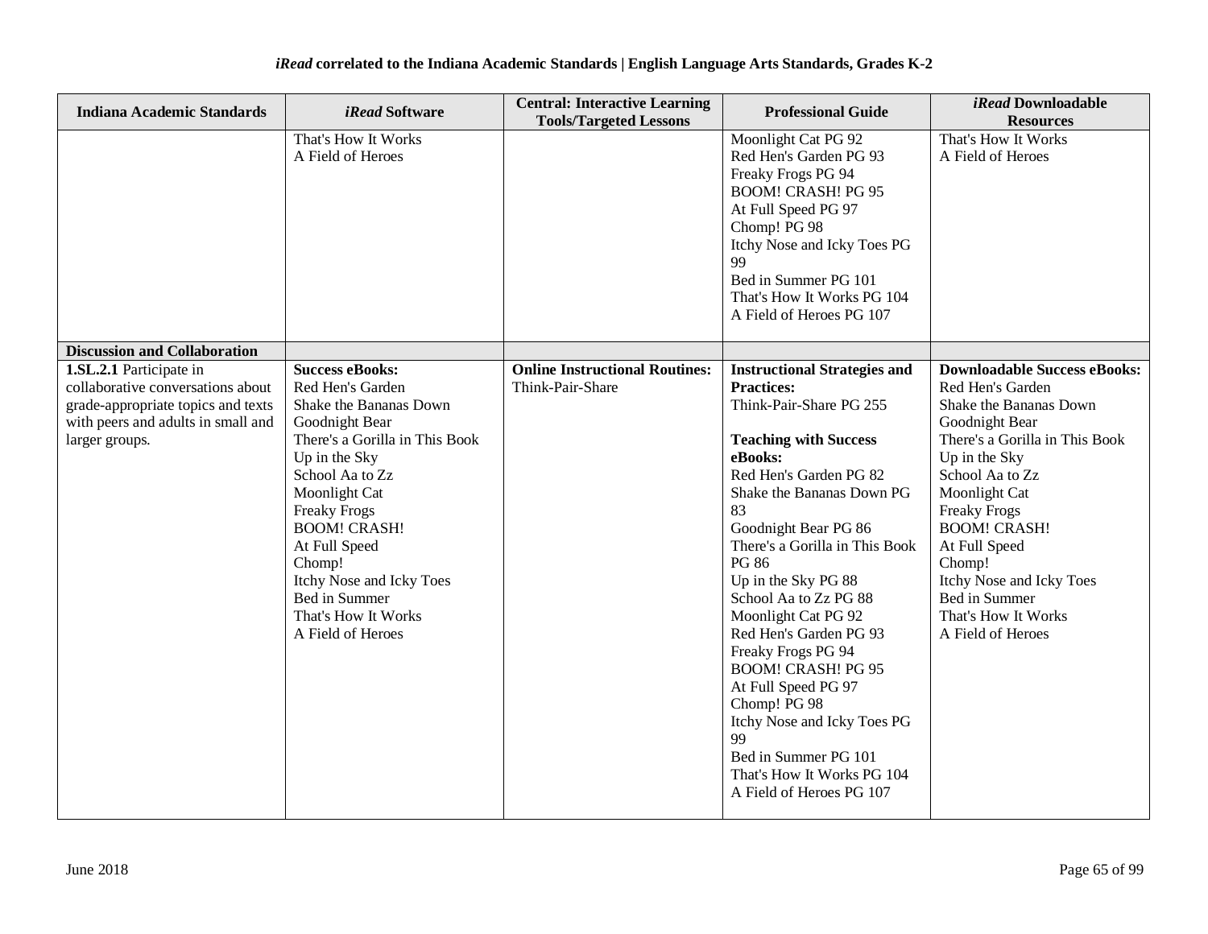**iRead correlated to the Indiana Academic Standards | English Language Arts Standards, Grades K-2**

| Indiana Academic Standards | *iRead* Software | Central: Interactive Learning Tools/Targeted Lessons | Professional Guide | *iRead* Downloadable Resources |
|---|---|---|---|---|
| | That's How It Works<br>A Field of Heroes | | Moonlight Cat PG 92<br>Red Hen's Garden PG 93<br>Freaky Frogs PG 94<br>BOOM! CRASH! PG 95<br>At Full Speed PG 97<br>Chomp! PG 98<br>Itchy Nose and Icky Toes PG 99<br>Bed in Summer PG 101<br>That's How It Works PG 104<br>A Field of Heroes PG 107 | That's How It Works<br>A Field of Heroes |
| **Discussion and Collaboration** | | | | |
| **1.SL.2.1** Participate in collaborative conversations about grade-appropriate topics and texts with peers and adults in small and larger groups. | **Success eBooks:**<br>Red Hen's Garden<br>Shake the Bananas Down<br>Goodnight Bear<br>There's a Gorilla in This Book<br>Up in the Sky<br>School Aa to Zz<br>Moonlight Cat<br>Freaky Frogs<br>BOOM! CRASH!<br>At Full Speed<br>Chomp!<br>Itchy Nose and Icky Toes<br>Bed in Summer<br>That's How It Works<br>A Field of Heroes | **Online Instructional Routines:**<br>Think-Pair-Share | **Instructional Strategies and Practices:**<br>Think-Pair-Share PG 255<br><br>**Teaching with Success eBooks:**<br>Red Hen's Garden PG 82<br>Shake the Bananas Down PG 83<br>Goodnight Bear PG 86<br>There's a Gorilla in This Book PG 86<br>Up in the Sky PG 88<br>School Aa to Zz PG 88<br>Moonlight Cat PG 92<br>Red Hen's Garden PG 93<br>Freaky Frogs PG 94<br>BOOM! CRASH! PG 95<br>At Full Speed PG 97<br>Chomp! PG 98<br>Itchy Nose and Icky Toes PG 99<br>Bed in Summer PG 101<br>That's How It Works PG 104<br>A Field of Heroes PG 107 | **Downloadable Success eBooks:**<br>Red Hen's Garden<br>Shake the Bananas Down<br>Goodnight Bear<br>There's a Gorilla in This Book<br>Up in the Sky<br>School Aa to Zz<br>Moonlight Cat<br>Freaky Frogs<br>BOOM! CRASH!<br>At Full Speed<br>Chomp!<br>Itchy Nose and Icky Toes<br>Bed in Summer<br>That's How It Works<br>A Field of Heroes |

June 2018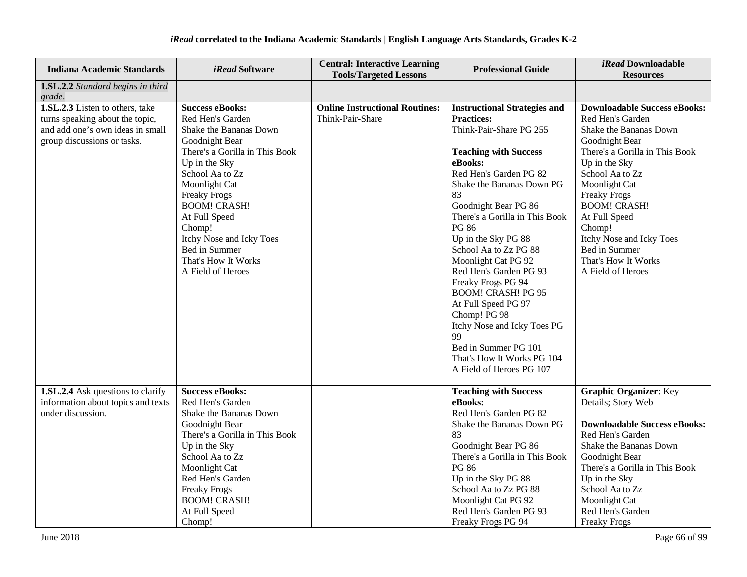*iRead* **correlated to the Indiana Academic Standards | English Language Arts Standards, Grades K-2**

| Indiana Academic Standards | *iRead* Software | Central: Interactive Learning Tools/Targeted Lessons | Professional Guide | *iRead* Downloadable Resources |
|---|---|---|---|---|
| **1.SL.2.2** *Standard begins in third grade.* | | | | |
| **1.SL.2.3** Listen to others, take turns speaking about the topic, and add one's own ideas in small group discussions or tasks. | **Success eBooks:**<br>Red Hen's Garden<br>Shake the Bananas Down<br>Goodnight Bear<br>There's a Gorilla in This Book<br>Up in the Sky<br>School Aa to Zz<br>Moonlight Cat<br>Freaky Frogs<br>BOOM! CRASH!<br>At Full Speed<br>Chomp!<br>Itchy Nose and Icky Toes<br>Bed in Summer<br>That's How It Works<br>A Field of Heroes | **Online Instructional Routines:**<br>Think-Pair-Share | **Instructional Strategies and Practices:**<br>Think-Pair-Share PG 255<br><br>**Teaching with Success eBooks:**<br>Red Hen's Garden PG 82<br>Shake the Bananas Down PG 83<br>Goodnight Bear PG 86<br>There's a Gorilla in This Book PG 86<br>Up in the Sky PG 88<br>School Aa to Zz PG 88<br>Moonlight Cat PG 92<br>Red Hen's Garden PG 93<br>Freaky Frogs PG 94<br>BOOM! CRASH! PG 95<br>At Full Speed PG 97<br>Chomp! PG 98<br>Itchy Nose and Icky Toes PG 99<br>Bed in Summer PG 101<br>That's How It Works PG 104<br>A Field of Heroes PG 107 | **Downloadable Success eBooks:**<br>Red Hen's Garden<br>Shake the Bananas Down<br>Goodnight Bear<br>There's a Gorilla in This Book<br>Up in the Sky<br>School Aa to Zz<br>Moonlight Cat<br>Freaky Frogs<br>BOOM! CRASH!<br>At Full Speed<br>Chomp!<br>Itchy Nose and Icky Toes<br>Bed in Summer<br>That's How It Works<br>A Field of Heroes |
| **1.SL.2.4** Ask questions to clarify information about topics and texts under discussion. | **Success eBooks:**<br>Red Hen's Garden<br>Shake the Bananas Down<br>Goodnight Bear<br>There's a Gorilla in This Book<br>Up in the Sky<br>School Aa to Zz<br>Moonlight Cat<br>Red Hen's Garden<br>Freaky Frogs<br>BOOM! CRASH!<br>At Full Speed<br>Chomp! | | **Teaching with Success eBooks:**<br>Red Hen's Garden PG 82<br>Shake the Bananas Down PG 83<br>Goodnight Bear PG 86<br>There's a Gorilla in This Book PG 86<br>Up in the Sky PG 88<br>School Aa to Zz PG 88<br>Moonlight Cat PG 92<br>Red Hen's Garden PG 93<br>Freaky Frogs PG 94 | **Graphic Organizer**: Key Details; Story Web<br><br>**Downloadable Success eBooks:**<br>Red Hen's Garden<br>Shake the Bananas Down<br>Goodnight Bear<br>There's a Gorilla in This Book<br>Up in the Sky<br>School Aa to Zz<br>Moonlight Cat<br>Red Hen's Garden<br>Freaky Frogs |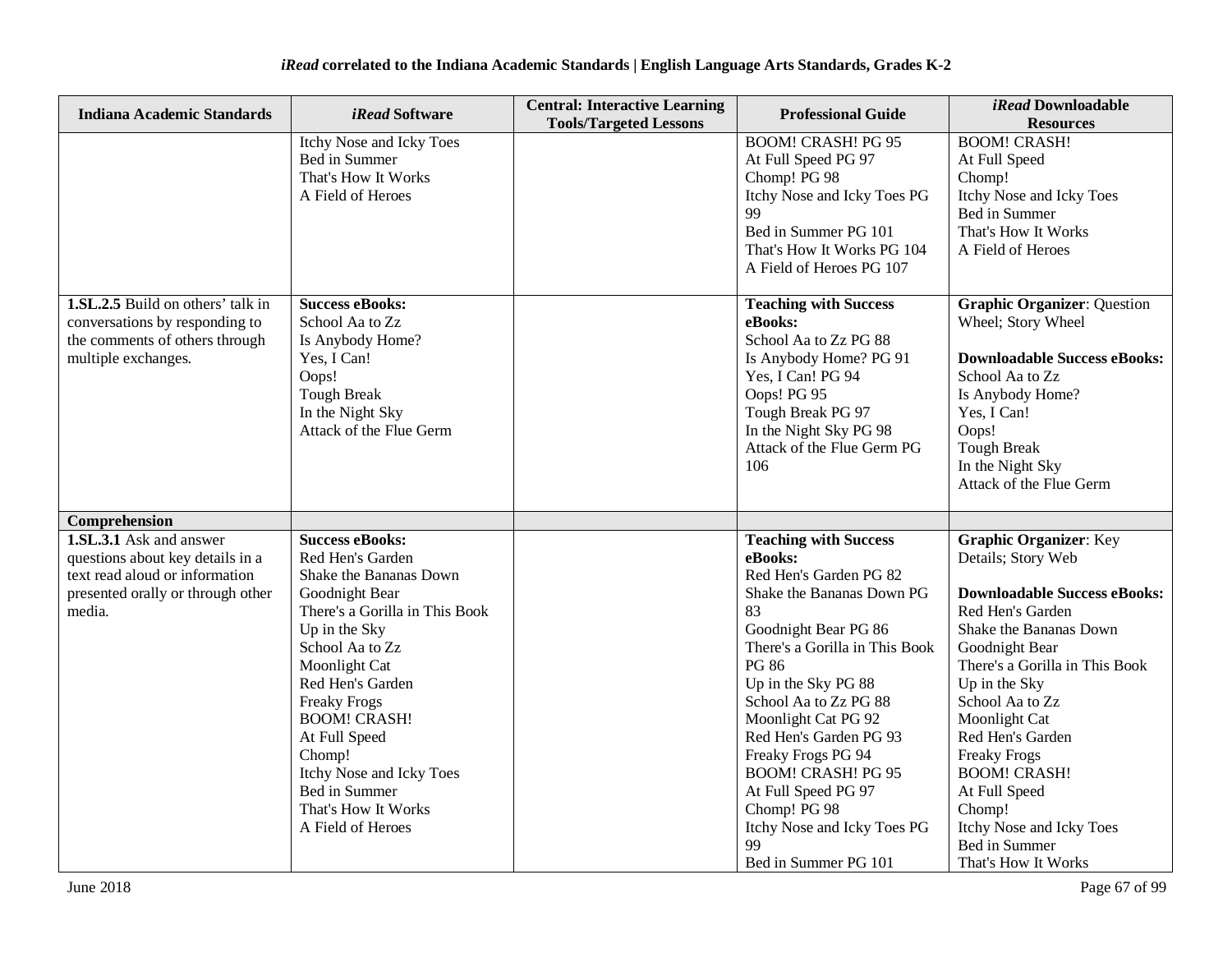**iRead correlated to the Indiana Academic Standards | English Language Arts Standards, Grades K-2**

| Indiana Academic Standards | *iRead* Software | Central: Interactive Learning Tools/Targeted Lessons | Professional Guide | *iRead* Downloadable Resources |
|---|---|---|---|---|
| | Itchy Nose and Icky Toes<br>Bed in Summer<br>That's How It Works<br>A Field of Heroes | | BOOM! CRASH! PG 95<br>At Full Speed PG 97<br>Chomp! PG 98<br>Itchy Nose and Icky Toes PG 99<br>Bed in Summer PG 101<br>That's How It Works PG 104<br>A Field of Heroes PG 107 | BOOM! CRASH!<br>At Full Speed<br>Chomp!<br>Itchy Nose and Icky Toes<br>Bed in Summer<br>That's How It Works<br>A Field of Heroes |
| **1.SL.2.5** Build on others' talk in conversations by responding to the comments of others through multiple exchanges. | **Success eBooks:**<br>School Aa to Zz<br>Is Anybody Home?<br>Yes, I Can!<br>Oops!<br>Tough Break<br>In the Night Sky<br>Attack of the Flue Germ | | **Teaching with Success eBooks:**<br>School Aa to Zz PG 88<br>Is Anybody Home? PG 91<br>Yes, I Can! PG 94<br>Oops! PG 95<br>Tough Break PG 97<br>In the Night Sky PG 98<br>Attack of the Flue Germ PG 106 | **Graphic Organizer**: Question Wheel; Story Wheel<br><br>**Downloadable Success eBooks:**<br>School Aa to Zz<br>Is Anybody Home?<br>Yes, I Can!<br>Oops!<br>Tough Break<br>In the Night Sky<br>Attack of the Flue Germ |
| **Comprehension** | | | | |
| **1.SL.3.1** Ask and answer questions about key details in a text read aloud or information presented orally or through other media. | **Success eBooks:**<br>Red Hen's Garden<br>Shake the Bananas Down<br>Goodnight Bear<br>There's a Gorilla in This Book<br>Up in the Sky<br>School Aa to Zz<br>Moonlight Cat<br>Red Hen's Garden<br>Freaky Frogs<br>BOOM! CRASH!<br>At Full Speed<br>Chomp!<br>Itchy Nose and Icky Toes<br>Bed in Summer<br>That's How It Works<br>A Field of Heroes | | **Teaching with Success eBooks:**<br>Red Hen's Garden PG 82<br>Shake the Bananas Down PG 83<br>Goodnight Bear PG 86<br>There's a Gorilla in This Book PG 86<br>Up in the Sky PG 88<br>School Aa to Zz PG 88<br>Moonlight Cat PG 92<br>Red Hen's Garden PG 93<br>Freaky Frogs PG 94<br>BOOM! CRASH! PG 95<br>At Full Speed PG 97<br>Chomp! PG 98<br>Itchy Nose and Icky Toes PG 99<br>Bed in Summer PG 101 | **Graphic Organizer**: Key Details; Story Web<br><br>**Downloadable Success eBooks:**<br>Red Hen's Garden<br>Shake the Bananas Down<br>Goodnight Bear<br>There's a Gorilla in This Book<br>Up in the Sky<br>School Aa to Zz<br>Moonlight Cat<br>Red Hen's Garden<br>Freaky Frogs<br>BOOM! CRASH!<br>At Full Speed<br>Chomp!<br>Itchy Nose and Icky Toes<br>Bed in Summer<br>That's How It Works |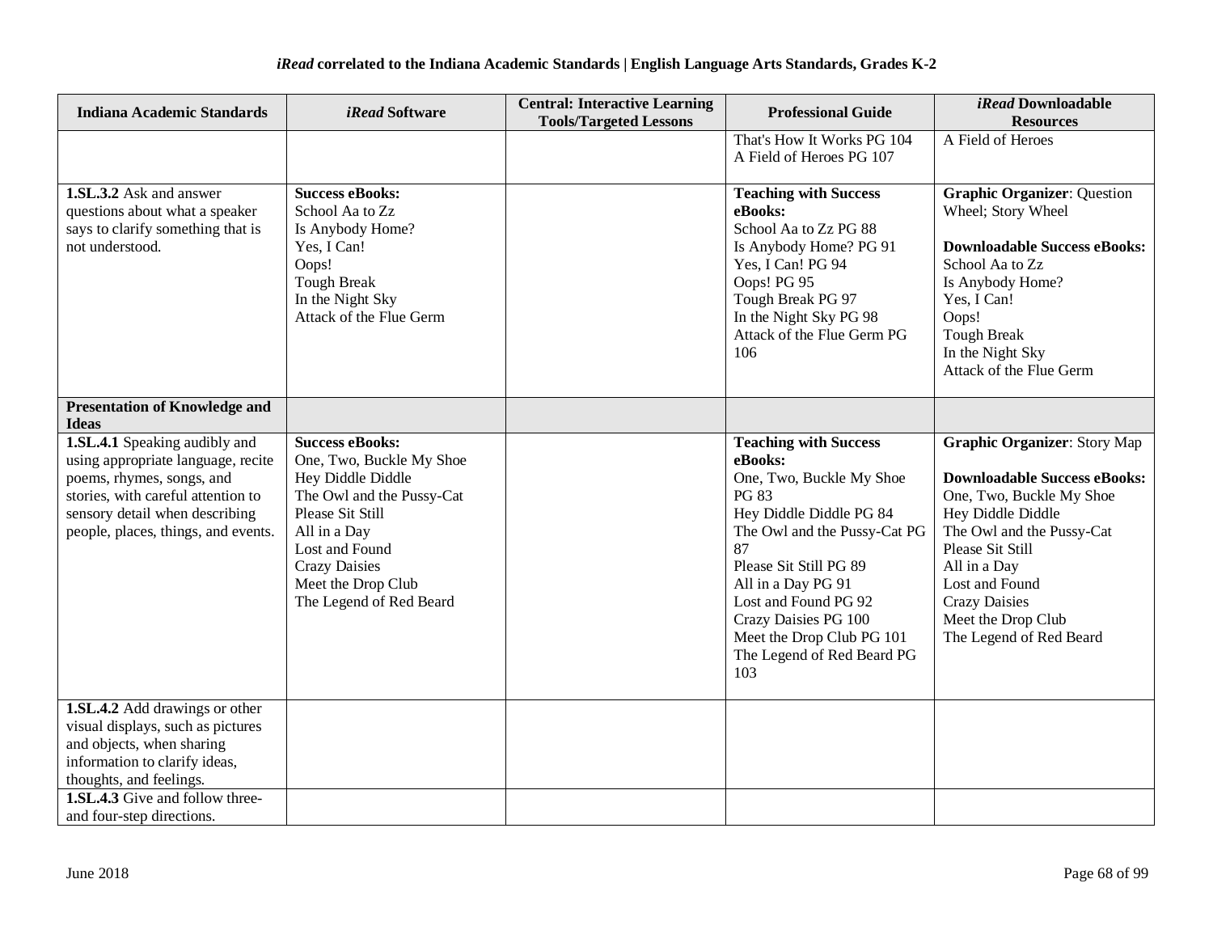| Indiana Academic Standards | *iRead* Software | Central: Interactive Learning Tools/Targeted Lessons | Professional Guide | *iRead* Downloadable Resources |
|---|---|---|---|---|
| | | | That's How It Works PG 104<br>A Field of Heroes PG 107 | A Field of Heroes |
| **1.SL.3.2** Ask and answer questions about what a speaker says to clarify something that is not understood. | **Success eBooks:**<br>School Aa to Zz<br>Is Anybody Home?<br>Yes, I Can!<br>Oops!<br>Tough Break<br>In the Night Sky<br>Attack of the Flue Germ | | **Teaching with Success eBooks:**<br>School Aa to Zz PG 88<br>Is Anybody Home? PG 91<br>Yes, I Can! PG 94<br>Oops! PG 95<br>Tough Break PG 97<br>In the Night Sky PG 98<br>Attack of the Flue Germ PG 106 | **Graphic Organizer**: Question Wheel; Story Wheel<br><br>**Downloadable Success eBooks:**<br>School Aa to Zz<br>Is Anybody Home?<br>Yes, I Can!<br>Oops!<br>Tough Break<br>In the Night Sky<br>Attack of the Flue Germ |
| **Presentation of Knowledge and Ideas** | | | | |
| **1.SL.4.1** Speaking audibly and using appropriate language, recite poems, rhymes, songs, and stories, with careful attention to sensory detail when describing people, places, things, and events. | **Success eBooks:**<br>One, Two, Buckle My Shoe<br>Hey Diddle Diddle<br>The Owl and the Pussy-Cat<br>Please Sit Still<br>All in a Day<br>Lost and Found<br>Crazy Daisies<br>Meet the Drop Club<br>The Legend of Red Beard | | **Teaching with Success eBooks:**<br>One, Two, Buckle My Shoe PG 83<br>Hey Diddle Diddle PG 84<br>The Owl and the Pussy-Cat PG 87<br>Please Sit Still PG 89<br>All in a Day PG 91<br>Lost and Found PG 92<br>Crazy Daisies PG 100<br>Meet the Drop Club PG 101<br>The Legend of Red Beard PG 103 | **Graphic Organizer**: Story Map<br><br>**Downloadable Success eBooks:**<br>One, Two, Buckle My Shoe<br>Hey Diddle Diddle<br>The Owl and the Pussy-Cat<br>Please Sit Still<br>All in a Day<br>Lost and Found<br>Crazy Daisies<br>Meet the Drop Club<br>The Legend of Red Beard |
| **1.SL.4.2** Add drawings or other visual displays, such as pictures and objects, when sharing information to clarify ideas, thoughts, and feelings. | | | | |
| **1.SL.4.3** Give and follow three- and four-step directions. | | | | |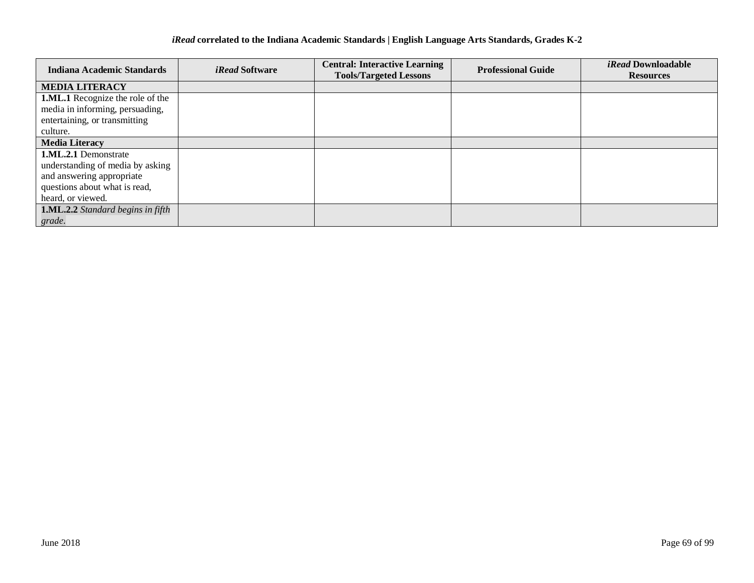| Indiana Academic Standards | *iRead* Software | Central: Interactive Learning Tools/Targeted Lessons | Professional Guide | *iRead* Downloadable Resources |
|---|---|---|---|---|
| **MEDIA LITERACY** | | | | |
| **1.ML.1** Recognize the role of the media in informing, persuading, entertaining, or transmitting culture. | | | | |
| **Media Literacy** | | | | |
| **1.ML.2.1** Demonstrate understanding of media by asking and answering appropriate questions about what is read, heard, or viewed. | | | | |
| **1.ML.2.2** *Standard begins in fifth grade.* | | | | |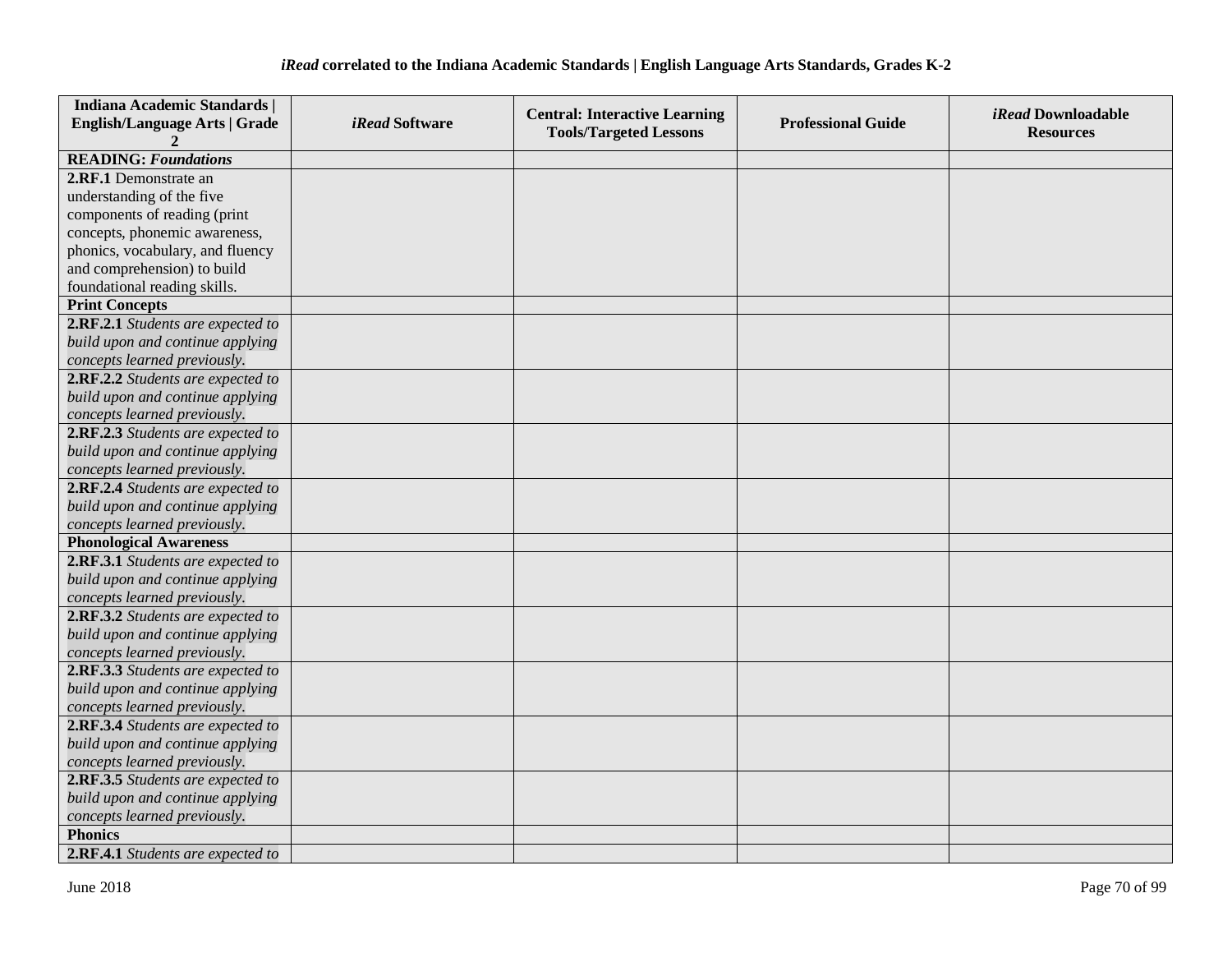### *iRead* correlated to the Indiana Academic Standards | English Language Arts Standards, Grades K-2

| Indiana Academic Standards \| English/Language Arts \| Grade 2 | *iRead* Software | Central: Interactive Learning Tools/Targeted Lessons | Professional Guide | *iRead* Downloadable Resources |
|---|---|---|---|---|
| **READING:** ***Foundations*** | | | | |
| **2.RF.1** Demonstrate an understanding of the five components of reading (print concepts, phonemic awareness, phonics, vocabulary, and fluency and comprehension) to build foundational reading skills. | | | | |
| **Print Concepts** | | | | |
| **2.RF.2.1** *Students are expected to build upon and continue applying concepts learned previously.* | | | | |
| **2.RF.2.2** *Students are expected to build upon and continue applying concepts learned previously.* | | | | |
| **2.RF.2.3** *Students are expected to build upon and continue applying concepts learned previously.* | | | | |
| **2.RF.2.4** *Students are expected to build upon and continue applying concepts learned previously.* | | | | |
| **Phonological Awareness** | | | | |
| **2.RF.3.1** *Students are expected to build upon and continue applying concepts learned previously.* | | | | |
| **2.RF.3.2** *Students are expected to build upon and continue applying concepts learned previously.* | | | | |
| **2.RF.3.3** *Students are expected to build upon and continue applying concepts learned previously.* | | | | |
| **2.RF.3.4** *Students are expected to build upon and continue applying concepts learned previously.* | | | | |
| **2.RF.3.5** *Students are expected to build upon and continue applying concepts learned previously.* | | | | |
| **Phonics** | | | | |
| **2.RF.4.1** *Students are expected to* | | | | |

June 2018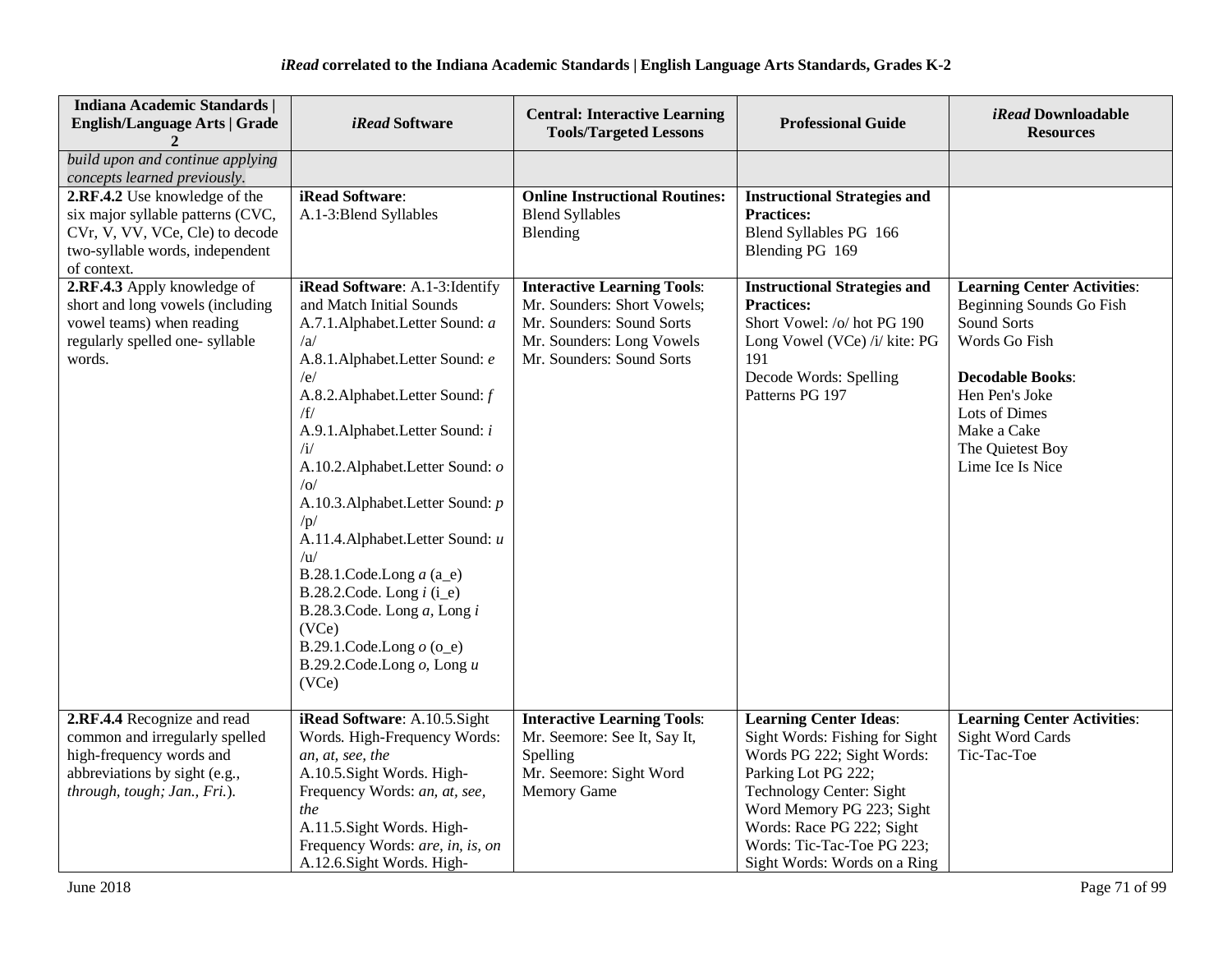### *iRead* correlated to the Indiana Academic Standards | English Language Arts Standards, Grades K-2

| Indiana Academic Standards \| English/Language Arts \| Grade 2 | *iRead* Software | Central: Interactive Learning Tools/Targeted Lessons | Professional Guide | *iRead* Downloadable Resources |
|---|---|---|---|---|
| *build upon and continue applying concepts learned previously.* | | | | |
| **2.RF.4.2** Use knowledge of the six major syllable patterns (CVC, CVr, V, VV, VCe, Cle) to decode two-syllable words, independent of context. | **iRead Software**:<br>A.1-3:Blend Syllables | **Online Instructional Routines:**<br>Blend Syllables<br>Blending | **Instructional Strategies and Practices:**<br>Blend Syllables PG 166<br>Blending PG 169 | |
| **2.RF.4.3** Apply knowledge of short and long vowels (including vowel teams) when reading regularly spelled one- syllable words. | **iRead Software**: A.1-3:Identify and Match Initial Sounds<br>A.7.1.Alphabet.Letter Sound: *a* /a/<br>A.8.1.Alphabet.Letter Sound: *e* /e/<br>A.8.2.Alphabet.Letter Sound: *f* /f/<br>A.9.1.Alphabet.Letter Sound: *i* /i/<br>A.10.2.Alphabet.Letter Sound: *o* /o/<br>A.10.3.Alphabet.Letter Sound: *p* /p/<br>A.11.4.Alphabet.Letter Sound: *u* /u/<br>B.28.1.Code.Long *a* (a_e)<br>B.28.2.Code. Long *i* (i_e)<br>B.28.3.Code. Long *a*, Long *i* (VCe)<br>B.29.1.Code.Long *o* (o_e)<br>B.29.2.Code.Long *o*, Long *u* (VCe) | **Interactive Learning Tools**:<br>Mr. Sounders: Short Vowels;<br>Mr. Sounders: Sound Sorts<br>Mr. Sounders: Long Vowels<br>Mr. Sounders: Sound Sorts | **Instructional Strategies and Practices:**<br>Short Vowel: /o/ hot PG 190<br>Long Vowel (VCe) /i/ kite: PG 191<br>Decode Words: Spelling Patterns PG 197 | **Learning Center Activities**:<br>Beginning Sounds Go Fish<br>Sound Sorts<br>Words Go Fish<br><br>**Decodable Books**:<br>Hen Pen's Joke<br>Lots of Dimes<br>Make a Cake<br>The Quietest Boy<br>Lime Ice Is Nice |
| **2.RF.4.4** Recognize and read common and irregularly spelled high-frequency words and abbreviations by sight (e.g., *through, tough; Jan., Fri.*). | **iRead Software**: A.10.5.Sight Words. High-Frequency Words: *an, at, see, the*<br>A.10.5.Sight Words. High-Frequency Words: *an, at, see, the*<br>A.11.5.Sight Words. High-Frequency Words: *are, in, is, on*<br>A.12.6.Sight Words. High- | **Interactive Learning Tools**:<br>Mr. Seemore: See It, Say It, Spelling<br>Mr. Seemore: Sight Word Memory Game | **Learning Center Ideas**:<br>Sight Words: Fishing for Sight Words PG 222; Sight Words: Parking Lot PG 222; Technology Center: Sight Word Memory PG 223; Sight Words: Race PG 222; Sight Words: Tic-Tac-Toe PG 223; Sight Words: Words on a Ring | **Learning Center Activities**:<br>Sight Word Cards<br>Tic-Tac-Toe |

June 2018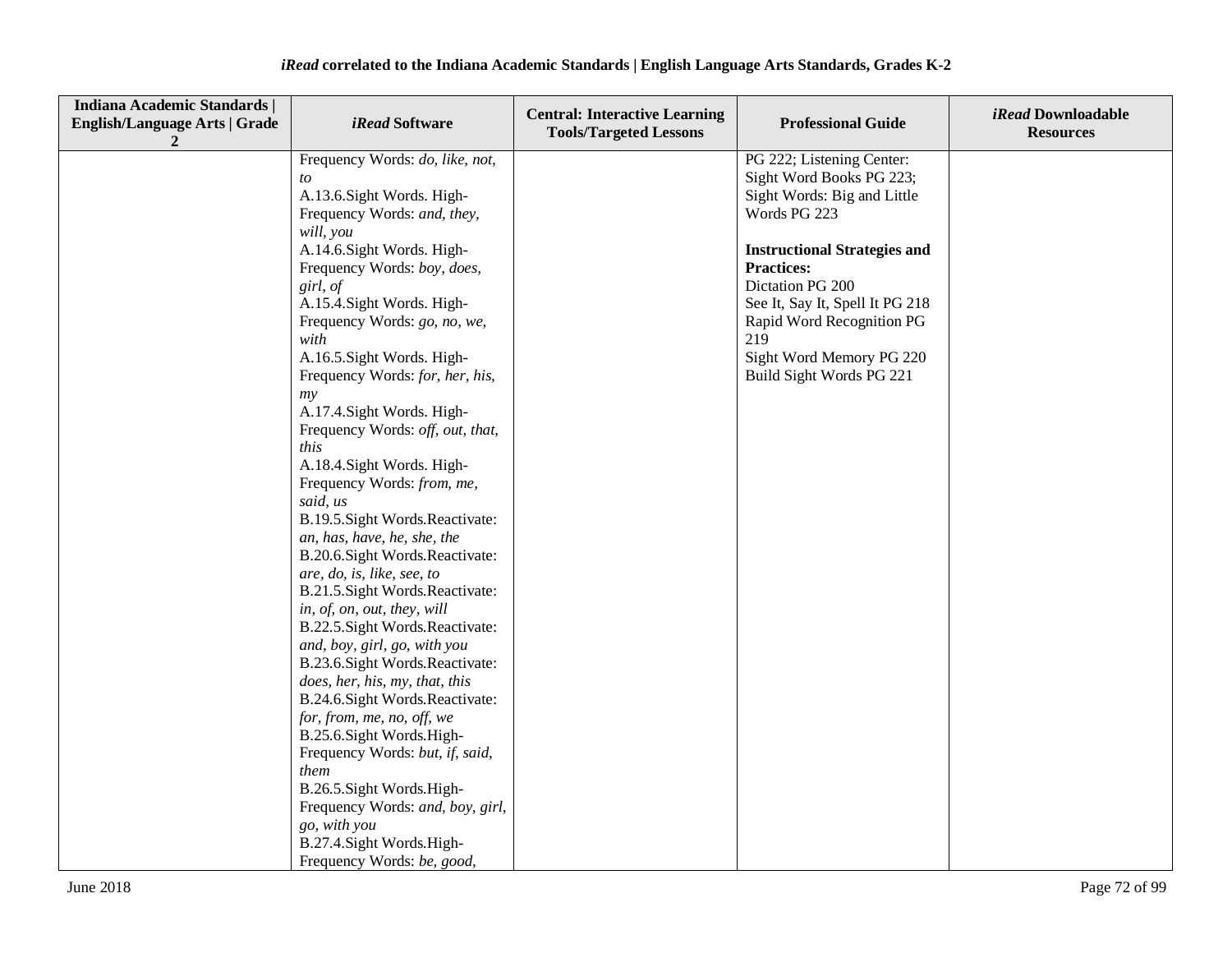**iRead correlated to the Indiana Academic Standards | English Language Arts Standards, Grades K-2**

| Indiana Academic Standards \| English/Language Arts \| Grade 2 | *iRead* Software | Central: Interactive Learning Tools/Targeted Lessons | Professional Guide | *iRead* Downloadable Resources |
|---|---|---|---|---|
| | Frequency Words: *do, like, not, to*<br>A.13.6.Sight Words. High-Frequency Words: *and, they, will, you*<br>A.14.6.Sight Words. High-Frequency Words: *boy, does, girl, of*<br>A.15.4.Sight Words. High-Frequency Words: *go, no, we, with*<br>A.16.5.Sight Words. High-Frequency Words: *for, her, his, my*<br>A.17.4.Sight Words. High-Frequency Words: *off, out, that, this*<br>A.18.4.Sight Words. High-Frequency Words: *from, me, said, us*<br>B.19.5.Sight Words.Reactivate: *an, has, have, he, she, the*<br>B.20.6.Sight Words.Reactivate: *are, do, is, like, see, to*<br>B.21.5.Sight Words.Reactivate: *in, of, on, out, they, will*<br>B.22.5.Sight Words.Reactivate: *and, boy, girl, go, with you*<br>B.23.6.Sight Words.Reactivate: *does, her, his, my, that, this*<br>B.24.6.Sight Words.Reactivate: *for, from, me, no, off, we*<br>B.25.6.Sight Words.High-Frequency Words: *but, if, said, them*<br>B.26.5.Sight Words.High-Frequency Words: *and, boy, girl, go, with you*<br>B.27.4.Sight Words.High-Frequency Words: *be, good,* | | PG 222; Listening Center: Sight Word Books PG 223; Sight Words: Big and Little Words PG 223<br><br>**Instructional Strategies and Practices:**<br>Dictation PG 200<br>See It, Say It, Spell It PG 218<br>Rapid Word Recognition PG 219<br>Sight Word Memory PG 220<br>Build Sight Words PG 221 | |

June 2018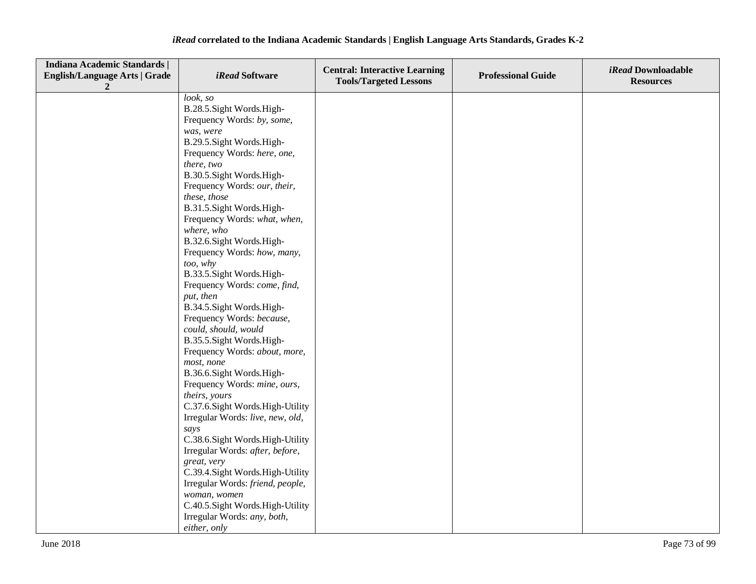*iRead* correlated to the Indiana Academic Standards | English Language Arts Standards, Grades K-2

| Indiana Academic Standards \| English/Language Arts \| Grade 2 | *iRead* Software | Central: Interactive Learning Tools/Targeted Lessons | Professional Guide | *iRead* Downloadable Resources |
|---|---|---|---|---|
| | *look, so*<br>B.28.5.Sight Words.High-Frequency Words: *by, some, was, were*<br>B.29.5.Sight Words.High-Frequency Words: *here, one, there, two*<br>B.30.5.Sight Words.High-Frequency Words: *our, their, these, those*<br>B.31.5.Sight Words.High-Frequency Words: *what, when, where, who*<br>B.32.6.Sight Words.High-Frequency Words: *how, many, too, why*<br>B.33.5.Sight Words.High-Frequency Words: *come, find, put, then*<br>B.34.5.Sight Words.High-Frequency Words: *because, could, should, would*<br>B.35.5.Sight Words.High-Frequency Words: *about, more, most, none*<br>B.36.6.Sight Words.High-Frequency Words: *mine, ours, theirs, yours*<br>C.37.6.Sight Words.High-Utility Irregular Words: *live, new, old, says*<br>C.38.6.Sight Words.High-Utility Irregular Words: *after, before, great, very*<br>C.39.4.Sight Words.High-Utility Irregular Words: *friend, people, woman, women*<br>C.40.5.Sight Words.High-Utility Irregular Words: *any, both, either, only* | | | |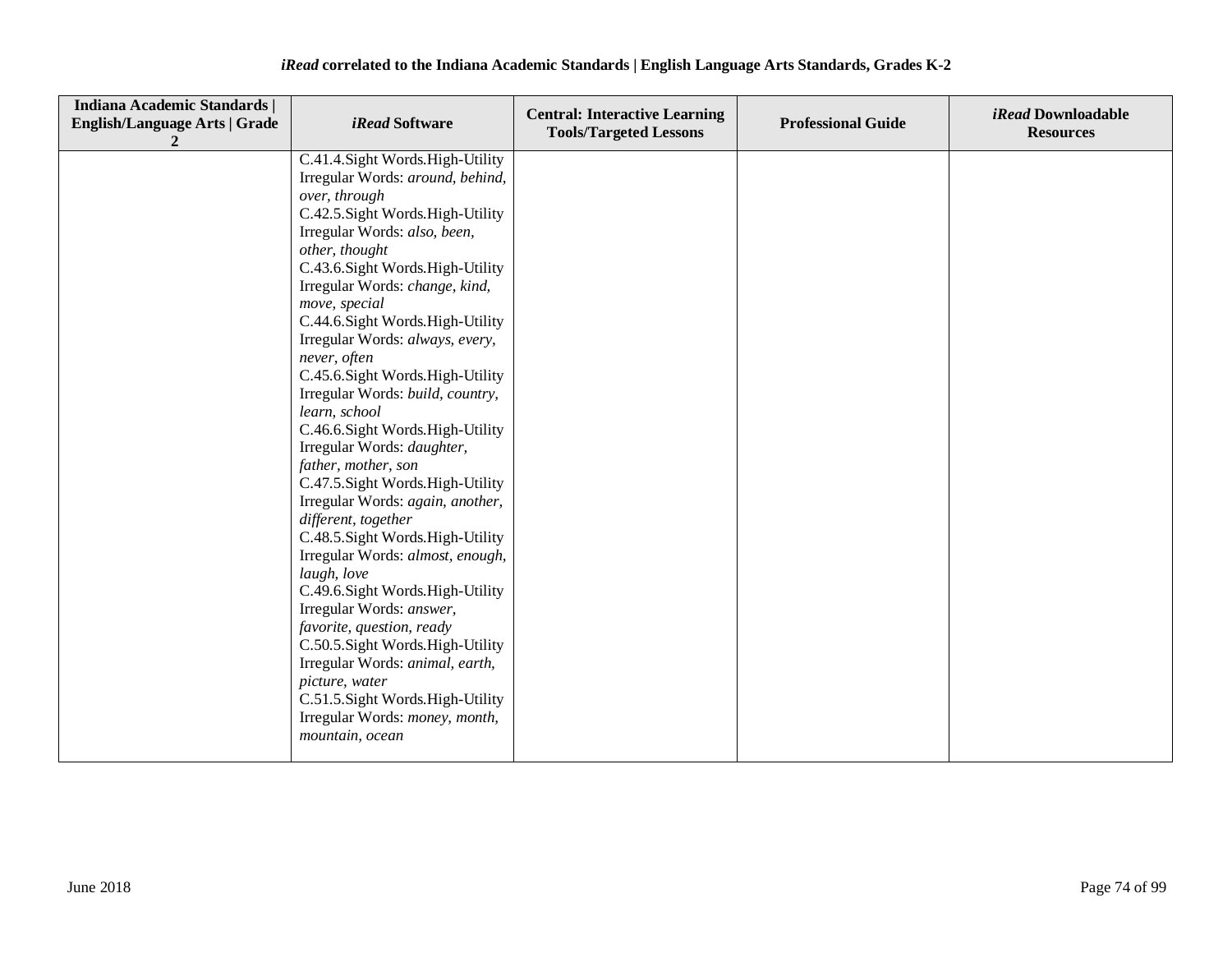| Indiana Academic Standards \| English/Language Arts \| Grade 2 | *iRead* Software | Central: Interactive Learning Tools/Targeted Lessons | Professional Guide | *iRead* Downloadable Resources |
|---|---|---|---|---|
| | C.41.4.Sight Words.High-Utility Irregular Words: *around, behind, over, through*<br>C.42.5.Sight Words.High-Utility Irregular Words: *also, been, other, thought*<br>C.43.6.Sight Words.High-Utility Irregular Words: *change, kind, move, special*<br>C.44.6.Sight Words.High-Utility Irregular Words: *always, every, never, often*<br>C.45.6.Sight Words.High-Utility Irregular Words: *build, country, learn, school*<br>C.46.6.Sight Words.High-Utility Irregular Words: *daughter, father, mother, son*<br>C.47.5.Sight Words.High-Utility Irregular Words: *again, another, different, together*<br>C.48.5.Sight Words.High-Utility Irregular Words: *almost, enough, laugh, love*<br>C.49.6.Sight Words.High-Utility Irregular Words: *answer, favorite, question, ready*<br>C.50.5.Sight Words.High-Utility Irregular Words: *animal, earth, picture, water*<br>C.51.5.Sight Words.High-Utility Irregular Words: *money, month, mountain, ocean* | | | |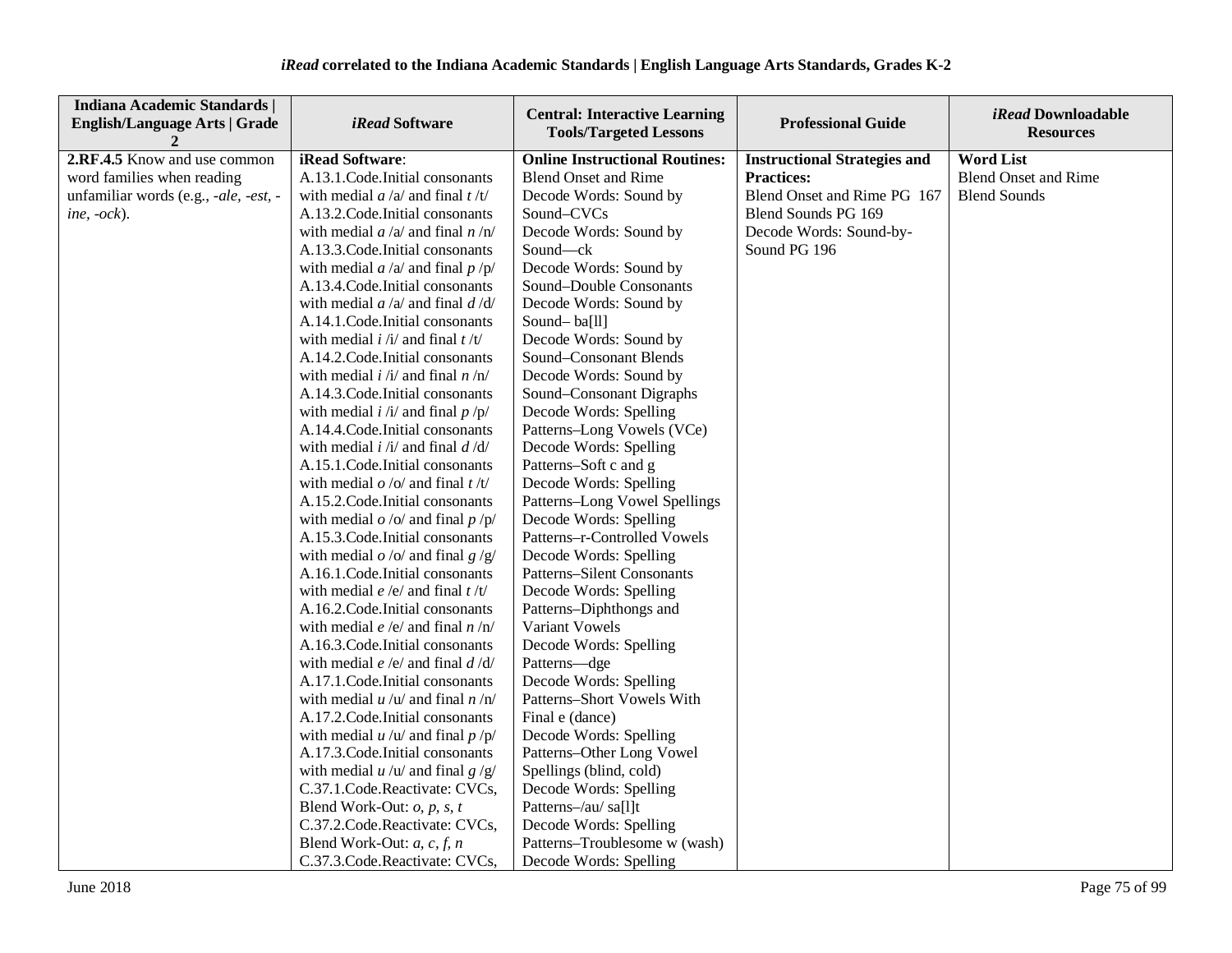| Indiana Academic Standards \| English/Language Arts \| Grade 2 | *iRead* Software | Central: Interactive Learning Tools/Targeted Lessons | Professional Guide | *iRead* Downloadable Resources |
|---|---|---|---|---|
| **2.RF.4.5** Know and use common word families when reading unfamiliar words (e.g., *-ale, -est, -ine, -ock*). | **iRead Software**:<br>A.13.1.Code.Initial consonants with medial *a* /a/ and final *t* /t/<br>A.13.2.Code.Initial consonants with medial *a* /a/ and final *n* /n/<br>A.13.3.Code.Initial consonants with medial *a* /a/ and final *p* /p/<br>A.13.4.Code.Initial consonants with medial *a* /a/ and final *d* /d/<br>A.14.1.Code.Initial consonants with medial *i* /i/ and final *t* /t/<br>A.14.2.Code.Initial consonants with medial *i* /i/ and final *n* /n/<br>A.14.3.Code.Initial consonants with medial *i* /i/ and final *p* /p/<br>A.14.4.Code.Initial consonants with medial *i* /i/ and final *d* /d/<br>A.15.1.Code.Initial consonants with medial *o* /o/ and final *t* /t/<br>A.15.2.Code.Initial consonants with medial *o* /o/ and final *p* /p/<br>A.15.3.Code.Initial consonants with medial *o* /o/ and final *g* /g/<br>A.16.1.Code.Initial consonants with medial *e* /e/ and final *t* /t/<br>A.16.2.Code.Initial consonants with medial *e* /e/ and final *n* /n/<br>A.16.3.Code.Initial consonants with medial *e* /e/ and final *d* /d/<br>A.17.1.Code.Initial consonants with medial *u* /u/ and final *n* /n/<br>A.17.2.Code.Initial consonants with medial *u* /u/ and final *p* /p/<br>A.17.3.Code.Initial consonants with medial *u* /u/ and final *g* /g/<br>C.37.1.Code.Reactivate: CVCs, Blend Work-Out: *o, p, s, t*<br>C.37.2.Code.Reactivate: CVCs, Blend Work-Out: *a, c, f, n*<br>C.37.3.Code.Reactivate: CVCs, | **Online Instructional Routines:**<br>Blend Onset and Rime<br>Decode Words: Sound by Sound–CVCs<br>Decode Words: Sound by Sound—ck<br>Decode Words: Sound by Sound–Double Consonants<br>Decode Words: Sound by Sound– ba[ll]<br>Decode Words: Sound by Sound–Consonant Blends<br>Decode Words: Sound by Sound–Consonant Digraphs<br>Decode Words: Spelling Patterns–Long Vowels (VCe)<br>Decode Words: Spelling Patterns–Soft c and g<br>Decode Words: Spelling Patterns–Long Vowel Spellings<br>Decode Words: Spelling Patterns–r-Controlled Vowels<br>Decode Words: Spelling Patterns–Silent Consonants<br>Decode Words: Spelling Patterns–Diphthongs and Variant Vowels<br>Decode Words: Spelling Patterns—dge<br>Decode Words: Spelling Patterns–Short Vowels With Final e (dance)<br>Decode Words: Spelling Patterns–Other Long Vowel Spellings (blind, cold)<br>Decode Words: Spelling Patterns–/au/ sa[l]t<br>Decode Words: Spelling Patterns–Troublesome w (wash)<br>Decode Words: Spelling | **Instructional Strategies and Practices:**<br>Blend Onset and Rime PG 167<br>Blend Sounds PG 169<br>Decode Words: Sound-by-Sound PG 196 | **Word List**<br>Blend Onset and Rime<br>Blend Sounds |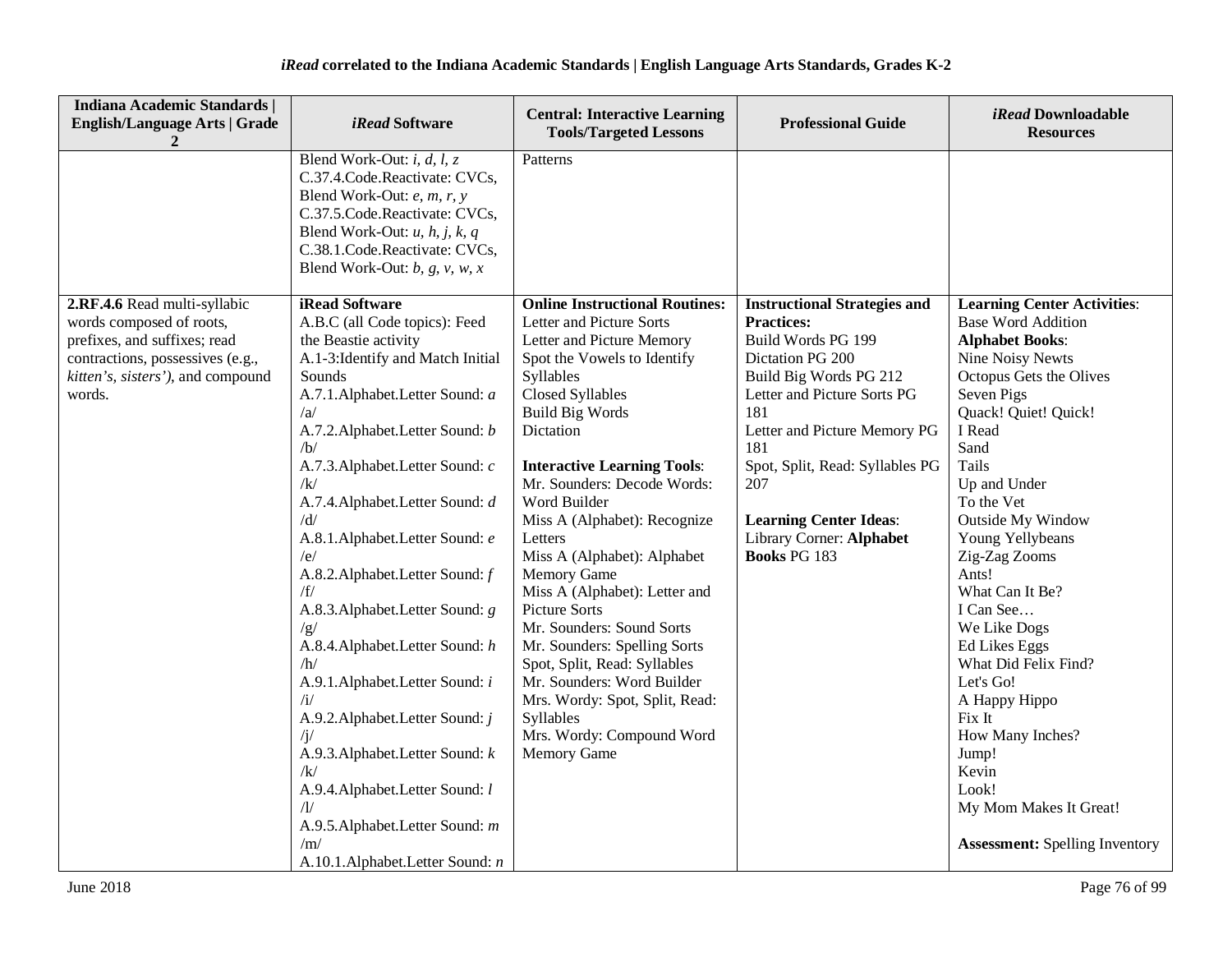*iRead* correlated to the Indiana Academic Standards | English Language Arts Standards, Grades K-2

| Indiana Academic Standards \| English/Language Arts \| Grade 2 | *iRead* Software | Central: Interactive Learning Tools/Targeted Lessons | Professional Guide | *iRead* Downloadable Resources |
|---|---|---|---|---|
| | Blend Work-Out: *i, d, l, z*<br>C.37.4.Code.Reactivate: CVCs, Blend Work-Out: *e, m, r, y*<br>C.37.5.Code.Reactivate: CVCs, Blend Work-Out: *u, h, j, k, q*<br>C.38.1.Code.Reactivate: CVCs, Blend Work-Out: *b, g, v, w, x* | Patterns | | |
| **2.RF.4.6** Read multi-syllabic words composed of roots, prefixes, and suffixes; read contractions, possessives (e.g., *kitten's, sisters')*, and compound words. | **iRead Software**<br>A.B.C (all Code topics): Feed the Beastie activity<br>A.1-3:Identify and Match Initial Sounds<br>A.7.1.Alphabet.Letter Sound: *a* /a/<br>A.7.2.Alphabet.Letter Sound: *b* /b/<br>A.7.3.Alphabet.Letter Sound: *c* /k/<br>A.7.4.Alphabet.Letter Sound: *d* /d/<br>A.8.1.Alphabet.Letter Sound: *e* /e/<br>A.8.2.Alphabet.Letter Sound: *f* /f/<br>A.8.3.Alphabet.Letter Sound: *g* /g/<br>A.8.4.Alphabet.Letter Sound: *h* /h/<br>A.9.1.Alphabet.Letter Sound: *i* /i/<br>A.9.2.Alphabet.Letter Sound: *j* /j/<br>A.9.3.Alphabet.Letter Sound: *k* /k/<br>A.9.4.Alphabet.Letter Sound: *l* /l/<br>A.9.5.Alphabet.Letter Sound: *m* /m/<br>A.10.1.Alphabet.Letter Sound: *n* | **Online Instructional Routines:**<br>Letter and Picture Sorts<br>Letter and Picture Memory<br>Spot the Vowels to Identify Syllables<br>Closed Syllables<br>Build Big Words<br>Dictation<br><br>**Interactive Learning Tools**:<br>Mr. Sounders: Decode Words: Word Builder<br>Miss A (Alphabet): Recognize Letters<br>Miss A (Alphabet): Alphabet Memory Game<br>Miss A (Alphabet): Letter and Picture Sorts<br>Mr. Sounders: Sound Sorts<br>Mr. Sounders: Spelling Sorts<br>Spot, Split, Read: Syllables<br>Mr. Sounders: Word Builder<br>Mrs. Wordy: Spot, Split, Read: Syllables<br>Mrs. Wordy: Compound Word Memory Game | **Instructional Strategies and Practices:**<br>Build Words PG 199<br>Dictation PG 200<br>Build Big Words PG 212<br>Letter and Picture Sorts PG 181<br>Letter and Picture Memory PG 181<br>Spot, Split, Read: Syllables PG 207<br><br>**Learning Center Ideas**:<br>Library Corner: **Alphabet Books** PG 183 | **Learning Center Activities**:<br>Base Word Addition<br>**Alphabet Books**:<br>Nine Noisy Newts<br>Octopus Gets the Olives<br>Seven Pigs<br>Quack! Quiet! Quick!<br>I Read<br>Sand<br>Tails<br>Up and Under<br>To the Vet<br>Outside My Window<br>Young Yellybeans<br>Zig-Zag Zooms<br>Ants!<br>What Can It Be?<br>I Can See…<br>We Like Dogs<br>Ed Likes Eggs<br>What Did Felix Find?<br>Let's Go!<br>A Happy Hippo<br>Fix It<br>How Many Inches?<br>Jump!<br>Kevin<br>Look!<br>My Mom Makes It Great!<br><br>**Assessment:** Spelling Inventory |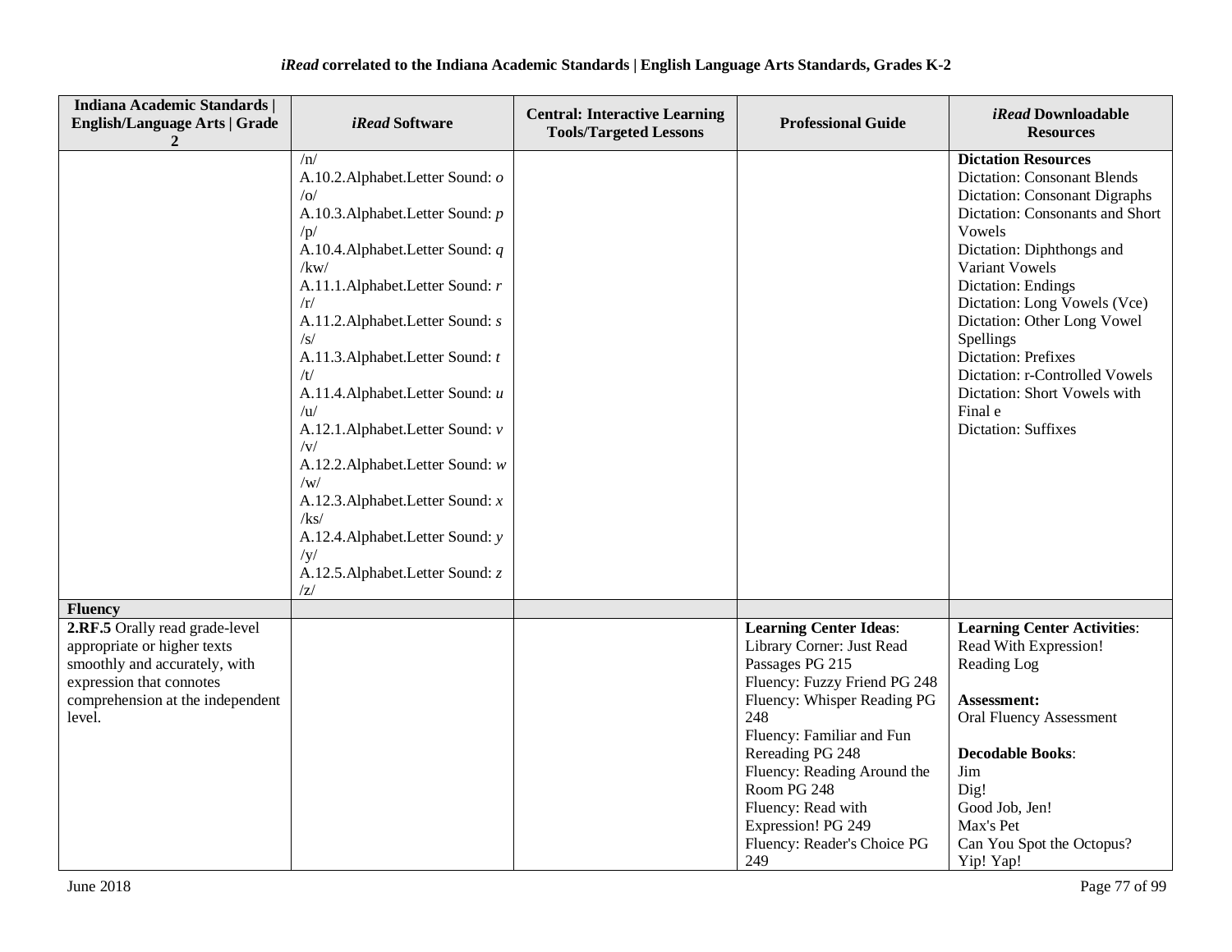*iRead* **correlated to the Indiana Academic Standards | English Language Arts Standards, Grades K-2**

| Indiana Academic Standards \| English/Language Arts \| Grade 2 | *iRead* Software | Central: Interactive Learning Tools/Targeted Lessons | Professional Guide | *iRead* Downloadable Resources |
|---|---|---|---|---|
| | /n/<br>A.10.2.Alphabet.Letter Sound: *o* /o/<br>A.10.3.Alphabet.Letter Sound: *p* /p/<br>A.10.4.Alphabet.Letter Sound: *q* /kw/<br>A.11.1.Alphabet.Letter Sound: *r* /r/<br>A.11.2.Alphabet.Letter Sound: *s* /s/<br>A.11.3.Alphabet.Letter Sound: *t* /t/<br>A.11.4.Alphabet.Letter Sound: *u* /u/<br>A.12.1.Alphabet.Letter Sound: *v* /v/<br>A.12.2.Alphabet.Letter Sound: *w* /w/<br>A.12.3.Alphabet.Letter Sound: *x* /ks/<br>A.12.4.Alphabet.Letter Sound: *y* /y/<br>A.12.5.Alphabet.Letter Sound: *z* /z/ | | | **Dictation Resources**<br>Dictation: Consonant Blends<br>Dictation: Consonant Digraphs<br>Dictation: Consonants and Short Vowels<br>Dictation: Diphthongs and Variant Vowels<br>Dictation: Endings<br>Dictation: Long Vowels (Vce)<br>Dictation: Other Long Vowel Spellings<br>Dictation: Prefixes<br>Dictation: r-Controlled Vowels<br>Dictation: Short Vowels with Final e<br>Dictation: Suffixes |
| **Fluency** | | | | |
| **2.RF.5** Orally read grade-level appropriate or higher texts smoothly and accurately, with expression that connotes comprehension at the independent level. | | | **Learning Center Ideas**:<br>Library Corner: Just Read Passages PG 215<br>Fluency: Fuzzy Friend PG 248<br>Fluency: Whisper Reading PG 248<br>Fluency: Familiar and Fun Rereading PG 248<br>Fluency: Reading Around the Room PG 248<br>Fluency: Read with Expression! PG 249<br>Fluency: Reader's Choice PG 249 | **Learning Center Activities**:<br>Read With Expression!<br>Reading Log<br><br>**Assessment:**<br>Oral Fluency Assessment<br><br>**Decodable Books**:<br>Jim<br>Dig!<br>Good Job, Jen!<br>Max's Pet<br>Can You Spot the Octopus?<br>Yip! Yap! |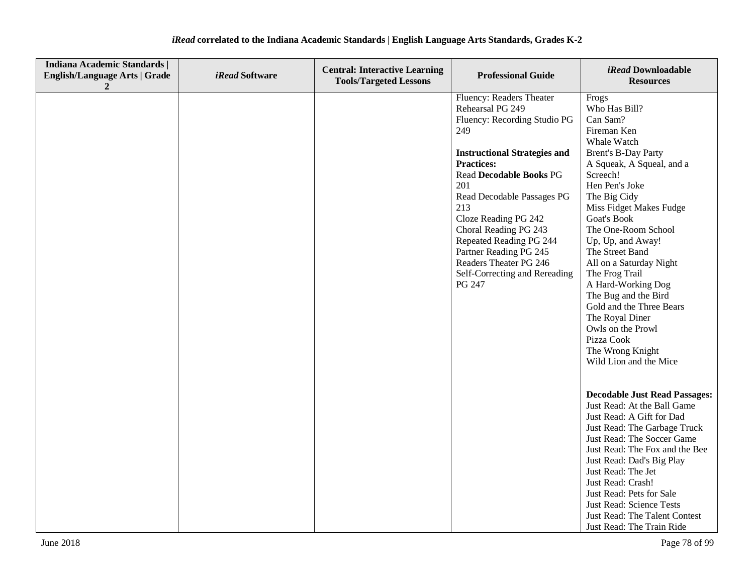*iRead* **correlated to the Indiana Academic Standards | English Language Arts Standards, Grades K-2**

| Indiana Academic Standards \| English/Language Arts \| Grade 2 | *iRead* Software | Central: Interactive Learning Tools/Targeted Lessons | Professional Guide | *iRead* Downloadable Resources |
|---|---|---|---|---|
| | | | Fluency: Readers Theater Rehearsal PG 249<br>Fluency: Recording Studio PG 249<br><br>**Instructional Strategies and Practices:**<br>Read **Decodable Books** PG 201<br>Read Decodable Passages PG 213<br>Cloze Reading PG 242<br>Choral Reading PG 243<br>Repeated Reading PG 244<br>Partner Reading PG 245<br>Readers Theater PG 246<br>Self-Correcting and Rereading PG 247 | Frogs<br>Who Has Bill?<br>Can Sam?<br>Fireman Ken<br>Whale Watch<br>Brent's B-Day Party<br>A Squeak, A Squeal, and a Screech!<br>Hen Pen's Joke<br>The Big Cidy<br>Miss Fidget Makes Fudge<br>Goat's Book<br>The One-Room School<br>Up, Up, and Away!<br>The Street Band<br>All on a Saturday Night<br>The Frog Trail<br>A Hard-Working Dog<br>The Bug and the Bird<br>Gold and the Three Bears<br>The Royal Diner<br>Owls on the Prowl<br>Pizza Cook<br>The Wrong Knight<br>Wild Lion and the Mice<br><br>**Decodable Just Read Passages:**<br>Just Read: At the Ball Game<br>Just Read: A Gift for Dad<br>Just Read: The Garbage Truck<br>Just Read: The Soccer Game<br>Just Read: The Fox and the Bee<br>Just Read: Dad's Big Play<br>Just Read: The Jet<br>Just Read: Crash!<br>Just Read: Pets for Sale<br>Just Read: Science Tests<br>Just Read: The Talent Contest<br>Just Read: The Train Ride |

June 2018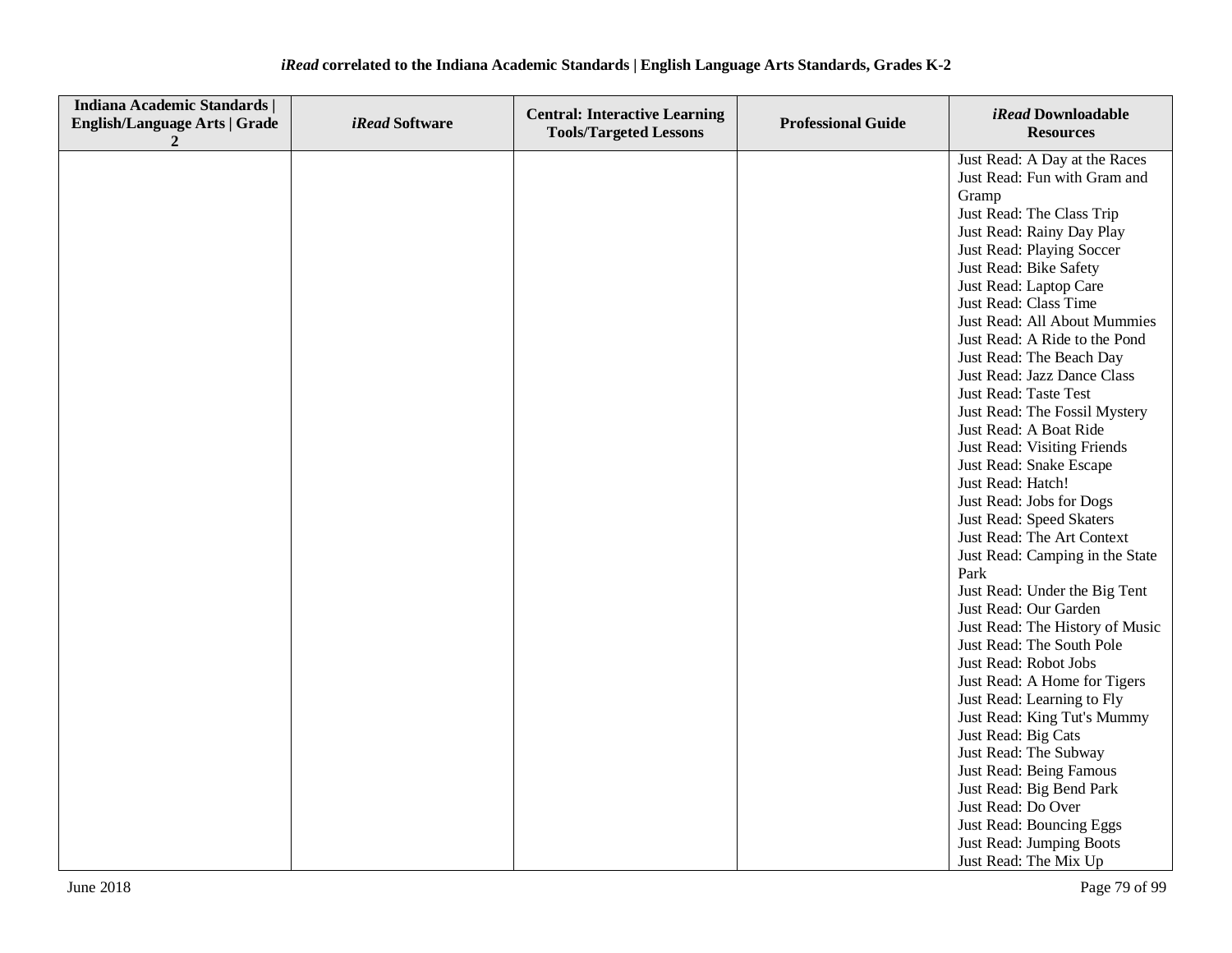| Indiana Academic Standards \| English/Language Arts \| Grade 2 | *iRead* Software | Central: Interactive Learning Tools/Targeted Lessons | Professional Guide | *iRead* Downloadable Resources |
|---|---|---|---|---|
| | | | | Just Read: A Day at the Races<br>Just Read: Fun with Gram and Gramp<br>Just Read: The Class Trip<br>Just Read: Rainy Day Play<br>Just Read: Playing Soccer<br>Just Read: Bike Safety<br>Just Read: Laptop Care<br>Just Read: Class Time<br>Just Read: All About Mummies<br>Just Read: A Ride to the Pond<br>Just Read: The Beach Day<br>Just Read: Jazz Dance Class<br>Just Read: Taste Test<br>Just Read: The Fossil Mystery<br>Just Read: A Boat Ride<br>Just Read: Visiting Friends<br>Just Read: Snake Escape<br>Just Read: Hatch!<br>Just Read: Jobs for Dogs<br>Just Read: Speed Skaters<br>Just Read: The Art Context<br>Just Read: Camping in the State Park<br>Just Read: Under the Big Tent<br>Just Read: Our Garden<br>Just Read: The History of Music<br>Just Read: The South Pole<br>Just Read: Robot Jobs<br>Just Read: A Home for Tigers<br>Just Read: Learning to Fly<br>Just Read: King Tut's Mummy<br>Just Read: Big Cats<br>Just Read: The Subway<br>Just Read: Being Famous<br>Just Read: Big Bend Park<br>Just Read: Do Over<br>Just Read: Bouncing Eggs<br>Just Read: Jumping Boots<br>Just Read: The Mix Up |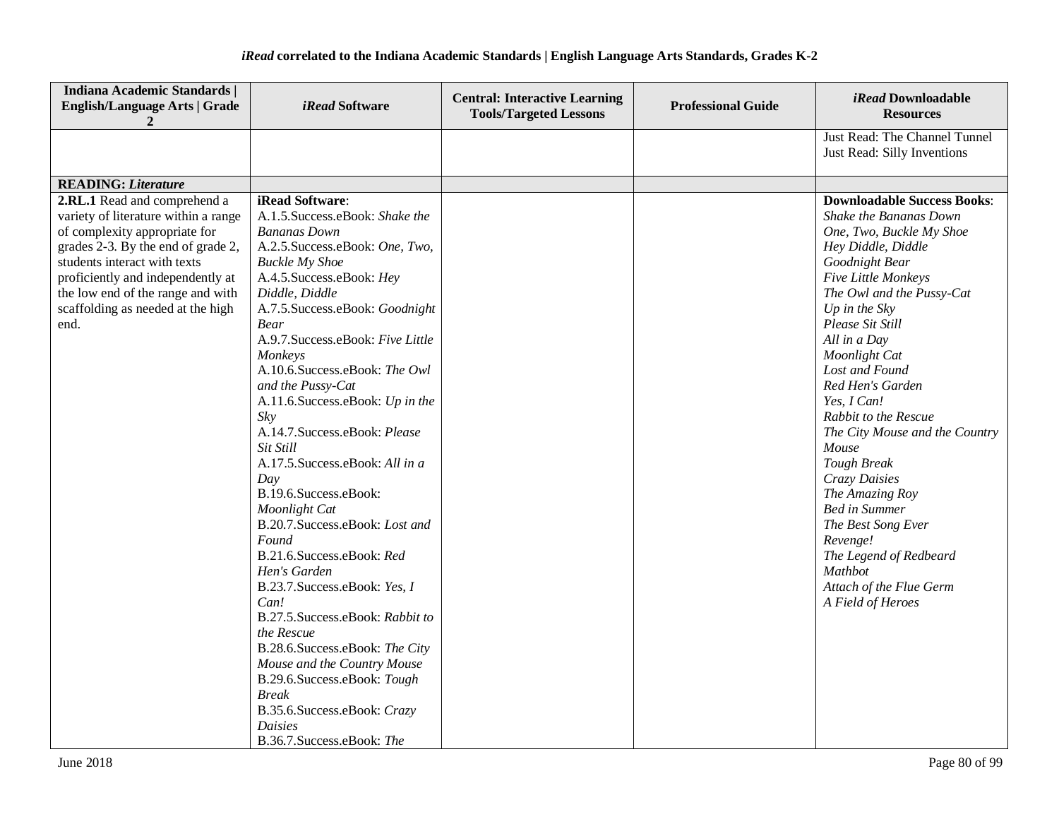| Indiana Academic Standards \| English/Language Arts \| Grade 2 | *iRead* Software | Central: Interactive Learning Tools/Targeted Lessons | Professional Guide | *iRead* Downloadable Resources |
|---|---|---|---|---|
| | | | | Just Read: The Channel Tunnel<br>Just Read: Silly Inventions |
| **READING:** ***Literature*** | | | | |
| **2.RL.1** Read and comprehend a variety of literature within a range of complexity appropriate for grades 2-3. By the end of grade 2, students interact with texts proficiently and independently at the low end of the range and with scaffolding as needed at the high end. | **iRead Software**:<br>A.1.5.Success.eBook: *Shake the Bananas Down*<br>A.2.5.Success.eBook: *One, Two, Buckle My Shoe*<br>A.4.5.Success.eBook: *Hey Diddle, Diddle*<br>A.7.5.Success.eBook: *Goodnight Bear*<br>A.9.7.Success.eBook: *Five Little Monkeys*<br>A.10.6.Success.eBook: *The Owl and the Pussy-Cat*<br>A.11.6.Success.eBook: *Up in the Sky*<br>A.14.7.Success.eBook: *Please Sit Still*<br>A.17.5.Success.eBook: *All in a Day*<br>B.19.6.Success.eBook: *Moonlight Cat*<br>B.20.7.Success.eBook: *Lost and Found*<br>B.21.6.Success.eBook: *Red Hen's Garden*<br>B.23.7.Success.eBook: *Yes, I Can!*<br>B.27.5.Success.eBook: *Rabbit to the Rescue*<br>B.28.6.Success.eBook: *The City Mouse and the Country Mouse*<br>B.29.6.Success.eBook: *Tough Break*<br>B.35.6.Success.eBook: *Crazy Daisies*<br>B.36.7.Success.eBook: *The* | | | **Downloadable Success Books**:<br>*Shake the Bananas Down*<br>*One, Two, Buckle My Shoe*<br>*Hey Diddle, Diddle*<br>*Goodnight Bear*<br>*Five Little Monkeys*<br>*The Owl and the Pussy-Cat*<br>*Up in the Sky*<br>*Please Sit Still*<br>*All in a Day*<br>*Moonlight Cat*<br>*Lost and Found*<br>*Red Hen's Garden*<br>*Yes, I Can!*<br>*Rabbit to the Rescue*<br>*The City Mouse and the Country Mouse*<br>*Tough Break*<br>*Crazy Daisies*<br>*The Amazing Roy*<br>*Bed in Summer*<br>*The Best Song Ever*<br>*Revenge!*<br>*The Legend of Redbeard*<br>*Mathbot*<br>*Attach of the Flue Germ*<br>*A Field of Heroes* |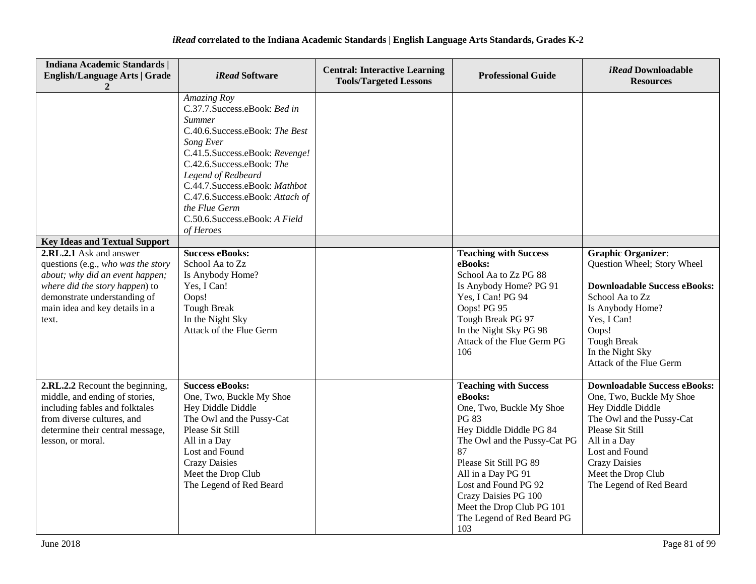**iRead correlated to the Indiana Academic Standards | English Language Arts Standards, Grades K-2**

| Indiana Academic Standards \| English/Language Arts \| Grade 2 | *iRead* Software | Central: Interactive Learning Tools/Targeted Lessons | Professional Guide | *iRead* Downloadable Resources |
|---|---|---|---|---|
| | *Amazing Roy*<br>C.37.7.Success.eBook: *Bed in Summer*<br>C.40.6.Success.eBook: *The Best Song Ever*<br>C.41.5.Success.eBook: *Revenge!*<br>C.42.6.Success.eBook: *The Legend of Redbeard*<br>C.44.7.Success.eBook: *Mathbot*<br>C.47.6.Success.eBook: *Attach of the Flue Germ*<br>C.50.6.Success.eBook: *A Field of Heroes* | | | |
| **Key Ideas and Textual Support** | | | | |
| **2.RL.2.1** Ask and answer questions (e.g., *who was the story about; why did an event happen; where did the story happen*) to demonstrate understanding of main idea and key details in a text. | **Success eBooks:**<br>School Aa to Zz<br>Is Anybody Home?<br>Yes, I Can!<br>Oops!<br>Tough Break<br>In the Night Sky<br>Attack of the Flue Germ | | **Teaching with Success eBooks:**<br>School Aa to Zz PG 88<br>Is Anybody Home? PG 91<br>Yes, I Can! PG 94<br>Oops! PG 95<br>Tough Break PG 97<br>In the Night Sky PG 98<br>Attack of the Flue Germ PG 106 | **Graphic Organizer**: Question Wheel; Story Wheel<br><br>**Downloadable Success eBooks:**<br>School Aa to Zz<br>Is Anybody Home?<br>Yes, I Can!<br>Oops!<br>Tough Break<br>In the Night Sky<br>Attack of the Flue Germ |
| **2.RL.2.2** Recount the beginning, middle, and ending of stories, including fables and folktales from diverse cultures, and determine their central message, lesson, or moral. | **Success eBooks:**<br>One, Two, Buckle My Shoe<br>Hey Diddle Diddle<br>The Owl and the Pussy-Cat<br>Please Sit Still<br>All in a Day<br>Lost and Found<br>Crazy Daisies<br>Meet the Drop Club<br>The Legend of Red Beard | | **Teaching with Success eBooks:**<br>One, Two, Buckle My Shoe PG 83<br>Hey Diddle Diddle PG 84<br>The Owl and the Pussy-Cat PG 87<br>Please Sit Still PG 89<br>All in a Day PG 91<br>Lost and Found PG 92<br>Crazy Daisies PG 100<br>Meet the Drop Club PG 101<br>The Legend of Red Beard PG 103 | **Downloadable Success eBooks:**<br>One, Two, Buckle My Shoe<br>Hey Diddle Diddle<br>The Owl and the Pussy-Cat<br>Please Sit Still<br>All in a Day<br>Lost and Found<br>Crazy Daisies<br>Meet the Drop Club<br>The Legend of Red Beard |

June 2018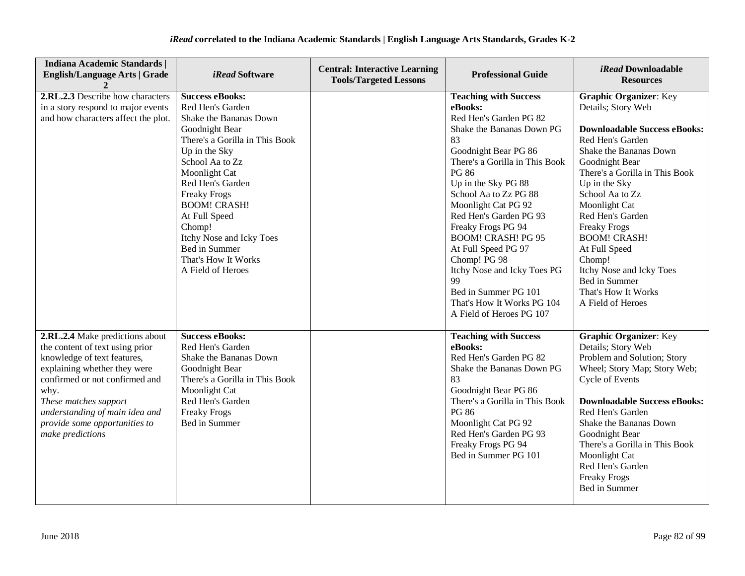| Indiana Academic Standards \| English/Language Arts \| Grade 2 | *iRead* Software | Central: Interactive Learning Tools/Targeted Lessons | Professional Guide | *iRead* Downloadable Resources |
|---|---|---|---|---|
| **2.RL.2.3** Describe how characters in a story respond to major events and how characters affect the plot. | **Success eBooks:**<br>Red Hen's Garden<br>Shake the Bananas Down<br>Goodnight Bear<br>There's a Gorilla in This Book<br>Up in the Sky<br>School Aa to Zz<br>Moonlight Cat<br>Red Hen's Garden<br>Freaky Frogs<br>BOOM! CRASH!<br>At Full Speed<br>Chomp!<br>Itchy Nose and Icky Toes<br>Bed in Summer<br>That's How It Works<br>A Field of Heroes | | **Teaching with Success eBooks:**<br>Red Hen's Garden PG 82<br>Shake the Bananas Down PG 83<br>Goodnight Bear PG 86<br>There's a Gorilla in This Book PG 86<br>Up in the Sky PG 88<br>School Aa to Zz PG 88<br>Moonlight Cat PG 92<br>Red Hen's Garden PG 93<br>Freaky Frogs PG 94<br>BOOM! CRASH! PG 95<br>At Full Speed PG 97<br>Chomp! PG 98<br>Itchy Nose and Icky Toes PG 99<br>Bed in Summer PG 101<br>That's How It Works PG 104<br>A Field of Heroes PG 107 | **Graphic Organizer**: Key Details; Story Web<br><br>**Downloadable Success eBooks:**<br>Red Hen's Garden<br>Shake the Bananas Down<br>Goodnight Bear<br>There's a Gorilla in This Book<br>Up in the Sky<br>School Aa to Zz<br>Moonlight Cat<br>Red Hen's Garden<br>Freaky Frogs<br>BOOM! CRASH!<br>At Full Speed<br>Chomp!<br>Itchy Nose and Icky Toes<br>Bed in Summer<br>That's How It Works<br>A Field of Heroes |
| **2.RL.2.4** Make predictions about the content of text using prior knowledge of text features, explaining whether they were confirmed or not confirmed and why.<br>*These matches support understanding of main idea and provide some opportunities to make predictions* | **Success eBooks:**<br>Red Hen's Garden<br>Shake the Bananas Down<br>Goodnight Bear<br>There's a Gorilla in This Book<br>Moonlight Cat<br>Red Hen's Garden<br>Freaky Frogs<br>Bed in Summer | | **Teaching with Success eBooks:**<br>Red Hen's Garden PG 82<br>Shake the Bananas Down PG 83<br>Goodnight Bear PG 86<br>There's a Gorilla in This Book PG 86<br>Moonlight Cat PG 92<br>Red Hen's Garden PG 93<br>Freaky Frogs PG 94<br>Bed in Summer PG 101 | **Graphic Organizer**: Key Details; Story Web<br>Problem and Solution; Story Wheel; Story Map; Story Web; Cycle of Events<br><br>**Downloadable Success eBooks:**<br>Red Hen's Garden<br>Shake the Bananas Down<br>Goodnight Bear<br>There's a Gorilla in This Book<br>Moonlight Cat<br>Red Hen's Garden<br>Freaky Frogs<br>Bed in Summer |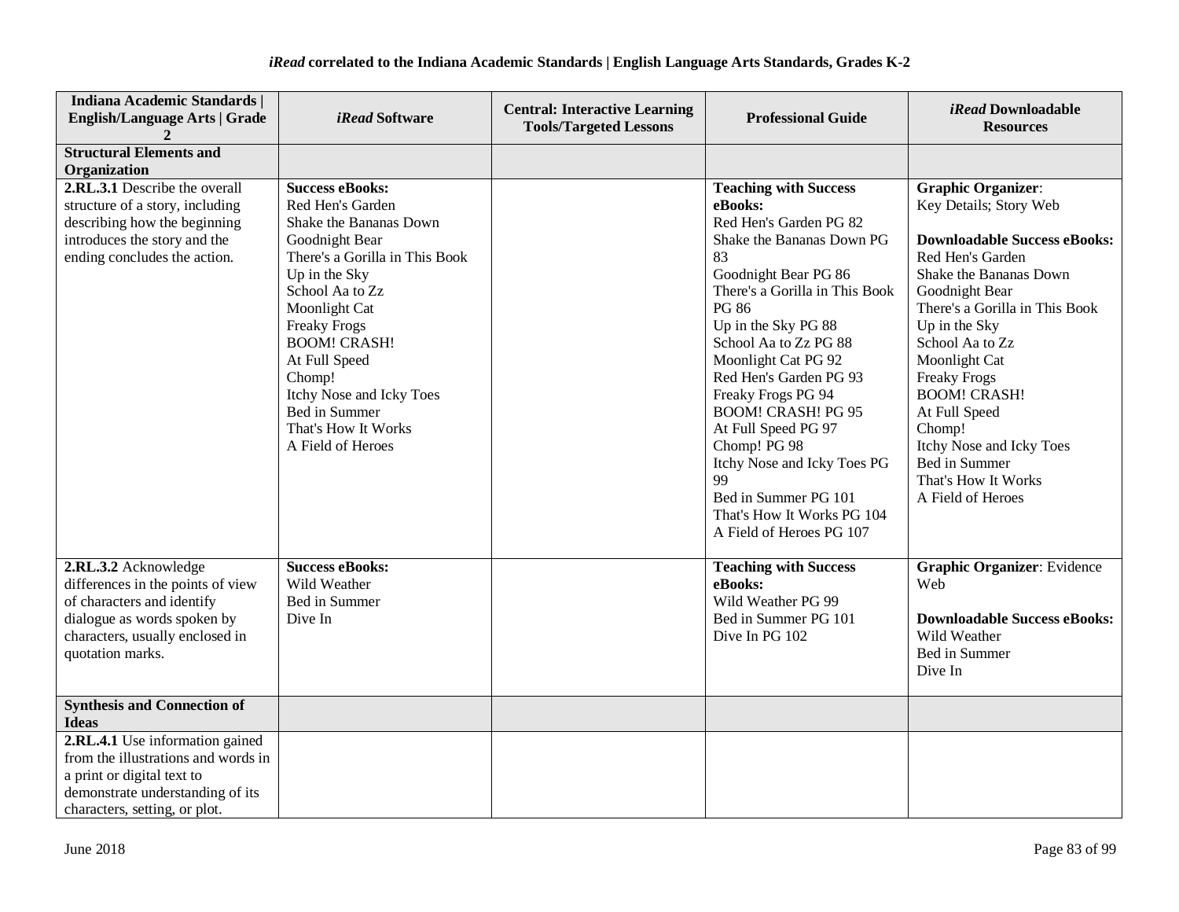| Indiana Academic Standards \| English/Language Arts \| Grade 2 | *iRead* Software | Central: Interactive Learning Tools/Targeted Lessons | Professional Guide | *iRead* Downloadable Resources |
|---|---|---|---|---|
| **Structural Elements and Organization** | | | | |
| **2.RL.3.1** Describe the overall structure of a story, including describing how the beginning introduces the story and the ending concludes the action. | **Success eBooks:**<br>Red Hen's Garden<br>Shake the Bananas Down<br>Goodnight Bear<br>There's a Gorilla in This Book<br>Up in the Sky<br>School Aa to Zz<br>Moonlight Cat<br>Freaky Frogs<br>BOOM! CRASH!<br>At Full Speed<br>Chomp!<br>Itchy Nose and Icky Toes<br>Bed in Summer<br>That's How It Works<br>A Field of Heroes | | **Teaching with Success eBooks:**<br>Red Hen's Garden PG 82<br>Shake the Bananas Down PG 83<br>Goodnight Bear PG 86<br>There's a Gorilla in This Book PG 86<br>Up in the Sky PG 88<br>School Aa to Zz PG 88<br>Moonlight Cat PG 92<br>Red Hen's Garden PG 93<br>Freaky Frogs PG 94<br>BOOM! CRASH! PG 95<br>At Full Speed PG 97<br>Chomp! PG 98<br>Itchy Nose and Icky Toes PG 99<br>Bed in Summer PG 101<br>That's How It Works PG 104<br>A Field of Heroes PG 107 | **Graphic Organizer**: Key Details; Story Web<br><br>**Downloadable Success eBooks:**<br>Red Hen's Garden<br>Shake the Bananas Down<br>Goodnight Bear<br>There's a Gorilla in This Book<br>Up in the Sky<br>School Aa to Zz<br>Moonlight Cat<br>Freaky Frogs<br>BOOM! CRASH!<br>At Full Speed<br>Chomp!<br>Itchy Nose and Icky Toes<br>Bed in Summer<br>That's How It Works<br>A Field of Heroes |
| **2.RL.3.2** Acknowledge differences in the points of view of characters and identify dialogue as words spoken by characters, usually enclosed in quotation marks. | **Success eBooks:**<br>Wild Weather<br>Bed in Summer<br>Dive In | | **Teaching with Success eBooks:**<br>Wild Weather PG 99<br>Bed in Summer PG 101<br>Dive In PG 102 | **Graphic Organizer**: Evidence Web<br><br>**Downloadable Success eBooks:**<br>Wild Weather<br>Bed in Summer<br>Dive In |
| **Synthesis and Connection of Ideas** | | | | |
| **2.RL.4.1** Use information gained from the illustrations and words in a print or digital text to demonstrate understanding of its characters, setting, or plot. | | | | |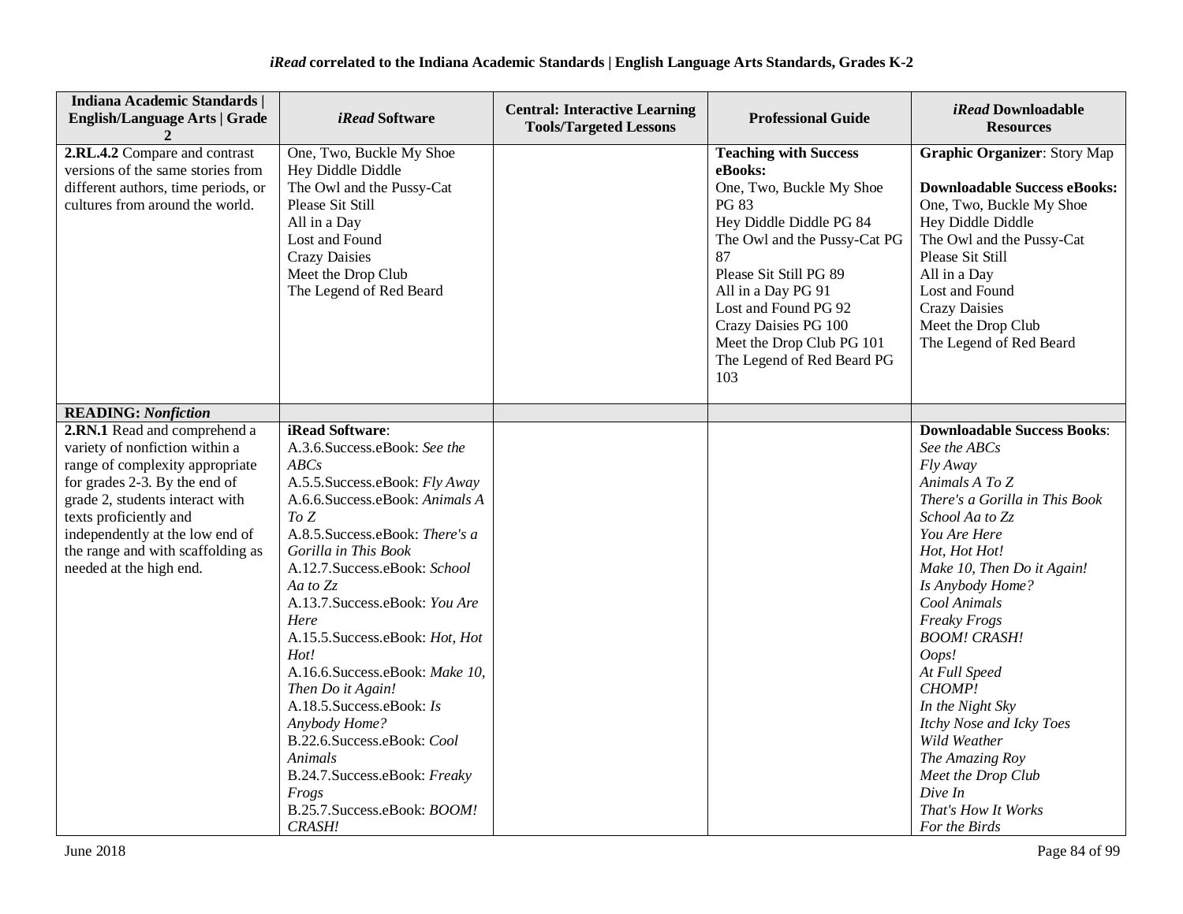### *iRead* correlated to the Indiana Academic Standards | English Language Arts Standards, Grades K-2

| Indiana Academic Standards \| English/Language Arts \| Grade 2 | *iRead* Software | Central: Interactive Learning Tools/Targeted Lessons | Professional Guide | *iRead* Downloadable Resources |
|---|---|---|---|---|
| **2.RL.4.2** Compare and contrast versions of the same stories from different authors, time periods, or cultures from around the world. | One, Two, Buckle My Shoe<br>Hey Diddle Diddle<br>The Owl and the Pussy-Cat<br>Please Sit Still<br>All in a Day<br>Lost and Found<br>Crazy Daisies<br>Meet the Drop Club<br>The Legend of Red Beard | | **Teaching with Success eBooks:**<br>One, Two, Buckle My Shoe PG 83<br>Hey Diddle Diddle PG 84<br>The Owl and the Pussy-Cat PG 87<br>Please Sit Still PG 89<br>All in a Day PG 91<br>Lost and Found PG 92<br>Crazy Daisies PG 100<br>Meet the Drop Club PG 101<br>The Legend of Red Beard PG 103 | **Graphic Organizer**: Story Map<br><br>**Downloadable Success eBooks:**<br>One, Two, Buckle My Shoe<br>Hey Diddle Diddle<br>The Owl and the Pussy-Cat<br>Please Sit Still<br>All in a Day<br>Lost and Found<br>Crazy Daisies<br>Meet the Drop Club<br>The Legend of Red Beard |
| **READING:** ***Nonfiction*** | | | | |
| **2.RN.1** Read and comprehend a variety of nonfiction within a range of complexity appropriate for grades 2-3. By the end of grade 2, students interact with texts proficiently and independently at the low end of the range and with scaffolding as needed at the high end. | **iRead Software**:<br>A.3.6.Success.eBook: *See the ABCs*<br>A.5.5.Success.eBook: *Fly Away*<br>A.6.6.Success.eBook: *Animals A To Z*<br>A.8.5.Success.eBook: *There's a Gorilla in This Book*<br>A.12.7.Success.eBook: *School Aa to Zz*<br>A.13.7.Success.eBook: *You Are Here*<br>A.15.5.Success.eBook: *Hot, Hot Hot!*<br>A.16.6.Success.eBook: *Make 10, Then Do it Again!*<br>A.18.5.Success.eBook: *Is Anybody Home?*<br>B.22.6.Success.eBook: *Cool Animals*<br>B.24.7.Success.eBook: *Freaky Frogs*<br>B.25.7.Success.eBook: *BOOM! CRASH!* | | | **Downloadable Success Books**:<br>*See the ABCs*<br>*Fly Away*<br>*Animals A To Z*<br>*There's a Gorilla in This Book*<br>*School Aa to Zz*<br>*You Are Here*<br>*Hot, Hot Hot!*<br>*Make 10, Then Do it Again!*<br>*Is Anybody Home?*<br>*Cool Animals*<br>*Freaky Frogs*<br>*BOOM! CRASH!*<br>*Oops!*<br>*At Full Speed*<br>*CHOMP!*<br>*In the Night Sky*<br>*Itchy Nose and Icky Toes*<br>*Wild Weather*<br>*The Amazing Roy*<br>*Meet the Drop Club*<br>*Dive In*<br>*That's How It Works*<br>*For the Birds* |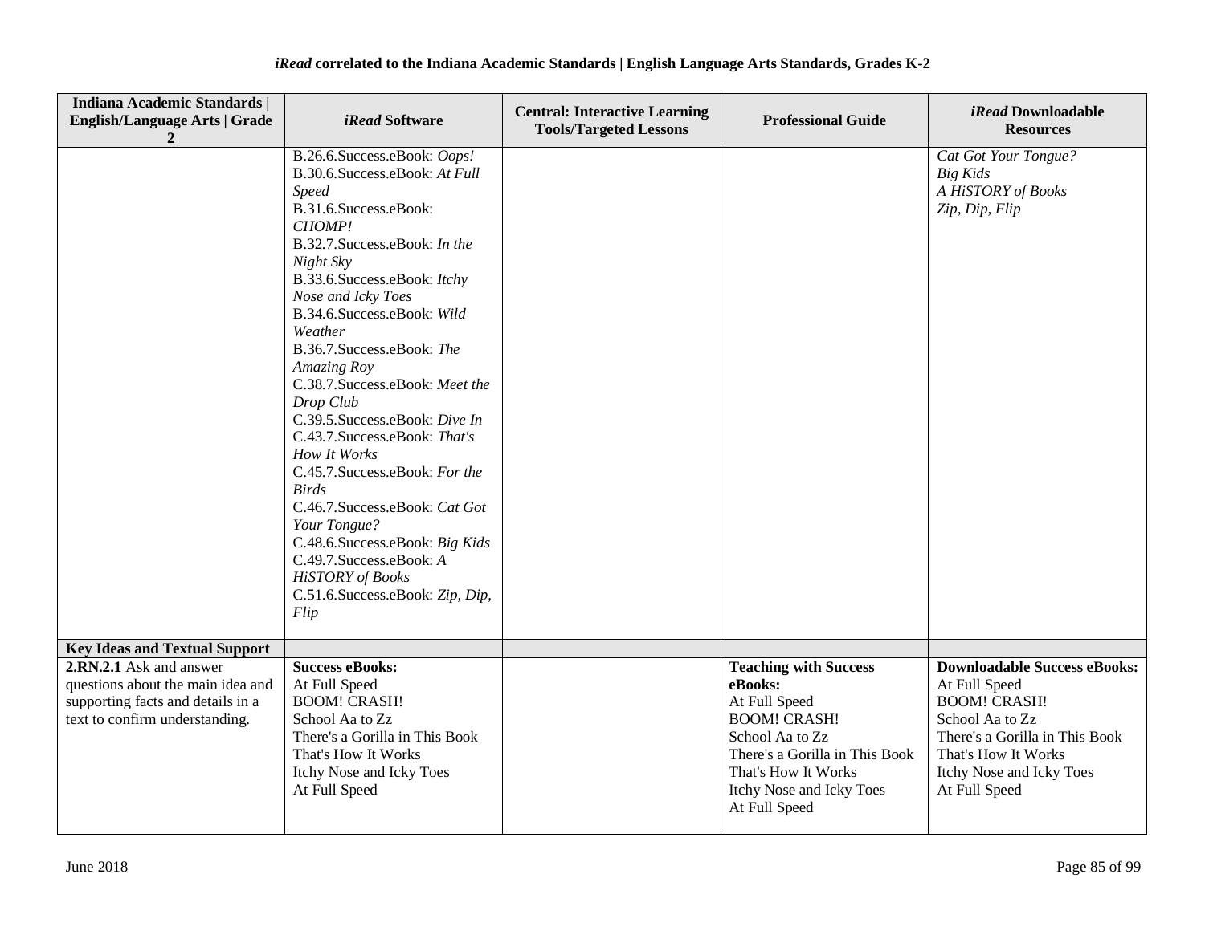| Indiana Academic Standards \| English/Language Arts \| Grade 2 | *iRead* Software | Central: Interactive Learning Tools/Targeted Lessons | Professional Guide | *iRead* Downloadable Resources |
|---|---|---|---|---|
| | B.26.6.Success.eBook: *Oops!*<br>B.30.6.Success.eBook: *At Full Speed*<br>B.31.6.Success.eBook: *CHOMP!*<br>B.32.7.Success.eBook: *In the Night Sky*<br>B.33.6.Success.eBook: *Itchy Nose and Icky Toes*<br>B.34.6.Success.eBook: *Wild Weather*<br>B.36.7.Success.eBook: *The Amazing Roy*<br>C.38.7.Success.eBook: *Meet the Drop Club*<br>C.39.5.Success.eBook: *Dive In*<br>C.43.7.Success.eBook: *That's How It Works*<br>C.45.7.Success.eBook: *For the Birds*<br>C.46.7.Success.eBook: *Cat Got Your Tongue?*<br>C.48.6.Success.eBook: *Big Kids*<br>C.49.7.Success.eBook: *A HiSTORY of Books*<br>C.51.6.Success.eBook: *Zip, Dip, Flip* | | | *Cat Got Your Tongue?*<br>*Big Kids*<br>*A HiSTORY of Books*<br>*Zip, Dip, Flip* |
| **Key Ideas and Textual Support** | | | | |
| **2.RN.2.1** Ask and answer questions about the main idea and supporting facts and details in a text to confirm understanding. | **Success eBooks:**<br>At Full Speed<br>BOOM! CRASH!<br>School Aa to Zz<br>There's a Gorilla in This Book<br>That's How It Works<br>Itchy Nose and Icky Toes<br>At Full Speed | | **Teaching with Success eBooks:**<br>At Full Speed<br>BOOM! CRASH!<br>School Aa to Zz<br>There's a Gorilla in This Book<br>That's How It Works<br>Itchy Nose and Icky Toes<br>At Full Speed | **Downloadable Success eBooks:**<br>At Full Speed<br>BOOM! CRASH!<br>School Aa to Zz<br>There's a Gorilla in This Book<br>That's How It Works<br>Itchy Nose and Icky Toes<br>At Full Speed |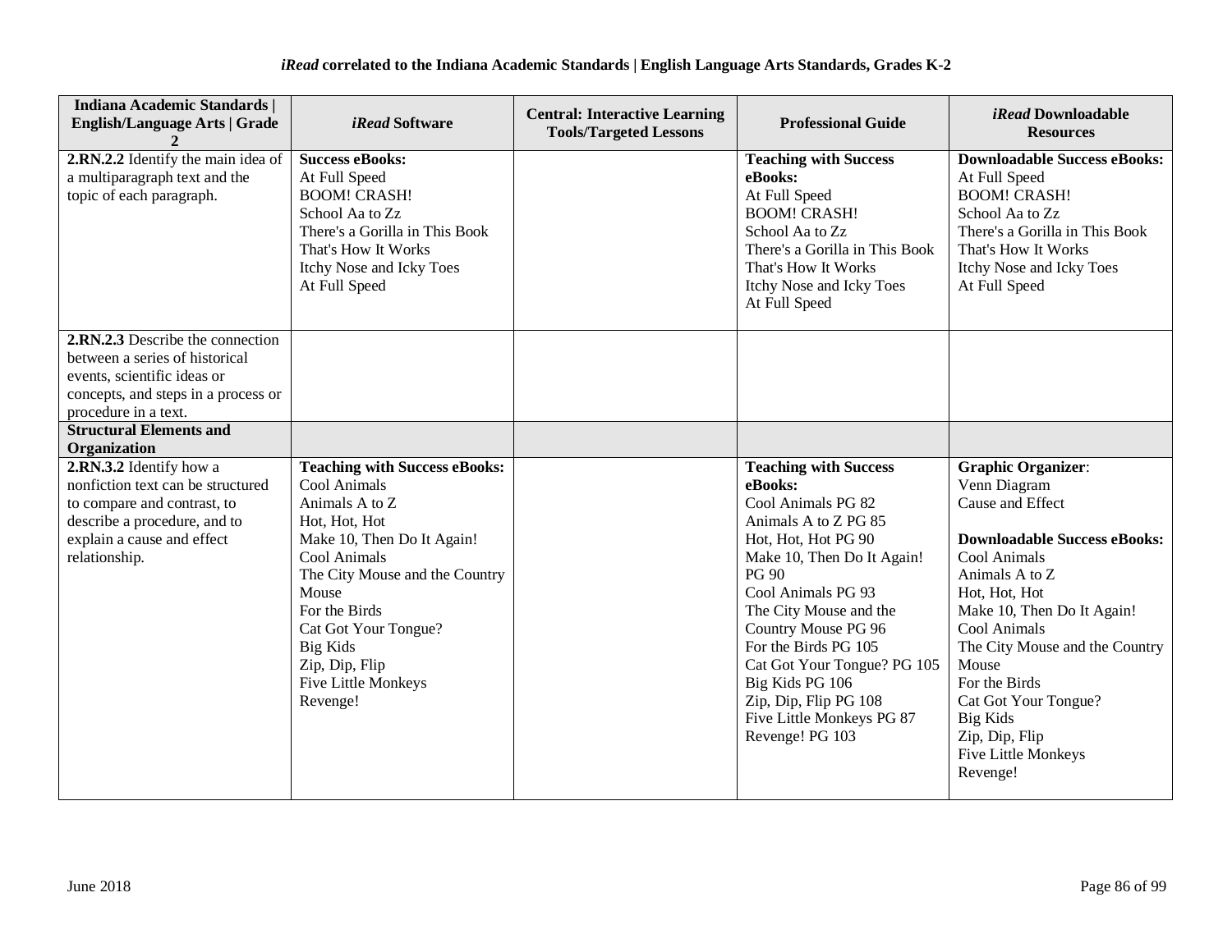***iRead* correlated to the Indiana Academic Standards | English Language Arts Standards, Grades K-2**

| Indiana Academic Standards \| English/Language Arts \| Grade 2 | *iRead* Software | Central: Interactive Learning Tools/Targeted Lessons | Professional Guide | *iRead* Downloadable Resources |
|---|---|---|---|---|
| **2.RN.2.2** Identify the main idea of a multiparagraph text and the topic of each paragraph. | **Success eBooks:**<br>At Full Speed<br>BOOM! CRASH!<br>School Aa to Zz<br>There's a Gorilla in This Book<br>That's How It Works<br>Itchy Nose and Icky Toes<br>At Full Speed | | **Teaching with Success eBooks:**<br>At Full Speed<br>BOOM! CRASH!<br>School Aa to Zz<br>There's a Gorilla in This Book<br>That's How It Works<br>Itchy Nose and Icky Toes<br>At Full Speed | **Downloadable Success eBooks:**<br>At Full Speed<br>BOOM! CRASH!<br>School Aa to Zz<br>There's a Gorilla in This Book<br>That's How It Works<br>Itchy Nose and Icky Toes<br>At Full Speed |
| **2.RN.2.3** Describe the connection between a series of historical events, scientific ideas or concepts, and steps in a process or procedure in a text. | | | | |
| **Structural Elements and Organization** | | | | |
| **2.RN.3.2** Identify how a nonfiction text can be structured to compare and contrast, to describe a procedure, and to explain a cause and effect relationship. | **Teaching with Success eBooks:**<br>Cool Animals<br>Animals A to Z<br>Hot, Hot, Hot<br>Make 10, Then Do It Again!<br>Cool Animals<br>The City Mouse and the Country Mouse<br>For the Birds<br>Cat Got Your Tongue?<br>Big Kids<br>Zip, Dip, Flip<br>Five Little Monkeys<br>Revenge! | | **Teaching with Success eBooks:**<br>Cool Animals PG 82<br>Animals A to Z PG 85<br>Hot, Hot, Hot PG 90<br>Make 10, Then Do It Again! PG 90<br>Cool Animals PG 93<br>The City Mouse and the Country Mouse PG 96<br>For the Birds PG 105<br>Cat Got Your Tongue? PG 105<br>Big Kids PG 106<br>Zip, Dip, Flip PG 108<br>Five Little Monkeys PG 87<br>Revenge! PG 103 | **Graphic Organizer**:<br>Venn Diagram<br>Cause and Effect<br><br>**Downloadable Success eBooks:**<br>Cool Animals<br>Animals A to Z<br>Hot, Hot, Hot<br>Make 10, Then Do It Again!<br>Cool Animals<br>The City Mouse and the Country Mouse<br>For the Birds<br>Cat Got Your Tongue?<br>Big Kids<br>Zip, Dip, Flip<br>Five Little Monkeys<br>Revenge! |

June 2018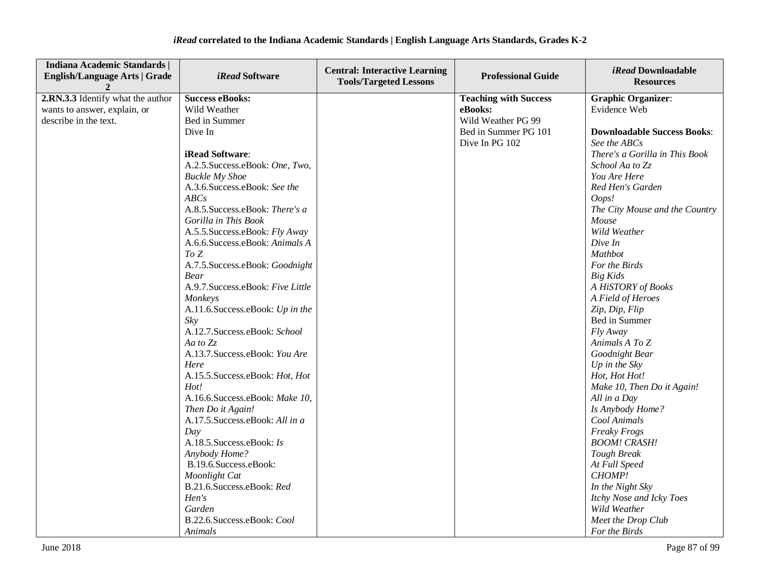**iRead correlated to the Indiana Academic Standards | English Language Arts Standards, Grades K-2**

| Indiana Academic Standards \| English/Language Arts \| Grade 2 | *iRead* Software | Central: Interactive Learning Tools/Targeted Lessons | Professional Guide | *iRead* Downloadable Resources |
|---|---|---|---|---|
| **2.RN.3.3** Identify what the author wants to answer, explain, or describe in the text. | **Success eBooks:**<br>Wild Weather<br>Bed in Summer<br>Dive In<br><br>**iRead Software**:<br>A.2.5.Success.eBook: *One, Two, Buckle My Shoe*<br>A.3.6.Success.eBook: *See the ABCs*<br>A.8.5.Success.eBook: *There's a Gorilla in This Book*<br>A.5.5.Success.eBook: *Fly Away*<br>A.6.6.Success.eBook: *Animals A To Z*<br>A.7.5.Success.eBook: *Goodnight Bear*<br>A.9.7.Success.eBook: *Five Little Monkeys*<br>A.11.6.Success.eBook: *Up in the Sky*<br>A.12.7.Success.eBook: *School Aa to Zz*<br>A.13.7.Success.eBook: *You Are Here*<br>A.15.5.Success.eBook: *Hot, Hot Hot!*<br>A.16.6.Success.eBook: *Make 10, Then Do it Again!*<br>A.17.5.Success.eBook: *All in a Day*<br>A.18.5.Success.eBook: *Is Anybody Home?*<br>B.19.6.Success.eBook: *Moonlight Cat*<br>B.21.6.Success.eBook: *Red Hen's Garden*<br>B.22.6.Success.eBook: *Cool Animals* | | **Teaching with Success eBooks:**<br>Wild Weather PG 99<br>Bed in Summer PG 101<br>Dive In PG 102 | **Graphic Organizer**:<br>Evidence Web<br><br>**Downloadable Success Books**:<br>*See the ABCs*<br>*There's a Gorilla in This Book*<br>*School Aa to Zz*<br>*You Are Here*<br>*Red Hen's Garden*<br>*Oops!*<br>*The City Mouse and the Country Mouse*<br>*Wild Weather*<br>*Dive In*<br>*Mathbot*<br>*For the Birds*<br>*Big Kids*<br>*A HiSTORY of Books*<br>*A Field of Heroes*<br>*Zip, Dip, Flip*<br>Bed in Summer<br>*Fly Away*<br>*Animals A To Z*<br>*Goodnight Bear*<br>*Up in the Sky*<br>*Hot, Hot Hot!*<br>*Make 10, Then Do it Again!*<br>*All in a Day*<br>*Is Anybody Home?*<br>*Cool Animals*<br>*Freaky Frogs*<br>*BOOM! CRASH!*<br>*Tough Break*<br>*At Full Speed*<br>*CHOMP!*<br>*In the Night Sky*<br>*Itchy Nose and Icky Toes*<br>*Wild Weather*<br>*Meet the Drop Club*<br>*For the Birds* |

June 2018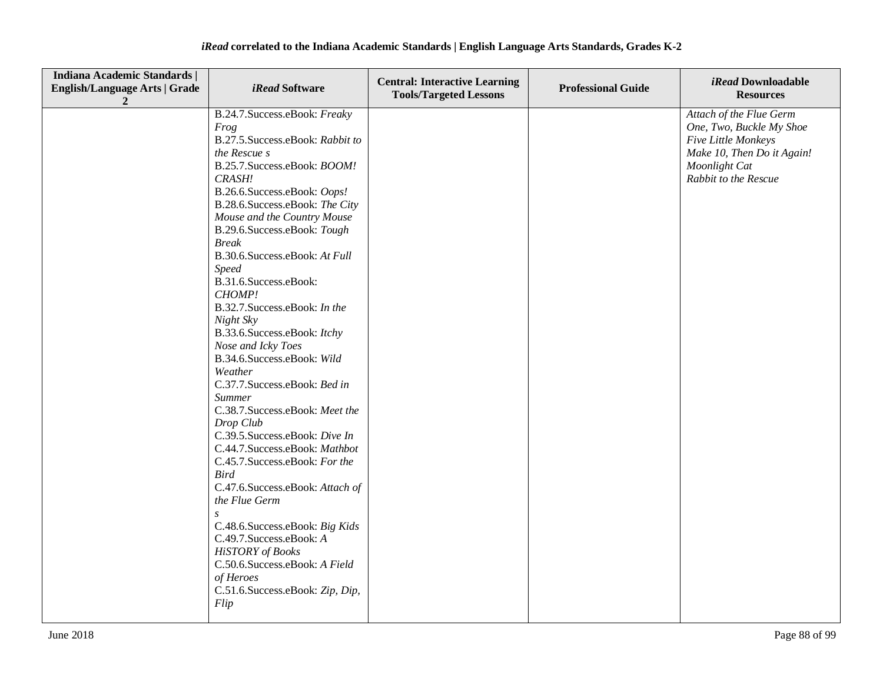*iRead* correlated to the Indiana Academic Standards | English Language Arts Standards, Grades K-2

| Indiana Academic Standards \| English/Language Arts \| Grade 2 | *iRead* Software | Central: Interactive Learning Tools/Targeted Lessons | Professional Guide | *iRead* Downloadable Resources |
|---|---|---|---|---|
| | B.24.7.Success.eBook: *Freaky Frog*<br>B.27.5.Success.eBook: *Rabbit to the Rescue s*<br>B.25.7.Success.eBook: *BOOM! CRASH!*<br>B.26.6.Success.eBook: *Oops!*<br>B.28.6.Success.eBook: *The City Mouse and the Country Mouse*<br>B.29.6.Success.eBook: *Tough Break*<br>B.30.6.Success.eBook: *At Full Speed*<br>B.31.6.Success.eBook: *CHOMP!*<br>B.32.7.Success.eBook: *In the Night Sky*<br>B.33.6.Success.eBook: *Itchy Nose and Icky Toes*<br>B.34.6.Success.eBook: *Wild Weather*<br>C.37.7.Success.eBook: *Bed in Summer*<br>C.38.7.Success.eBook: *Meet the Drop Club*<br>C.39.5.Success.eBook: *Dive In*<br>C.44.7.Success.eBook: *Mathbot*<br>C.45.7.Success.eBook: *For the Bird*<br>C.47.6.Success.eBook: *Attach of the Flue Germ s*<br>C.48.6.Success.eBook: *Big Kids*<br>C.49.7.Success.eBook: *A HiSTORY of Books*<br>C.50.6.Success.eBook: *A Field of Heroes*<br>C.51.6.Success.eBook: *Zip, Dip, Flip* | | | *Attach of the Flue Germ*<br>*One, Two, Buckle My Shoe*<br>*Five Little Monkeys*<br>*Make 10, Then Do it Again!*<br>*Moonlight Cat*<br>*Rabbit to the Rescue* |

June 2018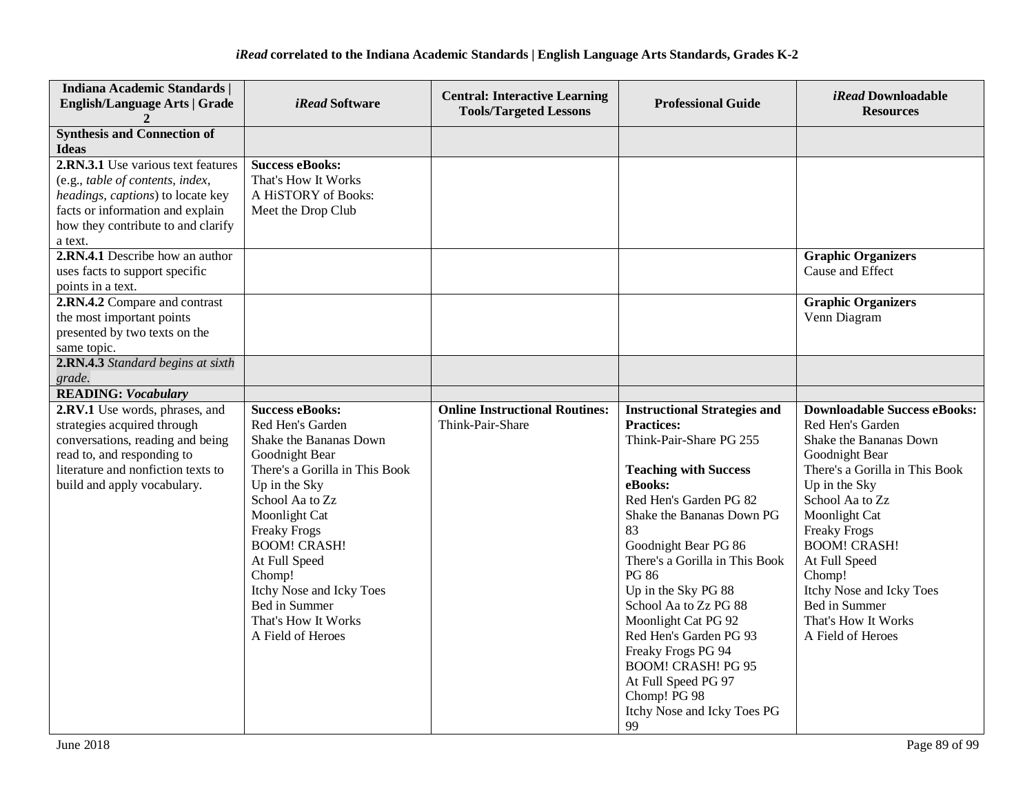| Indiana Academic Standards \| English/Language Arts \| Grade 2 | *iRead* Software | Central: Interactive Learning Tools/Targeted Lessons | Professional Guide | *iRead* Downloadable Resources |
|---|---|---|---|---|
| **Synthesis and Connection of Ideas** | | | | |
| **2.RN.3.1** Use various text features (e.g., *table of contents, index, headings, captions*) to locate key facts or information and explain how they contribute to and clarify a text. | **Success eBooks:**<br>That's How It Works<br>A HiSTORY of Books: Meet the Drop Club | | | |
| **2.RN.4.1** Describe how an author uses facts to support specific points in a text. | | | | **Graphic Organizers**<br>Cause and Effect |
| **2.RN.4.2** Compare and contrast the most important points presented by two texts on the same topic. | | | | **Graphic Organizers**<br>Venn Diagram |
| **2.RN.4.3** *Standard begins at sixth grade.* | | | | |
| **READING: *Vocabulary*** | | | | |
| **2.RV.1** Use words, phrases, and strategies acquired through conversations, reading and being read to, and responding to literature and nonfiction texts to build and apply vocabulary. | **Success eBooks:**<br>Red Hen's Garden<br>Shake the Bananas Down<br>Goodnight Bear<br>There's a Gorilla in This Book<br>Up in the Sky<br>School Aa to Zz<br>Moonlight Cat<br>Freaky Frogs<br>BOOM! CRASH!<br>At Full Speed<br>Chomp!<br>Itchy Nose and Icky Toes<br>Bed in Summer<br>That's How It Works<br>A Field of Heroes | **Online Instructional Routines:**<br>Think-Pair-Share | **Instructional Strategies and Practices:**<br>Think-Pair-Share PG 255<br><br>**Teaching with Success eBooks:**<br>Red Hen's Garden PG 82<br>Shake the Bananas Down PG 83<br>Goodnight Bear PG 86<br>There's a Gorilla in This Book PG 86<br>Up in the Sky PG 88<br>School Aa to Zz PG 88<br>Moonlight Cat PG 92<br>Red Hen's Garden PG 93<br>Freaky Frogs PG 94<br>BOOM! CRASH! PG 95<br>At Full Speed PG 97<br>Chomp! PG 98<br>Itchy Nose and Icky Toes PG 99 | **Downloadable Success eBooks:**<br>Red Hen's Garden<br>Shake the Bananas Down<br>Goodnight Bear<br>There's a Gorilla in This Book<br>Up in the Sky<br>School Aa to Zz<br>Moonlight Cat<br>Freaky Frogs<br>BOOM! CRASH!<br>At Full Speed<br>Chomp!<br>Itchy Nose and Icky Toes<br>Bed in Summer<br>That's How It Works<br>A Field of Heroes |

June 2018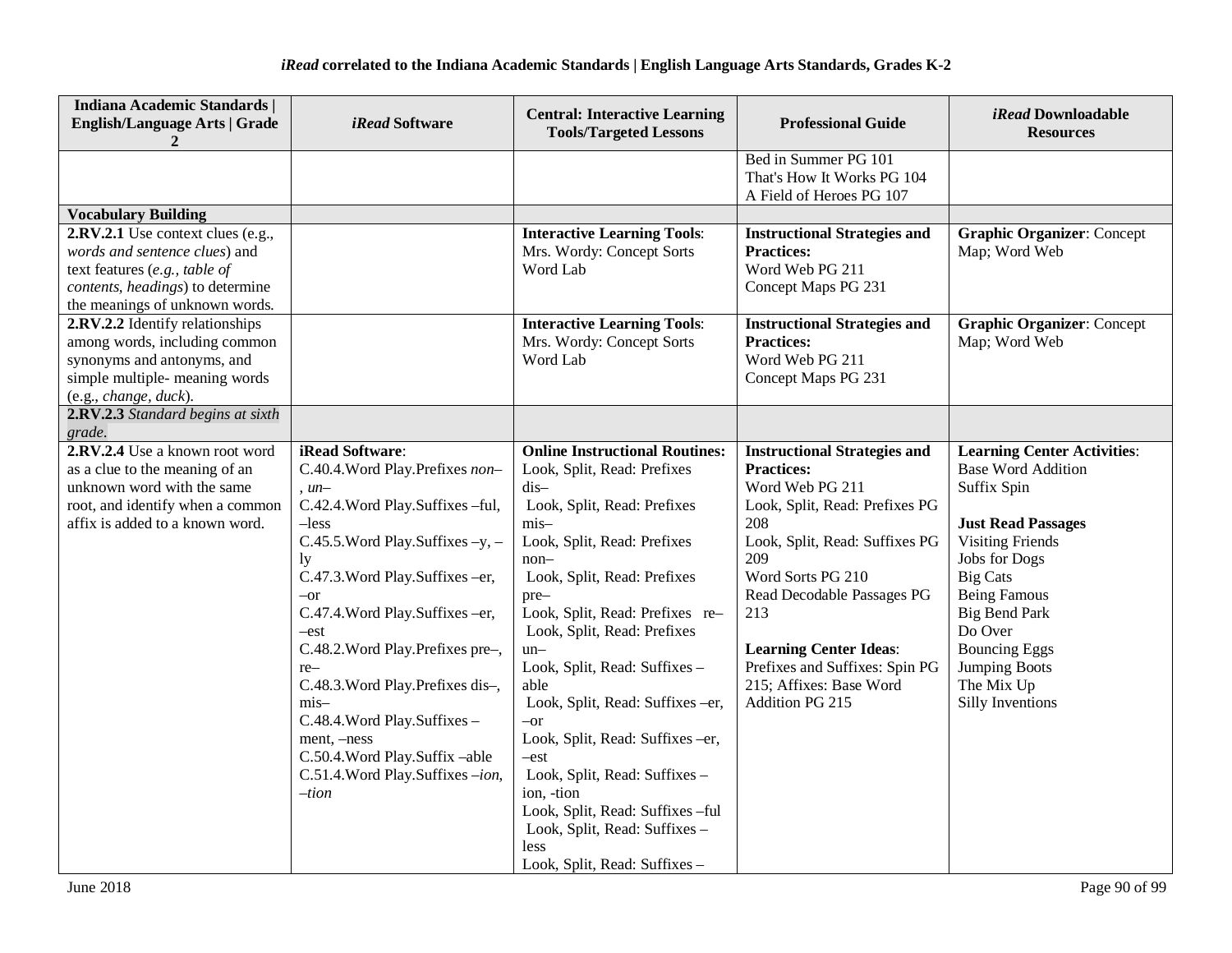**iRead correlated to the Indiana Academic Standards | English Language Arts Standards, Grades K-2**

| Indiana Academic Standards \| English/Language Arts \| Grade 2 | *iRead* Software | Central: Interactive Learning Tools/Targeted Lessons | Professional Guide | *iRead* Downloadable Resources |
|---|---|---|---|---|
| | | | Bed in Summer PG 101<br>That's How It Works PG 104<br>A Field of Heroes PG 107 | |
| **Vocabulary Building** | | | | |
| **2.RV.2.1** Use context clues (e.g., *words and sentence clues*) and text features (*e.g., table of contents, headings*) to determine the meanings of unknown words. | | **Interactive Learning Tools**:<br>Mrs. Wordy: Concept Sorts<br>Word Lab | **Instructional Strategies and Practices:**<br>Word Web PG 211<br>Concept Maps PG 231 | **Graphic Organizer**: Concept Map; Word Web |
| **2.RV.2.2** Identify relationships among words, including common synonyms and antonyms, and simple multiple- meaning words (e.g., *change, duck*). | | **Interactive Learning Tools**:<br>Mrs. Wordy: Concept Sorts<br>Word Lab | **Instructional Strategies and Practices:**<br>Word Web PG 211<br>Concept Maps PG 231 | **Graphic Organizer**: Concept Map; Word Web |
| **2.RV.2.3** *Standard begins at sixth grade.* | | | | |
| **2.RV.2.4** Use a known root word as a clue to the meaning of an unknown word with the same root, and identify when a common affix is added to a known word. | **iRead Software**:<br>C.40.4.Word Play.Prefixes *non–, un–*<br>C.42.4.Word Play.Suffixes –ful, –less<br>C.45.5.Word Play.Suffixes –y, –ly<br>C.47.3.Word Play.Suffixes –er, –or<br>C.47.4.Word Play.Suffixes –er, –est<br>C.48.2.Word Play.Prefixes pre–, re–<br>C.48.3.Word Play.Prefixes dis–, mis–<br>C.48.4.Word Play.Suffixes –ment, –ness<br>C.50.4.Word Play.Suffix –able<br>C.51.4.Word Play.Suffixes *–ion, –tion* | **Online Instructional Routines:**<br>Look, Split, Read: Prefixes dis–<br>Look, Split, Read: Prefixes mis–<br>Look, Split, Read: Prefixes non–<br>Look, Split, Read: Prefixes pre–<br>Look, Split, Read: Prefixes re–<br>Look, Split, Read: Prefixes un–<br>Look, Split, Read: Suffixes –able<br>Look, Split, Read: Suffixes –er, –or<br>Look, Split, Read: Suffixes –er, –est<br>Look, Split, Read: Suffixes –ion, -tion<br>Look, Split, Read: Suffixes –ful<br>Look, Split, Read: Suffixes –less<br>Look, Split, Read: Suffixes – | **Instructional Strategies and Practices:**<br>Word Web PG 211<br>Look, Split, Read: Prefixes PG 208<br>Look, Split, Read: Suffixes PG 209<br>Word Sorts PG 210<br>Read Decodable Passages PG 213<br><br>**Learning Center Ideas**:<br>Prefixes and Suffixes: Spin PG 215; Affixes: Base Word Addition PG 215 | **Learning Center Activities**:<br>Base Word Addition<br>Suffix Spin<br><br>**Just Read Passages**<br>Visiting Friends<br>Jobs for Dogs<br>Big Cats<br>Being Famous<br>Big Bend Park<br>Do Over<br>Bouncing Eggs<br>Jumping Boots<br>The Mix Up<br>Silly Inventions |

June 2018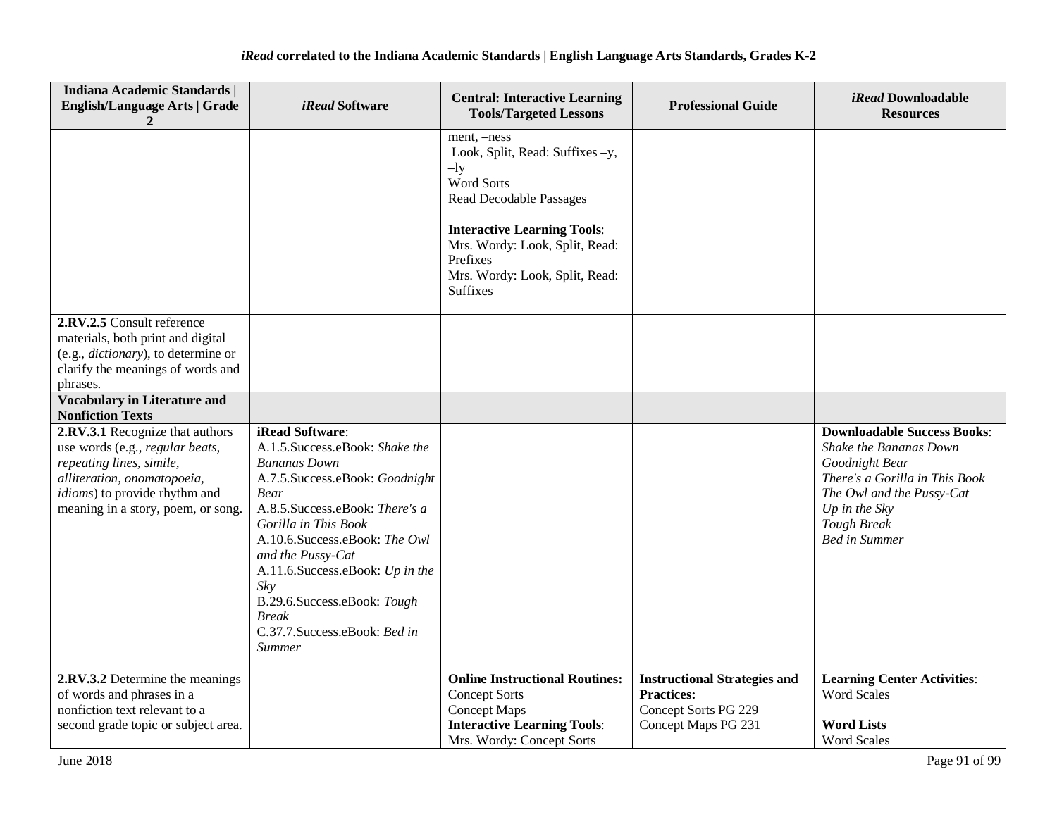**_iRead_ correlated to the Indiana Academic Standards | English Language Arts Standards, Grades K-2**

| Indiana Academic Standards \| English/Language Arts \| Grade 2 | *iRead* Software | Central: Interactive Learning Tools/Targeted Lessons | Professional Guide | *iRead* Downloadable Resources |
|---|---|---|---|---|
| | | ment, –ness<br>Look, Split, Read: Suffixes –y, –ly<br>Word Sorts<br>Read Decodable Passages<br><br>**Interactive Learning Tools**:<br>Mrs. Wordy: Look, Split, Read: Prefixes<br>Mrs. Wordy: Look, Split, Read: Suffixes | | |
| **2.RV.2.5** Consult reference materials, both print and digital (e.g., *dictionary*), to determine or clarify the meanings of words and phrases. | | | | |
| **Vocabulary in Literature and Nonfiction Texts** | | | | |
| **2.RV.3.1** Recognize that authors use words (e.g., *regular beats, repeating lines, simile, alliteration, onomatopoeia, idioms*) to provide rhythm and meaning in a story, poem, or song. | **iRead Software**:<br>A.1.5.Success.eBook: *Shake the Bananas Down*<br>A.7.5.Success.eBook: *Goodnight Bear*<br>A.8.5.Success.eBook: *There's a Gorilla in This Book*<br>A.10.6.Success.eBook: *The Owl and the Pussy-Cat*<br>A.11.6.Success.eBook: *Up in the Sky*<br>B.29.6.Success.eBook: *Tough Break*<br>C.37.7.Success.eBook: *Bed in Summer* | | | **Downloadable Success Books**:<br>*Shake the Bananas Down*<br>*Goodnight Bear*<br>*There's a Gorilla in This Book*<br>*The Owl and the Pussy-Cat*<br>*Up in the Sky*<br>*Tough Break*<br>*Bed in Summer* |
| **2.RV.3.2** Determine the meanings of words and phrases in a nonfiction text relevant to a second grade topic or subject area. | | **Online Instructional Routines:**<br>Concept Sorts<br>Concept Maps<br>**Interactive Learning Tools**:<br>Mrs. Wordy: Concept Sorts | **Instructional Strategies and Practices:**<br>Concept Sorts PG 229<br>Concept Maps PG 231 | **Learning Center Activities**:<br>Word Scales<br><br>**Word Lists**<br>Word Scales |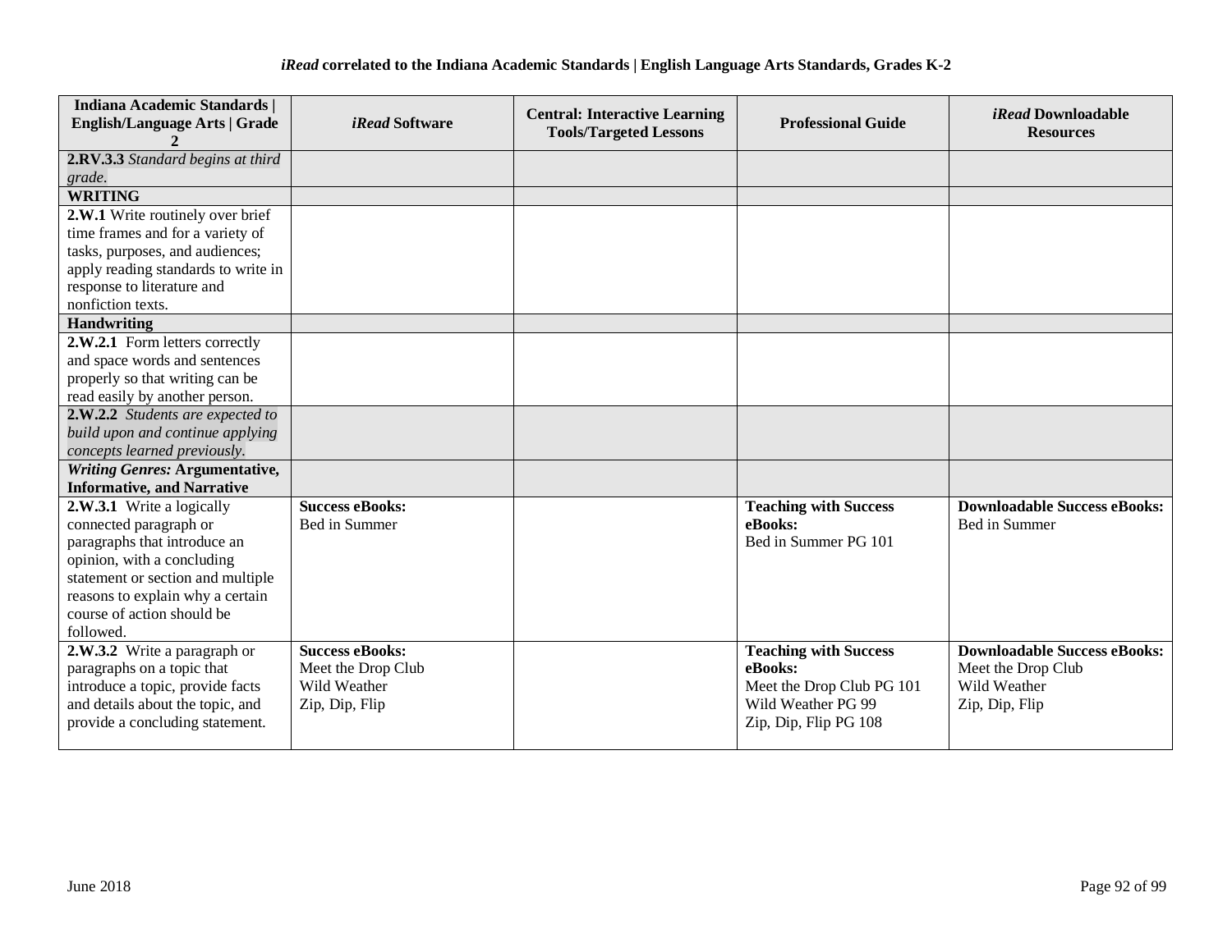| Indiana Academic Standards \| English/Language Arts \| Grade 2 | *iRead* Software | Central: Interactive Learning Tools/Targeted Lessons | Professional Guide | *iRead* Downloadable Resources |
|---|---|---|---|---|
| **2.RV.3.3** *Standard begins at third grade.* | | | | |
| **WRITING** | | | | |
| **2.W.1** Write routinely over brief time frames and for a variety of tasks, purposes, and audiences; apply reading standards to write in response to literature and nonfiction texts. | | | | |
| **Handwriting** | | | | |
| **2.W.2.1** Form letters correctly and space words and sentences properly so that writing can be read easily by another person. | | | | |
| **2.W.2.2** *Students are expected to build upon and continue applying concepts learned previously.* | | | | |
| ***Writing Genres:* Argumentative, Informative, and Narrative** | | | | |
| **2.W.3.1** Write a logically connected paragraph or paragraphs that introduce an opinion, with a concluding statement or section and multiple reasons to explain why a certain course of action should be followed. | **Success eBooks:**<br>Bed in Summer | | **Teaching with Success eBooks:**<br>Bed in Summer PG 101 | **Downloadable Success eBooks:**<br>Bed in Summer |
| **2.W.3.2** Write a paragraph or paragraphs on a topic that introduce a topic, provide facts and details about the topic, and provide a concluding statement. | **Success eBooks:**<br>Meet the Drop Club<br>Wild Weather<br>Zip, Dip, Flip | | **Teaching with Success eBooks:**<br>Meet the Drop Club PG 101<br>Wild Weather PG 99<br>Zip, Dip, Flip PG 108 | **Downloadable Success eBooks:**<br>Meet the Drop Club<br>Wild Weather<br>Zip, Dip, Flip |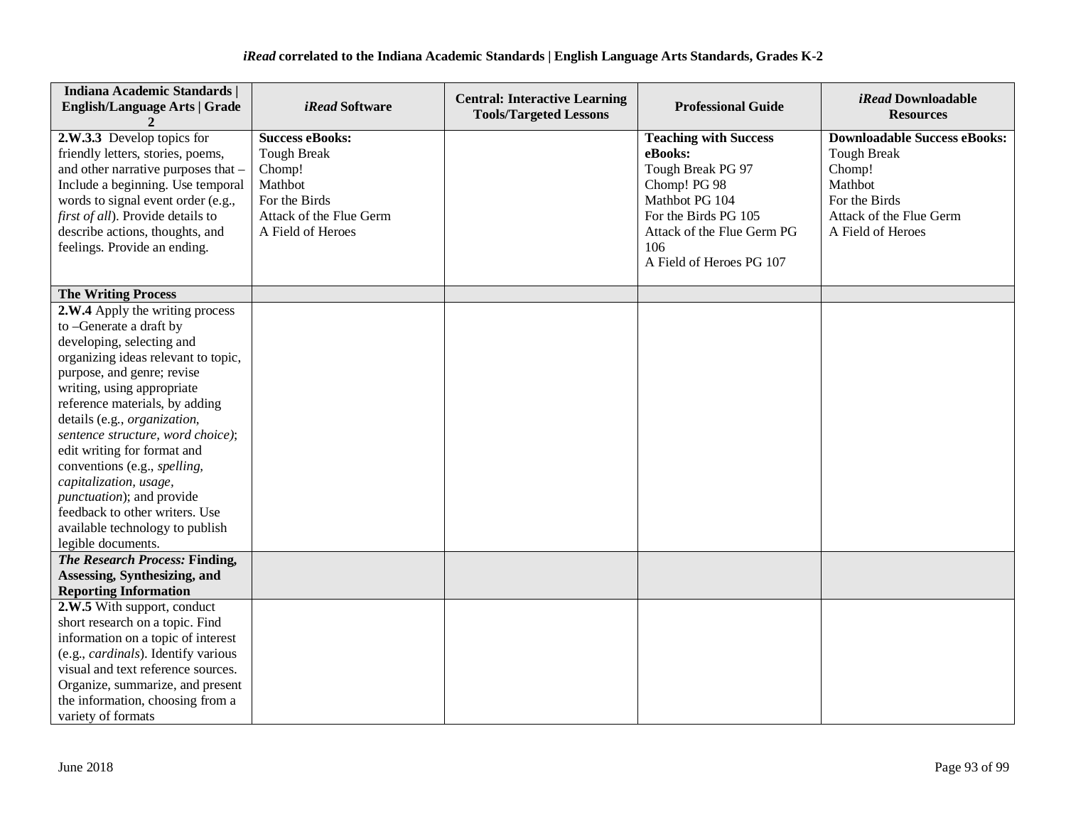### *iRead* correlated to the Indiana Academic Standards | English Language Arts Standards, Grades K-2

| Indiana Academic Standards \| English/Language Arts \| Grade 2 | *iRead* Software | Central: Interactive Learning Tools/Targeted Lessons | Professional Guide | *iRead* Downloadable Resources |
|---|---|---|---|---|
| **2.W.3.3** Develop topics for friendly letters, stories, poems, and other narrative purposes that – Include a beginning. Use temporal words to signal event order (e.g., *first of all*). Provide details to describe actions, thoughts, and feelings. Provide an ending. | **Success eBooks:**<br>Tough Break<br>Chomp!<br>Mathbot<br>For the Birds<br>Attack of the Flue Germ<br>A Field of Heroes | | **Teaching with Success eBooks:**<br>Tough Break PG 97<br>Chomp! PG 98<br>Mathbot PG 104<br>For the Birds PG 105<br>Attack of the Flue Germ PG 106<br>A Field of Heroes PG 107 | **Downloadable Success eBooks:**<br>Tough Break<br>Chomp!<br>Mathbot<br>For the Birds<br>Attack of the Flue Germ<br>A Field of Heroes |
| **The Writing Process** | | | | |
| **2.W.4** Apply the writing process to –Generate a draft by developing, selecting and organizing ideas relevant to topic, purpose, and genre; revise writing, using appropriate reference materials, by adding details (e.g., *organization, sentence structure, word choice)*; edit writing for format and conventions (e.g., *spelling, capitalization, usage, punctuation*); and provide feedback to other writers. Use available technology to publish legible documents. | | | | |
| ***The Research Process:* Finding, Assessing, Synthesizing, and Reporting Information** | | | | |
| **2.W.5** With support, conduct short research on a topic. Find information on a topic of interest (e.g., *cardinals*). Identify various visual and text reference sources. Organize, summarize, and present the information, choosing from a variety of formats | | | | |

June 2018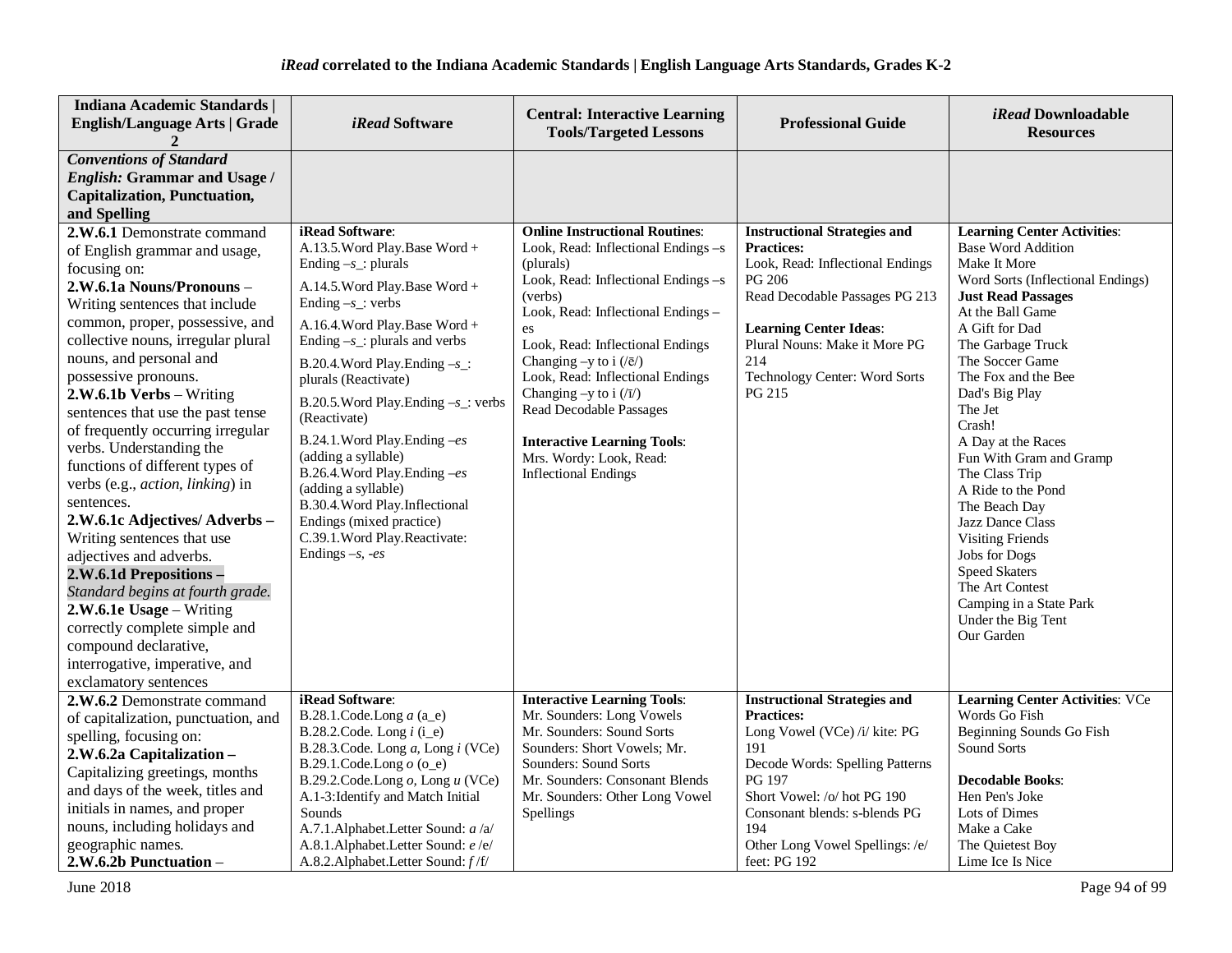### *iRead* correlated to the Indiana Academic Standards | English Language Arts Standards, Grades K-2

| Indiana Academic Standards \| English/Language Arts \| Grade 2 | *iRead* Software | Central: Interactive Learning Tools/Targeted Lessons | Professional Guide | *iRead* Downloadable Resources |
|---|---|---|---|---|
| ***Conventions of Standard English:* Grammar and Usage / Capitalization, Punctuation, and Spelling** | | | | |
| **2.W.6.1** Demonstrate command of English grammar and usage, focusing on:<br>**2.W.6.1a Nouns/Pronouns** – Writing sentences that include common, proper, possessive, and collective nouns, irregular plural nouns, and personal and possessive pronouns.<br>**2.W.6.1b Verbs** – Writing sentences that use the past tense of frequently occurring irregular verbs. Understanding the functions of different types of verbs (e.g., *action, linking*) in sentences.<br>**2.W.6.1c Adjectives/ Adverbs** – Writing sentences that use adjectives and adverbs.<br>**2.W.6.1d Prepositions** – *Standard begins at fourth grade.*<br>**2.W.6.1e Usage** – Writing correctly complete simple and compound declarative, interrogative, imperative, and exclamatory sentences | **iRead Software**:<br>A.13.5.Word Play.Base Word + Ending –*s*_: plurals<br>A.14.5.Word Play.Base Word + Ending –*s*_: verbs<br>A.16.4.Word Play.Base Word + Ending –*s*_: plurals and verbs<br>B.20.4.Word Play.Ending –*s*_: plurals (Reactivate)<br>B.20.5.Word Play.Ending –*s*_: verbs (Reactivate)<br>B.24.1.Word Play.Ending –*es* (adding a syllable)<br>B.26.4.Word Play.Ending –*es* (adding a syllable)<br>B.30.4.Word Play.Inflectional Endings (mixed practice)<br>C.39.1.Word Play.Reactivate: Endings –*s, -es* | **Online Instructional Routines**:<br>Look, Read: Inflectional Endings –s (plurals)<br>Look, Read: Inflectional Endings –s (verbs)<br>Look, Read: Inflectional Endings –es<br>Look, Read: Inflectional Endings Changing –y to i (/ē/)<br>Look, Read: Inflectional Endings Changing –y to i (/ī/)<br>Read Decodable Passages<br><br>**Interactive Learning Tools**:<br>Mrs. Wordy: Look, Read: Inflectional Endings | **Instructional Strategies and Practices:**<br>Look, Read: Inflectional Endings PG 206<br>Read Decodable Passages PG 213<br><br>**Learning Center Ideas**:<br>Plural Nouns: Make it More PG 214<br>Technology Center: Word Sorts PG 215 | **Learning Center Activities**:<br>Base Word Addition<br>Make It More<br>Word Sorts (Inflectional Endings)<br>**Just Read Passages**<br>At the Ball Game<br>A Gift for Dad<br>The Garbage Truck<br>The Soccer Game<br>The Fox and the Bee<br>Dad's Big Play<br>The Jet<br>Crash!<br>A Day at the Races<br>Fun With Gram and Gramp<br>The Class Trip<br>A Ride to the Pond<br>The Beach Day<br>Jazz Dance Class<br>Visiting Friends<br>Jobs for Dogs<br>Speed Skaters<br>The Art Contest<br>Camping in a State Park<br>Under the Big Tent<br>Our Garden |
| **2.W.6.2** Demonstrate command of capitalization, punctuation, and spelling, focusing on:<br>**2.W.6.2a Capitalization** – Capitalizing greetings, months and days of the week, titles and initials in names, and proper nouns, including holidays and geographic names.<br>**2.W.6.2b Punctuation** – | **iRead Software**:<br>B.28.1.Code.Long *a* (a_e)<br>B.28.2.Code. Long *i* (i_e)<br>B.28.3.Code. Long *a,* Long *i* (VCe)<br>B.29.1.Code.Long *o* (o_e)<br>B.29.2.Code.Long *o,* Long *u* (VCe)<br>A.1-3:Identify and Match Initial Sounds<br>A.7.1.Alphabet.Letter Sound: *a* /a/<br>A.8.1.Alphabet.Letter Sound: *e* /e/<br>A.8.2.Alphabet.Letter Sound: *f* /f/ | **Interactive Learning Tools**:<br>Mr. Sounders: Long Vowels<br>Mr. Sounders: Sound Sorts<br>Sounders: Short Vowels; Mr. Sounders: Sound Sorts<br>Mr. Sounders: Consonant Blends<br>Mr. Sounders: Other Long Vowel Spellings | **Instructional Strategies and Practices:**<br>Long Vowel (VCe) /i/ kite: PG 191<br>Decode Words: Spelling Patterns PG 197<br>Short Vowel: /o/ hot PG 190<br>Consonant blends: s-blends PG 194<br>Other Long Vowel Spellings: /e/ feet: PG 192 | **Learning Center Activities**: VCe Words Go Fish<br>Beginning Sounds Go Fish<br>Sound Sorts<br><br>**Decodable Books**:<br>Hen Pen's Joke<br>Lots of Dimes<br>Make a Cake<br>The Quietest Boy<br>Lime Ice Is Nice |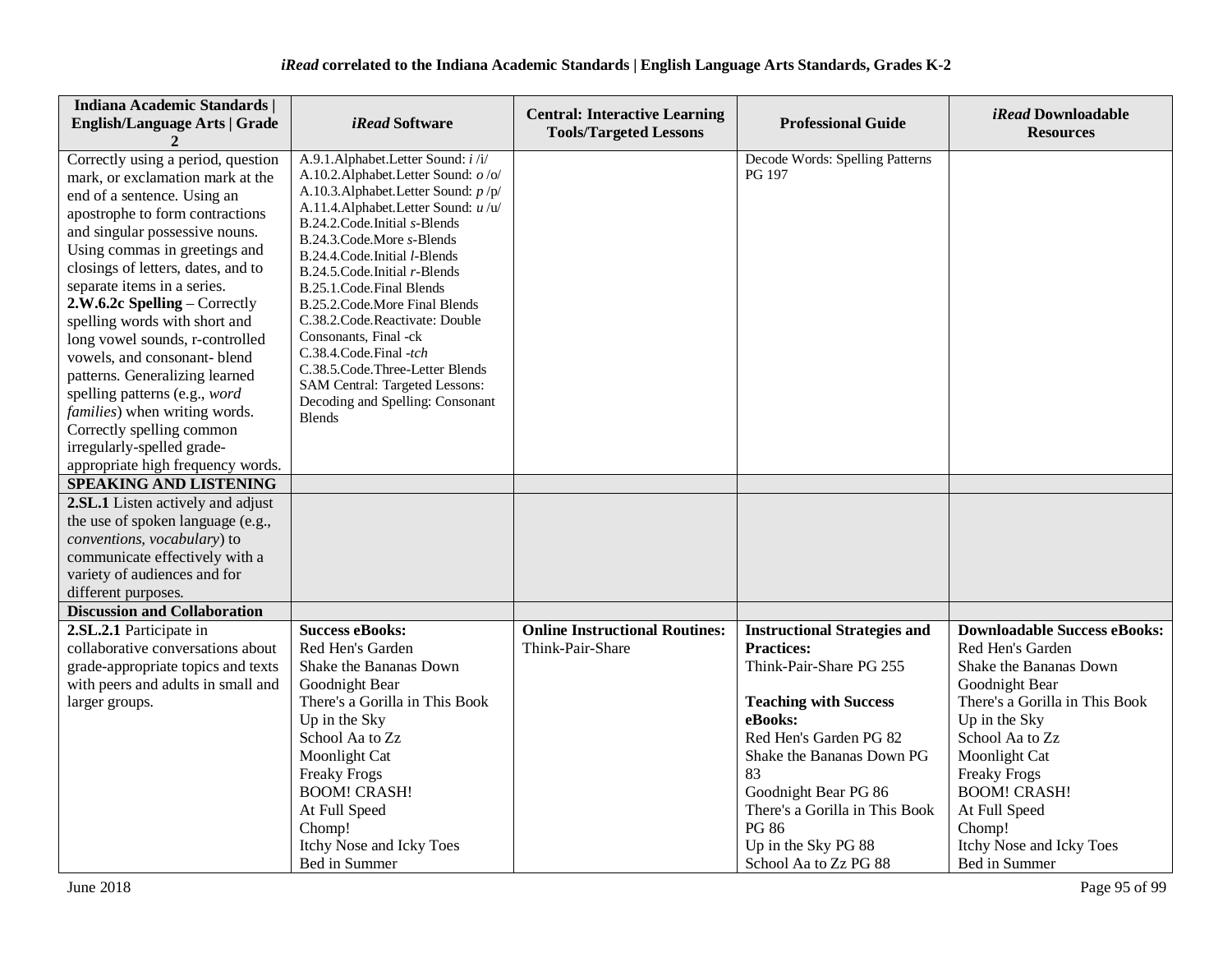**iRead correlated to the Indiana Academic Standards | English Language Arts Standards, Grades K-2**

| Indiana Academic Standards \| English/Language Arts \| Grade 2 | *iRead* Software | Central: Interactive Learning Tools/Targeted Lessons | Professional Guide | *iRead* Downloadable Resources |
|---|---|---|---|---|
| Correctly using a period, question mark, or exclamation mark at the end of a sentence. Using an apostrophe to form contractions and singular possessive nouns. Using commas in greetings and closings of letters, dates, and to separate items in a series.<br>**2.W.6.2c Spelling** – Correctly spelling words with short and long vowel sounds, r-controlled vowels, and consonant- blend patterns. Generalizing learned spelling patterns (e.g., *word families*) when writing words. Correctly spelling common irregularly-spelled grade-appropriate high frequency words. | A.9.1.Alphabet.Letter Sound: *i* /i/<br>A.10.2.Alphabet.Letter Sound: *o* /o/<br>A.10.3.Alphabet.Letter Sound: *p* /p/<br>A.11.4.Alphabet.Letter Sound: *u* /u/<br>B.24.2.Code.Initial *s*-Blends<br>B.24.3.Code.More *s*-Blends<br>B.24.4.Code.Initial *l*-Blends<br>B.24.5.Code.Initial *r*-Blends<br>B.25.1.Code.Final Blends<br>B.25.2.Code.More Final Blends<br>C.38.2.Code.Reactivate: Double Consonants, Final -ck<br>C.38.4.Code.Final *-tch*<br>C.38.5.Code.Three-Letter Blends<br>SAM Central: Targeted Lessons: Decoding and Spelling: Consonant Blends | | Decode Words: Spelling Patterns PG 197 | |
| **SPEAKING AND LISTENING** | | | | |
| **2.SL.1** Listen actively and adjust the use of spoken language (e.g., *conventions, vocabulary*) to communicate effectively with a variety of audiences and for different purposes. | | | | |
| **Discussion and Collaboration** | | | | |
| **2.SL.2.1** Participate in collaborative conversations about grade-appropriate topics and texts with peers and adults in small and larger groups. | **Success eBooks:**<br>Red Hen's Garden<br>Shake the Bananas Down<br>Goodnight Bear<br>There's a Gorilla in This Book<br>Up in the Sky<br>School Aa to Zz<br>Moonlight Cat<br>Freaky Frogs<br>BOOM! CRASH!<br>At Full Speed<br>Chomp!<br>Itchy Nose and Icky Toes<br>Bed in Summer | **Online Instructional Routines:**<br>Think-Pair-Share | **Instructional Strategies and Practices:**<br>Think-Pair-Share PG 255<br><br>**Teaching with Success eBooks:**<br>Red Hen's Garden PG 82<br>Shake the Bananas Down PG 83<br>Goodnight Bear PG 86<br>There's a Gorilla in This Book PG 86<br>Up in the Sky PG 88<br>School Aa to Zz PG 88 | **Downloadable Success eBooks:**<br>Red Hen's Garden<br>Shake the Bananas Down<br>Goodnight Bear<br>There's a Gorilla in This Book<br>Up in the Sky<br>School Aa to Zz<br>Moonlight Cat<br>Freaky Frogs<br>BOOM! CRASH!<br>At Full Speed<br>Chomp!<br>Itchy Nose and Icky Toes<br>Bed in Summer |

June 2018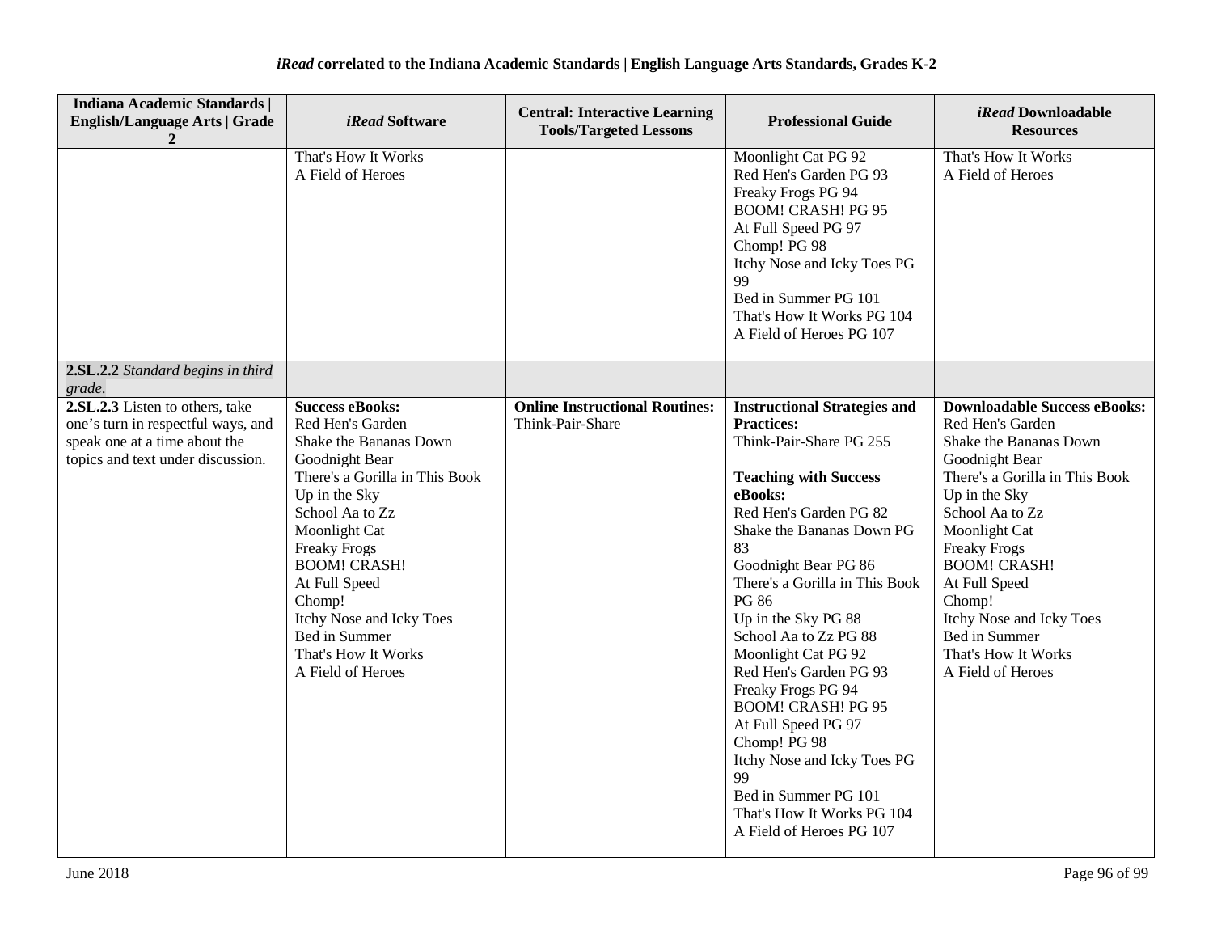| Indiana Academic Standards \| English/Language Arts \| Grade 2 | *iRead* Software | Central: Interactive Learning Tools/Targeted Lessons | Professional Guide | *iRead* Downloadable Resources |
|---|---|---|---|---|
| | That's How It Works<br>A Field of Heroes | | Moonlight Cat PG 92<br>Red Hen's Garden PG 93<br>Freaky Frogs PG 94<br>BOOM! CRASH! PG 95<br>At Full Speed PG 97<br>Chomp! PG 98<br>Itchy Nose and Icky Toes PG 99<br>Bed in Summer PG 101<br>That's How It Works PG 104<br>A Field of Heroes PG 107 | That's How It Works<br>A Field of Heroes |
| **2.SL.2.2** *Standard begins in third grade.* | | | | |
| **2.SL.2.3** Listen to others, take one's turn in respectful ways, and speak one at a time about the topics and text under discussion. | **Success eBooks:**<br>Red Hen's Garden<br>Shake the Bananas Down<br>Goodnight Bear<br>There's a Gorilla in This Book<br>Up in the Sky<br>School Aa to Zz<br>Moonlight Cat<br>Freaky Frogs<br>BOOM! CRASH!<br>At Full Speed<br>Chomp!<br>Itchy Nose and Icky Toes<br>Bed in Summer<br>That's How It Works<br>A Field of Heroes | **Online Instructional Routines:**<br>Think-Pair-Share | **Instructional Strategies and Practices:**<br>Think-Pair-Share PG 255<br><br>**Teaching with Success eBooks:**<br>Red Hen's Garden PG 82<br>Shake the Bananas Down PG 83<br>Goodnight Bear PG 86<br>There's a Gorilla in This Book PG 86<br>Up in the Sky PG 88<br>School Aa to Zz PG 88<br>Moonlight Cat PG 92<br>Red Hen's Garden PG 93<br>Freaky Frogs PG 94<br>BOOM! CRASH! PG 95<br>At Full Speed PG 97<br>Chomp! PG 98<br>Itchy Nose and Icky Toes PG 99<br>Bed in Summer PG 101<br>That's How It Works PG 104<br>A Field of Heroes PG 107 | **Downloadable Success eBooks:**<br>Red Hen's Garden<br>Shake the Bananas Down<br>Goodnight Bear<br>There's a Gorilla in This Book<br>Up in the Sky<br>School Aa to Zz<br>Moonlight Cat<br>Freaky Frogs<br>BOOM! CRASH!<br>At Full Speed<br>Chomp!<br>Itchy Nose and Icky Toes<br>Bed in Summer<br>That's How It Works<br>A Field of Heroes |

June 2018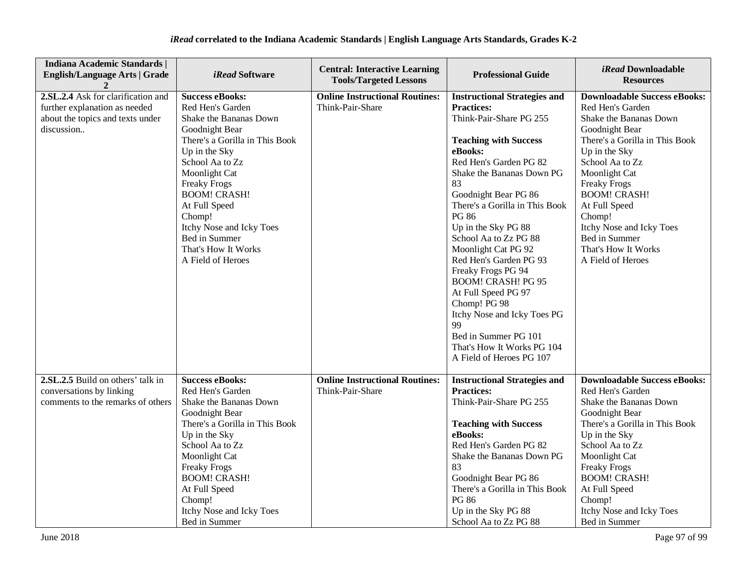*iRead* **correlated to the Indiana Academic Standards | English Language Arts Standards, Grades K-2**

| Indiana Academic Standards \| English/Language Arts \| Grade 2 | *iRead* Software | Central: Interactive Learning Tools/Targeted Lessons | Professional Guide | *iRead* Downloadable Resources |
|---|---|---|---|---|
| **2.SL.2.4** Ask for clarification and further explanation as needed about the topics and texts under discussion.. | **Success eBooks:**<br>Red Hen's Garden<br>Shake the Bananas Down<br>Goodnight Bear<br>There's a Gorilla in This Book<br>Up in the Sky<br>School Aa to Zz<br>Moonlight Cat<br>Freaky Frogs<br>BOOM! CRASH!<br>At Full Speed<br>Chomp!<br>Itchy Nose and Icky Toes<br>Bed in Summer<br>That's How It Works<br>A Field of Heroes | **Online Instructional Routines:**<br>Think-Pair-Share | **Instructional Strategies and Practices:**<br>Think-Pair-Share PG 255<br><br>**Teaching with Success eBooks:**<br>Red Hen's Garden PG 82<br>Shake the Bananas Down PG 83<br>Goodnight Bear PG 86<br>There's a Gorilla in This Book PG 86<br>Up in the Sky PG 88<br>School Aa to Zz PG 88<br>Moonlight Cat PG 92<br>Red Hen's Garden PG 93<br>Freaky Frogs PG 94<br>BOOM! CRASH! PG 95<br>At Full Speed PG 97<br>Chomp! PG 98<br>Itchy Nose and Icky Toes PG 99<br>Bed in Summer PG 101<br>That's How It Works PG 104<br>A Field of Heroes PG 107 | **Downloadable Success eBooks:**<br>Red Hen's Garden<br>Shake the Bananas Down<br>Goodnight Bear<br>There's a Gorilla in This Book<br>Up in the Sky<br>School Aa to Zz<br>Moonlight Cat<br>Freaky Frogs<br>BOOM! CRASH!<br>At Full Speed<br>Chomp!<br>Itchy Nose and Icky Toes<br>Bed in Summer<br>That's How It Works<br>A Field of Heroes |
| **2.SL.2.5** Build on others' talk in conversations by linking comments to the remarks of others | **Success eBooks:**<br>Red Hen's Garden<br>Shake the Bananas Down<br>Goodnight Bear<br>There's a Gorilla in This Book<br>Up in the Sky<br>School Aa to Zz<br>Moonlight Cat<br>Freaky Frogs<br>BOOM! CRASH!<br>At Full Speed<br>Chomp!<br>Itchy Nose and Icky Toes<br>Bed in Summer | **Online Instructional Routines:**<br>Think-Pair-Share | **Instructional Strategies and Practices:**<br>Think-Pair-Share PG 255<br><br>**Teaching with Success eBooks:**<br>Red Hen's Garden PG 82<br>Shake the Bananas Down PG 83<br>Goodnight Bear PG 86<br>There's a Gorilla in This Book PG 86<br>Up in the Sky PG 88<br>School Aa to Zz PG 88 | **Downloadable Success eBooks:**<br>Red Hen's Garden<br>Shake the Bananas Down<br>Goodnight Bear<br>There's a Gorilla in This Book<br>Up in the Sky<br>School Aa to Zz<br>Moonlight Cat<br>Freaky Frogs<br>BOOM! CRASH!<br>At Full Speed<br>Chomp!<br>Itchy Nose and Icky Toes<br>Bed in Summer |

June 2018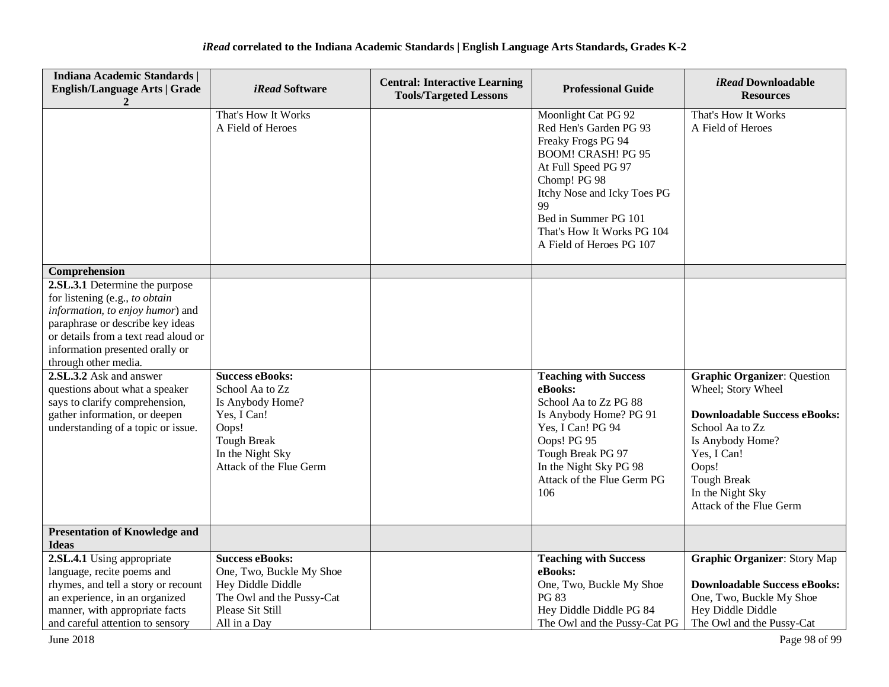*iRead* **correlated to the Indiana Academic Standards | English Language Arts Standards, Grades K-2**

| Indiana Academic Standards \| English/Language Arts \| Grade 2 | *iRead* Software | Central: Interactive Learning Tools/Targeted Lessons | Professional Guide | *iRead* Downloadable Resources |
|---|---|---|---|---|
| | That's How It Works<br>A Field of Heroes | | Moonlight Cat PG 92<br>Red Hen's Garden PG 93<br>Freaky Frogs PG 94<br>BOOM! CRASH! PG 95<br>At Full Speed PG 97<br>Chomp! PG 98<br>Itchy Nose and Icky Toes PG 99<br>Bed in Summer PG 101<br>That's How It Works PG 104<br>A Field of Heroes PG 107 | That's How It Works<br>A Field of Heroes |
| **Comprehension** | | | | |
| **2.SL.3.1** Determine the purpose for listening (e.g., *to obtain information, to enjoy humor*) and paraphrase or describe key ideas or details from a text read aloud or information presented orally or through other media. | | | | |
| **2.SL.3.2** Ask and answer questions about what a speaker says to clarify comprehension, gather information, or deepen understanding of a topic or issue. | **Success eBooks:**<br>School Aa to Zz<br>Is Anybody Home?<br>Yes, I Can!<br>Oops!<br>Tough Break<br>In the Night Sky<br>Attack of the Flue Germ | | **Teaching with Success eBooks:**<br>School Aa to Zz PG 88<br>Is Anybody Home? PG 91<br>Yes, I Can! PG 94<br>Oops! PG 95<br>Tough Break PG 97<br>In the Night Sky PG 98<br>Attack of the Flue Germ PG 106 | **Graphic Organizer**: Question Wheel; Story Wheel<br><br>**Downloadable Success eBooks:**<br>School Aa to Zz<br>Is Anybody Home?<br>Yes, I Can!<br>Oops!<br>Tough Break<br>In the Night Sky<br>Attack of the Flue Germ |
| **Presentation of Knowledge and Ideas** | | | | |
| **2.SL.4.1** Using appropriate language, recite poems and rhymes, and tell a story or recount an experience, in an organized manner, with appropriate facts and careful attention to sensory | **Success eBooks:**<br>One, Two, Buckle My Shoe<br>Hey Diddle Diddle<br>The Owl and the Pussy-Cat<br>Please Sit Still<br>All in a Day | | **Teaching with Success eBooks:**<br>One, Two, Buckle My Shoe PG 83<br>Hey Diddle Diddle PG 84<br>The Owl and the Pussy-Cat PG | **Graphic Organizer**: Story Map<br><br>**Downloadable Success eBooks:**<br>One, Two, Buckle My Shoe<br>Hey Diddle Diddle<br>The Owl and the Pussy-Cat |

June 2018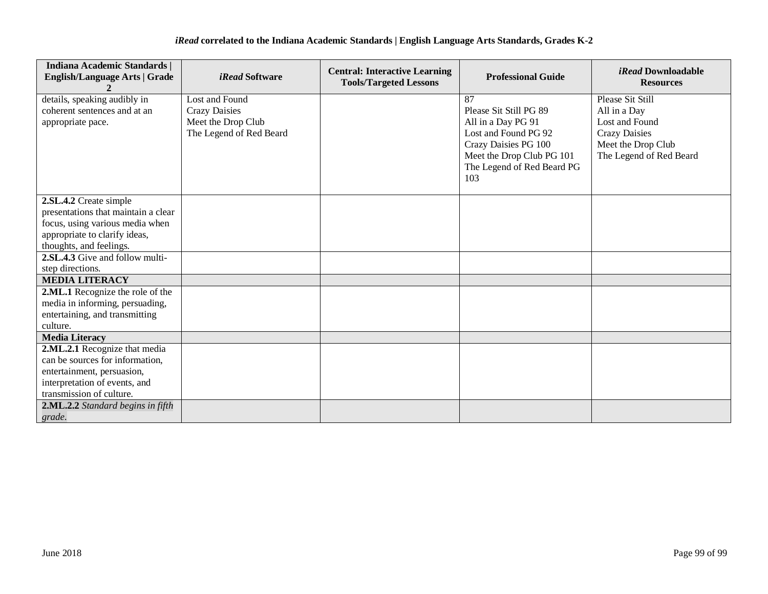| Indiana Academic Standards \| English/Language Arts \| Grade 2 | *iRead* Software | Central: Interactive Learning Tools/Targeted Lessons | Professional Guide | *iRead* Downloadable Resources |
|---|---|---|---|---|
| details, speaking audibly in coherent sentences and at an appropriate pace. | Lost and Found<br>Crazy Daisies<br>Meet the Drop Club<br>The Legend of Red Beard | | 87<br>Please Sit Still PG 89<br>All in a Day PG 91<br>Lost and Found PG 92<br>Crazy Daisies PG 100<br>Meet the Drop Club PG 101<br>The Legend of Red Beard PG 103 | Please Sit Still<br>All in a Day<br>Lost and Found<br>Crazy Daisies<br>Meet the Drop Club<br>The Legend of Red Beard |
| **2.SL.4.2** Create simple presentations that maintain a clear focus, using various media when appropriate to clarify ideas, thoughts, and feelings. | | | | |
| **2.SL.4.3** Give and follow multi-step directions. | | | | |
| **MEDIA LITERACY** | | | | |
| **2.ML.1** Recognize the role of the media in informing, persuading, entertaining, and transmitting culture. | | | | |
| **Media Literacy** | | | | |
| **2.ML.2.1** Recognize that media can be sources for information, entertainment, persuasion, interpretation of events, and transmission of culture. | | | | |
| **2.ML.2.2** *Standard begins in fifth grade.* | | | | |

June 2018